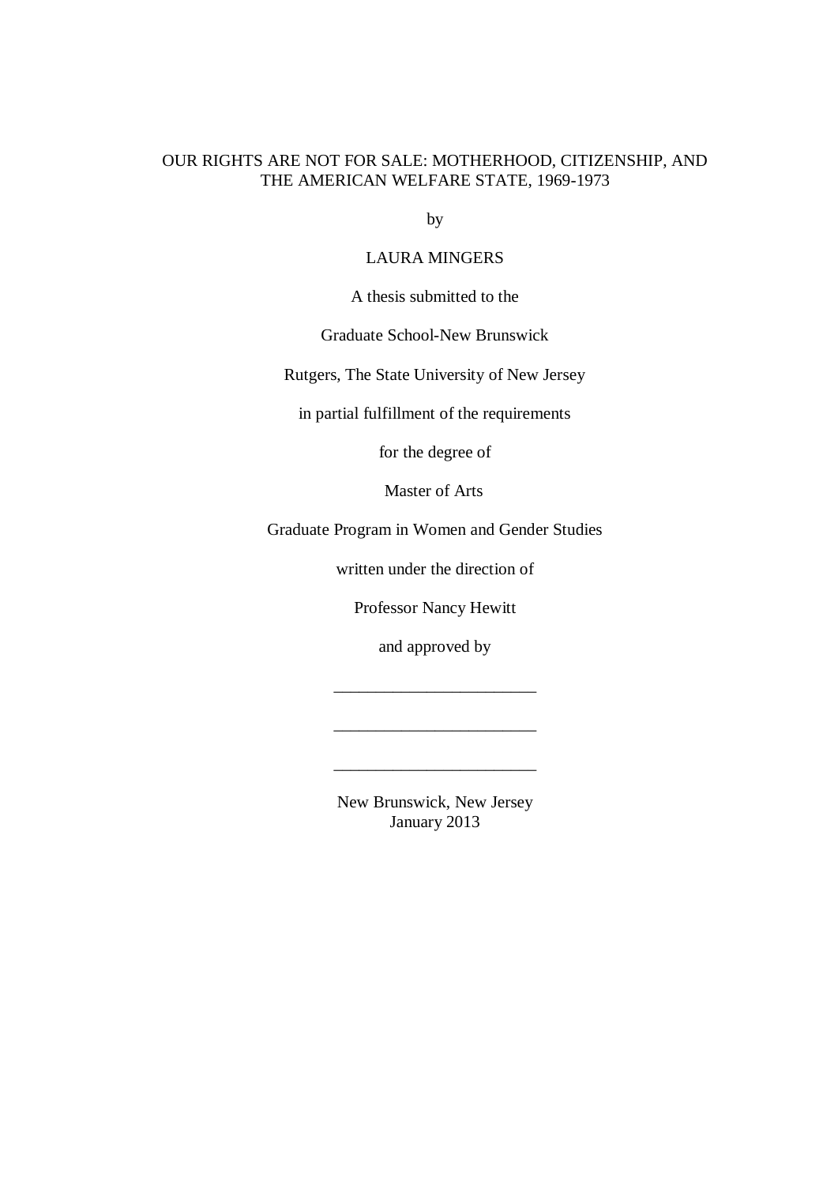# OUR RIGHTS ARE NOT FOR SALE: MOTHERHOOD, CITIZENSHIP, AND THE AMERICAN WELFARE STATE, 1969-1973

by

LAURA MINGERS

A thesis submitted to the

Graduate School-New Brunswick

Rutgers, The State University of New Jersey

in partial fulfillment of the requirements

for the degree of

Master of Arts

Graduate Program in Women and Gender Studies

written under the direction of

Professor Nancy Hewitt

and approved by

________________________

________________________

________________________

New Brunswick, New Jersey  
January 2013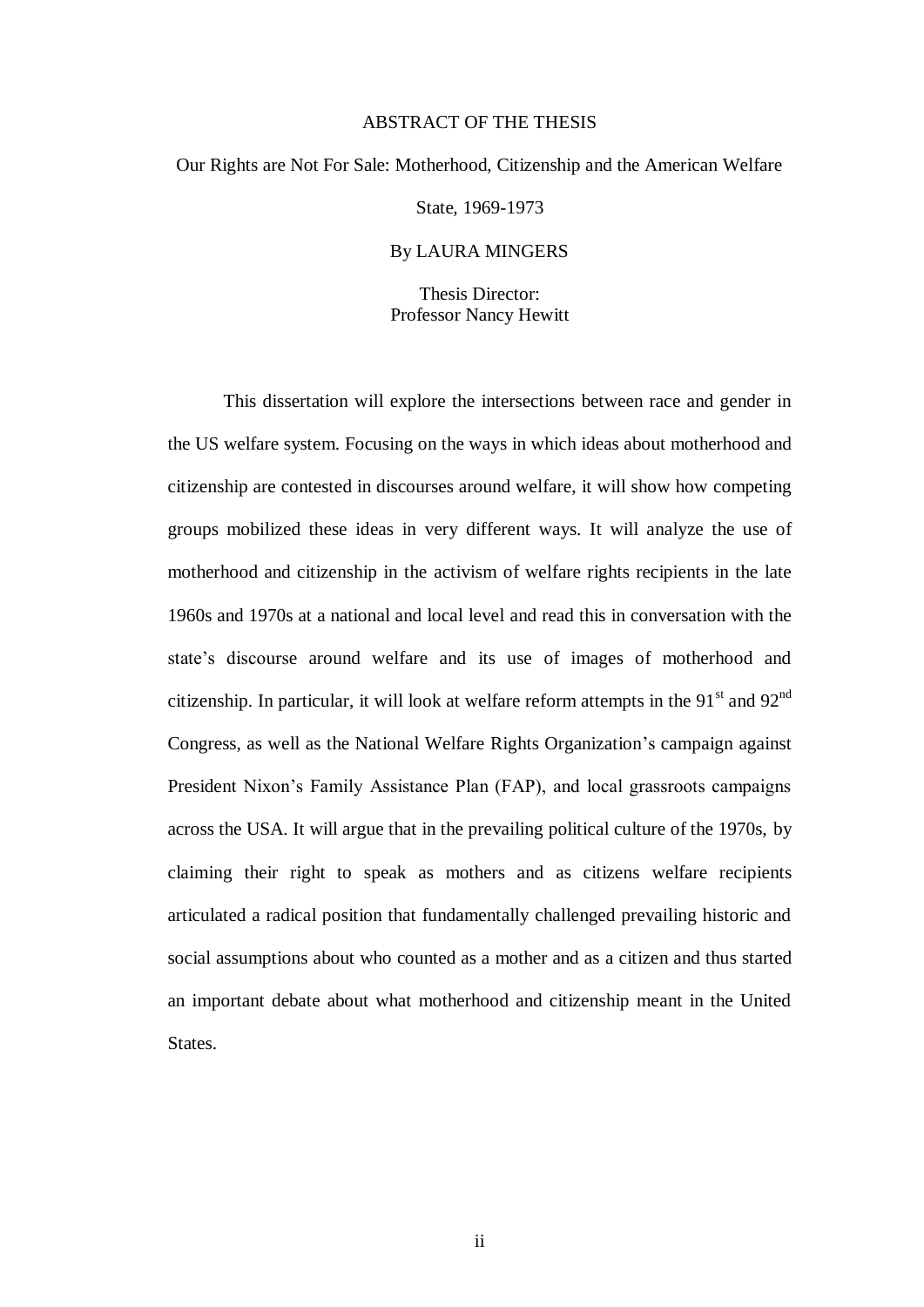# ABSTRACT OF THE THESIS

Our Rights are Not For Sale: Motherhood, Citizenship and the American Welfare State, 1969-1973

By LAURA MINGERS

Thesis Director:
Professor Nancy Hewitt

This dissertation will explore the intersections between race and gender in the US welfare system. Focusing on the ways in which ideas about motherhood and citizenship are contested in discourses around welfare, it will show how competing groups mobilized these ideas in very different ways. It will analyze the use of motherhood and citizenship in the activism of welfare rights recipients in the late 1960s and 1970s at a national and local level and read this in conversation with the state's discourse around welfare and its use of images of motherhood and citizenship. In particular, it will look at welfare reform attempts in the 91st and 92nd Congress, as well as the National Welfare Rights Organization's campaign against President Nixon's Family Assistance Plan (FAP), and local grassroots campaigns across the USA. It will argue that in the prevailing political culture of the 1970s, by claiming their right to speak as mothers and as citizens welfare recipients articulated a radical position that fundamentally challenged prevailing historic and social assumptions about who counted as a mother and as a citizen and thus started an important debate about what motherhood and citizenship meant in the United States.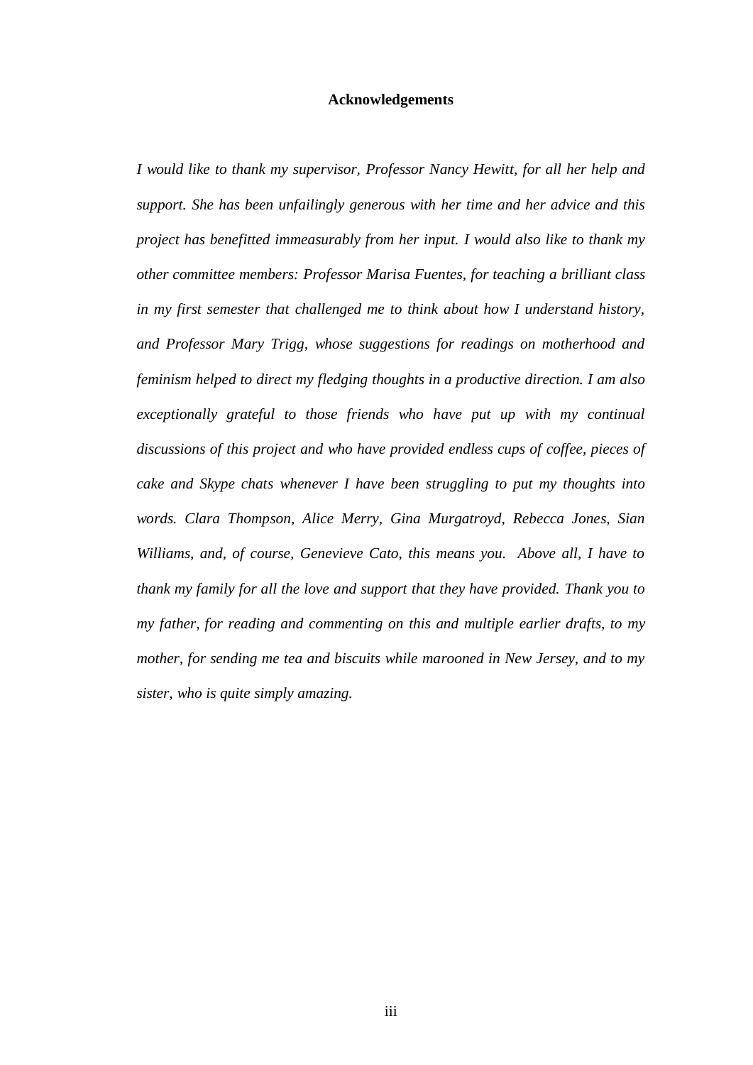## Acknowledgements

*I would like to thank my supervisor, Professor Nancy Hewitt, for all her help and support. She has been unfailingly generous with her time and her advice and this project has benefitted immeasurably from her input. I would also like to thank my other committee members: Professor Marisa Fuentes, for teaching a brilliant class in my first semester that challenged me to think about how I understand history, and Professor Mary Trigg, whose suggestions for readings on motherhood and feminism helped to direct my fledging thoughts in a productive direction. I am also exceptionally grateful to those friends who have put up with my continual discussions of this project and who have provided endless cups of coffee, pieces of cake and Skype chats whenever I have been struggling to put my thoughts into words. Clara Thompson, Alice Merry, Gina Murgatroyd, Rebecca Jones, Sian Williams, and, of course, Genevieve Cato, this means you. Above all, I have to thank my family for all the love and support that they have provided. Thank you to my father, for reading and commenting on this and multiple earlier drafts, to my mother, for sending me tea and biscuits while marooned in New Jersey, and to my sister, who is quite simply amazing.*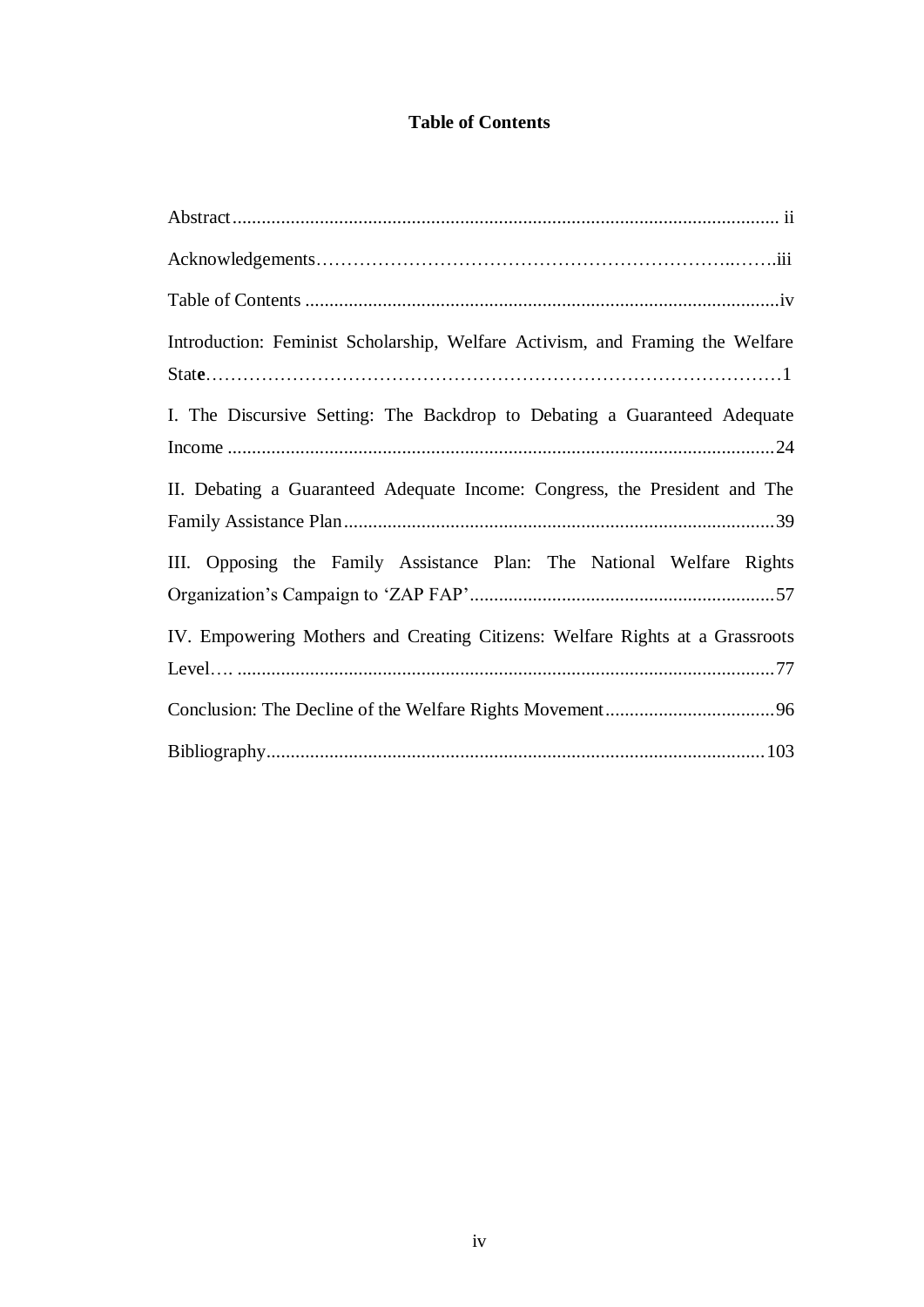# Table of Contents

Abstract ........................................................................................................ ii

Acknowledgements……………………………………………………………..…….iii

Table of Contents ..................................................................................................iv

Introduction: Feminist Scholarship, Welfare Activism, and Framing the Welfare State………………………………………………………………………………1

I. The Discursive Setting: The Backdrop to Debating a Guaranteed Adequate Income ..................................................................................................................24

II. Debating a Guaranteed Adequate Income: Congress, the President and The Family Assistance Plan.........................................................................................39

III. Opposing the Family Assistance Plan: The National Welfare Rights Organization's Campaign to 'ZAP FAP'...............................................................57

IV. Empowering Mothers and Creating Citizens: Welfare Rights at a Grassroots Level…. ...............................................................................................................77

Conclusion: The Decline of the Welfare Rights Movement...................................96

Bibliography.......................................................................................................103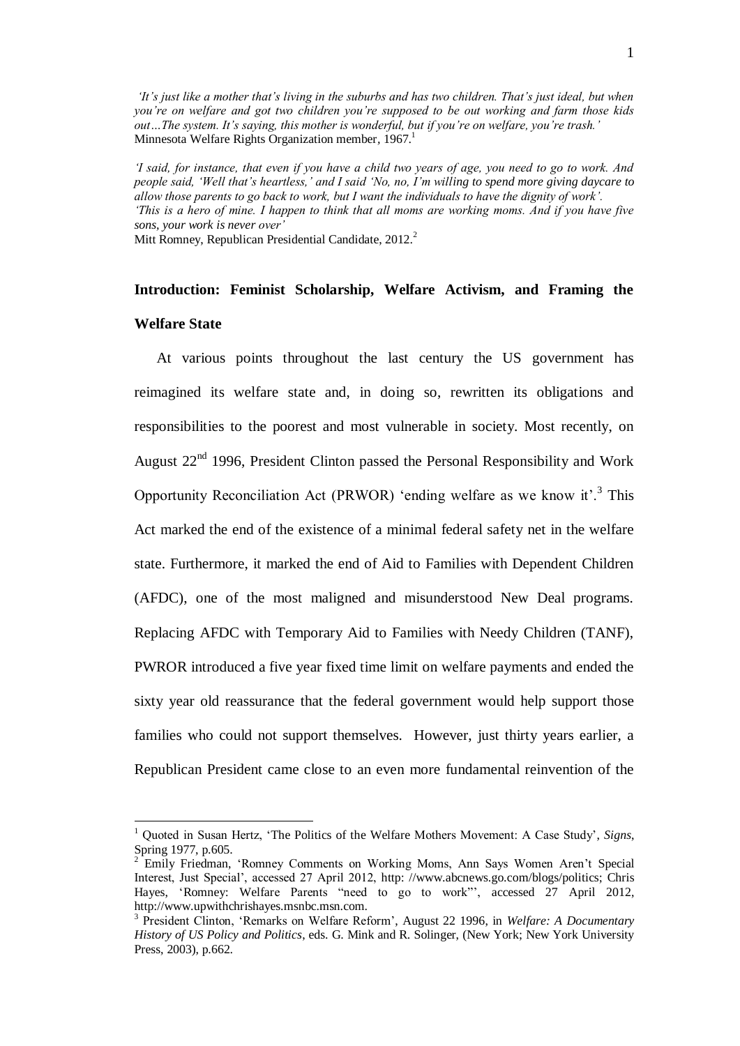*'It's just like a mother that's living in the suburbs and has two children. That's just ideal, but when you're on welfare and got two children you're supposed to be out working and farm those kids out…The system. It's saying, this mother is wonderful, but if you're on welfare, you're trash.'*
Minnesota Welfare Rights Organization member, 1967.[1]

*'I said, for instance, that even if you have a child two years of age, you need to go to work. And people said, 'Well that's heartless,' and I said 'No, no, I'm willing to spend more giving daycare to allow those parents to go back to work, but I want the individuals to have the dignity of work'.*
*'This is a hero of mine. I happen to think that all moms are working moms. And if you have five sons, your work is never over'*
Mitt Romney, Republican Presidential Candidate, 2012.[2]

## Introduction: Feminist Scholarship, Welfare Activism, and Framing the Welfare State

At various points throughout the last century the US government has reimagined its welfare state and, in doing so, rewritten its obligations and responsibilities to the poorest and most vulnerable in society. Most recently, on August 22nd 1996, President Clinton passed the Personal Responsibility and Work Opportunity Reconciliation Act (PRWOR) 'ending welfare as we know it'.[3] This Act marked the end of the existence of a minimal federal safety net in the welfare state. Furthermore, it marked the end of Aid to Families with Dependent Children (AFDC), one of the most maligned and misunderstood New Deal programs. Replacing AFDC with Temporary Aid to Families with Needy Children (TANF), PWROR introduced a five year fixed time limit on welfare payments and ended the sixty year old reassurance that the federal government would help support those families who could not support themselves. However, just thirty years earlier, a Republican President came close to an even more fundamental reinvention of the

---

[1] Quoted in Susan Hertz, 'The Politics of the Welfare Mothers Movement: A Case Study', *Signs*, Spring 1977, p.605.

[2] Emily Friedman, 'Romney Comments on Working Moms, Ann Says Women Aren't Special Interest, Just Special', accessed 27 April 2012, http: //www.abcnews.go.com/blogs/politics; Chris Hayes, 'Romney: Welfare Parents "need to go to work"', accessed 27 April 2012, http://www.upwithchrishayes.msnbc.msn.com.

[3] President Clinton, 'Remarks on Welfare Reform', August 22 1996, in *Welfare: A Documentary History of US Policy and Politics*, eds. G. Mink and R. Solinger, (New York; New York University Press, 2003), p.662.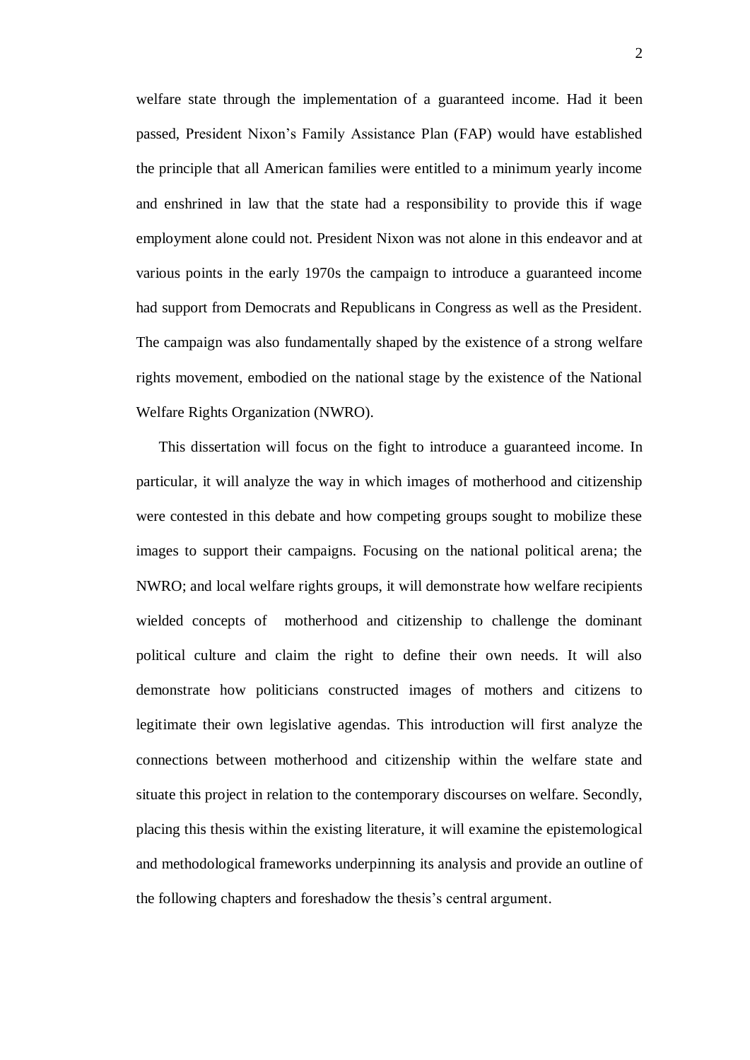welfare state through the implementation of a guaranteed income. Had it been passed, President Nixon's Family Assistance Plan (FAP) would have established the principle that all American families were entitled to a minimum yearly income and enshrined in law that the state had a responsibility to provide this if wage employment alone could not. President Nixon was not alone in this endeavor and at various points in the early 1970s the campaign to introduce a guaranteed income had support from Democrats and Republicans in Congress as well as the President. The campaign was also fundamentally shaped by the existence of a strong welfare rights movement, embodied on the national stage by the existence of the National Welfare Rights Organization (NWRO).

This dissertation will focus on the fight to introduce a guaranteed income. In particular, it will analyze the way in which images of motherhood and citizenship were contested in this debate and how competing groups sought to mobilize these images to support their campaigns. Focusing on the national political arena; the NWRO; and local welfare rights groups, it will demonstrate how welfare recipients wielded concepts of motherhood and citizenship to challenge the dominant political culture and claim the right to define their own needs. It will also demonstrate how politicians constructed images of mothers and citizens to legitimate their own legislative agendas. This introduction will first analyze the connections between motherhood and citizenship within the welfare state and situate this project in relation to the contemporary discourses on welfare. Secondly, placing this thesis within the existing literature, it will examine the epistemological and methodological frameworks underpinning its analysis and provide an outline of the following chapters and foreshadow the thesis's central argument.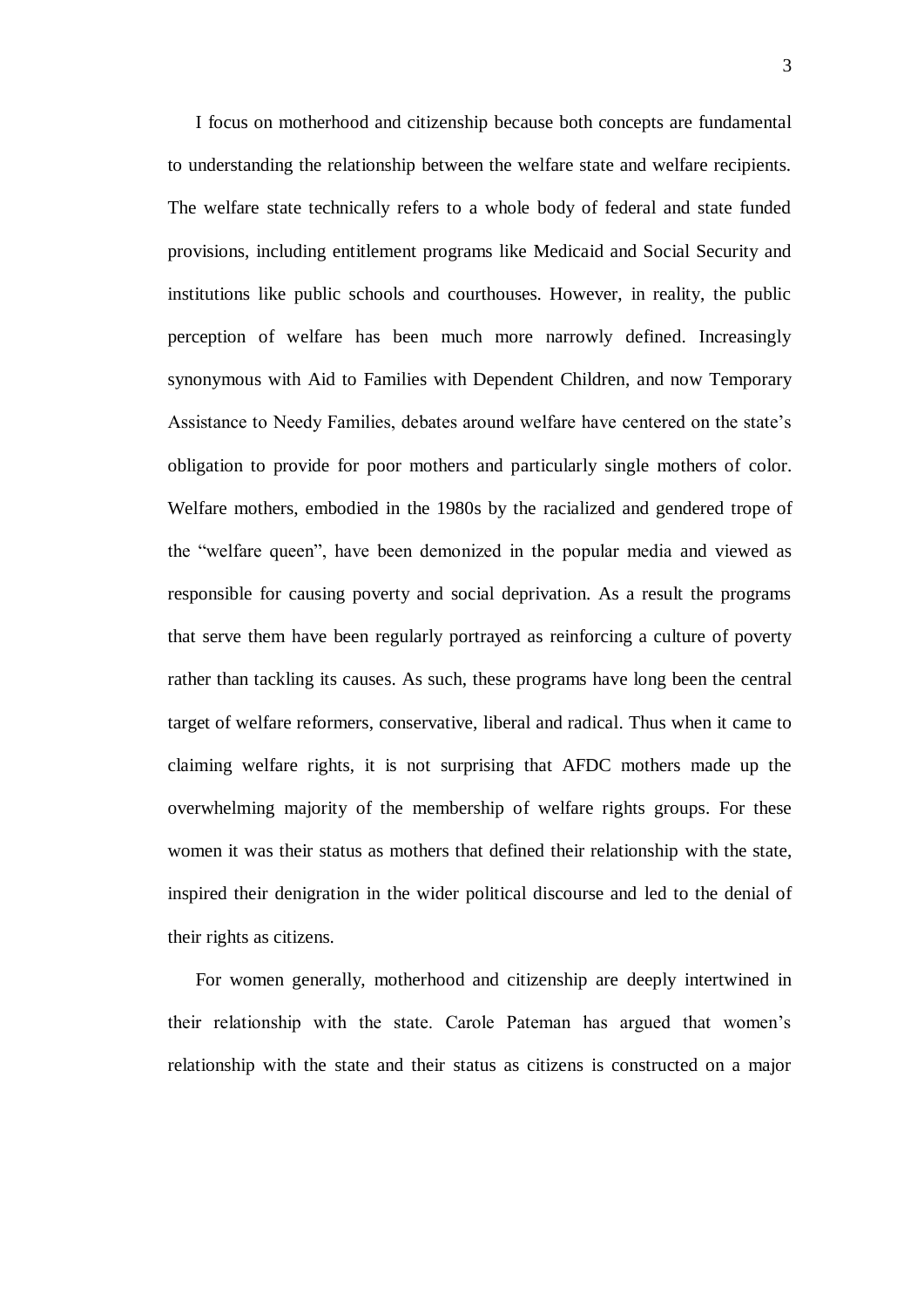I focus on motherhood and citizenship because both concepts are fundamental to understanding the relationship between the welfare state and welfare recipients. The welfare state technically refers to a whole body of federal and state funded provisions, including entitlement programs like Medicaid and Social Security and institutions like public schools and courthouses. However, in reality, the public perception of welfare has been much more narrowly defined. Increasingly synonymous with Aid to Families with Dependent Children, and now Temporary Assistance to Needy Families, debates around welfare have centered on the state's obligation to provide for poor mothers and particularly single mothers of color. Welfare mothers, embodied in the 1980s by the racialized and gendered trope of the "welfare queen", have been demonized in the popular media and viewed as responsible for causing poverty and social deprivation. As a result the programs that serve them have been regularly portrayed as reinforcing a culture of poverty rather than tackling its causes. As such, these programs have long been the central target of welfare reformers, conservative, liberal and radical. Thus when it came to claiming welfare rights, it is not surprising that AFDC mothers made up the overwhelming majority of the membership of welfare rights groups. For these women it was their status as mothers that defined their relationship with the state, inspired their denigration in the wider political discourse and led to the denial of their rights as citizens.

For women generally, motherhood and citizenship are deeply intertwined in their relationship with the state. Carole Pateman has argued that women's relationship with the state and their status as citizens is constructed on a major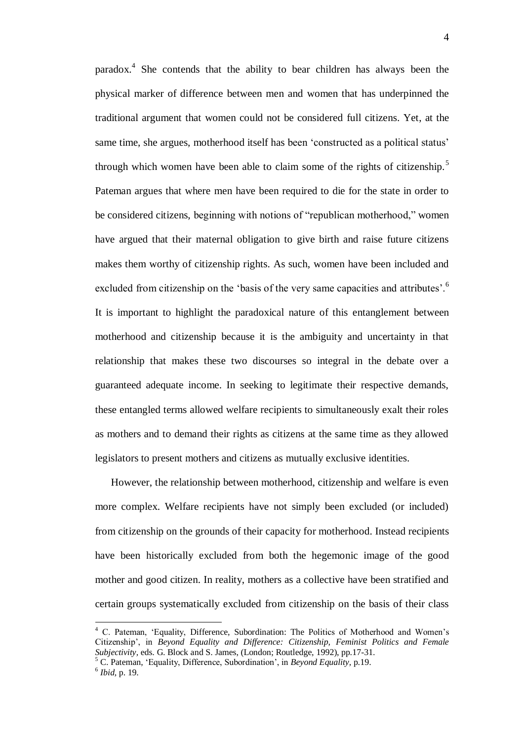paradox.[4] She contends that the ability to bear children has always been the physical marker of difference between men and women that has underpinned the traditional argument that women could not be considered full citizens. Yet, at the same time, she argues, motherhood itself has been 'constructed as a political status' through which women have been able to claim some of the rights of citizenship.[5] Pateman argues that where men have been required to die for the state in order to be considered citizens, beginning with notions of "republican motherhood," women have argued that their maternal obligation to give birth and raise future citizens makes them worthy of citizenship rights. As such, women have been included and excluded from citizenship on the 'basis of the very same capacities and attributes'.[6] It is important to highlight the paradoxical nature of this entanglement between motherhood and citizenship because it is the ambiguity and uncertainty in that relationship that makes these two discourses so integral in the debate over a guaranteed adequate income. In seeking to legitimate their respective demands, these entangled terms allowed welfare recipients to simultaneously exalt their roles as mothers and to demand their rights as citizens at the same time as they allowed legislators to present mothers and citizens as mutually exclusive identities.

However, the relationship between motherhood, citizenship and welfare is even more complex. Welfare recipients have not simply been excluded (or included) from citizenship on the grounds of their capacity for motherhood. Instead recipients have been historically excluded from both the hegemonic image of the good mother and good citizen. In reality, mothers as a collective have been stratified and certain groups systematically excluded from citizenship on the basis of their class

---

[4] C. Pateman, 'Equality, Difference, Subordination: The Politics of Motherhood and Women's Citizenship', in *Beyond Equality and Difference: Citizenship, Feminist Politics and Female Subjectivity,* eds. G. Block and S. James, (London; Routledge, 1992), pp.17-31.

[5] C. Pateman, 'Equality, Difference, Subordination', in *Beyond Equality,* p.19.

[6] *Ibid,* p. 19.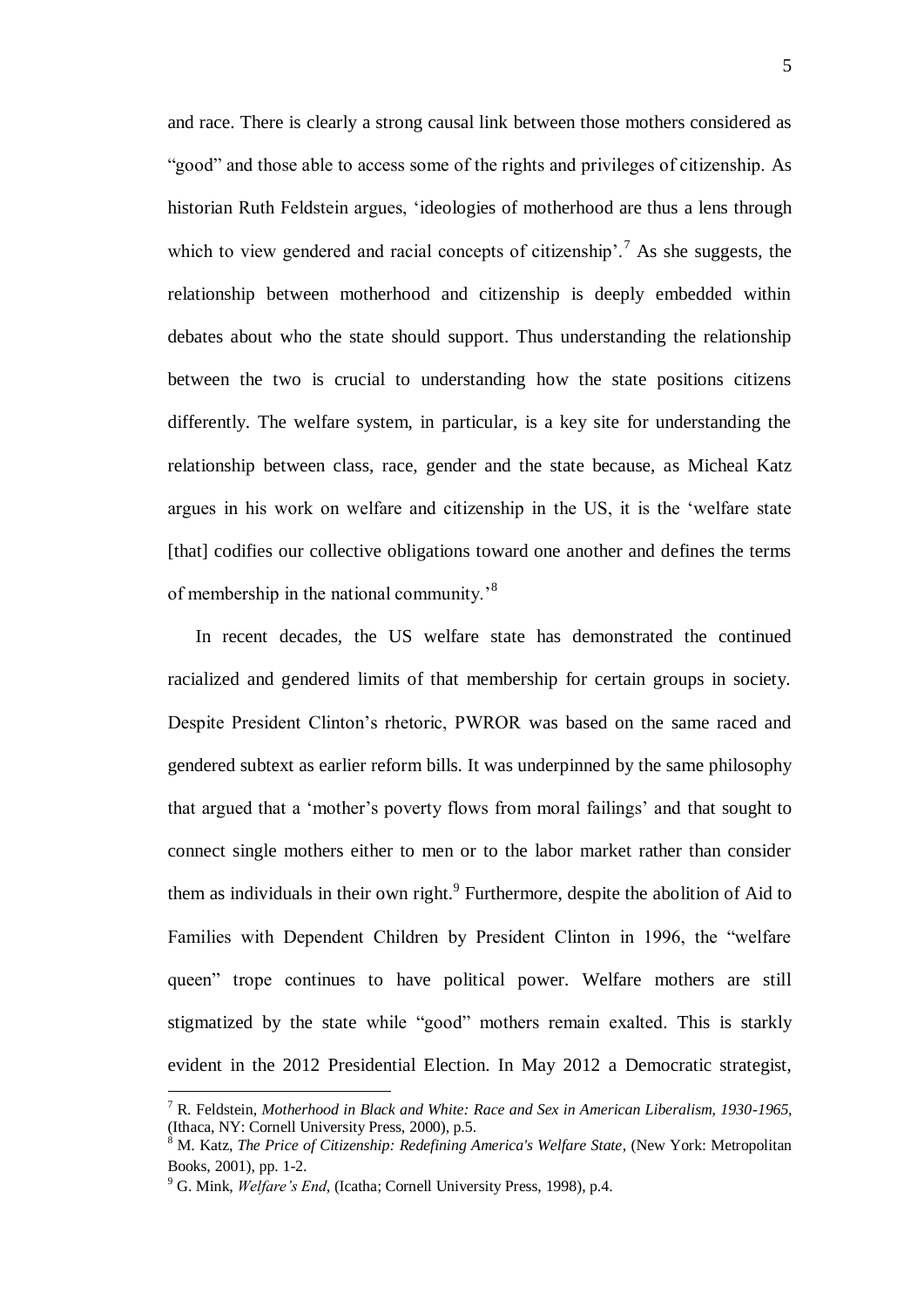and race. There is clearly a strong causal link between those mothers considered as "good" and those able to access some of the rights and privileges of citizenship. As historian Ruth Feldstein argues, 'ideologies of motherhood are thus a lens through which to view gendered and racial concepts of citizenship'.[7] As she suggests, the relationship between motherhood and citizenship is deeply embedded within debates about who the state should support. Thus understanding the relationship between the two is crucial to understanding how the state positions citizens differently. The welfare system, in particular, is a key site for understanding the relationship between class, race, gender and the state because, as Micheal Katz argues in his work on welfare and citizenship in the US, it is the 'welfare state [that] codifies our collective obligations toward one another and defines the terms of membership in the national community.'[8]

In recent decades, the US welfare state has demonstrated the continued racialized and gendered limits of that membership for certain groups in society. Despite President Clinton's rhetoric, PWROR was based on the same raced and gendered subtext as earlier reform bills. It was underpinned by the same philosophy that argued that a 'mother's poverty flows from moral failings' and that sought to connect single mothers either to men or to the labor market rather than consider them as individuals in their own right.[9] Furthermore, despite the abolition of Aid to Families with Dependent Children by President Clinton in 1996, the "welfare queen" trope continues to have political power. Welfare mothers are still stigmatized by the state while "good" mothers remain exalted. This is starkly evident in the 2012 Presidential Election. In May 2012 a Democratic strategist,

---

[7] R. Feldstein, *Motherhood in Black and White: Race and Sex in American Liberalism, 1930-1965*, (Ithaca, NY: Cornell University Press, 2000), p.5.

[8] M. Katz, *The Price of Citizenship: Redefining America's Welfare State*, (New York: Metropolitan Books, 2001), pp. 1-2.

[9] G. Mink, *Welfare's End*, (Icatha; Cornell University Press, 1998), p.4.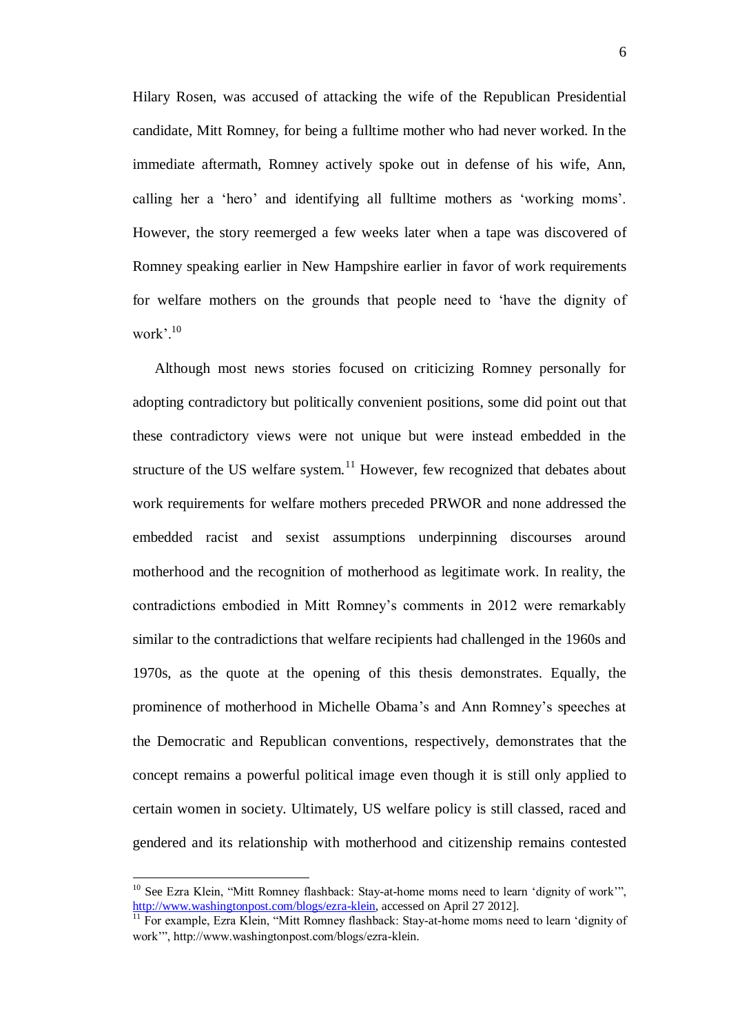Hilary Rosen, was accused of attacking the wife of the Republican Presidential candidate, Mitt Romney, for being a fulltime mother who had never worked. In the immediate aftermath, Romney actively spoke out in defense of his wife, Ann, calling her a 'hero' and identifying all fulltime mothers as 'working moms'. However, the story reemerged a few weeks later when a tape was discovered of Romney speaking earlier in New Hampshire earlier in favor of work requirements for welfare mothers on the grounds that people need to 'have the dignity of work'.[10]

Although most news stories focused on criticizing Romney personally for adopting contradictory but politically convenient positions, some did point out that these contradictory views were not unique but were instead embedded in the structure of the US welfare system.[11] However, few recognized that debates about work requirements for welfare mothers preceded PRWOR and none addressed the embedded racist and sexist assumptions underpinning discourses around motherhood and the recognition of motherhood as legitimate work. In reality, the contradictions embodied in Mitt Romney's comments in 2012 were remarkably similar to the contradictions that welfare recipients had challenged in the 1960s and 1970s, as the quote at the opening of this thesis demonstrates. Equally, the prominence of motherhood in Michelle Obama's and Ann Romney's speeches at the Democratic and Republican conventions, respectively, demonstrates that the concept remains a powerful political image even though it is still only applied to certain women in society. Ultimately, US welfare policy is still classed, raced and gendered and its relationship with motherhood and citizenship remains contested

---

[10] See Ezra Klein, "Mitt Romney flashback: Stay-at-home moms need to learn 'dignity of work'", http://www.washingtonpost.com/blogs/ezra-klein, accessed on April 27 2012].

[11] For example, Ezra Klein, "Mitt Romney flashback: Stay-at-home moms need to learn 'dignity of work'", http://www.washingtonpost.com/blogs/ezra-klein.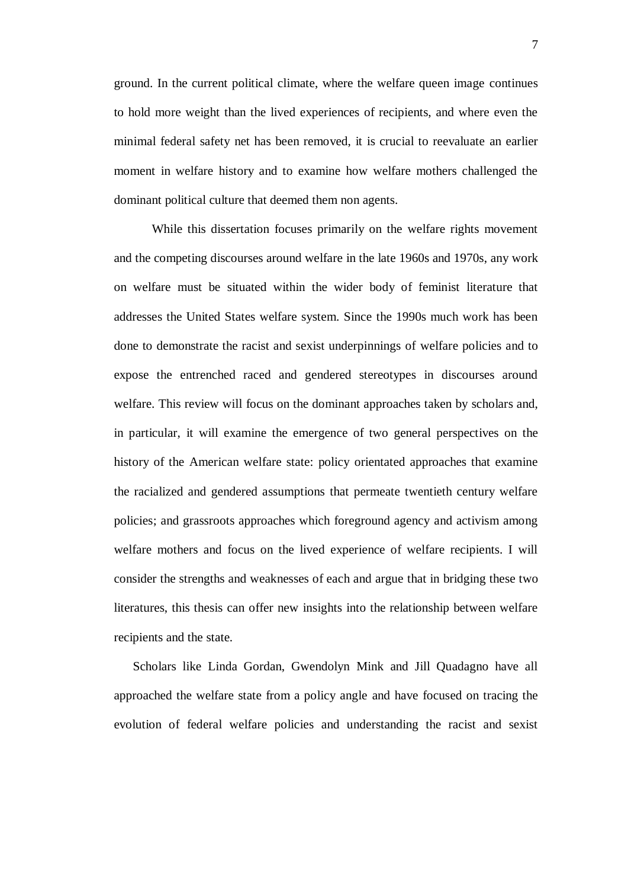ground. In the current political climate, where the welfare queen image continues to hold more weight than the lived experiences of recipients, and where even the minimal federal safety net has been removed, it is crucial to reevaluate an earlier moment in welfare history and to examine how welfare mothers challenged the dominant political culture that deemed them non agents.

While this dissertation focuses primarily on the welfare rights movement and the competing discourses around welfare in the late 1960s and 1970s, any work on welfare must be situated within the wider body of feminist literature that addresses the United States welfare system. Since the 1990s much work has been done to demonstrate the racist and sexist underpinnings of welfare policies and to expose the entrenched raced and gendered stereotypes in discourses around welfare. This review will focus on the dominant approaches taken by scholars and, in particular, it will examine the emergence of two general perspectives on the history of the American welfare state: policy orientated approaches that examine the racialized and gendered assumptions that permeate twentieth century welfare policies; and grassroots approaches which foreground agency and activism among welfare mothers and focus on the lived experience of welfare recipients. I will consider the strengths and weaknesses of each and argue that in bridging these two literatures, this thesis can offer new insights into the relationship between welfare recipients and the state.

Scholars like Linda Gordan, Gwendolyn Mink and Jill Quadagno have all approached the welfare state from a policy angle and have focused on tracing the evolution of federal welfare policies and understanding the racist and sexist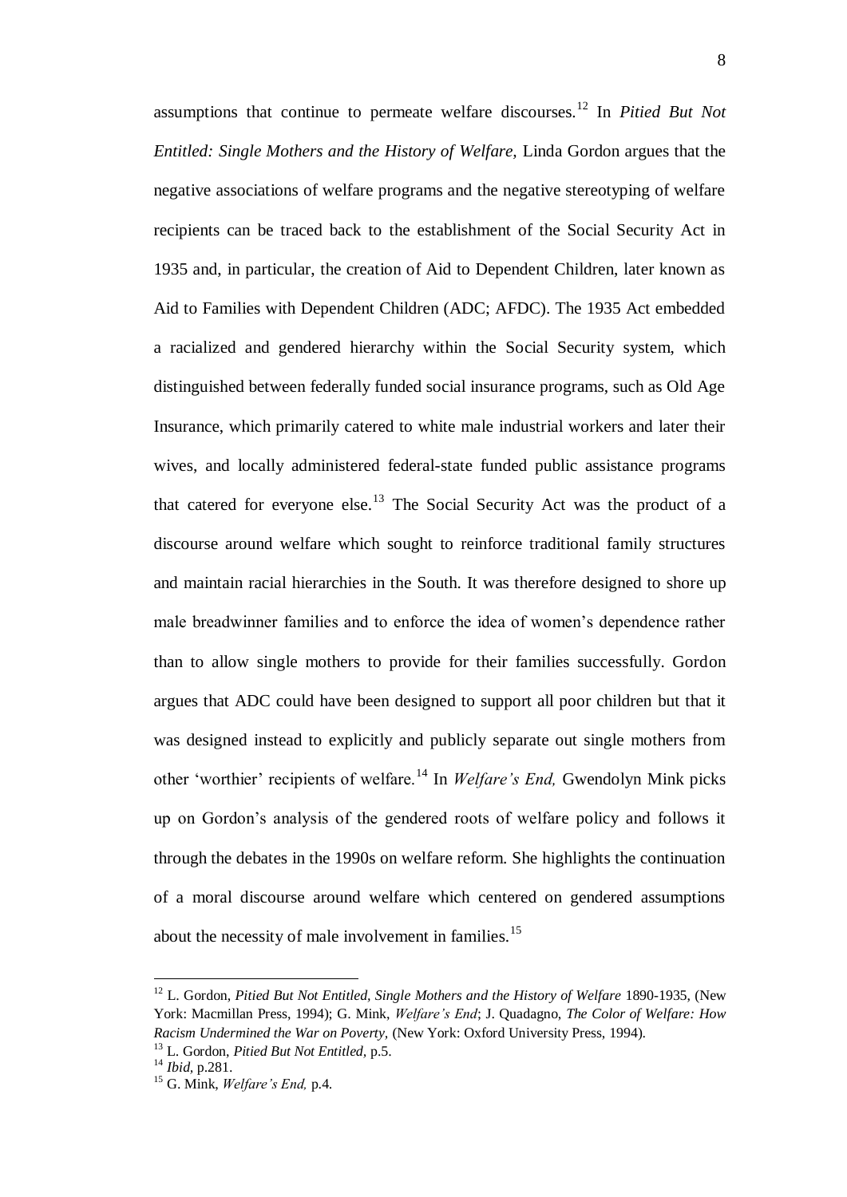assumptions that continue to permeate welfare discourses.[12] In *Pitied But Not Entitled: Single Mothers and the History of Welfare,* Linda Gordon argues that the negative associations of welfare programs and the negative stereotyping of welfare recipients can be traced back to the establishment of the Social Security Act in 1935 and, in particular, the creation of Aid to Dependent Children, later known as Aid to Families with Dependent Children (ADC; AFDC). The 1935 Act embedded a racialized and gendered hierarchy within the Social Security system, which distinguished between federally funded social insurance programs, such as Old Age Insurance, which primarily catered to white male industrial workers and later their wives, and locally administered federal-state funded public assistance programs that catered for everyone else.[13] The Social Security Act was the product of a discourse around welfare which sought to reinforce traditional family structures and maintain racial hierarchies in the South. It was therefore designed to shore up male breadwinner families and to enforce the idea of women's dependence rather than to allow single mothers to provide for their families successfully. Gordon argues that ADC could have been designed to support all poor children but that it was designed instead to explicitly and publicly separate out single mothers from other 'worthier' recipients of welfare.[14] In *Welfare's End,* Gwendolyn Mink picks up on Gordon's analysis of the gendered roots of welfare policy and follows it through the debates in the 1990s on welfare reform. She highlights the continuation of a moral discourse around welfare which centered on gendered assumptions about the necessity of male involvement in families.[15]

---

[12] L. Gordon, *Pitied But Not Entitled, Single Mothers and the History of Welfare* 1890-1935, (New York: Macmillan Press, 1994); G. Mink, *Welfare's End*; J. Quadagno, *The Color of Welfare: How Racism Undermined the War on Poverty,* (New York: Oxford University Press, 1994).

[13] L. Gordon, *Pitied But Not Entitled,* p.5.

[14] *Ibid*, p.281.

[15] G. Mink, *Welfare's End,* p.4.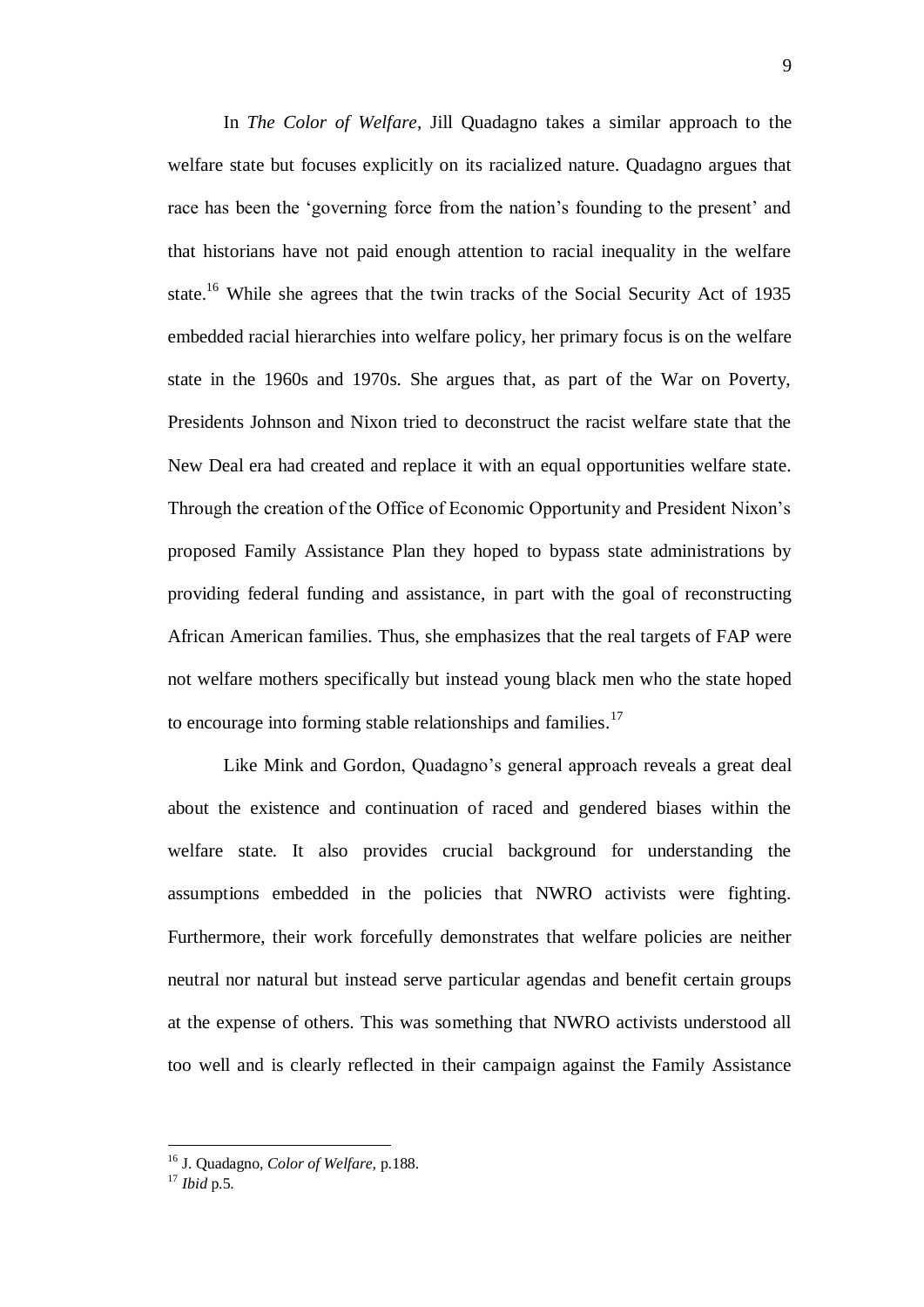In *The Color of Welfare,* Jill Quadagno takes a similar approach to the welfare state but focuses explicitly on its racialized nature. Quadagno argues that race has been the 'governing force from the nation's founding to the present' and that historians have not paid enough attention to racial inequality in the welfare state.[16] While she agrees that the twin tracks of the Social Security Act of 1935 embedded racial hierarchies into welfare policy, her primary focus is on the welfare state in the 1960s and 1970s. She argues that, as part of the War on Poverty, Presidents Johnson and Nixon tried to deconstruct the racist welfare state that the New Deal era had created and replace it with an equal opportunities welfare state. Through the creation of the Office of Economic Opportunity and President Nixon's proposed Family Assistance Plan they hoped to bypass state administrations by providing federal funding and assistance, in part with the goal of reconstructing African American families. Thus, she emphasizes that the real targets of FAP were not welfare mothers specifically but instead young black men who the state hoped to encourage into forming stable relationships and families.[17]

Like Mink and Gordon, Quadagno's general approach reveals a great deal about the existence and continuation of raced and gendered biases within the welfare state. It also provides crucial background for understanding the assumptions embedded in the policies that NWRO activists were fighting. Furthermore, their work forcefully demonstrates that welfare policies are neither neutral nor natural but instead serve particular agendas and benefit certain groups at the expense of others. This was something that NWRO activists understood all too well and is clearly reflected in their campaign against the Family Assistance

---

[16] J. Quadagno, *Color of Welfare,* p.188.

[17] *Ibid* p.5.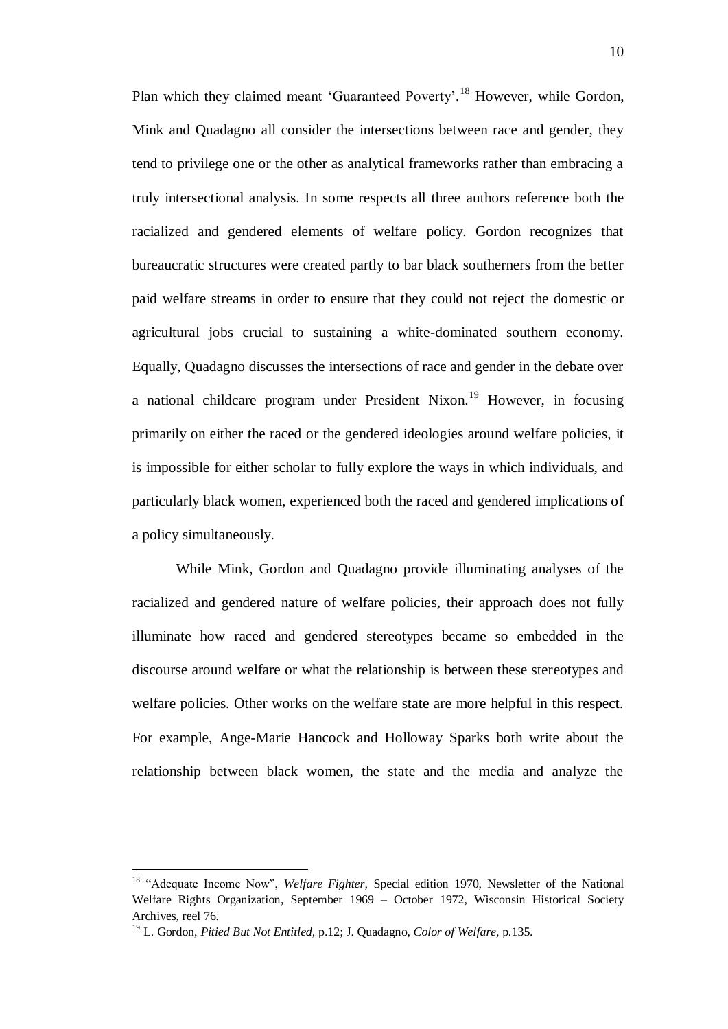Plan which they claimed meant 'Guaranteed Poverty'.[18] However, while Gordon, Mink and Quadagno all consider the intersections between race and gender, they tend to privilege one or the other as analytical frameworks rather than embracing a truly intersectional analysis. In some respects all three authors reference both the racialized and gendered elements of welfare policy. Gordon recognizes that bureaucratic structures were created partly to bar black southerners from the better paid welfare streams in order to ensure that they could not reject the domestic or agricultural jobs crucial to sustaining a white-dominated southern economy. Equally, Quadagno discusses the intersections of race and gender in the debate over a national childcare program under President Nixon.[19] However, in focusing primarily on either the raced or the gendered ideologies around welfare policies, it is impossible for either scholar to fully explore the ways in which individuals, and particularly black women, experienced both the raced and gendered implications of a policy simultaneously.

While Mink, Gordon and Quadagno provide illuminating analyses of the racialized and gendered nature of welfare policies, their approach does not fully illuminate how raced and gendered stereotypes became so embedded in the discourse around welfare or what the relationship is between these stereotypes and welfare policies. Other works on the welfare state are more helpful in this respect. For example, Ange-Marie Hancock and Holloway Sparks both write about the relationship between black women, the state and the media and analyze the

---

[18] "Adequate Income Now", *Welfare Fighter,* Special edition 1970, Newsletter of the National Welfare Rights Organization, September 1969 – October 1972, Wisconsin Historical Society Archives, reel 76.

[19] L. Gordon, *Pitied But Not Entitled,* p.12; J. Quadagno, *Color of Welfare,* p.135.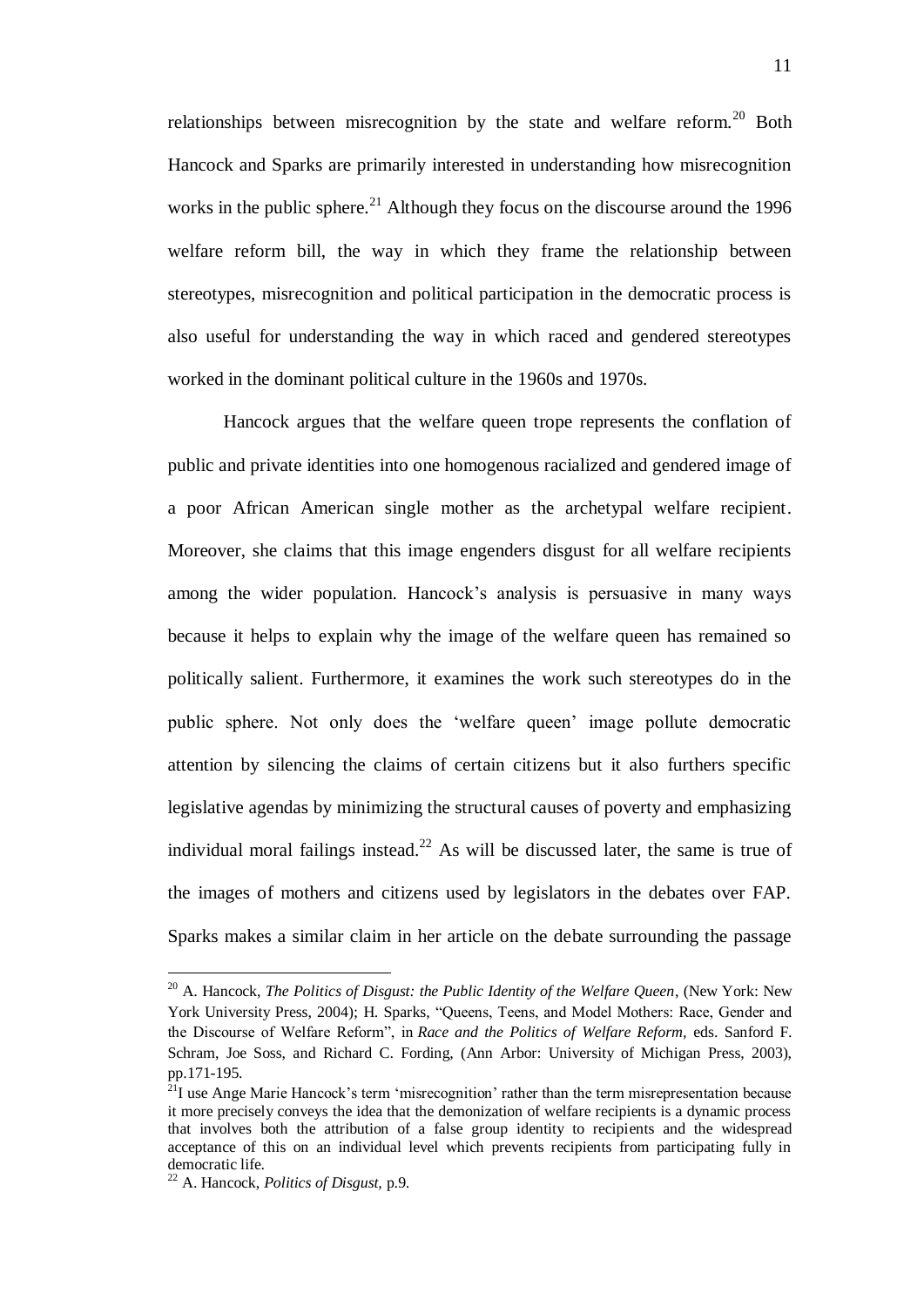relationships between misrecognition by the state and welfare reform.[20] Both Hancock and Sparks are primarily interested in understanding how misrecognition works in the public sphere.[21] Although they focus on the discourse around the 1996 welfare reform bill, the way in which they frame the relationship between stereotypes, misrecognition and political participation in the democratic process is also useful for understanding the way in which raced and gendered stereotypes worked in the dominant political culture in the 1960s and 1970s.

Hancock argues that the welfare queen trope represents the conflation of public and private identities into one homogenous racialized and gendered image of a poor African American single mother as the archetypal welfare recipient. Moreover, she claims that this image engenders disgust for all welfare recipients among the wider population. Hancock's analysis is persuasive in many ways because it helps to explain why the image of the welfare queen has remained so politically salient. Furthermore, it examines the work such stereotypes do in the public sphere. Not only does the 'welfare queen' image pollute democratic attention by silencing the claims of certain citizens but it also furthers specific legislative agendas by minimizing the structural causes of poverty and emphasizing individual moral failings instead.[22] As will be discussed later, the same is true of the images of mothers and citizens used by legislators in the debates over FAP. Sparks makes a similar claim in her article on the debate surrounding the passage

---

[20] A. Hancock, *The Politics of Disgust: the Public Identity of the Welfare Queen*, (New York: New York University Press, 2004); H. Sparks, "Queens, Teens, and Model Mothers: Race, Gender and the Discourse of Welfare Reform", in *Race and the Politics of Welfare Reform,* eds. Sanford F. Schram, Joe Soss, and Richard C. Fording, (Ann Arbor: University of Michigan Press, 2003), pp.171-195.

[21] I use Ange Marie Hancock's term 'misrecognition' rather than the term misrepresentation because it more precisely conveys the idea that the demonization of welfare recipients is a dynamic process that involves both the attribution of a false group identity to recipients and the widespread acceptance of this on an individual level which prevents recipients from participating fully in democratic life.

[22] A. Hancock, *Politics of Disgust,* p.9.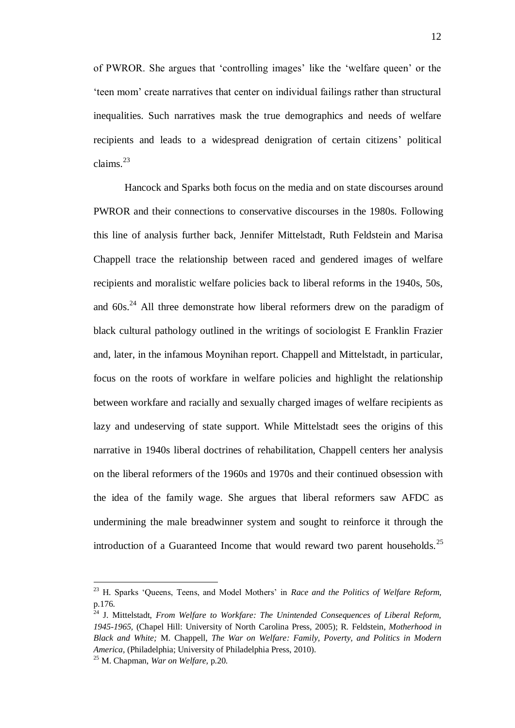of PWROR. She argues that 'controlling images' like the 'welfare queen' or the 'teen mom' create narratives that center on individual failings rather than structural inequalities. Such narratives mask the true demographics and needs of welfare recipients and leads to a widespread denigration of certain citizens' political claims.[23]

Hancock and Sparks both focus on the media and on state discourses around PWROR and their connections to conservative discourses in the 1980s. Following this line of analysis further back, Jennifer Mittelstadt, Ruth Feldstein and Marisa Chappell trace the relationship between raced and gendered images of welfare recipients and moralistic welfare policies back to liberal reforms in the 1940s, 50s, and 60s.[24] All three demonstrate how liberal reformers drew on the paradigm of black cultural pathology outlined in the writings of sociologist E Franklin Frazier and, later, in the infamous Moynihan report. Chappell and Mittelstadt, in particular, focus on the roots of workfare in welfare policies and highlight the relationship between workfare and racially and sexually charged images of welfare recipients as lazy and undeserving of state support. While Mittelstadt sees the origins of this narrative in 1940s liberal doctrines of rehabilitation, Chappell centers her analysis on the liberal reformers of the 1960s and 1970s and their continued obsession with the idea of the family wage. She argues that liberal reformers saw AFDC as undermining the male breadwinner system and sought to reinforce it through the introduction of a Guaranteed Income that would reward two parent households.[25]

---

[23] H. Sparks 'Queens, Teens, and Model Mothers' in *Race and the Politics of Welfare Reform,* p.176.

[24] J. Mittelstadt, *From Welfare to Workfare: The Unintended Consequences of Liberal Reform, 1945-1965,* (Chapel Hill: University of North Carolina Press, 2005); R. Feldstein, *Motherhood in Black and White;* M. Chappell, *The War on Welfare: Family, Poverty, and Politics in Modern America*, (Philadelphia; University of Philadelphia Press, 2010).

[25] M. Chapman, *War on Welfare,* p.20.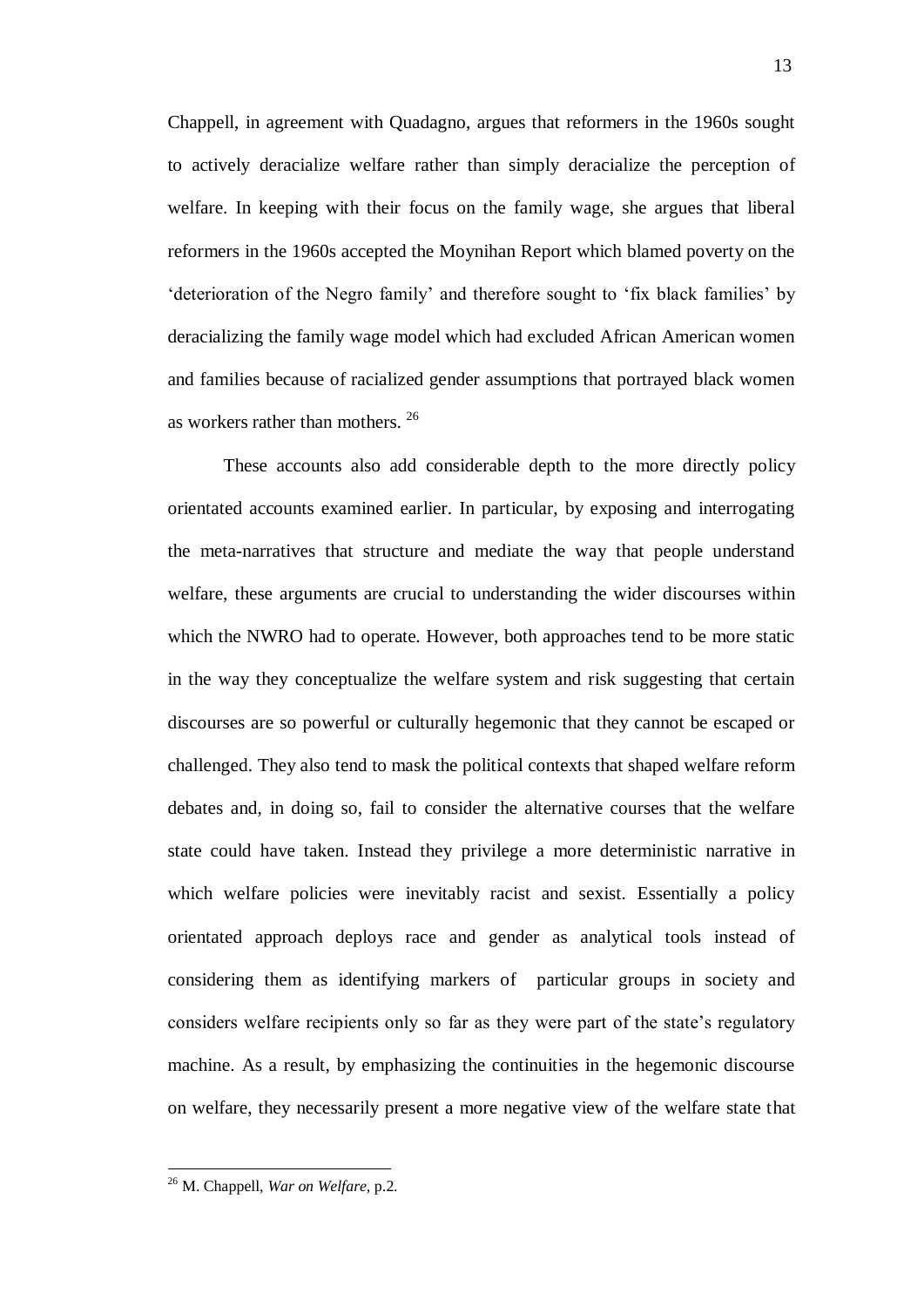Chappell, in agreement with Quadagno, argues that reformers in the 1960s sought to actively deracialize welfare rather than simply deracialize the perception of welfare. In keeping with their focus on the family wage, she argues that liberal reformers in the 1960s accepted the Moynihan Report which blamed poverty on the 'deterioration of the Negro family' and therefore sought to 'fix black families' by deracializing the family wage model which had excluded African American women and families because of racialized gender assumptions that portrayed black women as workers rather than mothers. [26]

These accounts also add considerable depth to the more directly policy orientated accounts examined earlier. In particular, by exposing and interrogating the meta-narratives that structure and mediate the way that people understand welfare, these arguments are crucial to understanding the wider discourses within which the NWRO had to operate. However, both approaches tend to be more static in the way they conceptualize the welfare system and risk suggesting that certain discourses are so powerful or culturally hegemonic that they cannot be escaped or challenged. They also tend to mask the political contexts that shaped welfare reform debates and, in doing so, fail to consider the alternative courses that the welfare state could have taken. Instead they privilege a more deterministic narrative in which welfare policies were inevitably racist and sexist. Essentially a policy orientated approach deploys race and gender as analytical tools instead of considering them as identifying markers of particular groups in society and considers welfare recipients only so far as they were part of the state's regulatory machine. As a result, by emphasizing the continuities in the hegemonic discourse on welfare, they necessarily present a more negative view of the welfare state that

[26] M. Chappell, *War on Welfare*, p.2.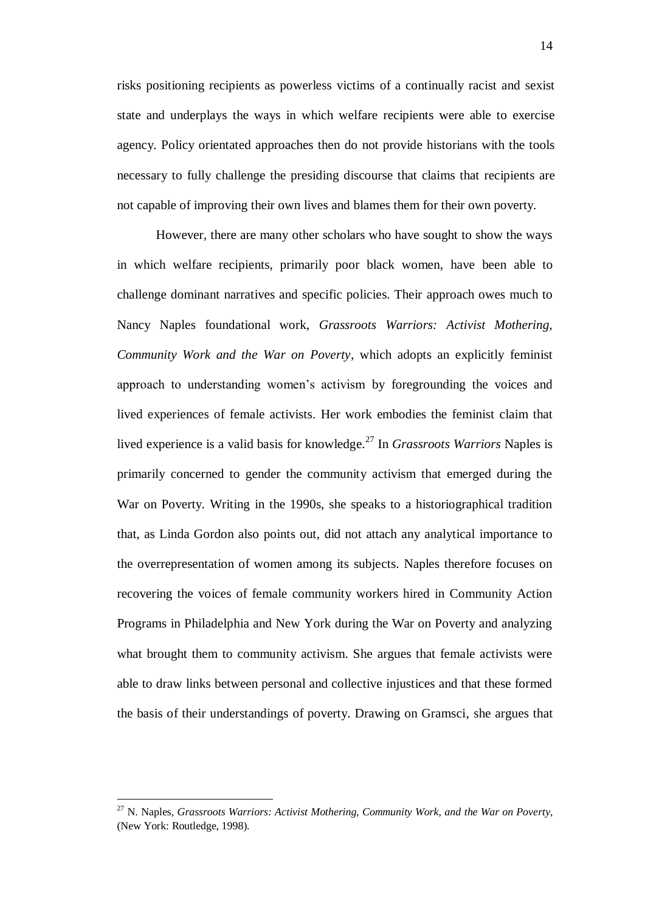risks positioning recipients as powerless victims of a continually racist and sexist state and underplays the ways in which welfare recipients were able to exercise agency. Policy orientated approaches then do not provide historians with the tools necessary to fully challenge the presiding discourse that claims that recipients are not capable of improving their own lives and blames them for their own poverty.

However, there are many other scholars who have sought to show the ways in which welfare recipients, primarily poor black women, have been able to challenge dominant narratives and specific policies. Their approach owes much to Nancy Naples foundational work, *Grassroots Warriors: Activist Mothering, Community Work and the War on Poverty*, which adopts an explicitly feminist approach to understanding women's activism by foregrounding the voices and lived experiences of female activists. Her work embodies the feminist claim that lived experience is a valid basis for knowledge.[27] In *Grassroots Warriors* Naples is primarily concerned to gender the community activism that emerged during the War on Poverty. Writing in the 1990s, she speaks to a historiographical tradition that, as Linda Gordon also points out, did not attach any analytical importance to the overrepresentation of women among its subjects. Naples therefore focuses on recovering the voices of female community workers hired in Community Action Programs in Philadelphia and New York during the War on Poverty and analyzing what brought them to community activism. She argues that female activists were able to draw links between personal and collective injustices and that these formed the basis of their understandings of poverty. Drawing on Gramsci, she argues that

---

[27] N. Naples, *Grassroots Warriors: Activist Mothering, Community Work, and the War on Poverty*, (New York: Routledge, 1998).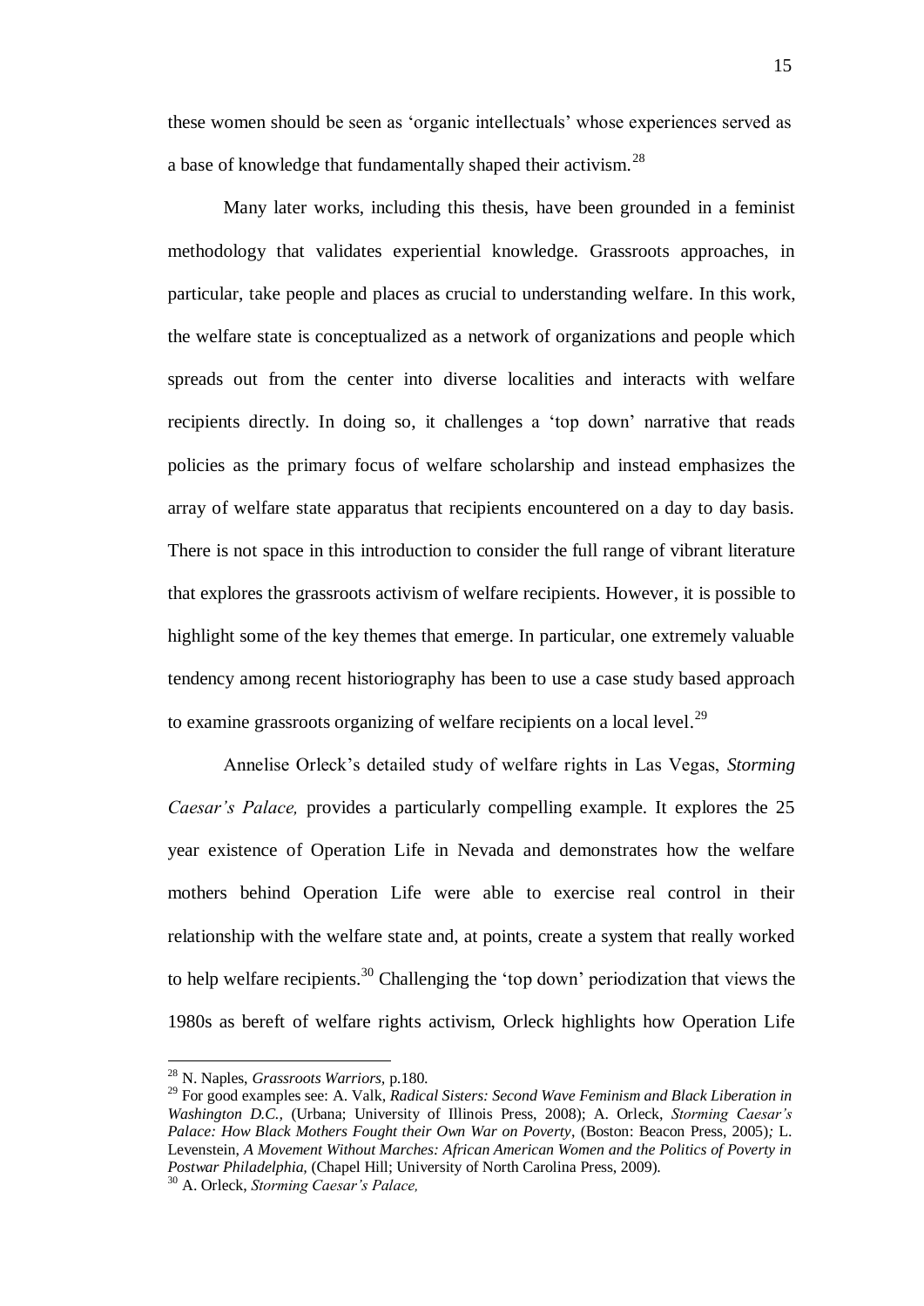these women should be seen as 'organic intellectuals' whose experiences served as a base of knowledge that fundamentally shaped their activism.[28]

Many later works, including this thesis, have been grounded in a feminist methodology that validates experiential knowledge. Grassroots approaches, in particular, take people and places as crucial to understanding welfare. In this work, the welfare state is conceptualized as a network of organizations and people which spreads out from the center into diverse localities and interacts with welfare recipients directly. In doing so, it challenges a 'top down' narrative that reads policies as the primary focus of welfare scholarship and instead emphasizes the array of welfare state apparatus that recipients encountered on a day to day basis. There is not space in this introduction to consider the full range of vibrant literature that explores the grassroots activism of welfare recipients. However, it is possible to highlight some of the key themes that emerge. In particular, one extremely valuable tendency among recent historiography has been to use a case study based approach to examine grassroots organizing of welfare recipients on a local level.[29]

Annelise Orleck's detailed study of welfare rights in Las Vegas, *Storming Caesar's Palace,* provides a particularly compelling example. It explores the 25 year existence of Operation Life in Nevada and demonstrates how the welfare mothers behind Operation Life were able to exercise real control in their relationship with the welfare state and, at points, create a system that really worked to help welfare recipients.[30] Challenging the 'top down' periodization that views the 1980s as bereft of welfare rights activism, Orleck highlights how Operation Life

---

[28] N. Naples, *Grassroots Warriors,* p.180.

[29] For good examples see: A. Valk, *Radical Sisters: Second Wave Feminism and Black Liberation in Washington D.C.,* (Urbana; University of Illinois Press, 2008); A. Orleck, *Storming Caesar's Palace: How Black Mothers Fought their Own War on Poverty,* (Boston: Beacon Press, 2005)*;* L. Levenstein, *A Movement Without Marches: African American Women and the Politics of Poverty in Postwar Philadelphia,* (Chapel Hill; University of North Carolina Press, 2009).

[30] A. Orleck, *Storming Caesar's Palace,*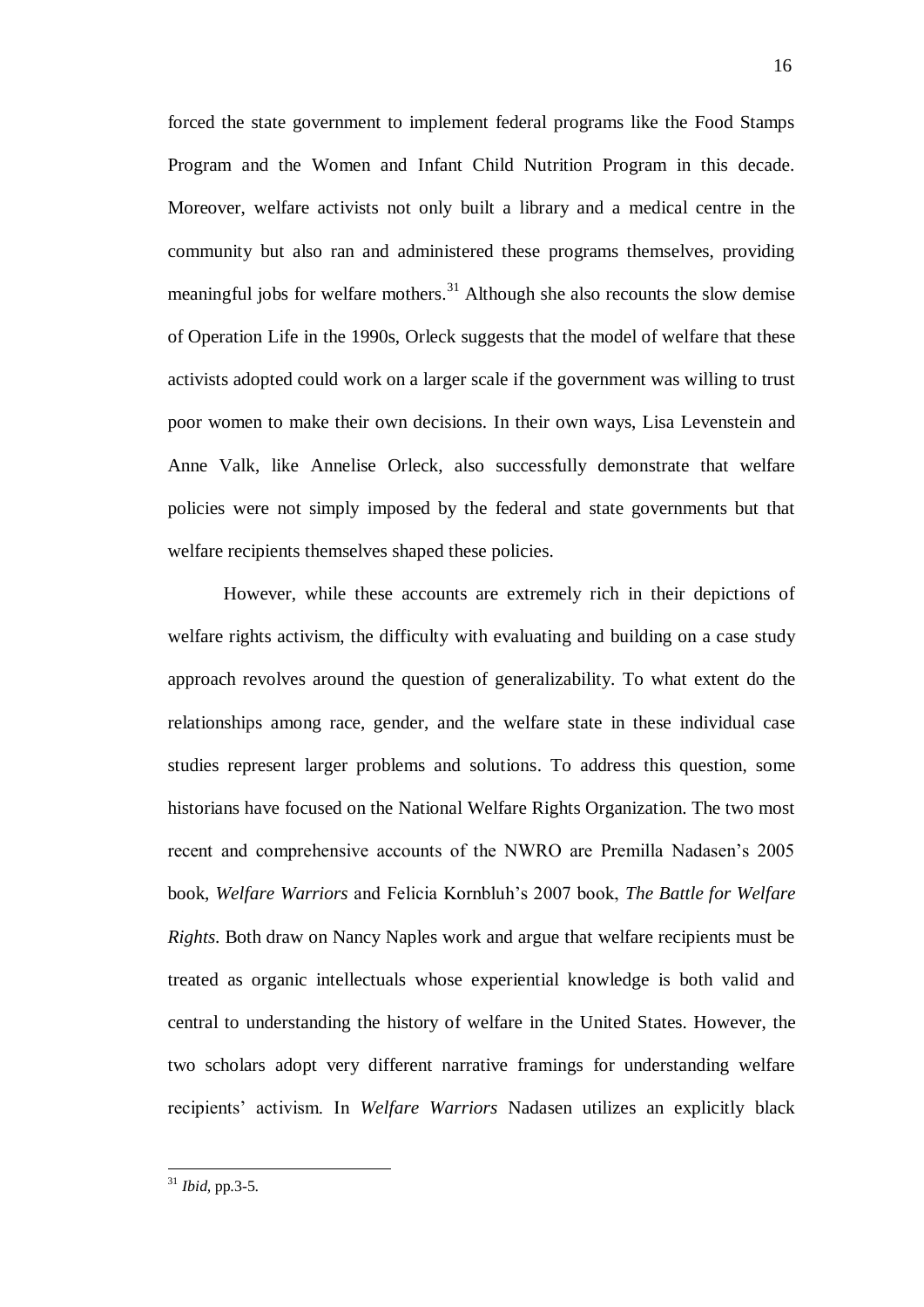forced the state government to implement federal programs like the Food Stamps Program and the Women and Infant Child Nutrition Program in this decade. Moreover, welfare activists not only built a library and a medical centre in the community but also ran and administered these programs themselves, providing meaningful jobs for welfare mothers.[31] Although she also recounts the slow demise of Operation Life in the 1990s, Orleck suggests that the model of welfare that these activists adopted could work on a larger scale if the government was willing to trust poor women to make their own decisions. In their own ways, Lisa Levenstein and Anne Valk, like Annelise Orleck, also successfully demonstrate that welfare policies were not simply imposed by the federal and state governments but that welfare recipients themselves shaped these policies.

However, while these accounts are extremely rich in their depictions of welfare rights activism, the difficulty with evaluating and building on a case study approach revolves around the question of generalizability. To what extent do the relationships among race, gender, and the welfare state in these individual case studies represent larger problems and solutions. To address this question, some historians have focused on the National Welfare Rights Organization. The two most recent and comprehensive accounts of the NWRO are Premilla Nadasen's 2005 book, *Welfare Warriors* and Felicia Kornbluh's 2007 book, *The Battle for Welfare Rights*. Both draw on Nancy Naples work and argue that welfare recipients must be treated as organic intellectuals whose experiential knowledge is both valid and central to understanding the history of welfare in the United States. However, the two scholars adopt very different narrative framings for understanding welfare recipients' activism. In *Welfare Warriors* Nadasen utilizes an explicitly black

---

[31] *Ibid*, pp.3-5.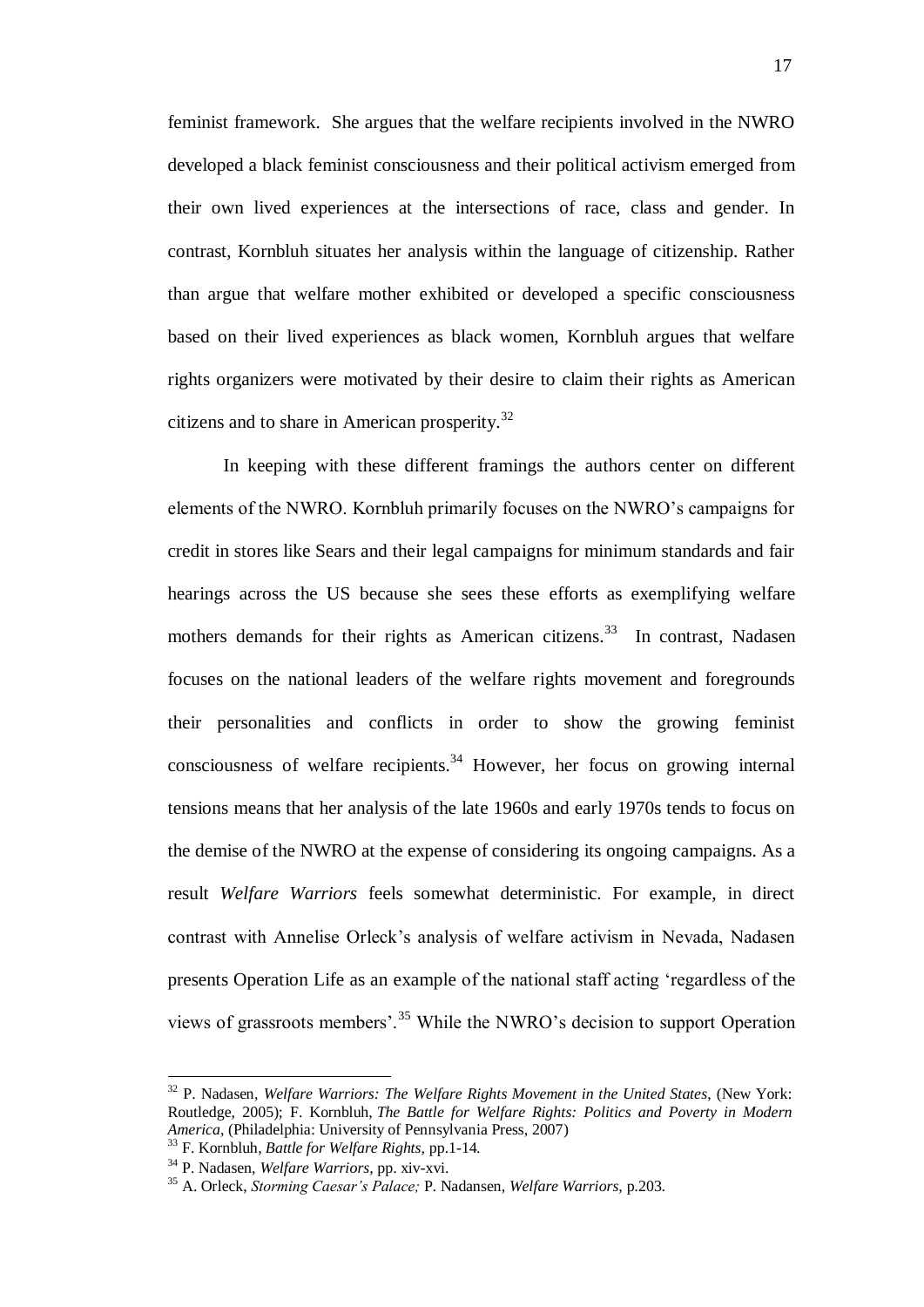feminist framework. She argues that the welfare recipients involved in the NWRO developed a black feminist consciousness and their political activism emerged from their own lived experiences at the intersections of race, class and gender. In contrast, Kornbluh situates her analysis within the language of citizenship. Rather than argue that welfare mother exhibited or developed a specific consciousness based on their lived experiences as black women, Kornbluh argues that welfare rights organizers were motivated by their desire to claim their rights as American citizens and to share in American prosperity.[32]

In keeping with these different framings the authors center on different elements of the NWRO. Kornbluh primarily focuses on the NWRO's campaigns for credit in stores like Sears and their legal campaigns for minimum standards and fair hearings across the US because she sees these efforts as exemplifying welfare mothers demands for their rights as American citizens.[33] In contrast, Nadasen focuses on the national leaders of the welfare rights movement and foregrounds their personalities and conflicts in order to show the growing feminist consciousness of welfare recipients.[34] However, her focus on growing internal tensions means that her analysis of the late 1960s and early 1970s tends to focus on the demise of the NWRO at the expense of considering its ongoing campaigns. As a result *Welfare Warriors* feels somewhat deterministic. For example, in direct contrast with Annelise Orleck's analysis of welfare activism in Nevada, Nadasen presents Operation Life as an example of the national staff acting 'regardless of the views of grassroots members'.[35] While the NWRO's decision to support Operation

---

[32] P. Nadasen, *Welfare Warriors: The Welfare Rights Movement in the United States*, (New York: Routledge, 2005); F. Kornbluh, *The Battle for Welfare Rights: Politics and Poverty in Modern America*, (Philadelphia: University of Pennsylvania Press, 2007)

[33] F. Kornbluh, *Battle for Welfare Rights*, pp.1-14.

[34] P. Nadasen, *Welfare Warriors*, pp. xiv-xvi.

[35] A. Orleck, *Storming Caesar's Palace;* P. Nadansen, *Welfare Warriors*, p.203.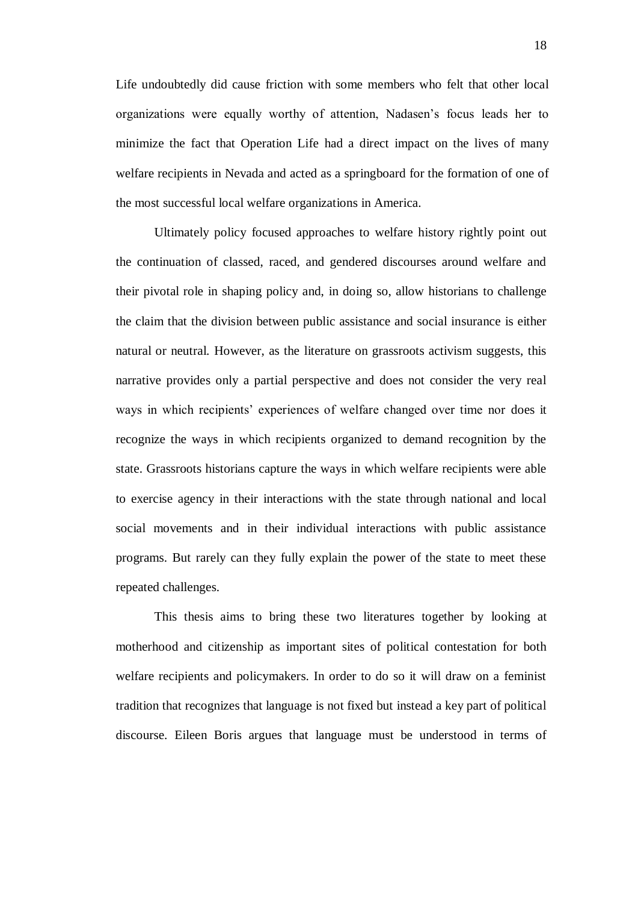Life undoubtedly did cause friction with some members who felt that other local organizations were equally worthy of attention, Nadasen's focus leads her to minimize the fact that Operation Life had a direct impact on the lives of many welfare recipients in Nevada and acted as a springboard for the formation of one of the most successful local welfare organizations in America.

Ultimately policy focused approaches to welfare history rightly point out the continuation of classed, raced, and gendered discourses around welfare and their pivotal role in shaping policy and, in doing so, allow historians to challenge the claim that the division between public assistance and social insurance is either natural or neutral. However, as the literature on grassroots activism suggests, this narrative provides only a partial perspective and does not consider the very real ways in which recipients' experiences of welfare changed over time nor does it recognize the ways in which recipients organized to demand recognition by the state. Grassroots historians capture the ways in which welfare recipients were able to exercise agency in their interactions with the state through national and local social movements and in their individual interactions with public assistance programs. But rarely can they fully explain the power of the state to meet these repeated challenges.

This thesis aims to bring these two literatures together by looking at motherhood and citizenship as important sites of political contestation for both welfare recipients and policymakers. In order to do so it will draw on a feminist tradition that recognizes that language is not fixed but instead a key part of political discourse. Eileen Boris argues that language must be understood in terms of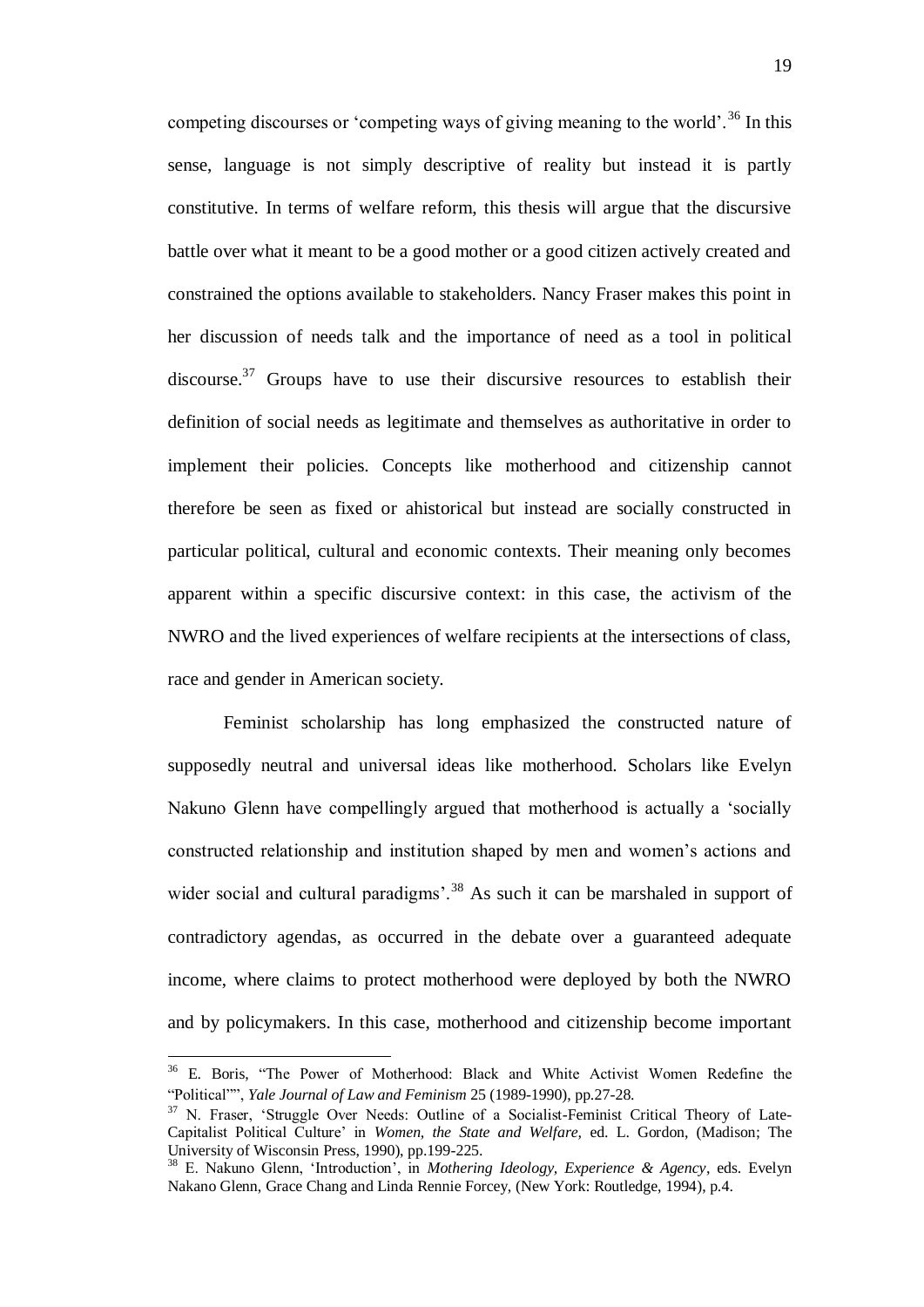competing discourses or 'competing ways of giving meaning to the world'.[36] In this sense, language is not simply descriptive of reality but instead it is partly constitutive. In terms of welfare reform, this thesis will argue that the discursive battle over what it meant to be a good mother or a good citizen actively created and constrained the options available to stakeholders. Nancy Fraser makes this point in her discussion of needs talk and the importance of need as a tool in political discourse.[37] Groups have to use their discursive resources to establish their definition of social needs as legitimate and themselves as authoritative in order to implement their policies. Concepts like motherhood and citizenship cannot therefore be seen as fixed or ahistorical but instead are socially constructed in particular political, cultural and economic contexts. Their meaning only becomes apparent within a specific discursive context: in this case, the activism of the NWRO and the lived experiences of welfare recipients at the intersections of class, race and gender in American society.

Feminist scholarship has long emphasized the constructed nature of supposedly neutral and universal ideas like motherhood. Scholars like Evelyn Nakuno Glenn have compellingly argued that motherhood is actually a 'socially constructed relationship and institution shaped by men and women's actions and wider social and cultural paradigms'.[38] As such it can be marshaled in support of contradictory agendas, as occurred in the debate over a guaranteed adequate income, where claims to protect motherhood were deployed by both the NWRO and by policymakers. In this case, motherhood and citizenship become important

---

[36] E. Boris, "The Power of Motherhood: Black and White Activist Women Redefine the "Political"", *Yale Journal of Law and Feminism* 25 (1989-1990), pp.27-28.

[37] N. Fraser, 'Struggle Over Needs: Outline of a Socialist-Feminist Critical Theory of Late-Capitalist Political Culture' in *Women, the State and Welfare,* ed. L. Gordon, (Madison; The University of Wisconsin Press, 1990), pp.199-225.

[38] E. Nakuno Glenn, 'Introduction', in *Mothering Ideology, Experience & Agency*, eds. Evelyn Nakano Glenn, Grace Chang and Linda Rennie Forcey, (New York: Routledge, 1994), p.4.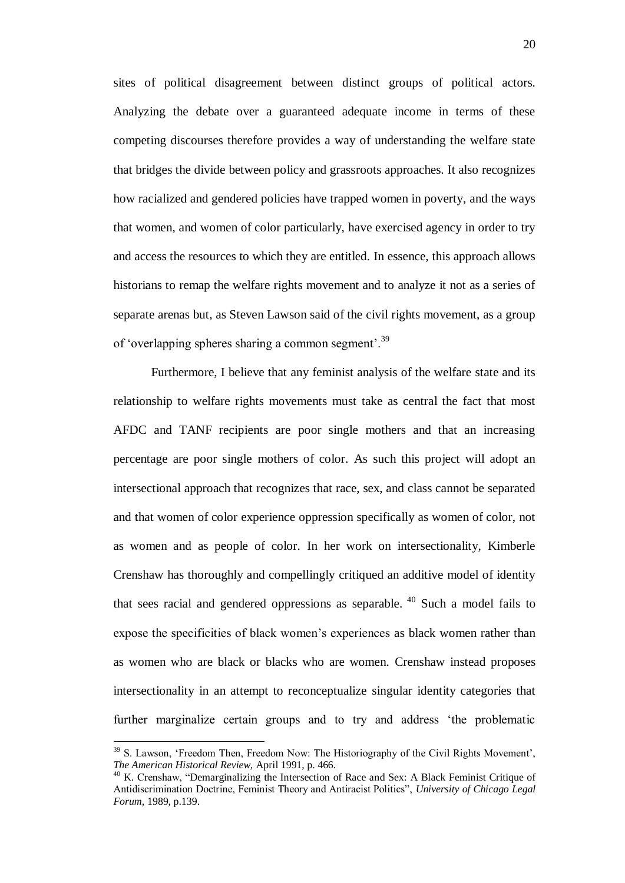sites of political disagreement between distinct groups of political actors. Analyzing the debate over a guaranteed adequate income in terms of these competing discourses therefore provides a way of understanding the welfare state that bridges the divide between policy and grassroots approaches. It also recognizes how racialized and gendered policies have trapped women in poverty, and the ways that women, and women of color particularly, have exercised agency in order to try and access the resources to which they are entitled. In essence, this approach allows historians to remap the welfare rights movement and to analyze it not as a series of separate arenas but, as Steven Lawson said of the civil rights movement, as a group of 'overlapping spheres sharing a common segment'.[39]

Furthermore, I believe that any feminist analysis of the welfare state and its relationship to welfare rights movements must take as central the fact that most AFDC and TANF recipients are poor single mothers and that an increasing percentage are poor single mothers of color. As such this project will adopt an intersectional approach that recognizes that race, sex, and class cannot be separated and that women of color experience oppression specifically as women of color, not as women and as people of color. In her work on intersectionality, Kimberle Crenshaw has thoroughly and compellingly critiqued an additive model of identity that sees racial and gendered oppressions as separable.[40] Such a model fails to expose the specificities of black women's experiences as black women rather than as women who are black or blacks who are women. Crenshaw instead proposes intersectionality in an attempt to reconceptualize singular identity categories that further marginalize certain groups and to try and address 'the problematic

---

[39] S. Lawson, 'Freedom Then, Freedom Now: The Historiography of the Civil Rights Movement', *The American Historical Review,* April 1991, p. 466.

[40] K. Crenshaw, "Demarginalizing the Intersection of Race and Sex: A Black Feminist Critique of Antidiscrimination Doctrine, Feminist Theory and Antiracist Politics", *University of Chicago Legal Forum*, 1989, p.139.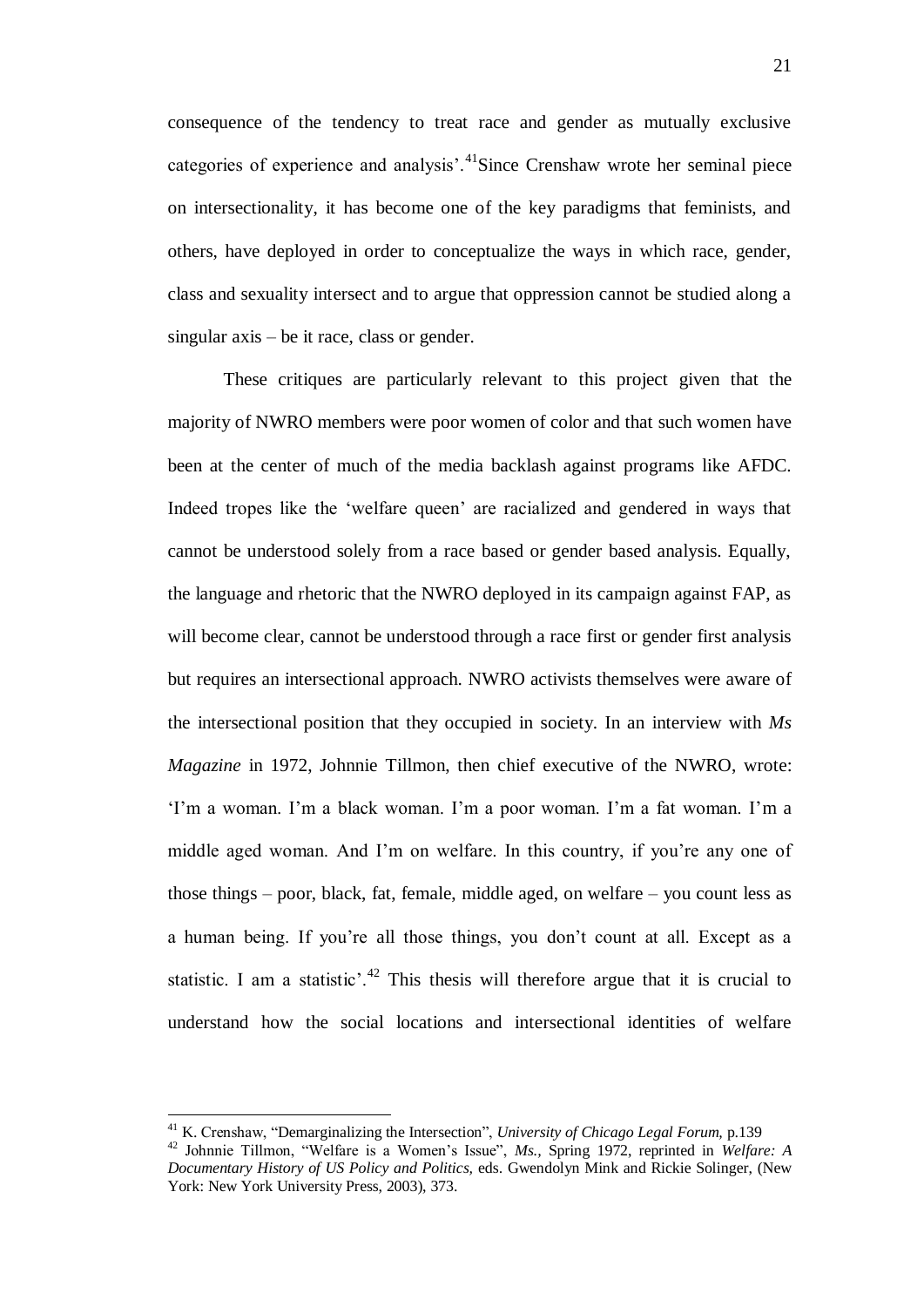consequence of the tendency to treat race and gender as mutually exclusive categories of experience and analysis'.[41]Since Crenshaw wrote her seminal piece on intersectionality, it has become one of the key paradigms that feminists, and others, have deployed in order to conceptualize the ways in which race, gender, class and sexuality intersect and to argue that oppression cannot be studied along a singular axis – be it race, class or gender.

These critiques are particularly relevant to this project given that the majority of NWRO members were poor women of color and that such women have been at the center of much of the media backlash against programs like AFDC. Indeed tropes like the 'welfare queen' are racialized and gendered in ways that cannot be understood solely from a race based or gender based analysis. Equally, the language and rhetoric that the NWRO deployed in its campaign against FAP, as will become clear, cannot be understood through a race first or gender first analysis but requires an intersectional approach. NWRO activists themselves were aware of the intersectional position that they occupied in society. In an interview with *Ms Magazine* in 1972, Johnnie Tillmon, then chief executive of the NWRO, wrote: 'I'm a woman. I'm a black woman. I'm a poor woman. I'm a fat woman. I'm a middle aged woman. And I'm on welfare. In this country, if you're any one of those things – poor, black, fat, female, middle aged, on welfare – you count less as a human being. If you're all those things, you don't count at all. Except as a statistic. I am a statistic'.[42] This thesis will therefore argue that it is crucial to understand how the social locations and intersectional identities of welfare

---

[41] K. Crenshaw, "Demarginalizing the Intersection", *University of Chicago Legal Forum,* p.139

[42] Johnnie Tillmon, "Welfare is a Women's Issue", *Ms.,* Spring 1972, reprinted in *Welfare: A Documentary History of US Policy and Politics,* eds. Gwendolyn Mink and Rickie Solinger, (New York: New York University Press, 2003), 373.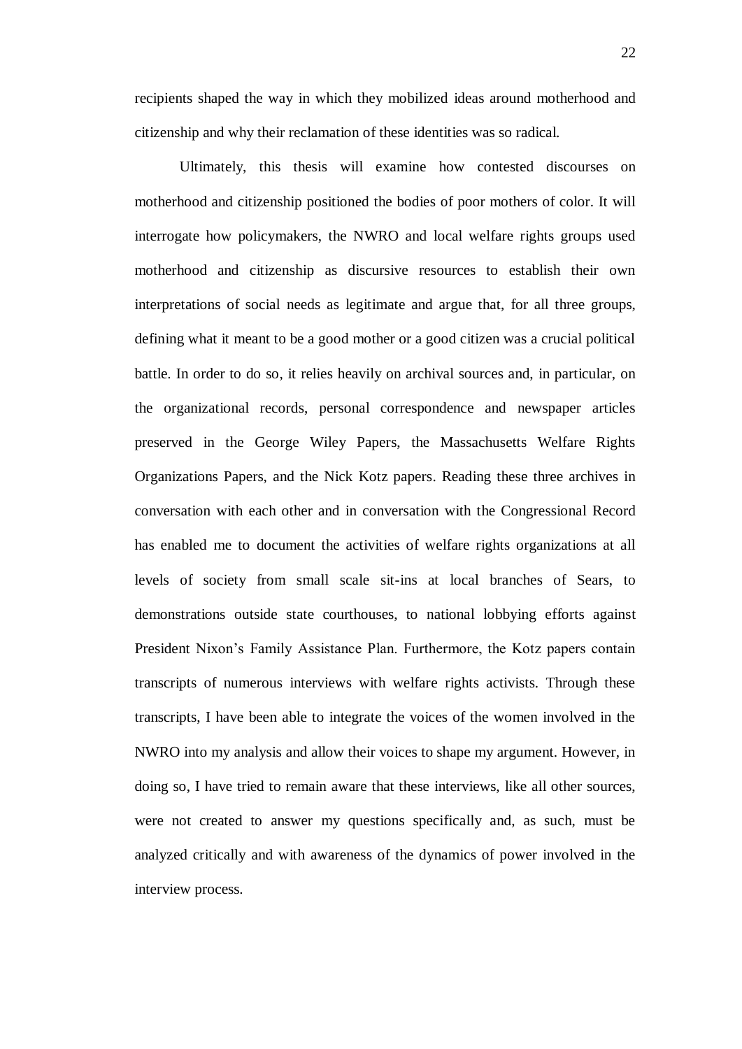recipients shaped the way in which they mobilized ideas around motherhood and citizenship and why their reclamation of these identities was so radical.

Ultimately, this thesis will examine how contested discourses on motherhood and citizenship positioned the bodies of poor mothers of color. It will interrogate how policymakers, the NWRO and local welfare rights groups used motherhood and citizenship as discursive resources to establish their own interpretations of social needs as legitimate and argue that, for all three groups, defining what it meant to be a good mother or a good citizen was a crucial political battle. In order to do so, it relies heavily on archival sources and, in particular, on the organizational records, personal correspondence and newspaper articles preserved in the George Wiley Papers, the Massachusetts Welfare Rights Organizations Papers, and the Nick Kotz papers. Reading these three archives in conversation with each other and in conversation with the Congressional Record has enabled me to document the activities of welfare rights organizations at all levels of society from small scale sit-ins at local branches of Sears, to demonstrations outside state courthouses, to national lobbying efforts against President Nixon's Family Assistance Plan. Furthermore, the Kotz papers contain transcripts of numerous interviews with welfare rights activists. Through these transcripts, I have been able to integrate the voices of the women involved in the NWRO into my analysis and allow their voices to shape my argument. However, in doing so, I have tried to remain aware that these interviews, like all other sources, were not created to answer my questions specifically and, as such, must be analyzed critically and with awareness of the dynamics of power involved in the interview process.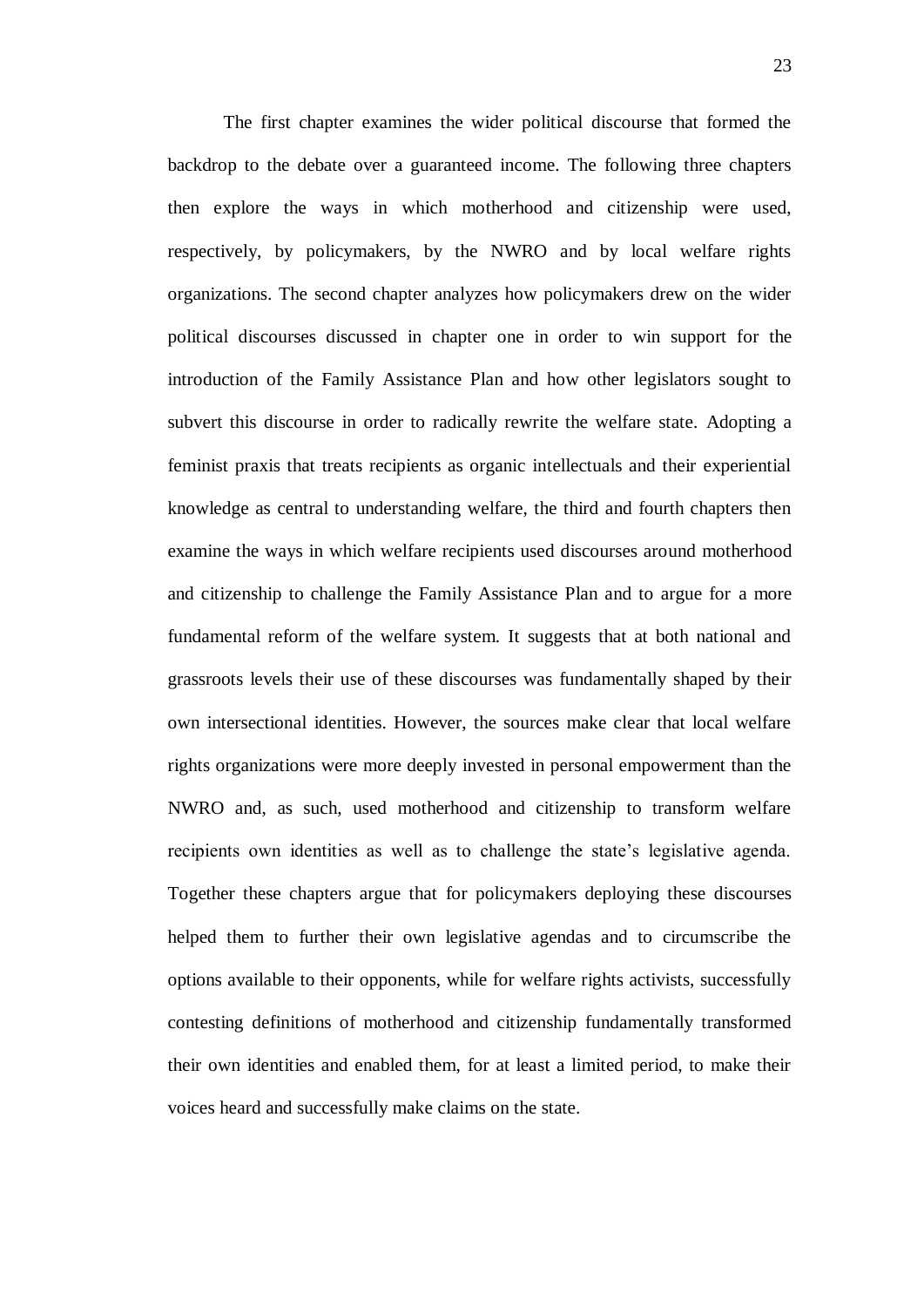The first chapter examines the wider political discourse that formed the backdrop to the debate over a guaranteed income. The following three chapters then explore the ways in which motherhood and citizenship were used, respectively, by policymakers, by the NWRO and by local welfare rights organizations. The second chapter analyzes how policymakers drew on the wider political discourses discussed in chapter one in order to win support for the introduction of the Family Assistance Plan and how other legislators sought to subvert this discourse in order to radically rewrite the welfare state. Adopting a feminist praxis that treats recipients as organic intellectuals and their experiential knowledge as central to understanding welfare, the third and fourth chapters then examine the ways in which welfare recipients used discourses around motherhood and citizenship to challenge the Family Assistance Plan and to argue for a more fundamental reform of the welfare system. It suggests that at both national and grassroots levels their use of these discourses was fundamentally shaped by their own intersectional identities. However, the sources make clear that local welfare rights organizations were more deeply invested in personal empowerment than the NWRO and, as such, used motherhood and citizenship to transform welfare recipients own identities as well as to challenge the state's legislative agenda. Together these chapters argue that for policymakers deploying these discourses helped them to further their own legislative agendas and to circumscribe the options available to their opponents, while for welfare rights activists, successfully contesting definitions of motherhood and citizenship fundamentally transformed their own identities and enabled them, for at least a limited period, to make their voices heard and successfully make claims on the state.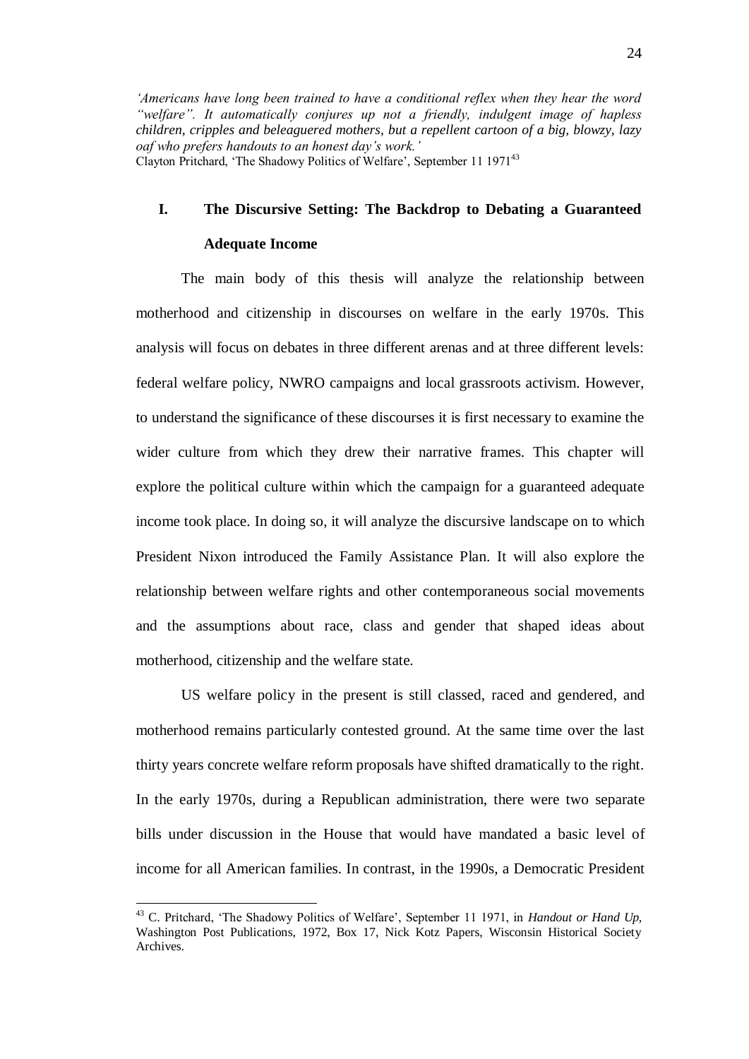*'Americans have long been trained to have a conditional reflex when they hear the word "welfare". It automatically conjures up not a friendly, indulgent image of hapless children, cripples and beleaguered mothers, but a repellent cartoon of a big, blowzy, lazy oaf who prefers handouts to an honest day's work.'*
Clayton Pritchard, 'The Shadowy Politics of Welfare', September 11 1971[43]

## I. The Discursive Setting: The Backdrop to Debating a Guaranteed Adequate Income

The main body of this thesis will analyze the relationship between motherhood and citizenship in discourses on welfare in the early 1970s. This analysis will focus on debates in three different arenas and at three different levels: federal welfare policy, NWRO campaigns and local grassroots activism. However, to understand the significance of these discourses it is first necessary to examine the wider culture from which they drew their narrative frames. This chapter will explore the political culture within which the campaign for a guaranteed adequate income took place. In doing so, it will analyze the discursive landscape on to which President Nixon introduced the Family Assistance Plan. It will also explore the relationship between welfare rights and other contemporaneous social movements and the assumptions about race, class and gender that shaped ideas about motherhood, citizenship and the welfare state.

US welfare policy in the present is still classed, raced and gendered, and motherhood remains particularly contested ground. At the same time over the last thirty years concrete welfare reform proposals have shifted dramatically to the right. In the early 1970s, during a Republican administration, there were two separate bills under discussion in the House that would have mandated a basic level of income for all American families. In contrast, in the 1990s, a Democratic President

---

[43] C. Pritchard, 'The Shadowy Politics of Welfare', September 11 1971, in *Handout or Hand Up,* Washington Post Publications, 1972, Box 17, Nick Kotz Papers, Wisconsin Historical Society Archives.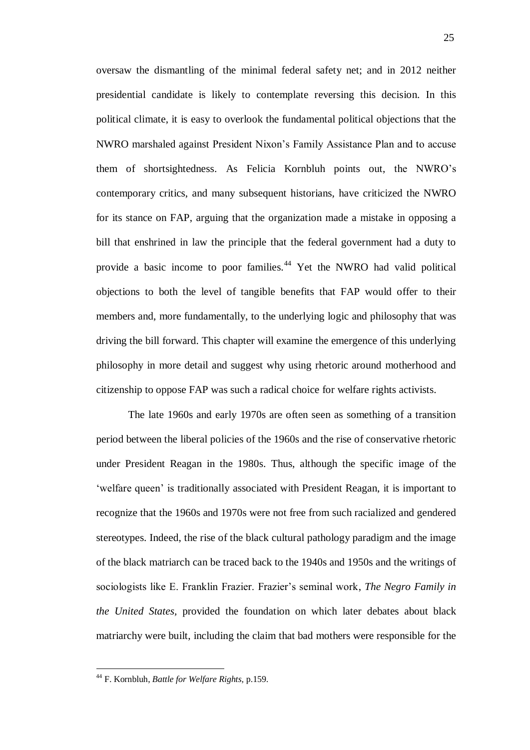oversaw the dismantling of the minimal federal safety net; and in 2012 neither presidential candidate is likely to contemplate reversing this decision. In this political climate, it is easy to overlook the fundamental political objections that the NWRO marshaled against President Nixon's Family Assistance Plan and to accuse them of shortsightedness. As Felicia Kornbluh points out, the NWRO's contemporary critics, and many subsequent historians, have criticized the NWRO for its stance on FAP, arguing that the organization made a mistake in opposing a bill that enshrined in law the principle that the federal government had a duty to provide a basic income to poor families.[44] Yet the NWRO had valid political objections to both the level of tangible benefits that FAP would offer to their members and, more fundamentally, to the underlying logic and philosophy that was driving the bill forward. This chapter will examine the emergence of this underlying philosophy in more detail and suggest why using rhetoric around motherhood and citizenship to oppose FAP was such a radical choice for welfare rights activists.

The late 1960s and early 1970s are often seen as something of a transition period between the liberal policies of the 1960s and the rise of conservative rhetoric under President Reagan in the 1980s. Thus, although the specific image of the 'welfare queen' is traditionally associated with President Reagan, it is important to recognize that the 1960s and 1970s were not free from such racialized and gendered stereotypes. Indeed, the rise of the black cultural pathology paradigm and the image of the black matriarch can be traced back to the 1940s and 1950s and the writings of sociologists like E. Franklin Frazier. Frazier's seminal work, *The Negro Family in the United States*, provided the foundation on which later debates about black matriarchy were built, including the claim that bad mothers were responsible for the

---

[44] F. Kornbluh, *Battle for Welfare Rights*, p.159.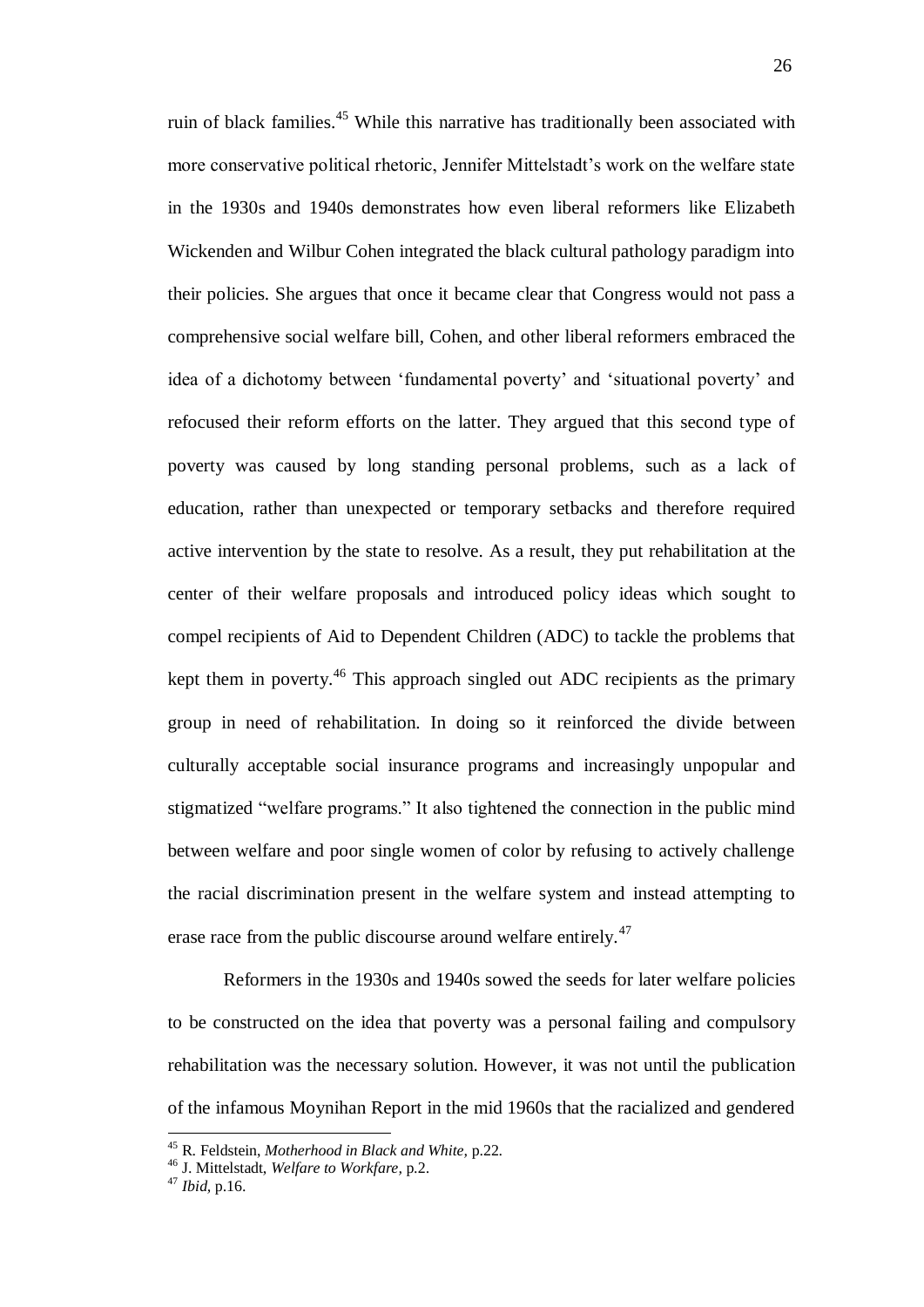ruin of black families.[45] While this narrative has traditionally been associated with more conservative political rhetoric, Jennifer Mittelstadt's work on the welfare state in the 1930s and 1940s demonstrates how even liberal reformers like Elizabeth Wickenden and Wilbur Cohen integrated the black cultural pathology paradigm into their policies. She argues that once it became clear that Congress would not pass a comprehensive social welfare bill, Cohen, and other liberal reformers embraced the idea of a dichotomy between 'fundamental poverty' and 'situational poverty' and refocused their reform efforts on the latter. They argued that this second type of poverty was caused by long standing personal problems, such as a lack of education, rather than unexpected or temporary setbacks and therefore required active intervention by the state to resolve. As a result, they put rehabilitation at the center of their welfare proposals and introduced policy ideas which sought to compel recipients of Aid to Dependent Children (ADC) to tackle the problems that kept them in poverty.[46] This approach singled out ADC recipients as the primary group in need of rehabilitation. In doing so it reinforced the divide between culturally acceptable social insurance programs and increasingly unpopular and stigmatized "welfare programs." It also tightened the connection in the public mind between welfare and poor single women of color by refusing to actively challenge the racial discrimination present in the welfare system and instead attempting to erase race from the public discourse around welfare entirely.[47]

Reformers in the 1930s and 1940s sowed the seeds for later welfare policies to be constructed on the idea that poverty was a personal failing and compulsory rehabilitation was the necessary solution. However, it was not until the publication of the infamous Moynihan Report in the mid 1960s that the racialized and gendered

---

[45] R. Feldstein, *Motherhood in Black and White,* p.22.

[46] J. Mittelstadt, *Welfare to Workfare,* p.2.

[47] *Ibid,* p.16.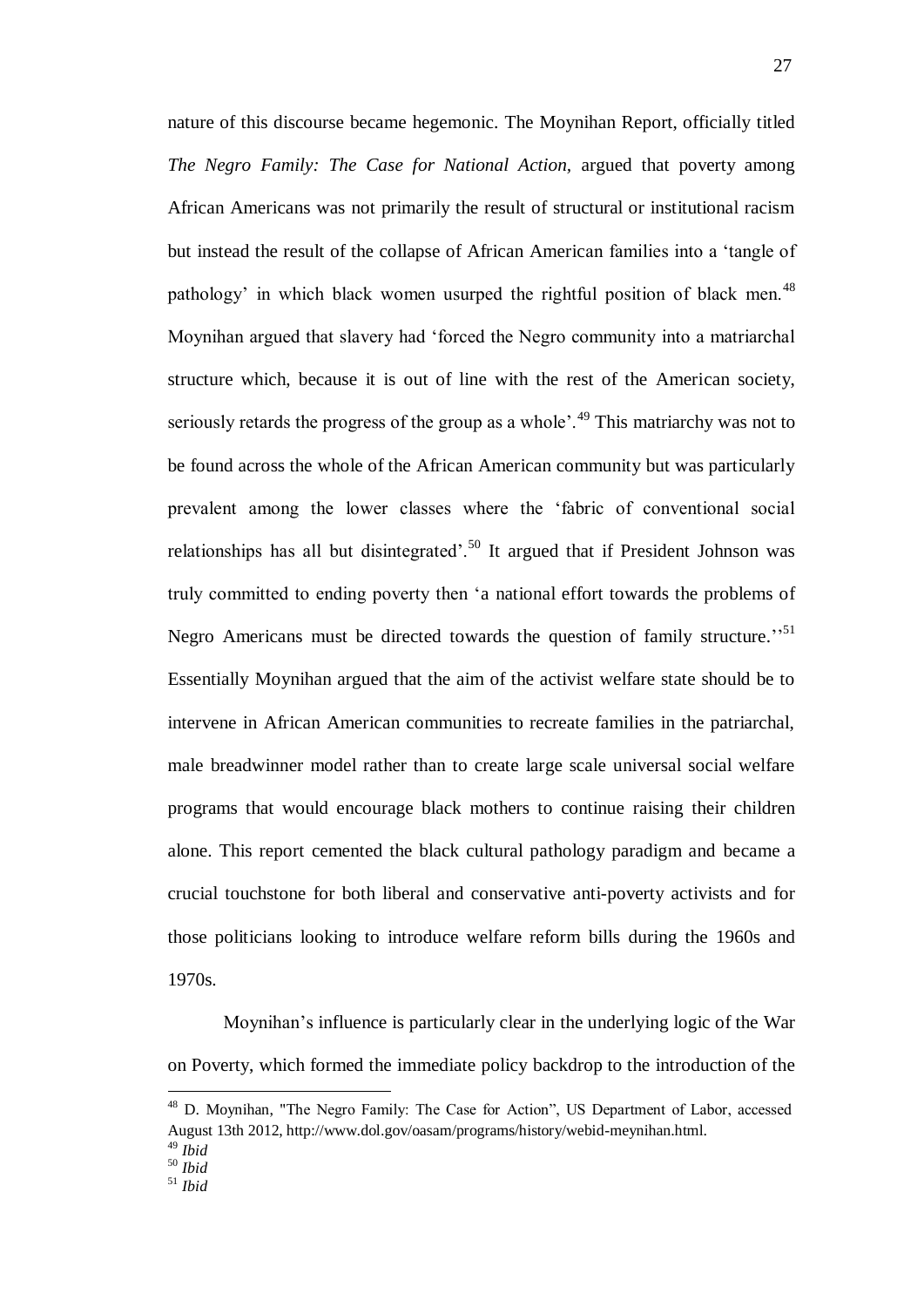nature of this discourse became hegemonic. The Moynihan Report, officially titled *The Negro Family: The Case for National Action,* argued that poverty among African Americans was not primarily the result of structural or institutional racism but instead the result of the collapse of African American families into a 'tangle of pathology' in which black women usurped the rightful position of black men.[48] Moynihan argued that slavery had 'forced the Negro community into a matriarchal structure which, because it is out of line with the rest of the American society, seriously retards the progress of the group as a whole'.[49] This matriarchy was not to be found across the whole of the African American community but was particularly prevalent among the lower classes where the 'fabric of conventional social relationships has all but disintegrated'.[50] It argued that if President Johnson was truly committed to ending poverty then 'a national effort towards the problems of Negro Americans must be directed towards the question of family structure.''[51] Essentially Moynihan argued that the aim of the activist welfare state should be to intervene in African American communities to recreate families in the patriarchal, male breadwinner model rather than to create large scale universal social welfare programs that would encourage black mothers to continue raising their children alone. This report cemented the black cultural pathology paradigm and became a crucial touchstone for both liberal and conservative anti-poverty activists and for those politicians looking to introduce welfare reform bills during the 1960s and 1970s.

Moynihan's influence is particularly clear in the underlying logic of the War on Poverty, which formed the immediate policy backdrop to the introduction of the

---

[48] D. Moynihan, "The Negro Family: The Case for Action", US Department of Labor, accessed August 13th 2012, http://www.dol.gov/oasam/programs/history/webid-meynihan.html.

[49] *Ibid*

[50] *Ibid*

[51] *Ibid*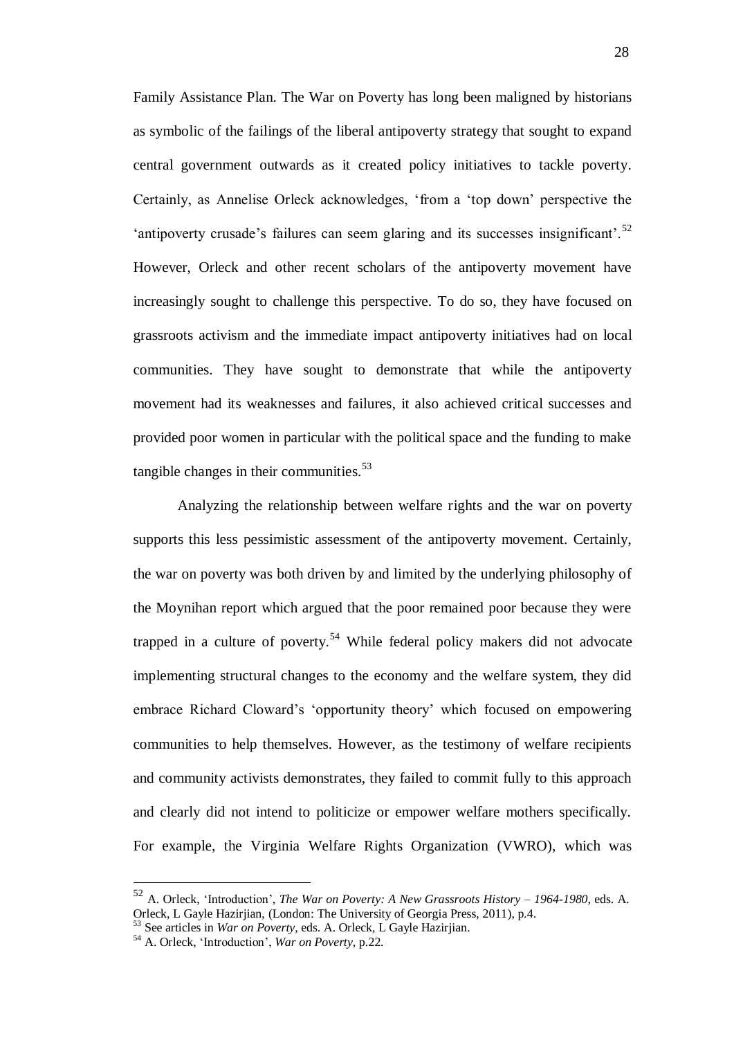Family Assistance Plan. The War on Poverty has long been maligned by historians as symbolic of the failings of the liberal antipoverty strategy that sought to expand central government outwards as it created policy initiatives to tackle poverty. Certainly, as Annelise Orleck acknowledges, 'from a 'top down' perspective the 'antipoverty crusade's failures can seem glaring and its successes insignificant'.[52] However, Orleck and other recent scholars of the antipoverty movement have increasingly sought to challenge this perspective. To do so, they have focused on grassroots activism and the immediate impact antipoverty initiatives had on local communities. They have sought to demonstrate that while the antipoverty movement had its weaknesses and failures, it also achieved critical successes and provided poor women in particular with the political space and the funding to make tangible changes in their communities.[53]

Analyzing the relationship between welfare rights and the war on poverty supports this less pessimistic assessment of the antipoverty movement. Certainly, the war on poverty was both driven by and limited by the underlying philosophy of the Moynihan report which argued that the poor remained poor because they were trapped in a culture of poverty.[54] While federal policy makers did not advocate implementing structural changes to the economy and the welfare system, they did embrace Richard Cloward's 'opportunity theory' which focused on empowering communities to help themselves. However, as the testimony of welfare recipients and community activists demonstrates, they failed to commit fully to this approach and clearly did not intend to politicize or empower welfare mothers specifically. For example, the Virginia Welfare Rights Organization (VWRO), which was

---

[52] A. Orleck, 'Introduction', *The War on Poverty: A New Grassroots History – 1964-1980*, eds. A. Orleck, L Gayle Hazirjian, (London: The University of Georgia Press, 2011), p.4.

[53] See articles in *War on Poverty,* eds. A. Orleck, L Gayle Hazirjian.

[54] A. Orleck, 'Introduction', *War on Poverty,* p.22.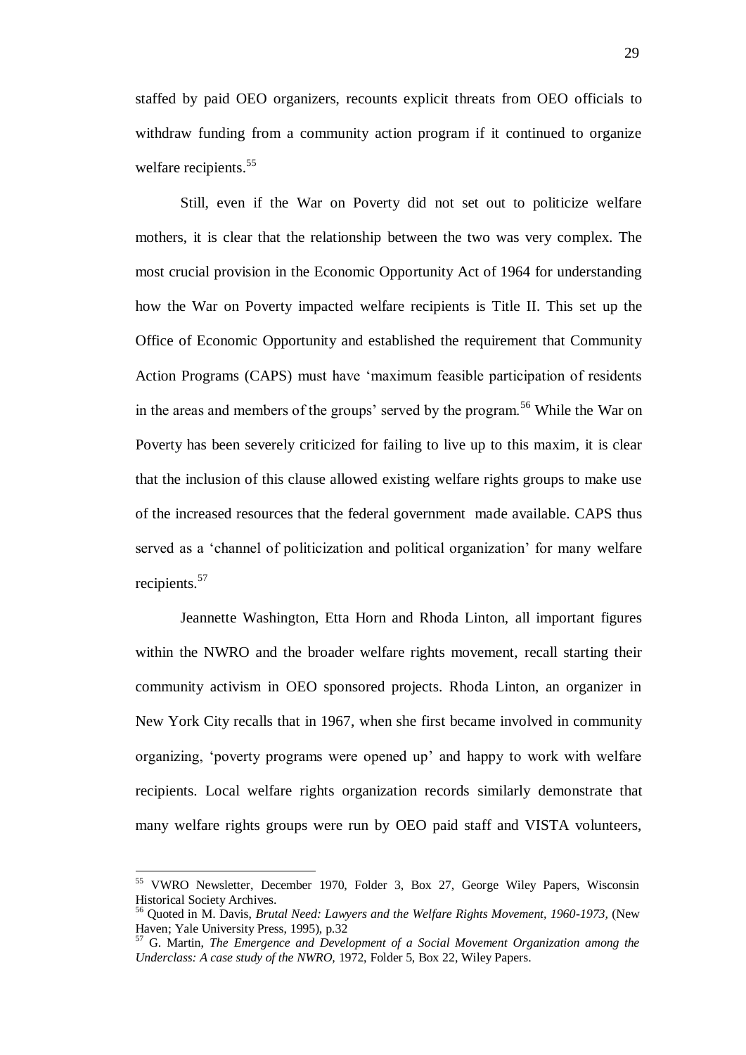staffed by paid OEO organizers, recounts explicit threats from OEO officials to withdraw funding from a community action program if it continued to organize welfare recipients.[55]

Still, even if the War on Poverty did not set out to politicize welfare mothers, it is clear that the relationship between the two was very complex. The most crucial provision in the Economic Opportunity Act of 1964 for understanding how the War on Poverty impacted welfare recipients is Title II. This set up the Office of Economic Opportunity and established the requirement that Community Action Programs (CAPS) must have 'maximum feasible participation of residents in the areas and members of the groups' served by the program.[56] While the War on Poverty has been severely criticized for failing to live up to this maxim, it is clear that the inclusion of this clause allowed existing welfare rights groups to make use of the increased resources that the federal government made available. CAPS thus served as a 'channel of politicization and political organization' for many welfare recipients.[57]

Jeannette Washington, Etta Horn and Rhoda Linton, all important figures within the NWRO and the broader welfare rights movement, recall starting their community activism in OEO sponsored projects. Rhoda Linton, an organizer in New York City recalls that in 1967, when she first became involved in community organizing, 'poverty programs were opened up' and happy to work with welfare recipients. Local welfare rights organization records similarly demonstrate that many welfare rights groups were run by OEO paid staff and VISTA volunteers,

---

[55] VWRO Newsletter, December 1970, Folder 3, Box 27, George Wiley Papers, Wisconsin Historical Society Archives.

[56] Quoted in M. Davis, *Brutal Need: Lawyers and the Welfare Rights Movement, 1960-1973,* (New Haven; Yale University Press, 1995), p.32

[57] G. Martin, *The Emergence and Development of a Social Movement Organization among the Underclass: A case study of the NWRO,* 1972, Folder 5, Box 22, Wiley Papers.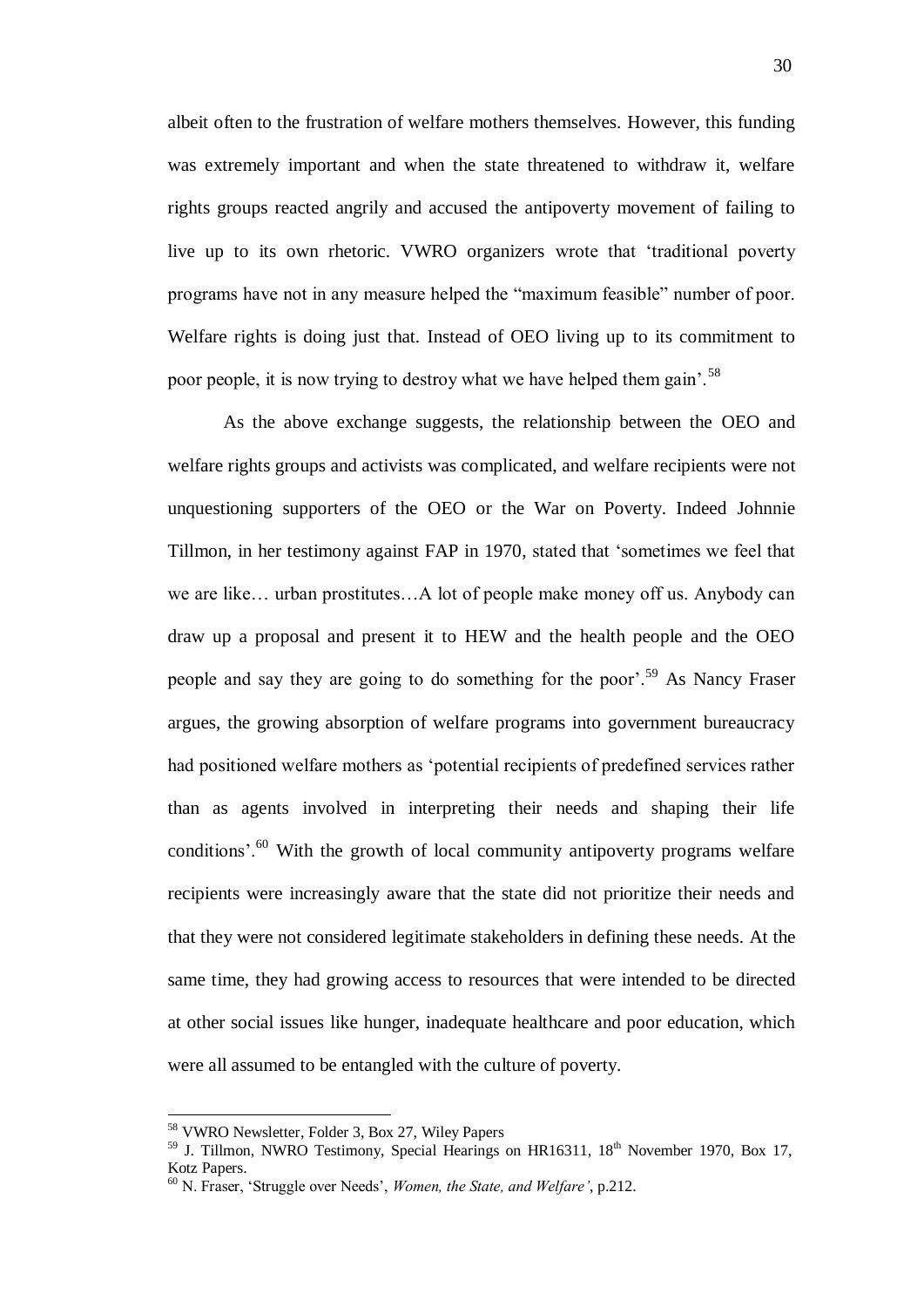albeit often to the frustration of welfare mothers themselves. However, this funding was extremely important and when the state threatened to withdraw it, welfare rights groups reacted angrily and accused the antipoverty movement of failing to live up to its own rhetoric. VWRO organizers wrote that 'traditional poverty programs have not in any measure helped the "maximum feasible" number of poor. Welfare rights is doing just that. Instead of OEO living up to its commitment to poor people, it is now trying to destroy what we have helped them gain'.[58]

As the above exchange suggests, the relationship between the OEO and welfare rights groups and activists was complicated, and welfare recipients were not unquestioning supporters of the OEO or the War on Poverty. Indeed Johnnie Tillmon, in her testimony against FAP in 1970, stated that 'sometimes we feel that we are like… urban prostitutes…A lot of people make money off us. Anybody can draw up a proposal and present it to HEW and the health people and the OEO people and say they are going to do something for the poor'.[59] As Nancy Fraser argues, the growing absorption of welfare programs into government bureaucracy had positioned welfare mothers as 'potential recipients of predefined services rather than as agents involved in interpreting their needs and shaping their life conditions'.[60] With the growth of local community antipoverty programs welfare recipients were increasingly aware that the state did not prioritize their needs and that they were not considered legitimate stakeholders in defining these needs. At the same time, they had growing access to resources that were intended to be directed at other social issues like hunger, inadequate healthcare and poor education, which were all assumed to be entangled with the culture of poverty.

---

[58] VWRO Newsletter, Folder 3, Box 27, Wiley Papers

[59] J. Tillmon, NWRO Testimony, Special Hearings on HR16311, 18th November 1970, Box 17, Kotz Papers.

[60] N. Fraser, 'Struggle over Needs', *Women, the State, and Welfare'*, p.212.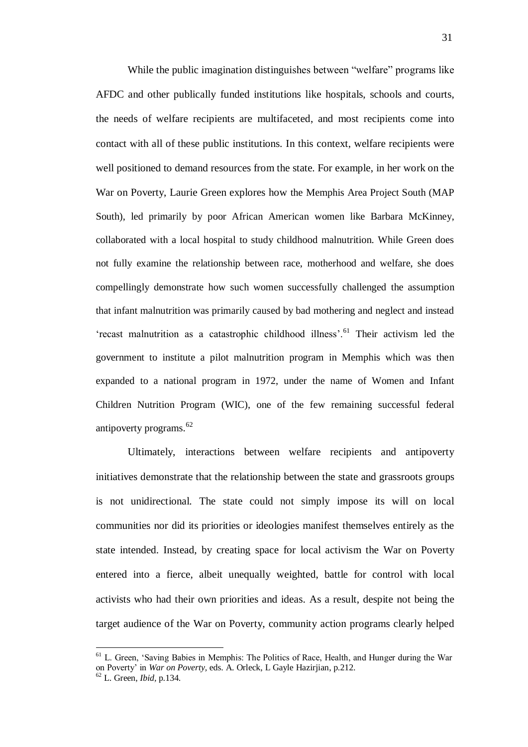While the public imagination distinguishes between “welfare” programs like AFDC and other publically funded institutions like hospitals, schools and courts, the needs of welfare recipients are multifaceted, and most recipients come into contact with all of these public institutions. In this context, welfare recipients were well positioned to demand resources from the state. For example, in her work on the War on Poverty, Laurie Green explores how the Memphis Area Project South (MAP South), led primarily by poor African American women like Barbara McKinney, collaborated with a local hospital to study childhood malnutrition. While Green does not fully examine the relationship between race, motherhood and welfare, she does compellingly demonstrate how such women successfully challenged the assumption that infant malnutrition was primarily caused by bad mothering and neglect and instead ‘recast malnutrition as a catastrophic childhood illness’.[61] Their activism led the government to institute a pilot malnutrition program in Memphis which was then expanded to a national program in 1972, under the name of Women and Infant Children Nutrition Program (WIC), one of the few remaining successful federal antipoverty programs.[62]

Ultimately, interactions between welfare recipients and antipoverty initiatives demonstrate that the relationship between the state and grassroots groups is not unidirectional. The state could not simply impose its will on local communities nor did its priorities or ideologies manifest themselves entirely as the state intended. Instead, by creating space for local activism the War on Poverty entered into a fierce, albeit unequally weighted, battle for control with local activists who had their own priorities and ideas. As a result, despite not being the target audience of the War on Poverty, community action programs clearly helped

---

[61] L. Green, ‘Saving Babies in Memphis: The Politics of Race, Health, and Hunger during the War on Poverty’ in *War on Poverty,* eds. A. Orleck, L Gayle Hazirjian, p.212.

[62] L. Green, *Ibid,* p.134.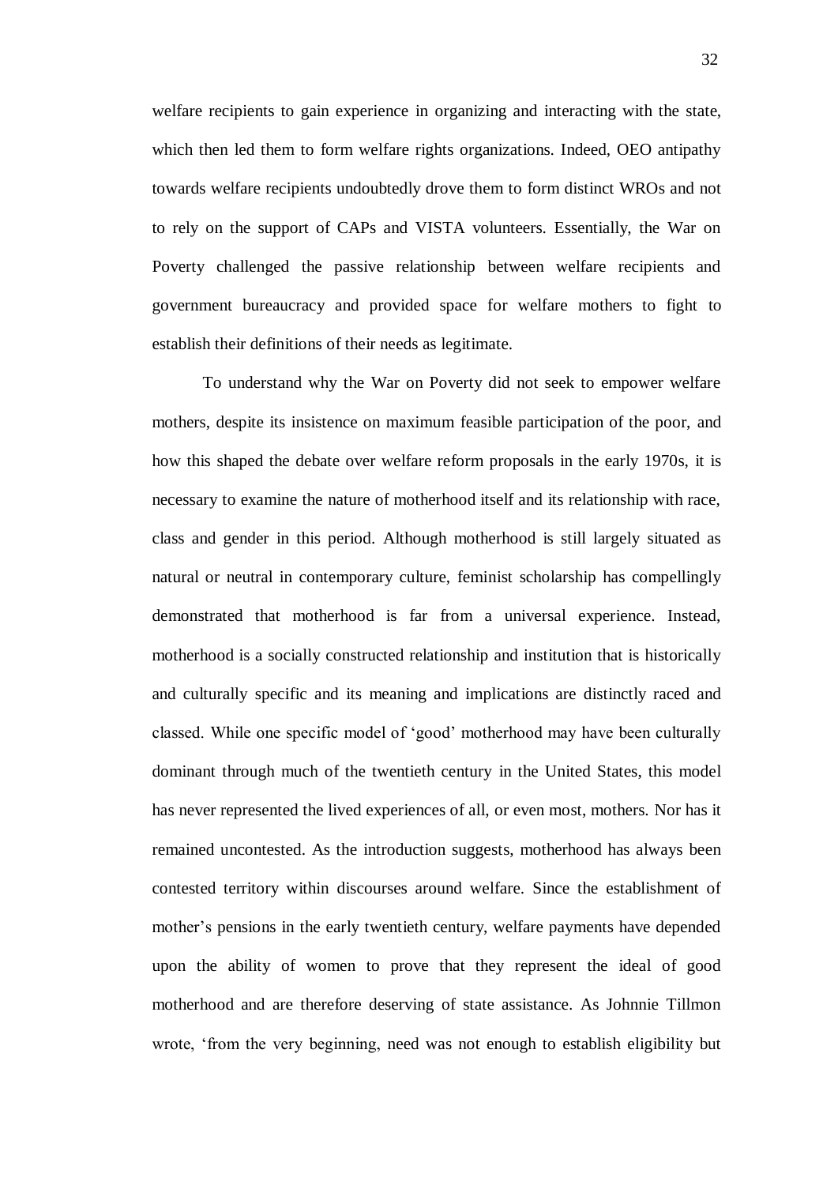welfare recipients to gain experience in organizing and interacting with the state, which then led them to form welfare rights organizations. Indeed, OEO antipathy towards welfare recipients undoubtedly drove them to form distinct WROs and not to rely on the support of CAPs and VISTA volunteers. Essentially, the War on Poverty challenged the passive relationship between welfare recipients and government bureaucracy and provided space for welfare mothers to fight to establish their definitions of their needs as legitimate.

To understand why the War on Poverty did not seek to empower welfare mothers, despite its insistence on maximum feasible participation of the poor, and how this shaped the debate over welfare reform proposals in the early 1970s, it is necessary to examine the nature of motherhood itself and its relationship with race, class and gender in this period. Although motherhood is still largely situated as natural or neutral in contemporary culture, feminist scholarship has compellingly demonstrated that motherhood is far from a universal experience. Instead, motherhood is a socially constructed relationship and institution that is historically and culturally specific and its meaning and implications are distinctly raced and classed. While one specific model of 'good' motherhood may have been culturally dominant through much of the twentieth century in the United States, this model has never represented the lived experiences of all, or even most, mothers. Nor has it remained uncontested. As the introduction suggests, motherhood has always been contested territory within discourses around welfare. Since the establishment of mother's pensions in the early twentieth century, welfare payments have depended upon the ability of women to prove that they represent the ideal of good motherhood and are therefore deserving of state assistance. As Johnnie Tillmon wrote, 'from the very beginning, need was not enough to establish eligibility but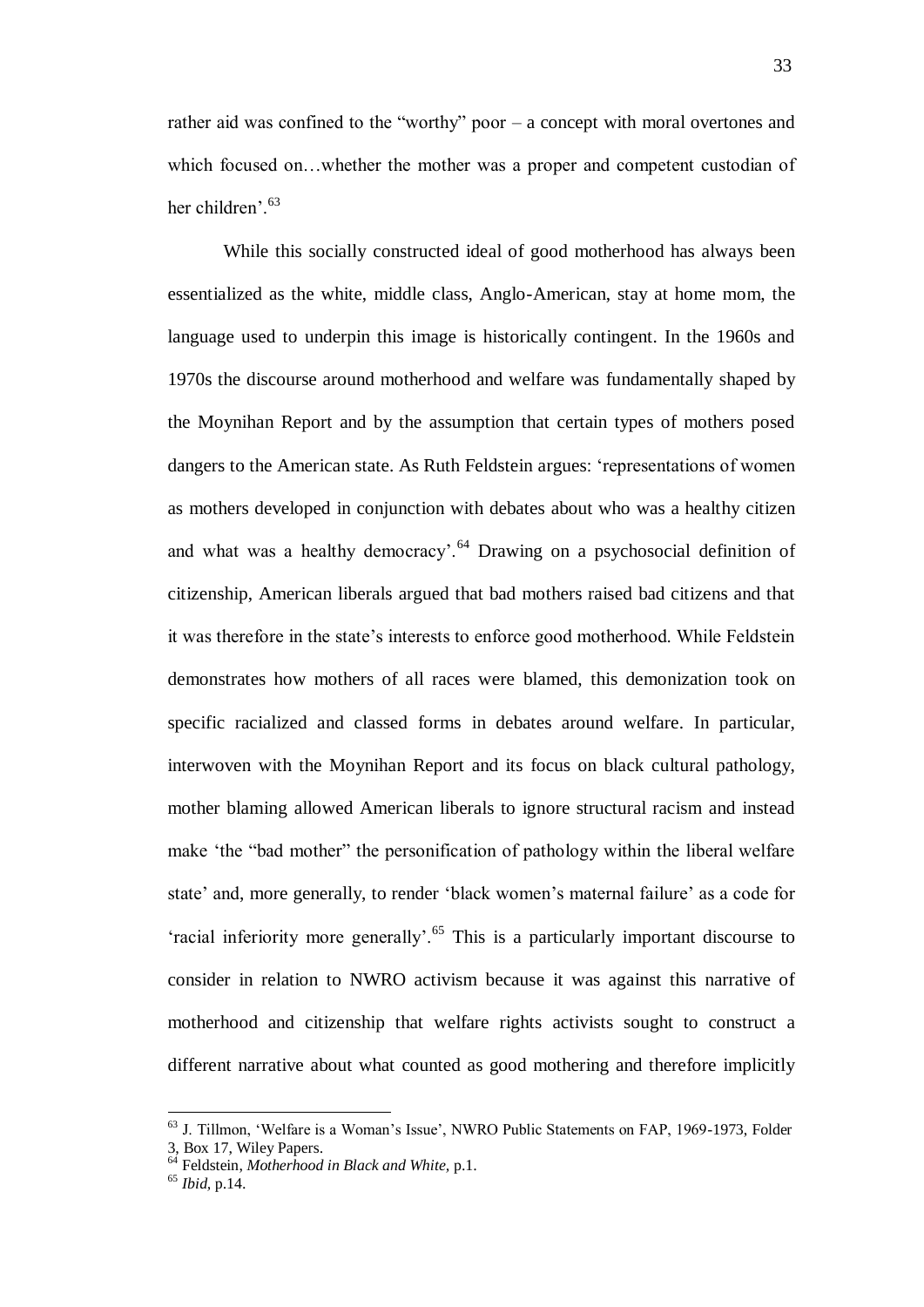rather aid was confined to the "worthy" poor – a concept with moral overtones and which focused on…whether the mother was a proper and competent custodian of her children'.[63]

While this socially constructed ideal of good motherhood has always been essentialized as the white, middle class, Anglo-American, stay at home mom, the language used to underpin this image is historically contingent. In the 1960s and 1970s the discourse around motherhood and welfare was fundamentally shaped by the Moynihan Report and by the assumption that certain types of mothers posed dangers to the American state. As Ruth Feldstein argues: 'representations of women as mothers developed in conjunction with debates about who was a healthy citizen and what was a healthy democracy'.[64] Drawing on a psychosocial definition of citizenship, American liberals argued that bad mothers raised bad citizens and that it was therefore in the state's interests to enforce good motherhood. While Feldstein demonstrates how mothers of all races were blamed, this demonization took on specific racialized and classed forms in debates around welfare. In particular, interwoven with the Moynihan Report and its focus on black cultural pathology, mother blaming allowed American liberals to ignore structural racism and instead make 'the "bad mother" the personification of pathology within the liberal welfare state' and, more generally, to render 'black women's maternal failure' as a code for 'racial inferiority more generally'.[65] This is a particularly important discourse to consider in relation to NWRO activism because it was against this narrative of motherhood and citizenship that welfare rights activists sought to construct a different narrative about what counted as good mothering and therefore implicitly

---

[63] J. Tillmon, 'Welfare is a Woman's Issue', NWRO Public Statements on FAP, 1969-1973, Folder 3, Box 17, Wiley Papers.

[64] Feldstein, *Motherhood in Black and White,* p.1.

[65] *Ibid,* p.14.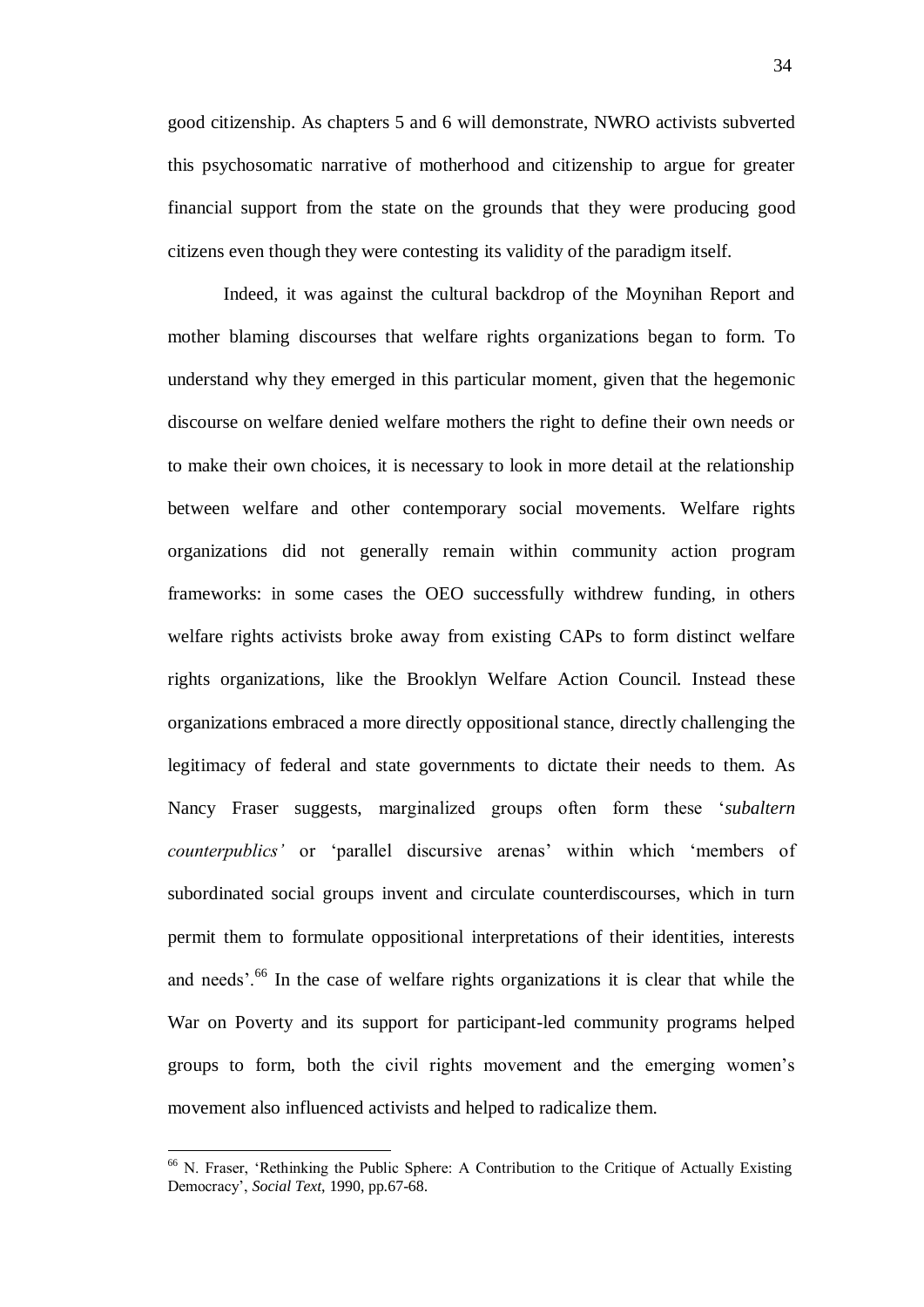good citizenship. As chapters 5 and 6 will demonstrate, NWRO activists subverted this psychosomatic narrative of motherhood and citizenship to argue for greater financial support from the state on the grounds that they were producing good citizens even though they were contesting its validity of the paradigm itself.

Indeed, it was against the cultural backdrop of the Moynihan Report and mother blaming discourses that welfare rights organizations began to form. To understand why they emerged in this particular moment, given that the hegemonic discourse on welfare denied welfare mothers the right to define their own needs or to make their own choices, it is necessary to look in more detail at the relationship between welfare and other contemporary social movements. Welfare rights organizations did not generally remain within community action program frameworks: in some cases the OEO successfully withdrew funding, in others welfare rights activists broke away from existing CAPs to form distinct welfare rights organizations, like the Brooklyn Welfare Action Council. Instead these organizations embraced a more directly oppositional stance, directly challenging the legitimacy of federal and state governments to dictate their needs to them. As Nancy Fraser suggests, marginalized groups often form these '*subaltern counterpublics'* or 'parallel discursive arenas' within which 'members of subordinated social groups invent and circulate counterdiscourses, which in turn permit them to formulate oppositional interpretations of their identities, interests and needs'.[66] In the case of welfare rights organizations it is clear that while the War on Poverty and its support for participant-led community programs helped groups to form, both the civil rights movement and the emerging women's movement also influenced activists and helped to radicalize them.

[66] N. Fraser, 'Rethinking the Public Sphere: A Contribution to the Critique of Actually Existing Democracy', *Social Text*, 1990, pp.67-68.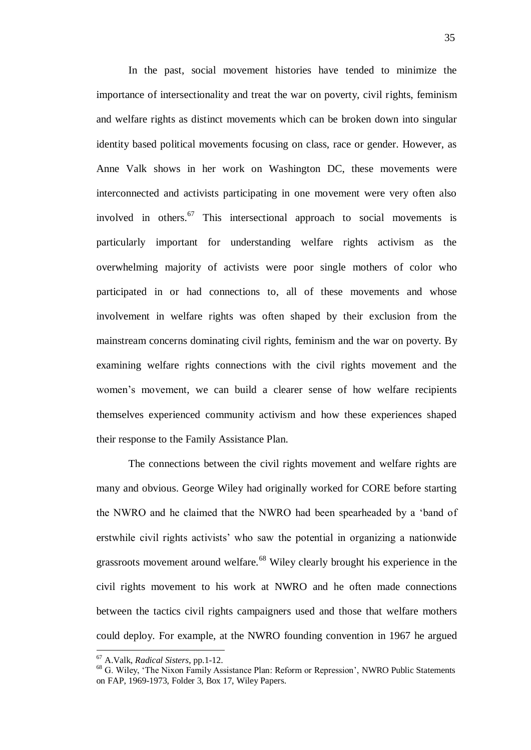In the past, social movement histories have tended to minimize the importance of intersectionality and treat the war on poverty, civil rights, feminism and welfare rights as distinct movements which can be broken down into singular identity based political movements focusing on class, race or gender. However, as Anne Valk shows in her work on Washington DC, these movements were interconnected and activists participating in one movement were very often also involved in others.[67] This intersectional approach to social movements is particularly important for understanding welfare rights activism as the overwhelming majority of activists were poor single mothers of color who participated in or had connections to, all of these movements and whose involvement in welfare rights was often shaped by their exclusion from the mainstream concerns dominating civil rights, feminism and the war on poverty. By examining welfare rights connections with the civil rights movement and the women's movement, we can build a clearer sense of how welfare recipients themselves experienced community activism and how these experiences shaped their response to the Family Assistance Plan.

The connections between the civil rights movement and welfare rights are many and obvious. George Wiley had originally worked for CORE before starting the NWRO and he claimed that the NWRO had been spearheaded by a 'band of erstwhile civil rights activists' who saw the potential in organizing a nationwide grassroots movement around welfare.[68] Wiley clearly brought his experience in the civil rights movement to his work at NWRO and he often made connections between the tactics civil rights campaigners used and those that welfare mothers could deploy. For example, at the NWRO founding convention in 1967 he argued

---

[67] A.Valk, *Radical Sisters*, pp.1-12.

[68] G. Wiley, 'The Nixon Family Assistance Plan: Reform or Repression', NWRO Public Statements on FAP, 1969-1973, Folder 3, Box 17, Wiley Papers.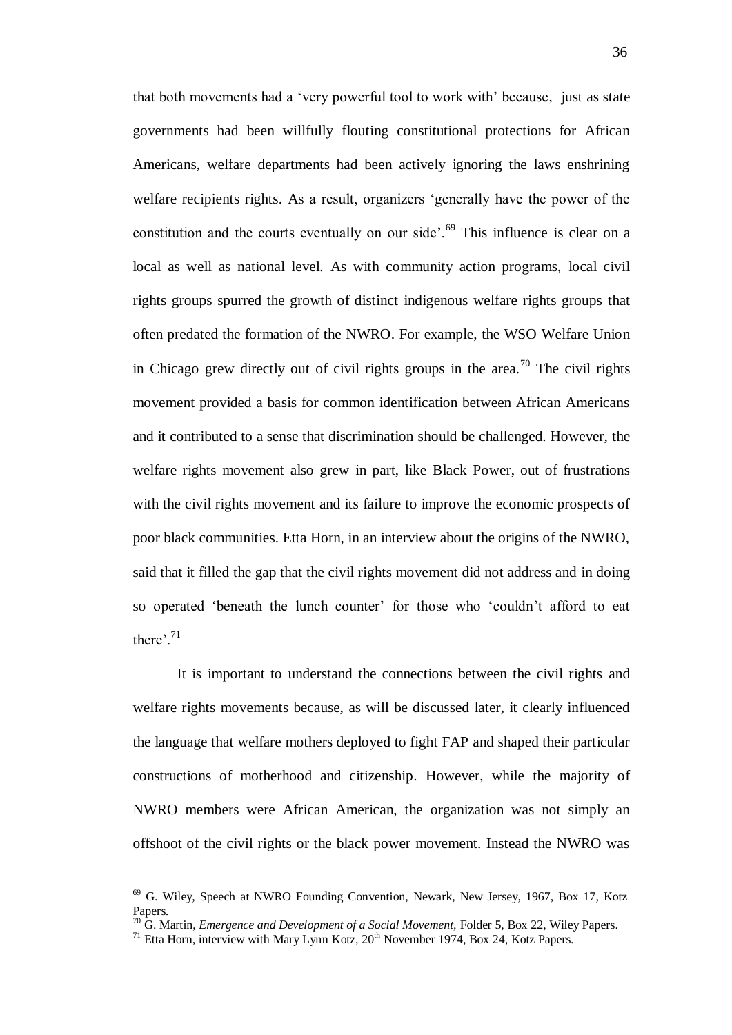that both movements had a 'very powerful tool to work with' because, just as state governments had been willfully flouting constitutional protections for African Americans, welfare departments had been actively ignoring the laws enshrining welfare recipients rights. As a result, organizers 'generally have the power of the constitution and the courts eventually on our side'.[69] This influence is clear on a local as well as national level. As with community action programs, local civil rights groups spurred the growth of distinct indigenous welfare rights groups that often predated the formation of the NWRO. For example, the WSO Welfare Union in Chicago grew directly out of civil rights groups in the area.[70] The civil rights movement provided a basis for common identification between African Americans and it contributed to a sense that discrimination should be challenged. However, the welfare rights movement also grew in part, like Black Power, out of frustrations with the civil rights movement and its failure to improve the economic prospects of poor black communities. Etta Horn, in an interview about the origins of the NWRO, said that it filled the gap that the civil rights movement did not address and in doing so operated 'beneath the lunch counter' for those who 'couldn't afford to eat there'.[71]

It is important to understand the connections between the civil rights and welfare rights movements because, as will be discussed later, it clearly influenced the language that welfare mothers deployed to fight FAP and shaped their particular constructions of motherhood and citizenship. However, while the majority of NWRO members were African American, the organization was not simply an offshoot of the civil rights or the black power movement. Instead the NWRO was

---

[69] G. Wiley, Speech at NWRO Founding Convention, Newark, New Jersey, 1967, Box 17, Kotz Papers.

[70] G. Martin, *Emergence and Development of a Social Movement*, Folder 5, Box 22, Wiley Papers.

[71] Etta Horn, interview with Mary Lynn Kotz, 20th November 1974, Box 24, Kotz Papers.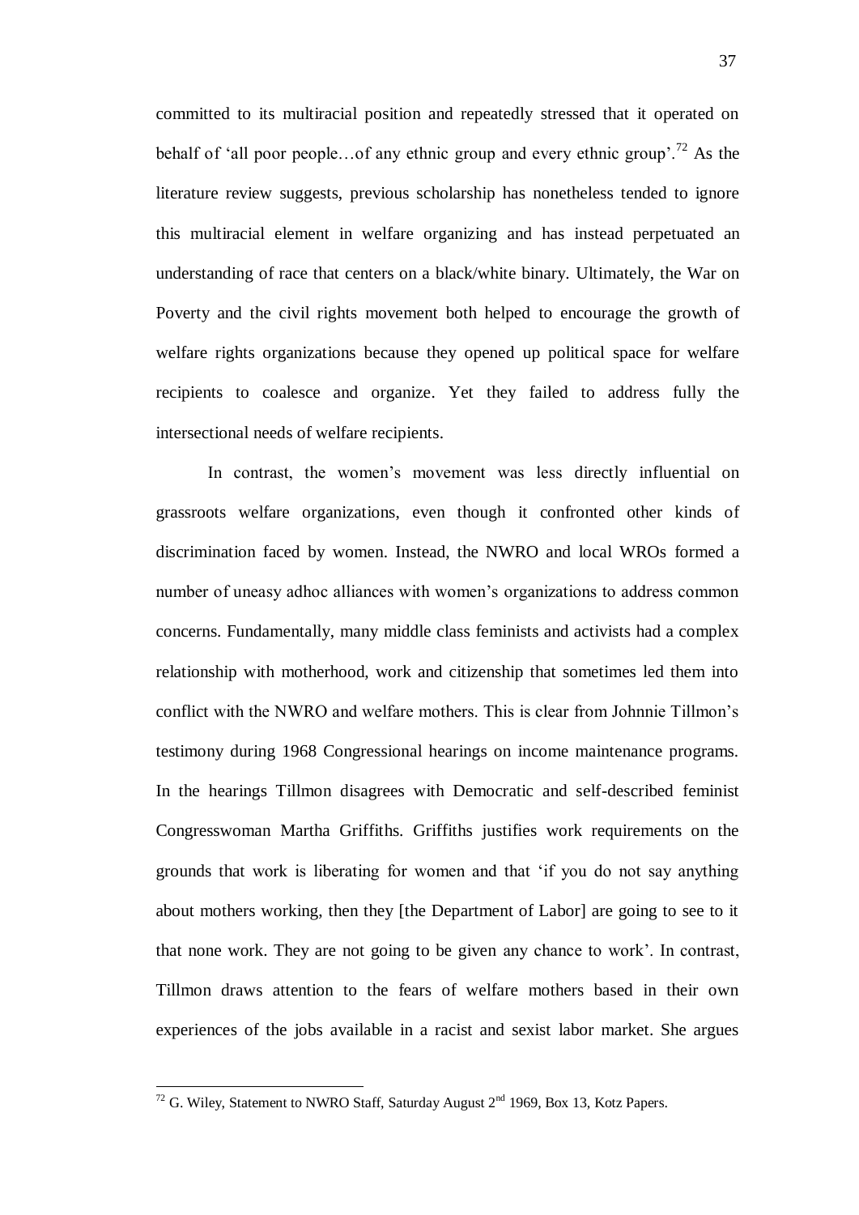committed to its multiracial position and repeatedly stressed that it operated on behalf of 'all poor people…of any ethnic group and every ethnic group'.[72] As the literature review suggests, previous scholarship has nonetheless tended to ignore this multiracial element in welfare organizing and has instead perpetuated an understanding of race that centers on a black/white binary. Ultimately, the War on Poverty and the civil rights movement both helped to encourage the growth of welfare rights organizations because they opened up political space for welfare recipients to coalesce and organize. Yet they failed to address fully the intersectional needs of welfare recipients.

In contrast, the women's movement was less directly influential on grassroots welfare organizations, even though it confronted other kinds of discrimination faced by women. Instead, the NWRO and local WROs formed a number of uneasy adhoc alliances with women's organizations to address common concerns. Fundamentally, many middle class feminists and activists had a complex relationship with motherhood, work and citizenship that sometimes led them into conflict with the NWRO and welfare mothers. This is clear from Johnnie Tillmon's testimony during 1968 Congressional hearings on income maintenance programs. In the hearings Tillmon disagrees with Democratic and self-described feminist Congresswoman Martha Griffiths. Griffiths justifies work requirements on the grounds that work is liberating for women and that 'if you do not say anything about mothers working, then they [the Department of Labor] are going to see to it that none work. They are not going to be given any chance to work'. In contrast, Tillmon draws attention to the fears of welfare mothers based in their own experiences of the jobs available in a racist and sexist labor market. She argues

[72] G. Wiley, Statement to NWRO Staff, Saturday August 2nd 1969, Box 13, Kotz Papers.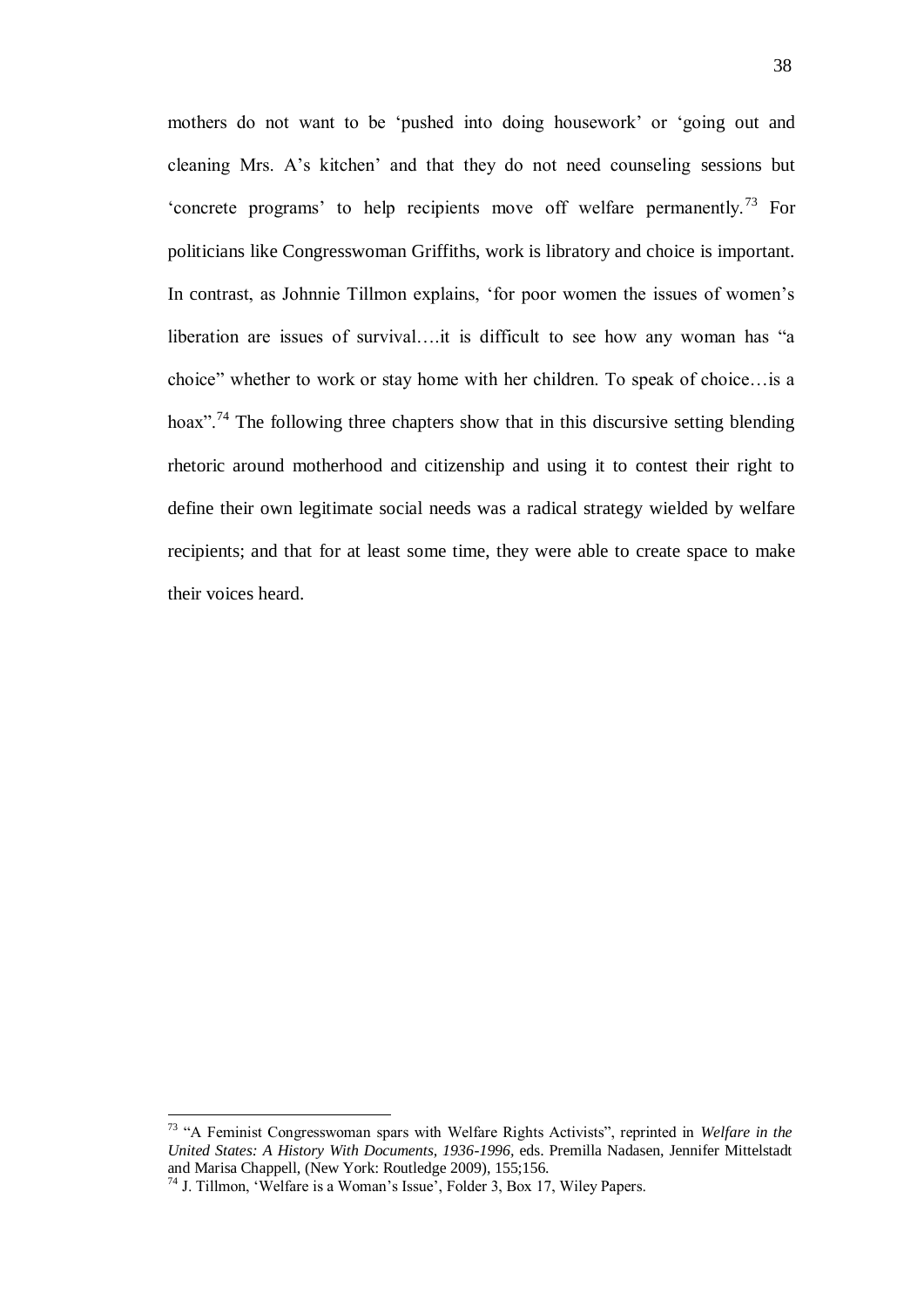mothers do not want to be 'pushed into doing housework' or 'going out and cleaning Mrs. A's kitchen' and that they do not need counseling sessions but 'concrete programs' to help recipients move off welfare permanently.[73] For politicians like Congresswoman Griffiths, work is libratory and choice is important. In contrast, as Johnnie Tillmon explains, 'for poor women the issues of women's liberation are issues of survival….it is difficult to see how any woman has "a choice" whether to work or stay home with her children. To speak of choice…is a hoax".[74] The following three chapters show that in this discursive setting blending rhetoric around motherhood and citizenship and using it to contest their right to define their own legitimate social needs was a radical strategy wielded by welfare recipients; and that for at least some time, they were able to create space to make their voices heard.

---

[73] "A Feminist Congresswoman spars with Welfare Rights Activists", reprinted in *Welfare in the United States: A History With Documents, 1936-1996*, eds. Premilla Nadasen, Jennifer Mittelstadt and Marisa Chappell, (New York: Routledge 2009), 155;156.

[74] J. Tillmon, 'Welfare is a Woman's Issue', Folder 3, Box 17, Wiley Papers.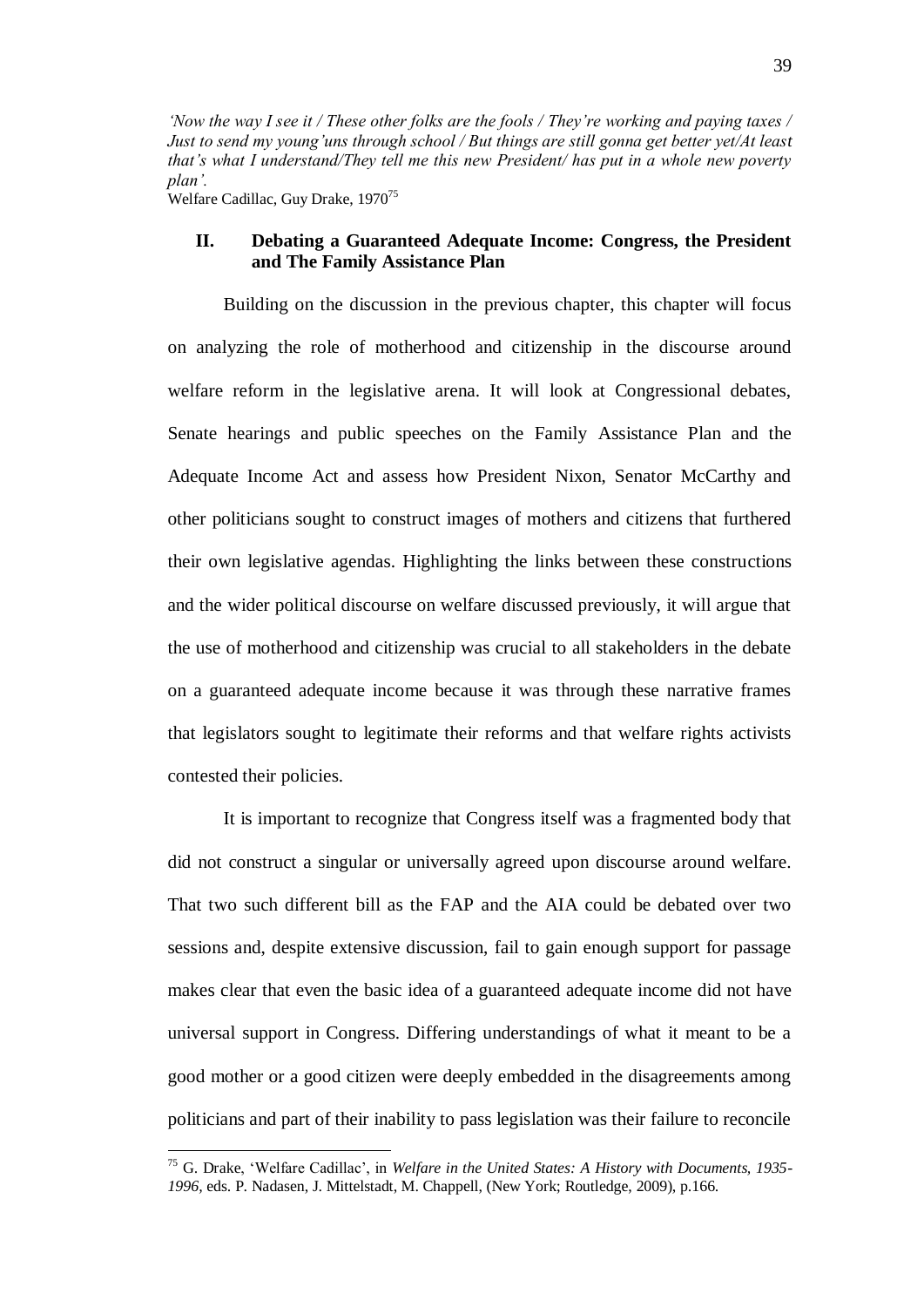*'Now the way I see it / These other folks are the fools / They're working and paying taxes / Just to send my young'uns through school / But things are still gonna get better yet/At least that's what I understand/They tell me this new President/ has put in a whole new poverty plan'.*

Welfare Cadillac, Guy Drake, 1970[75]

## II. Debating a Guaranteed Adequate Income: Congress, the President and The Family Assistance Plan

Building on the discussion in the previous chapter, this chapter will focus on analyzing the role of motherhood and citizenship in the discourse around welfare reform in the legislative arena. It will look at Congressional debates, Senate hearings and public speeches on the Family Assistance Plan and the Adequate Income Act and assess how President Nixon, Senator McCarthy and other politicians sought to construct images of mothers and citizens that furthered their own legislative agendas. Highlighting the links between these constructions and the wider political discourse on welfare discussed previously, it will argue that the use of motherhood and citizenship was crucial to all stakeholders in the debate on a guaranteed adequate income because it was through these narrative frames that legislators sought to legitimate their reforms and that welfare rights activists contested their policies.

It is important to recognize that Congress itself was a fragmented body that did not construct a singular or universally agreed upon discourse around welfare. That two such different bill as the FAP and the AIA could be debated over two sessions and, despite extensive discussion, fail to gain enough support for passage makes clear that even the basic idea of a guaranteed adequate income did not have universal support in Congress. Differing understandings of what it meant to be a good mother or a good citizen were deeply embedded in the disagreements among politicians and part of their inability to pass legislation was their failure to reconcile

[75] G. Drake, 'Welfare Cadillac', in *Welfare in the United States: A History with Documents, 1935-1996,* eds. P. Nadasen, J. Mittelstadt, M. Chappell, (New York; Routledge, 2009), p.166.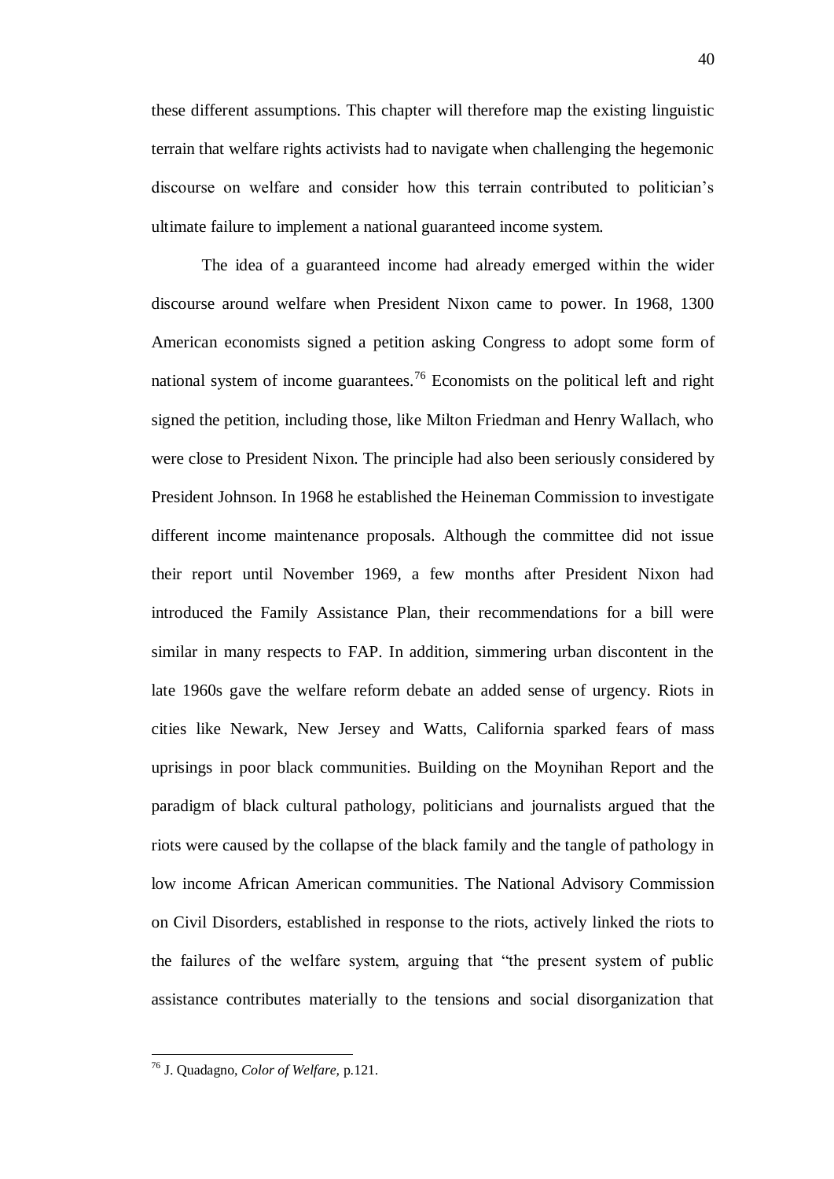these different assumptions. This chapter will therefore map the existing linguistic terrain that welfare rights activists had to navigate when challenging the hegemonic discourse on welfare and consider how this terrain contributed to politician's ultimate failure to implement a national guaranteed income system.

The idea of a guaranteed income had already emerged within the wider discourse around welfare when President Nixon came to power. In 1968, 1300 American economists signed a petition asking Congress to adopt some form of national system of income guarantees.[76] Economists on the political left and right signed the petition, including those, like Milton Friedman and Henry Wallach, who were close to President Nixon. The principle had also been seriously considered by President Johnson. In 1968 he established the Heineman Commission to investigate different income maintenance proposals. Although the committee did not issue their report until November 1969, a few months after President Nixon had introduced the Family Assistance Plan, their recommendations for a bill were similar in many respects to FAP. In addition, simmering urban discontent in the late 1960s gave the welfare reform debate an added sense of urgency. Riots in cities like Newark, New Jersey and Watts, California sparked fears of mass uprisings in poor black communities. Building on the Moynihan Report and the paradigm of black cultural pathology, politicians and journalists argued that the riots were caused by the collapse of the black family and the tangle of pathology in low income African American communities. The National Advisory Commission on Civil Disorders, established in response to the riots, actively linked the riots to the failures of the welfare system, arguing that "the present system of public assistance contributes materially to the tensions and social disorganization that

[76] J. Quadagno, *Color of Welfare,* p.121.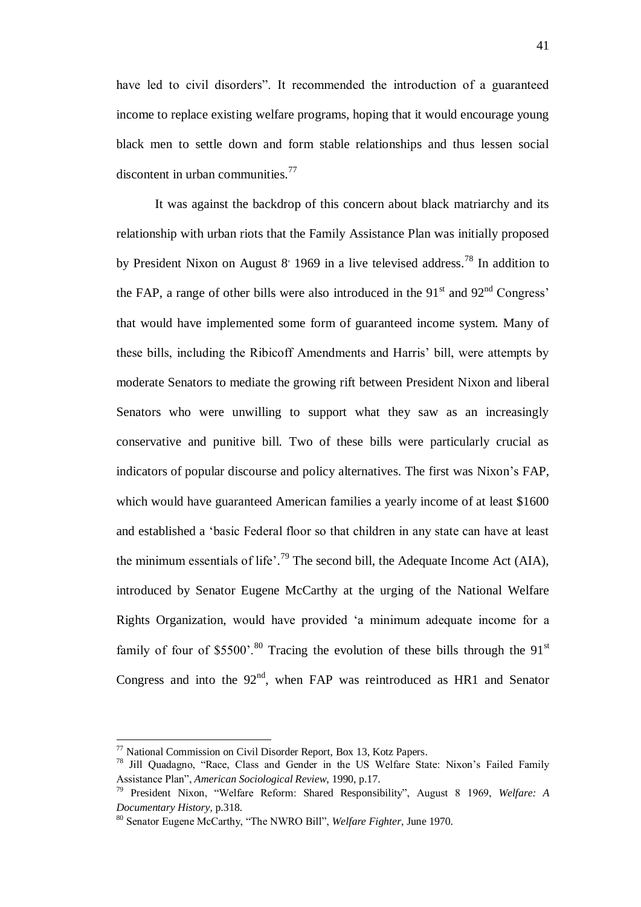have led to civil disorders". It recommended the introduction of a guaranteed income to replace existing welfare programs, hoping that it would encourage young black men to settle down and form stable relationships and thus lessen social discontent in urban communities.[77]

It was against the backdrop of this concern about black matriarchy and its relationship with urban riots that the Family Assistance Plan was initially proposed by President Nixon on August 8' 1969 in a live televised address.[78] In addition to the FAP, a range of other bills were also introduced in the 91st and 92nd Congress' that would have implemented some form of guaranteed income system. Many of these bills, including the Ribicoff Amendments and Harris' bill, were attempts by moderate Senators to mediate the growing rift between President Nixon and liberal Senators who were unwilling to support what they saw as an increasingly conservative and punitive bill. Two of these bills were particularly crucial as indicators of popular discourse and policy alternatives. The first was Nixon's FAP, which would have guaranteed American families a yearly income of at least $1600 and established a 'basic Federal floor so that children in any state can have at least the minimum essentials of life'.[79] The second bill, the Adequate Income Act (AIA), introduced by Senator Eugene McCarthy at the urging of the National Welfare Rights Organization, would have provided 'a minimum adequate income for a family of four of $5500'.[80] Tracing the evolution of these bills through the 91st Congress and into the 92nd, when FAP was reintroduced as HR1 and Senator

---

[77] National Commission on Civil Disorder Report, Box 13, Kotz Papers.

[78] Jill Quadagno, "Race, Class and Gender in the US Welfare State: Nixon's Failed Family Assistance Plan", *American Sociological Review*, 1990, p.17.

[79] President Nixon, "Welfare Reform: Shared Responsibility", August 8 1969, *Welfare: A Documentary History*, p.318.

[80] Senator Eugene McCarthy, "The NWRO Bill", *Welfare Fighter*, June 1970.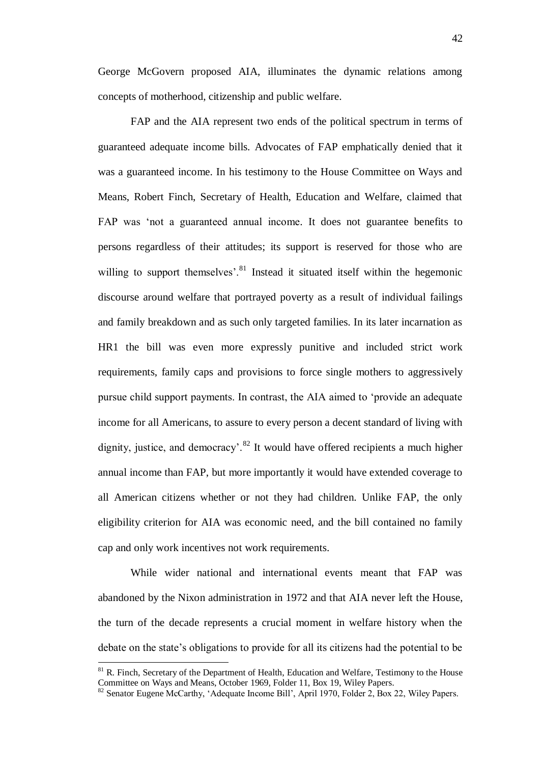George McGovern proposed AIA, illuminates the dynamic relations among concepts of motherhood, citizenship and public welfare.

FAP and the AIA represent two ends of the political spectrum in terms of guaranteed adequate income bills. Advocates of FAP emphatically denied that it was a guaranteed income. In his testimony to the House Committee on Ways and Means, Robert Finch, Secretary of Health, Education and Welfare, claimed that FAP was 'not a guaranteed annual income. It does not guarantee benefits to persons regardless of their attitudes; its support is reserved for those who are willing to support themselves'.[81] Instead it situated itself within the hegemonic discourse around welfare that portrayed poverty as a result of individual failings and family breakdown and as such only targeted families. In its later incarnation as HR1 the bill was even more expressly punitive and included strict work requirements, family caps and provisions to force single mothers to aggressively pursue child support payments. In contrast, the AIA aimed to 'provide an adequate income for all Americans, to assure to every person a decent standard of living with dignity, justice, and democracy'.[82] It would have offered recipients a much higher annual income than FAP, but more importantly it would have extended coverage to all American citizens whether or not they had children. Unlike FAP, the only eligibility criterion for AIA was economic need, and the bill contained no family cap and only work incentives not work requirements.

While wider national and international events meant that FAP was abandoned by the Nixon administration in 1972 and that AIA never left the House, the turn of the decade represents a crucial moment in welfare history when the debate on the state's obligations to provide for all its citizens had the potential to be

[81] R. Finch, Secretary of the Department of Health, Education and Welfare, Testimony to the House Committee on Ways and Means, October 1969, Folder 11, Box 19, Wiley Papers.

[82] Senator Eugene McCarthy, 'Adequate Income Bill', April 1970, Folder 2, Box 22, Wiley Papers.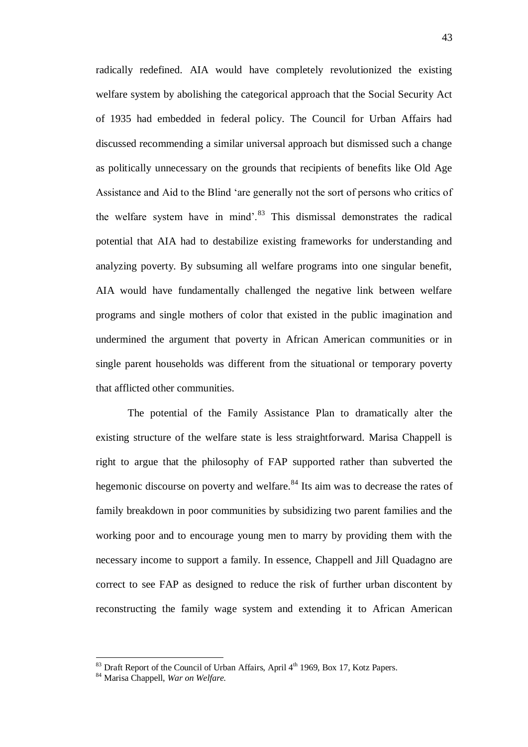radically redefined. AIA would have completely revolutionized the existing welfare system by abolishing the categorical approach that the Social Security Act of 1935 had embedded in federal policy. The Council for Urban Affairs had discussed recommending a similar universal approach but dismissed such a change as politically unnecessary on the grounds that recipients of benefits like Old Age Assistance and Aid to the Blind 'are generally not the sort of persons who critics of the welfare system have in mind'.[83] This dismissal demonstrates the radical potential that AIA had to destabilize existing frameworks for understanding and analyzing poverty. By subsuming all welfare programs into one singular benefit, AIA would have fundamentally challenged the negative link between welfare programs and single mothers of color that existed in the public imagination and undermined the argument that poverty in African American communities or in single parent households was different from the situational or temporary poverty that afflicted other communities.

The potential of the Family Assistance Plan to dramatically alter the existing structure of the welfare state is less straightforward. Marisa Chappell is right to argue that the philosophy of FAP supported rather than subverted the hegemonic discourse on poverty and welfare.[84] Its aim was to decrease the rates of family breakdown in poor communities by subsidizing two parent families and the working poor and to encourage young men to marry by providing them with the necessary income to support a family. In essence, Chappell and Jill Quadagno are correct to see FAP as designed to reduce the risk of further urban discontent by reconstructing the family wage system and extending it to African American

[83] Draft Report of the Council of Urban Affairs, April 4th 1969, Box 17, Kotz Papers.

[84] Marisa Chappell, *War on Welfare.*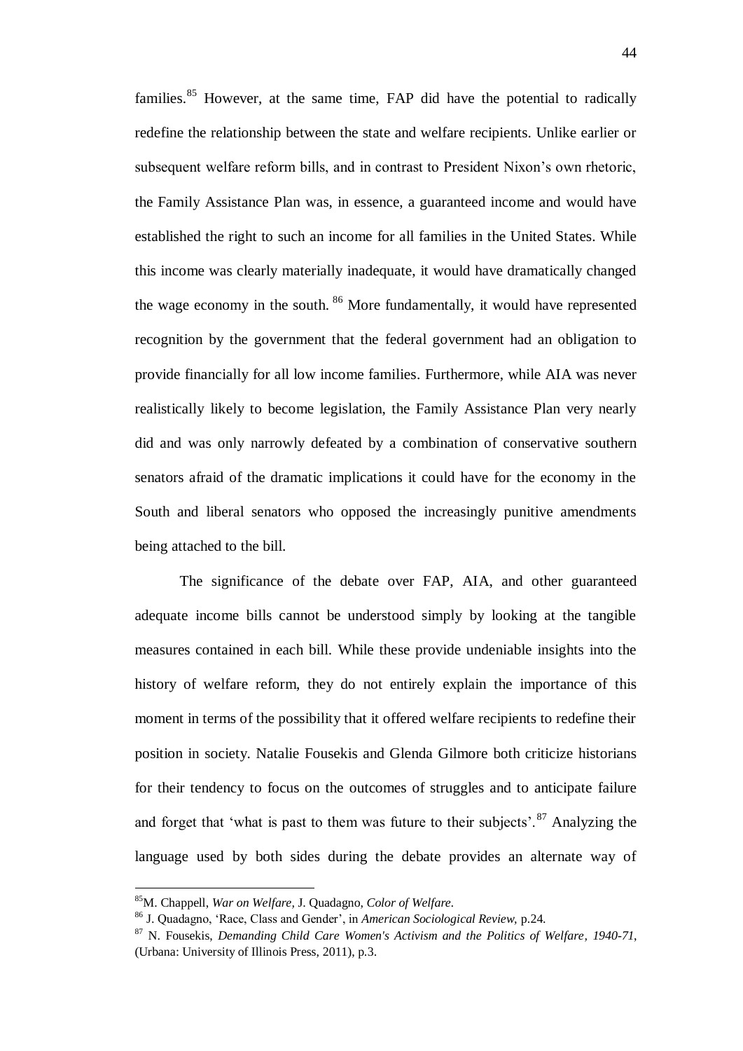families.[85] However, at the same time, FAP did have the potential to radically redefine the relationship between the state and welfare recipients. Unlike earlier or subsequent welfare reform bills, and in contrast to President Nixon's own rhetoric, the Family Assistance Plan was, in essence, a guaranteed income and would have established the right to such an income for all families in the United States. While this income was clearly materially inadequate, it would have dramatically changed the wage economy in the south. [86] More fundamentally, it would have represented recognition by the government that the federal government had an obligation to provide financially for all low income families. Furthermore, while AIA was never realistically likely to become legislation, the Family Assistance Plan very nearly did and was only narrowly defeated by a combination of conservative southern senators afraid of the dramatic implications it could have for the economy in the South and liberal senators who opposed the increasingly punitive amendments being attached to the bill.

The significance of the debate over FAP, AIA, and other guaranteed adequate income bills cannot be understood simply by looking at the tangible measures contained in each bill. While these provide undeniable insights into the history of welfare reform, they do not entirely explain the importance of this moment in terms of the possibility that it offered welfare recipients to redefine their position in society. Natalie Fousekis and Glenda Gilmore both criticize historians for their tendency to focus on the outcomes of struggles and to anticipate failure and forget that 'what is past to them was future to their subjects'.[87] Analyzing the language used by both sides during the debate provides an alternate way of

[85] M. Chappell, *War on Welfare*, J. Quadagno, *Color of Welfare*.

[86] J. Quadagno, 'Race, Class and Gender', in *American Sociological Review,* p.24.

[87] N. Fousekis, *Demanding Child Care Women's Activism and the Politics of Welfare, 1940-71*, (Urbana: University of Illinois Press, 2011), p.3.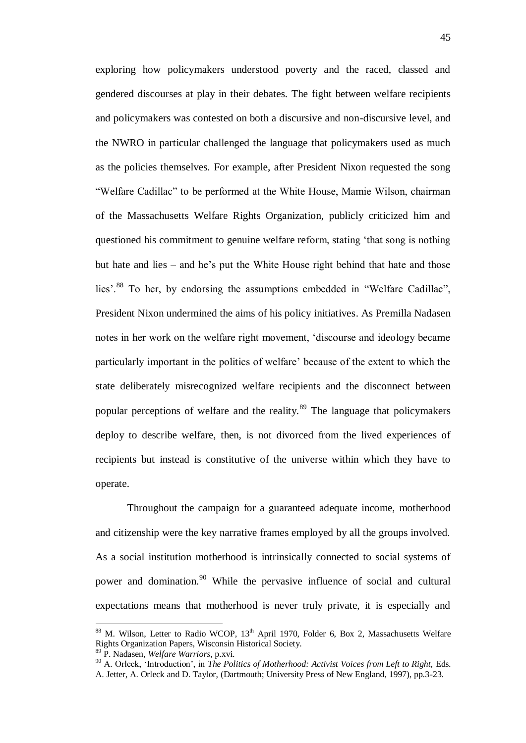exploring how policymakers understood poverty and the raced, classed and gendered discourses at play in their debates. The fight between welfare recipients and policymakers was contested on both a discursive and non-discursive level, and the NWRO in particular challenged the language that policymakers used as much as the policies themselves. For example, after President Nixon requested the song "Welfare Cadillac" to be performed at the White House, Mamie Wilson, chairman of the Massachusetts Welfare Rights Organization, publicly criticized him and questioned his commitment to genuine welfare reform, stating 'that song is nothing but hate and lies – and he's put the White House right behind that hate and those lies'.[88] To her, by endorsing the assumptions embedded in "Welfare Cadillac", President Nixon undermined the aims of his policy initiatives. As Premilla Nadasen notes in her work on the welfare right movement, 'discourse and ideology became particularly important in the politics of welfare' because of the extent to which the state deliberately misrecognized welfare recipients and the disconnect between popular perceptions of welfare and the reality.[89] The language that policymakers deploy to describe welfare, then, is not divorced from the lived experiences of recipients but instead is constitutive of the universe within which they have to operate.

Throughout the campaign for a guaranteed adequate income, motherhood and citizenship were the key narrative frames employed by all the groups involved. As a social institution motherhood is intrinsically connected to social systems of power and domination.[90] While the pervasive influence of social and cultural expectations means that motherhood is never truly private, it is especially and

---

[88] M. Wilson, Letter to Radio WCOP, 13th April 1970, Folder 6, Box 2, Massachusetts Welfare Rights Organization Papers, Wisconsin Historical Society.

[89] P. Nadasen, *Welfare Warriors,* p.xvi.

[90] A. Orleck, 'Introduction', in *The Politics of Motherhood: Activist Voices from Left to Right,* Eds. A. Jetter, A. Orleck and D. Taylor, (Dartmouth; University Press of New England, 1997), pp.3-23.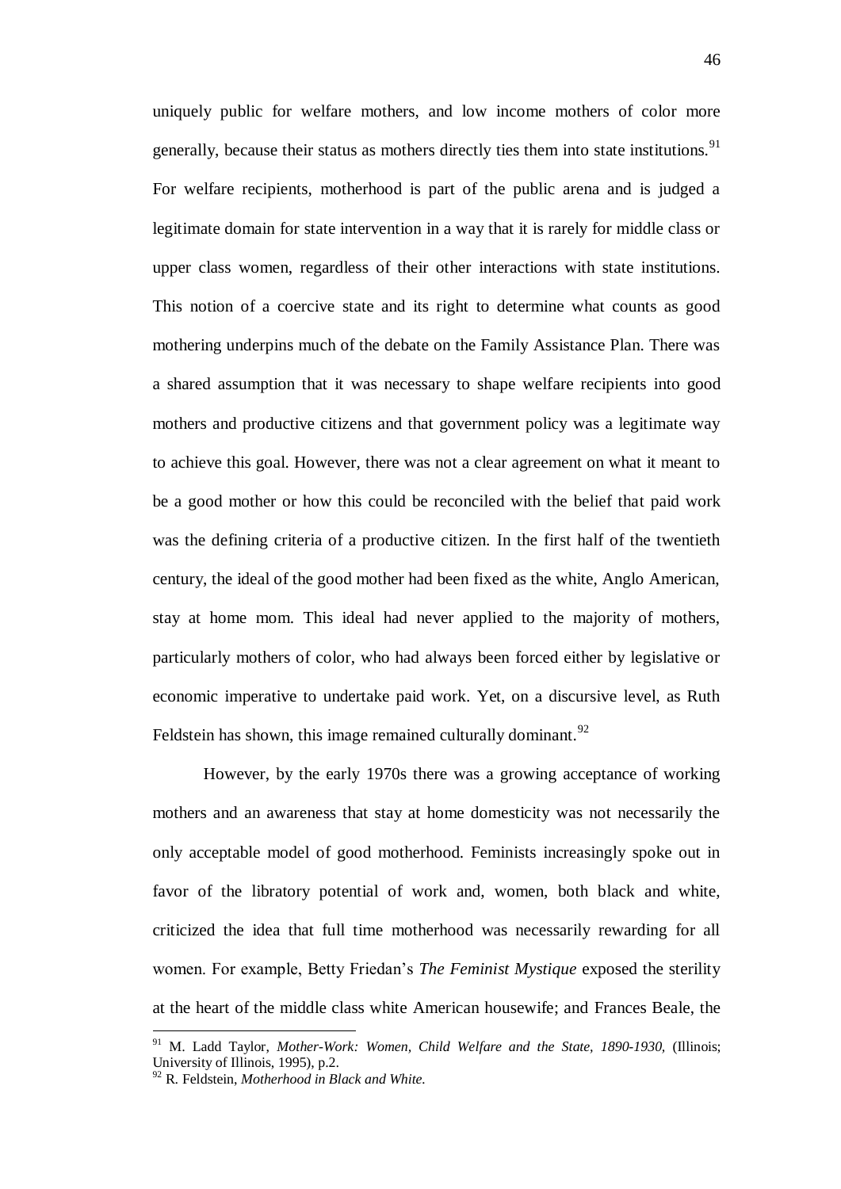uniquely public for welfare mothers, and low income mothers of color more generally, because their status as mothers directly ties them into state institutions.[91] For welfare recipients, motherhood is part of the public arena and is judged a legitimate domain for state intervention in a way that it is rarely for middle class or upper class women, regardless of their other interactions with state institutions. This notion of a coercive state and its right to determine what counts as good mothering underpins much of the debate on the Family Assistance Plan. There was a shared assumption that it was necessary to shape welfare recipients into good mothers and productive citizens and that government policy was a legitimate way to achieve this goal. However, there was not a clear agreement on what it meant to be a good mother or how this could be reconciled with the belief that paid work was the defining criteria of a productive citizen. In the first half of the twentieth century, the ideal of the good mother had been fixed as the white, Anglo American, stay at home mom. This ideal had never applied to the majority of mothers, particularly mothers of color, who had always been forced either by legislative or economic imperative to undertake paid work. Yet, on a discursive level, as Ruth Feldstein has shown, this image remained culturally dominant.[92]

However, by the early 1970s there was a growing acceptance of working mothers and an awareness that stay at home domesticity was not necessarily the only acceptable model of good motherhood. Feminists increasingly spoke out in favor of the libratory potential of work and, women, both black and white, criticized the idea that full time motherhood was necessarily rewarding for all women. For example, Betty Friedan's *The Feminist Mystique* exposed the sterility at the heart of the middle class white American housewife; and Frances Beale, the

---

[91] M. Ladd Taylor, *Mother-Work: Women, Child Welfare and the State, 1890-1930,* (Illinois; University of Illinois, 1995), p.2.

[92] R. Feldstein, *Motherhood in Black and White.*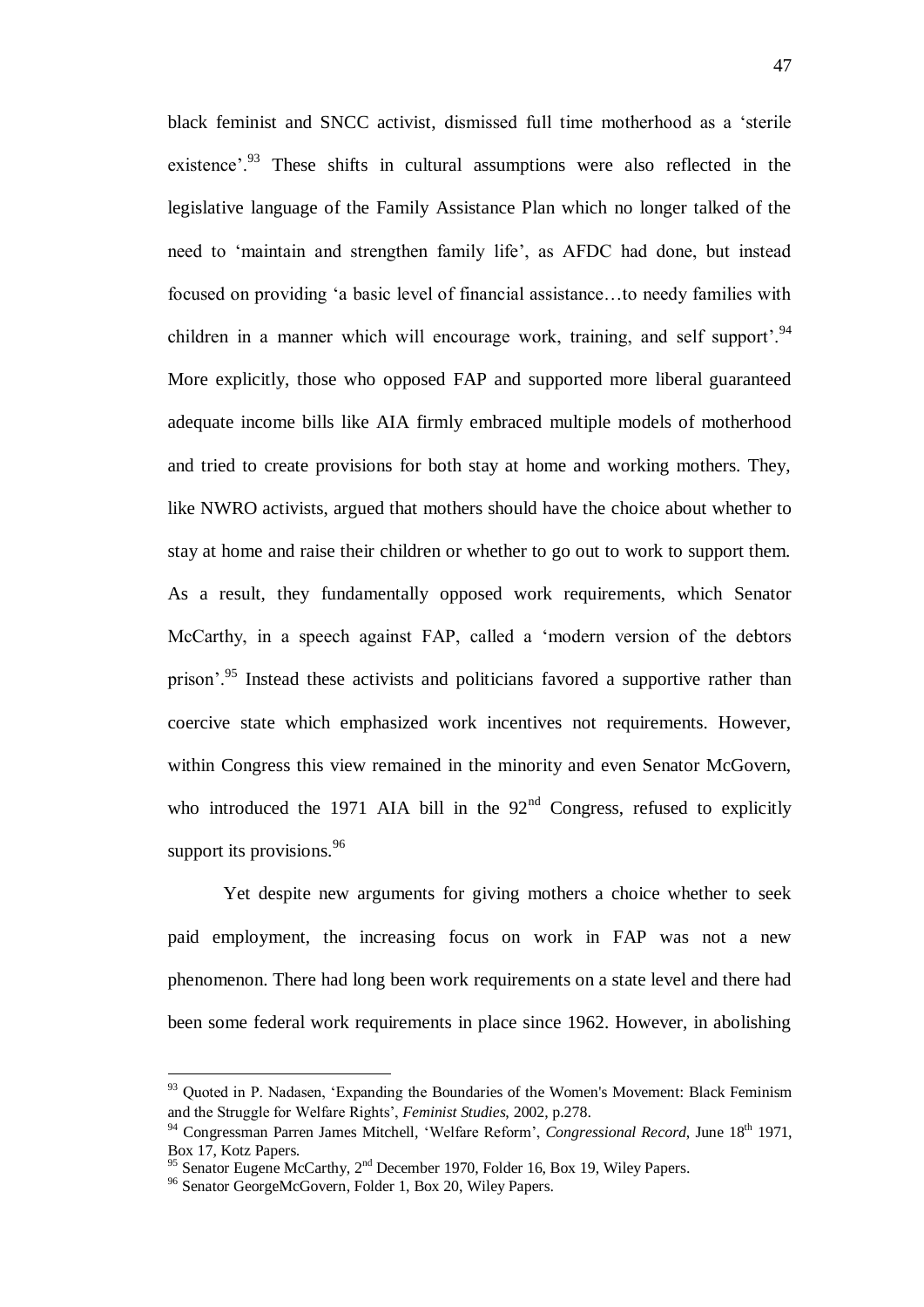black feminist and SNCC activist, dismissed full time motherhood as a 'sterile existence'.[93] These shifts in cultural assumptions were also reflected in the legislative language of the Family Assistance Plan which no longer talked of the need to 'maintain and strengthen family life', as AFDC had done, but instead focused on providing 'a basic level of financial assistance…to needy families with children in a manner which will encourage work, training, and self support'.[94] More explicitly, those who opposed FAP and supported more liberal guaranteed adequate income bills like AIA firmly embraced multiple models of motherhood and tried to create provisions for both stay at home and working mothers. They, like NWRO activists, argued that mothers should have the choice about whether to stay at home and raise their children or whether to go out to work to support them. As a result, they fundamentally opposed work requirements, which Senator McCarthy, in a speech against FAP, called a 'modern version of the debtors prison'.[95] Instead these activists and politicians favored a supportive rather than coercive state which emphasized work incentives not requirements. However, within Congress this view remained in the minority and even Senator McGovern, who introduced the 1971 AIA bill in the 92nd Congress, refused to explicitly support its provisions.[96]

Yet despite new arguments for giving mothers a choice whether to seek paid employment, the increasing focus on work in FAP was not a new phenomenon. There had long been work requirements on a state level and there had been some federal work requirements in place since 1962. However, in abolishing

---

[93] Quoted in P. Nadasen, 'Expanding the Boundaries of the Women's Movement: Black Feminism and the Struggle for Welfare Rights', *Feminist Studies*, 2002, p.278.

[94] Congressman Parren James Mitchell, 'Welfare Reform', *Congressional Record*, June 18th 1971, Box 17, Kotz Papers.

[95] Senator Eugene McCarthy, 2nd December 1970, Folder 16, Box 19, Wiley Papers.

[96] Senator GeorgeMcGovern, Folder 1, Box 20, Wiley Papers.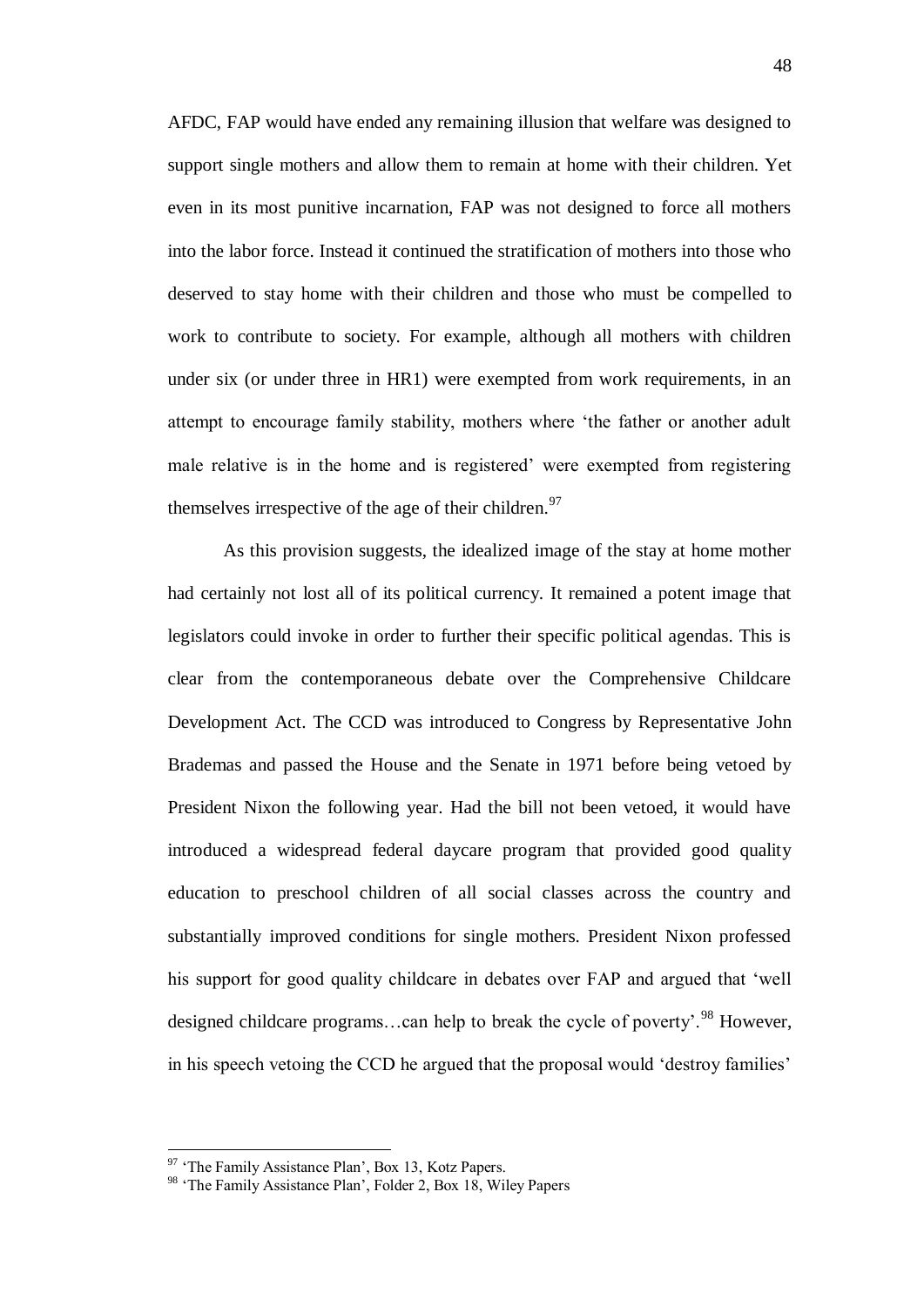AFDC, FAP would have ended any remaining illusion that welfare was designed to support single mothers and allow them to remain at home with their children. Yet even in its most punitive incarnation, FAP was not designed to force all mothers into the labor force. Instead it continued the stratification of mothers into those who deserved to stay home with their children and those who must be compelled to work to contribute to society. For example, although all mothers with children under six (or under three in HR1) were exempted from work requirements, in an attempt to encourage family stability, mothers where 'the father or another adult male relative is in the home and is registered' were exempted from registering themselves irrespective of the age of their children.[97]

As this provision suggests, the idealized image of the stay at home mother had certainly not lost all of its political currency. It remained a potent image that legislators could invoke in order to further their specific political agendas. This is clear from the contemporaneous debate over the Comprehensive Childcare Development Act. The CCD was introduced to Congress by Representative John Brademas and passed the House and the Senate in 1971 before being vetoed by President Nixon the following year. Had the bill not been vetoed, it would have introduced a widespread federal daycare program that provided good quality education to preschool children of all social classes across the country and substantially improved conditions for single mothers. President Nixon professed his support for good quality childcare in debates over FAP and argued that 'well designed childcare programs…can help to break the cycle of poverty'.[98] However, in his speech vetoing the CCD he argued that the proposal would 'destroy families'

---

[97] 'The Family Assistance Plan', Box 13, Kotz Papers.

[98] 'The Family Assistance Plan', Folder 2, Box 18, Wiley Papers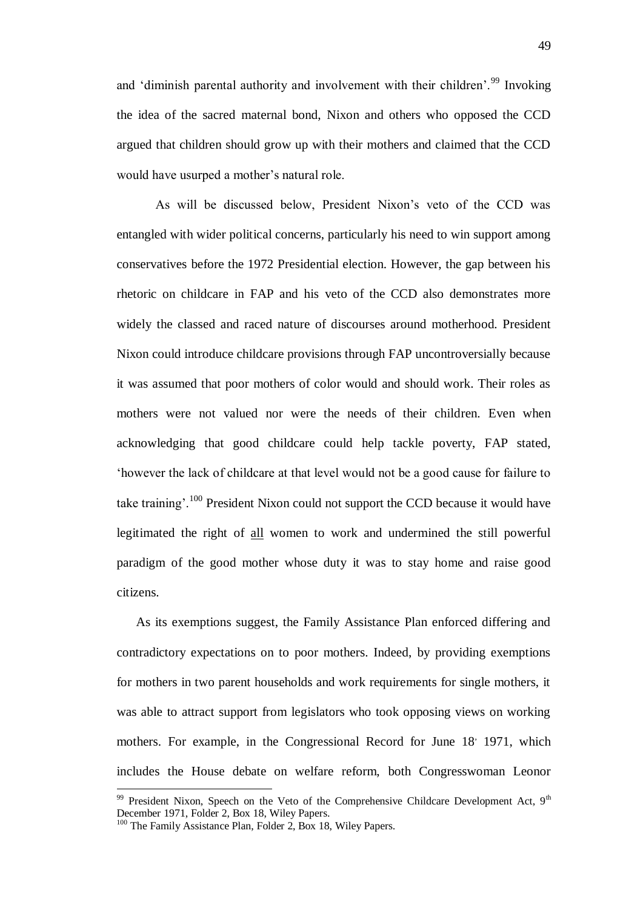and 'diminish parental authority and involvement with their children'.[99] Invoking the idea of the sacred maternal bond, Nixon and others who opposed the CCD argued that children should grow up with their mothers and claimed that the CCD would have usurped a mother's natural role.

As will be discussed below, President Nixon's veto of the CCD was entangled with wider political concerns, particularly his need to win support among conservatives before the 1972 Presidential election. However, the gap between his rhetoric on childcare in FAP and his veto of the CCD also demonstrates more widely the classed and raced nature of discourses around motherhood. President Nixon could introduce childcare provisions through FAP uncontroversially because it was assumed that poor mothers of color would and should work. Their roles as mothers were not valued nor were the needs of their children. Even when acknowledging that good childcare could help tackle poverty, FAP stated, 'however the lack of childcare at that level would not be a good cause for failure to take training'.[100] President Nixon could not support the CCD because it would have legitimated the right of <u>all</u> women to work and undermined the still powerful paradigm of the good mother whose duty it was to stay home and raise good citizens.

As its exemptions suggest, the Family Assistance Plan enforced differing and contradictory expectations on to poor mothers. Indeed, by providing exemptions for mothers in two parent households and work requirements for single mothers, it was able to attract support from legislators who took opposing views on working mothers. For example, in the Congressional Record for June 18' 1971, which includes the House debate on welfare reform, both Congresswoman Leonor

---

[99] President Nixon, Speech on the Veto of the Comprehensive Childcare Development Act, 9th December 1971, Folder 2, Box 18, Wiley Papers.

[100] The Family Assistance Plan, Folder 2, Box 18, Wiley Papers.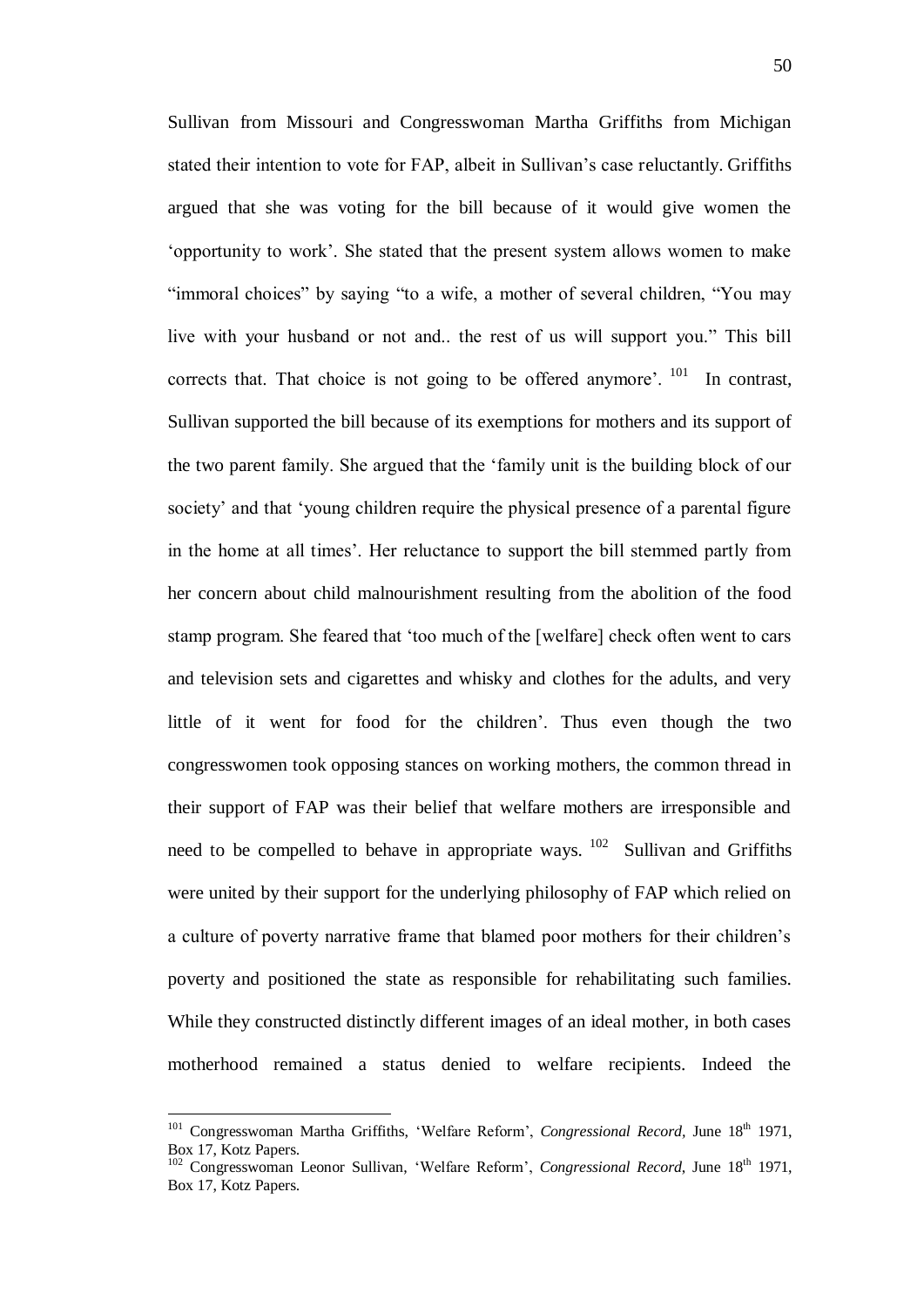Sullivan from Missouri and Congresswoman Martha Griffiths from Michigan stated their intention to vote for FAP, albeit in Sullivan's case reluctantly. Griffiths argued that she was voting for the bill because of it would give women the 'opportunity to work'. She stated that the present system allows women to make "immoral choices" by saying "to a wife, a mother of several children, "You may live with your husband or not and.. the rest of us will support you." This bill corrects that. That choice is not going to be offered anymore'. [101] In contrast, Sullivan supported the bill because of its exemptions for mothers and its support of the two parent family. She argued that the 'family unit is the building block of our society' and that 'young children require the physical presence of a parental figure in the home at all times'. Her reluctance to support the bill stemmed partly from her concern about child malnourishment resulting from the abolition of the food stamp program. She feared that 'too much of the [welfare] check often went to cars and television sets and cigarettes and whisky and clothes for the adults, and very little of it went for food for the children'. Thus even though the two congresswomen took opposing stances on working mothers, the common thread in their support of FAP was their belief that welfare mothers are irresponsible and need to be compelled to behave in appropriate ways. [102] Sullivan and Griffiths were united by their support for the underlying philosophy of FAP which relied on a culture of poverty narrative frame that blamed poor mothers for their children's poverty and positioned the state as responsible for rehabilitating such families. While they constructed distinctly different images of an ideal mother, in both cases motherhood remained a status denied to welfare recipients. Indeed the

---

[101] Congresswoman Martha Griffiths, 'Welfare Reform', *Congressional Record,* June 18th 1971, Box 17, Kotz Papers.

[102] Congresswoman Leonor Sullivan, 'Welfare Reform', *Congressional Record,* June 18th 1971, Box 17, Kotz Papers.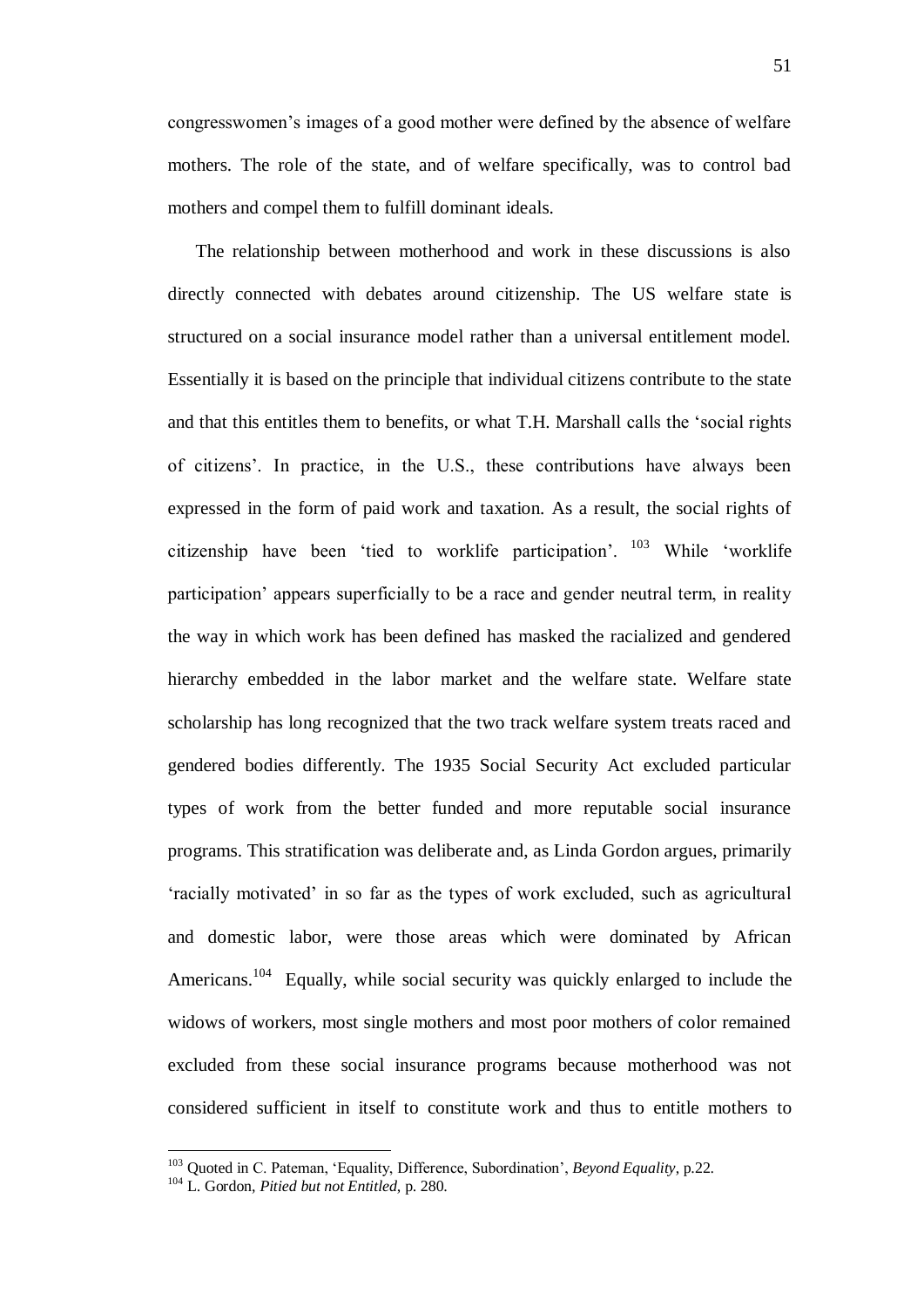congresswomen's images of a good mother were defined by the absence of welfare mothers. The role of the state, and of welfare specifically, was to control bad mothers and compel them to fulfill dominant ideals.

The relationship between motherhood and work in these discussions is also directly connected with debates around citizenship. The US welfare state is structured on a social insurance model rather than a universal entitlement model. Essentially it is based on the principle that individual citizens contribute to the state and that this entitles them to benefits, or what T.H. Marshall calls the 'social rights of citizens'. In practice, in the U.S., these contributions have always been expressed in the form of paid work and taxation. As a result, the social rights of citizenship have been 'tied to worklife participation'. [103] While 'worklife participation' appears superficially to be a race and gender neutral term, in reality the way in which work has been defined has masked the racialized and gendered hierarchy embedded in the labor market and the welfare state. Welfare state scholarship has long recognized that the two track welfare system treats raced and gendered bodies differently. The 1935 Social Security Act excluded particular types of work from the better funded and more reputable social insurance programs. This stratification was deliberate and, as Linda Gordon argues, primarily 'racially motivated' in so far as the types of work excluded, such as agricultural and domestic labor, were those areas which were dominated by African Americans.[104] Equally, while social security was quickly enlarged to include the widows of workers, most single mothers and most poor mothers of color remained excluded from these social insurance programs because motherhood was not considered sufficient in itself to constitute work and thus to entitle mothers to

---

[103] Quoted in C. Pateman, 'Equality, Difference, Subordination', *Beyond Equality*, p.22.

[104] L. Gordon, *Pitied but not Entitled*, p. 280.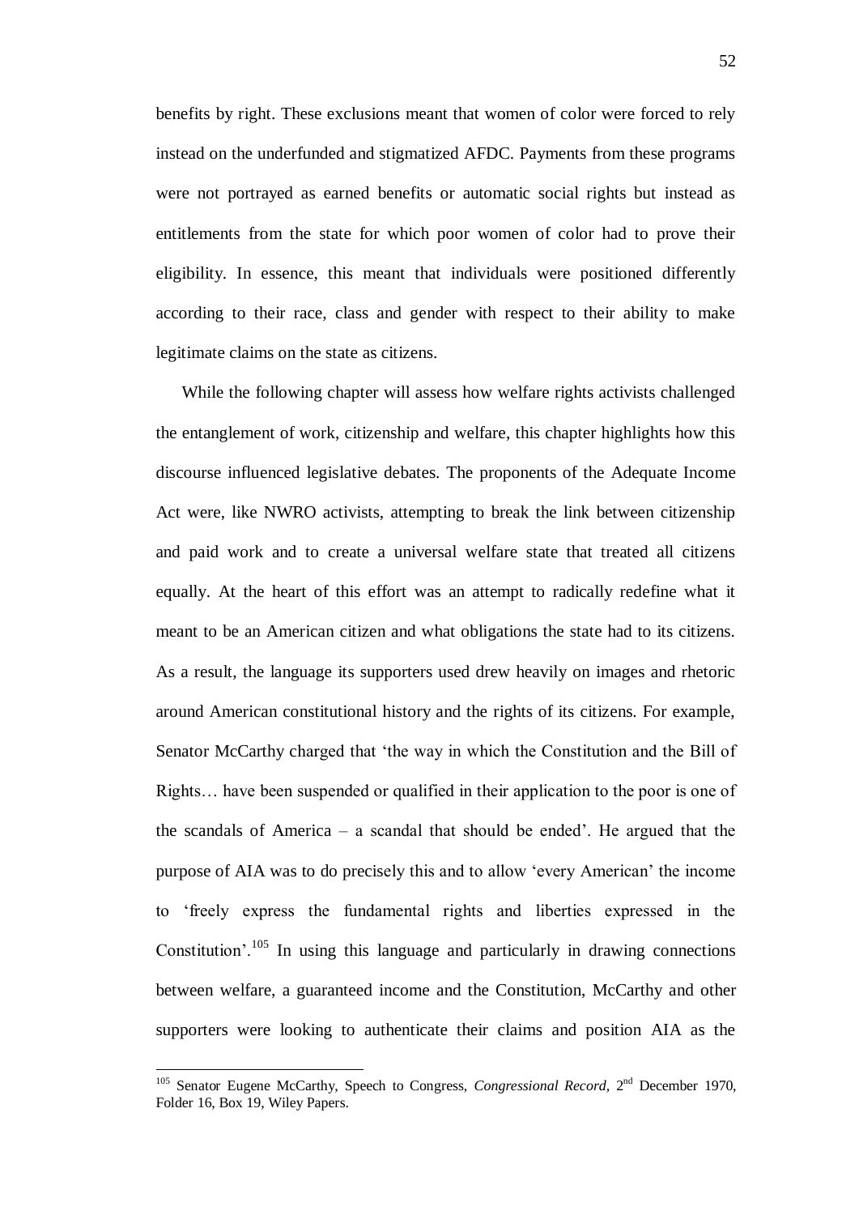benefits by right. These exclusions meant that women of color were forced to rely instead on the underfunded and stigmatized AFDC. Payments from these programs were not portrayed as earned benefits or automatic social rights but instead as entitlements from the state for which poor women of color had to prove their eligibility. In essence, this meant that individuals were positioned differently according to their race, class and gender with respect to their ability to make legitimate claims on the state as citizens.

While the following chapter will assess how welfare rights activists challenged the entanglement of work, citizenship and welfare, this chapter highlights how this discourse influenced legislative debates. The proponents of the Adequate Income Act were, like NWRO activists, attempting to break the link between citizenship and paid work and to create a universal welfare state that treated all citizens equally. At the heart of this effort was an attempt to radically redefine what it meant to be an American citizen and what obligations the state had to its citizens. As a result, the language its supporters used drew heavily on images and rhetoric around American constitutional history and the rights of its citizens. For example, Senator McCarthy charged that 'the way in which the Constitution and the Bill of Rights… have been suspended or qualified in their application to the poor is one of the scandals of America – a scandal that should be ended'. He argued that the purpose of AIA was to do precisely this and to allow 'every American' the income to 'freely express the fundamental rights and liberties expressed in the Constitution'.[105] In using this language and particularly in drawing connections between welfare, a guaranteed income and the Constitution, McCarthy and other supporters were looking to authenticate their claims and position AIA as the

[105] Senator Eugene McCarthy, Speech to Congress, *Congressional Record,* 2nd December 1970, Folder 16, Box 19, Wiley Papers.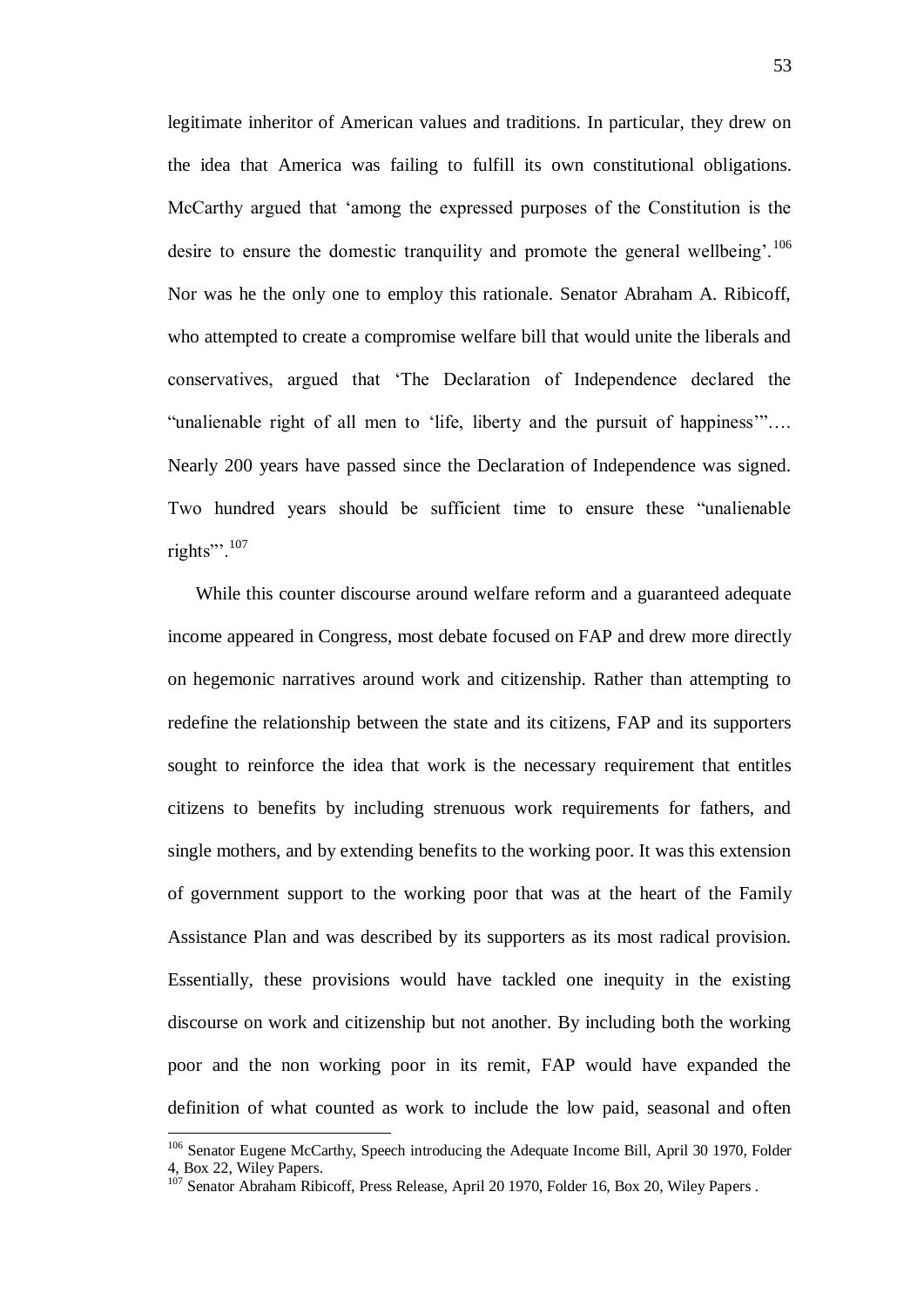legitimate inheritor of American values and traditions. In particular, they drew on the idea that America was failing to fulfill its own constitutional obligations. McCarthy argued that 'among the expressed purposes of the Constitution is the desire to ensure the domestic tranquility and promote the general wellbeing'.[106] Nor was he the only one to employ this rationale. Senator Abraham A. Ribicoff, who attempted to create a compromise welfare bill that would unite the liberals and conservatives, argued that 'The Declaration of Independence declared the "unalienable right of all men to 'life, liberty and the pursuit of happiness'"…. Nearly 200 years have passed since the Declaration of Independence was signed. Two hundred years should be sufficient time to ensure these "unalienable rights"'.[107]

While this counter discourse around welfare reform and a guaranteed adequate income appeared in Congress, most debate focused on FAP and drew more directly on hegemonic narratives around work and citizenship. Rather than attempting to redefine the relationship between the state and its citizens, FAP and its supporters sought to reinforce the idea that work is the necessary requirement that entitles citizens to benefits by including strenuous work requirements for fathers, and single mothers, and by extending benefits to the working poor. It was this extension of government support to the working poor that was at the heart of the Family Assistance Plan and was described by its supporters as its most radical provision. Essentially, these provisions would have tackled one inequity in the existing discourse on work and citizenship but not another. By including both the working poor and the non working poor in its remit, FAP would have expanded the definition of what counted as work to include the low paid, seasonal and often

[106] Senator Eugene McCarthy, Speech introducing the Adequate Income Bill, April 30 1970, Folder 4, Box 22, Wiley Papers.

[107] Senator Abraham Ribicoff, Press Release, April 20 1970, Folder 16, Box 20, Wiley Papers .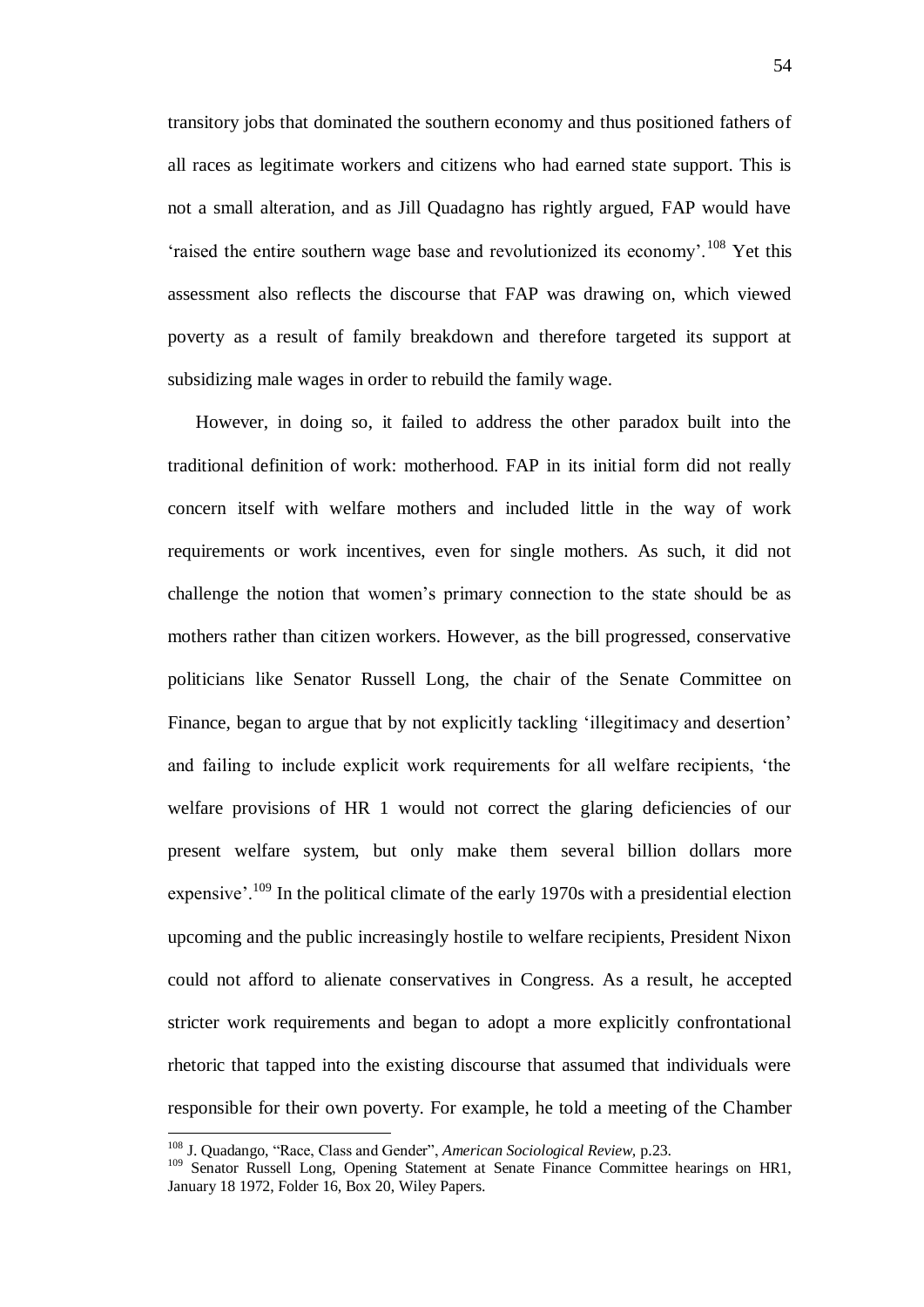transitory jobs that dominated the southern economy and thus positioned fathers of all races as legitimate workers and citizens who had earned state support. This is not a small alteration, and as Jill Quadagno has rightly argued, FAP would have 'raised the entire southern wage base and revolutionized its economy'.[108] Yet this assessment also reflects the discourse that FAP was drawing on, which viewed poverty as a result of family breakdown and therefore targeted its support at subsidizing male wages in order to rebuild the family wage.

However, in doing so, it failed to address the other paradox built into the traditional definition of work: motherhood. FAP in its initial form did not really concern itself with welfare mothers and included little in the way of work requirements or work incentives, even for single mothers. As such, it did not challenge the notion that women's primary connection to the state should be as mothers rather than citizen workers. However, as the bill progressed, conservative politicians like Senator Russell Long, the chair of the Senate Committee on Finance, began to argue that by not explicitly tackling 'illegitimacy and desertion' and failing to include explicit work requirements for all welfare recipients, 'the welfare provisions of HR 1 would not correct the glaring deficiencies of our present welfare system, but only make them several billion dollars more expensive'.[109] In the political climate of the early 1970s with a presidential election upcoming and the public increasingly hostile to welfare recipients, President Nixon could not afford to alienate conservatives in Congress. As a result, he accepted stricter work requirements and began to adopt a more explicitly confrontational rhetoric that tapped into the existing discourse that assumed that individuals were responsible for their own poverty. For example, he told a meeting of the Chamber

---

[108] J. Quadango, "Race, Class and Gender", *American Sociological Review*, p.23.

[109] Senator Russell Long, Opening Statement at Senate Finance Committee hearings on HR1, January 18 1972, Folder 16, Box 20, Wiley Papers.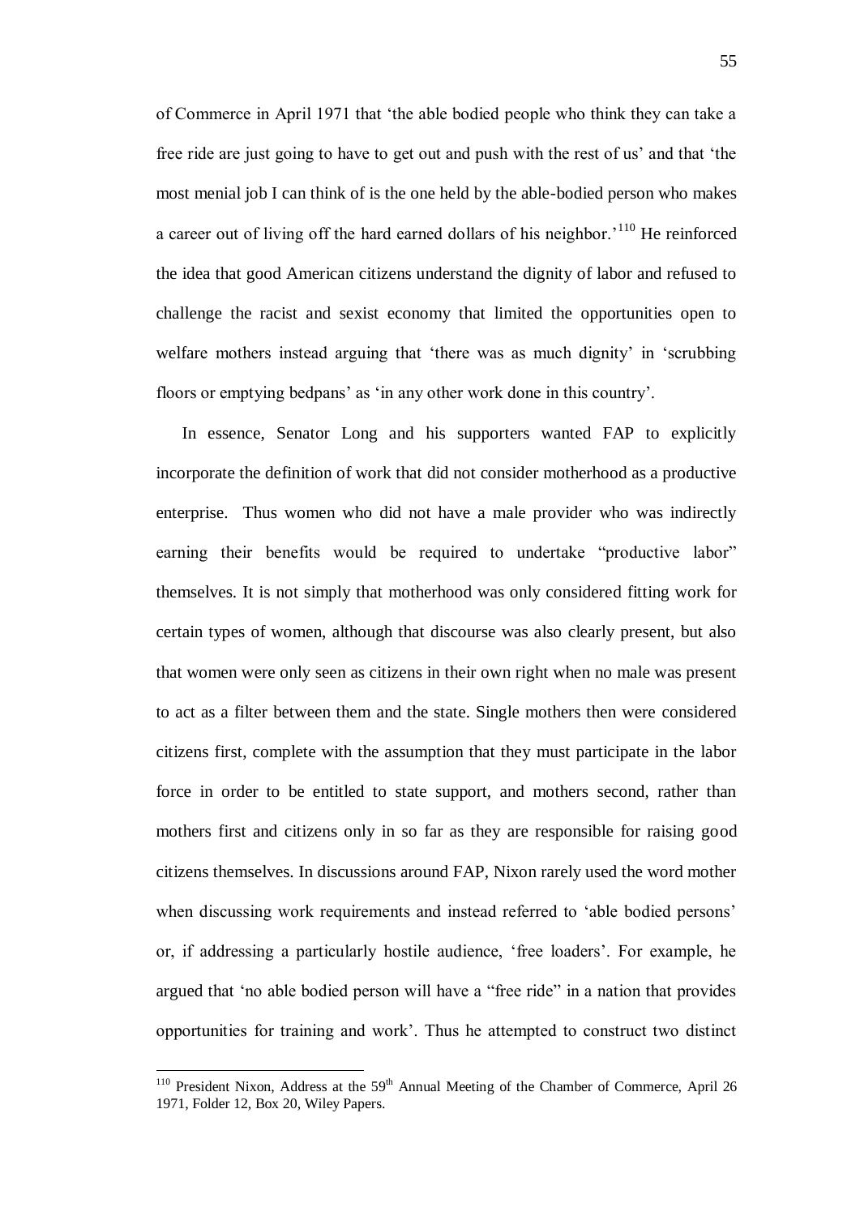of Commerce in April 1971 that 'the able bodied people who think they can take a free ride are just going to have to get out and push with the rest of us' and that 'the most menial job I can think of is the one held by the able-bodied person who makes a career out of living off the hard earned dollars of his neighbor.'[110] He reinforced the idea that good American citizens understand the dignity of labor and refused to challenge the racist and sexist economy that limited the opportunities open to welfare mothers instead arguing that 'there was as much dignity' in 'scrubbing floors or emptying bedpans' as 'in any other work done in this country'.

In essence, Senator Long and his supporters wanted FAP to explicitly incorporate the definition of work that did not consider motherhood as a productive enterprise. Thus women who did not have a male provider who was indirectly earning their benefits would be required to undertake "productive labor" themselves. It is not simply that motherhood was only considered fitting work for certain types of women, although that discourse was also clearly present, but also that women were only seen as citizens in their own right when no male was present to act as a filter between them and the state. Single mothers then were considered citizens first, complete with the assumption that they must participate in the labor force in order to be entitled to state support, and mothers second, rather than mothers first and citizens only in so far as they are responsible for raising good citizens themselves. In discussions around FAP, Nixon rarely used the word mother when discussing work requirements and instead referred to 'able bodied persons' or, if addressing a particularly hostile audience, 'free loaders'. For example, he argued that 'no able bodied person will have a "free ride" in a nation that provides opportunities for training and work'. Thus he attempted to construct two distinct

[110] President Nixon, Address at the 59th Annual Meeting of the Chamber of Commerce, April 26 1971, Folder 12, Box 20, Wiley Papers.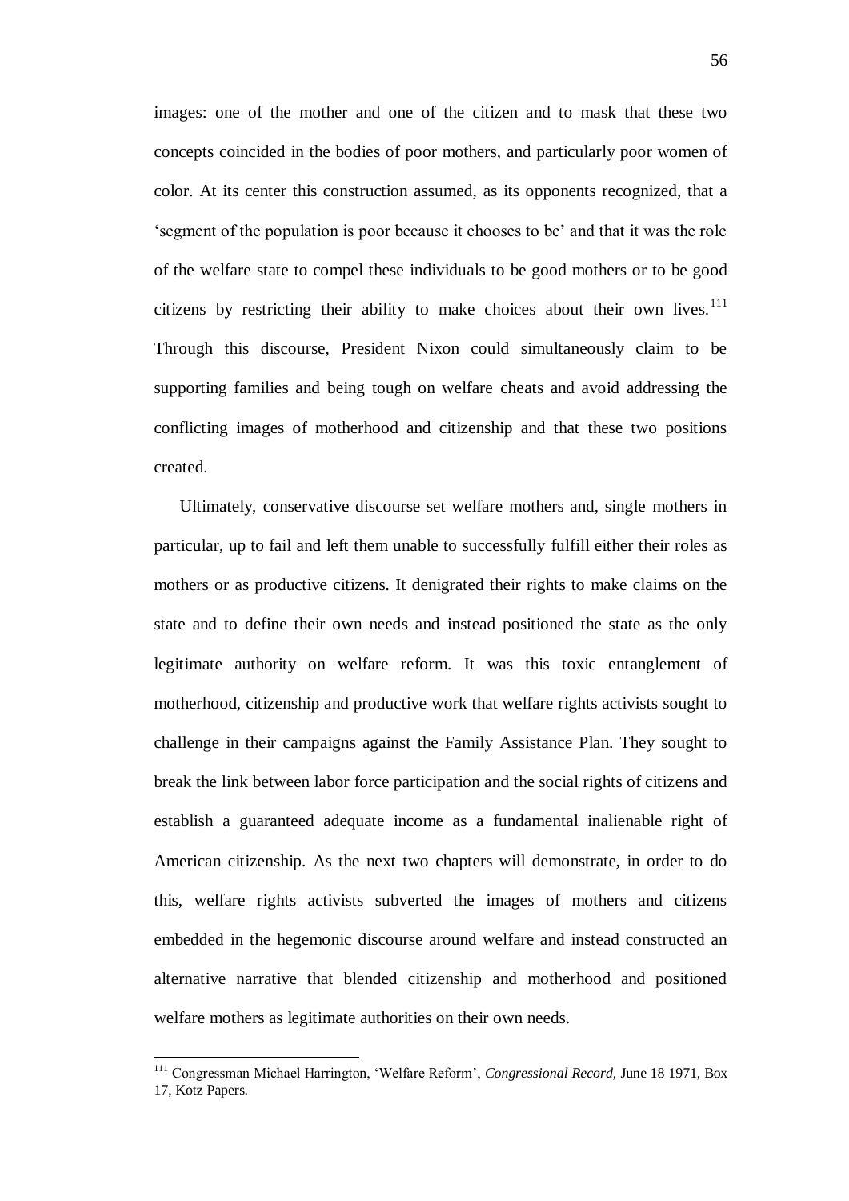images: one of the mother and one of the citizen and to mask that these two concepts coincided in the bodies of poor mothers, and particularly poor women of color. At its center this construction assumed, as its opponents recognized, that a 'segment of the population is poor because it chooses to be' and that it was the role of the welfare state to compel these individuals to be good mothers or to be good citizens by restricting their ability to make choices about their own lives.[111] Through this discourse, President Nixon could simultaneously claim to be supporting families and being tough on welfare cheats and avoid addressing the conflicting images of motherhood and citizenship and that these two positions created.

Ultimately, conservative discourse set welfare mothers and, single mothers in particular, up to fail and left them unable to successfully fulfill either their roles as mothers or as productive citizens. It denigrated their rights to make claims on the state and to define their own needs and instead positioned the state as the only legitimate authority on welfare reform. It was this toxic entanglement of motherhood, citizenship and productive work that welfare rights activists sought to challenge in their campaigns against the Family Assistance Plan. They sought to break the link between labor force participation and the social rights of citizens and establish a guaranteed adequate income as a fundamental inalienable right of American citizenship. As the next two chapters will demonstrate, in order to do this, welfare rights activists subverted the images of mothers and citizens embedded in the hegemonic discourse around welfare and instead constructed an alternative narrative that blended citizenship and motherhood and positioned welfare mothers as legitimate authorities on their own needs.

---

[111] Congressman Michael Harrington, 'Welfare Reform', *Congressional Record,* June 18 1971, Box 17, Kotz Papers.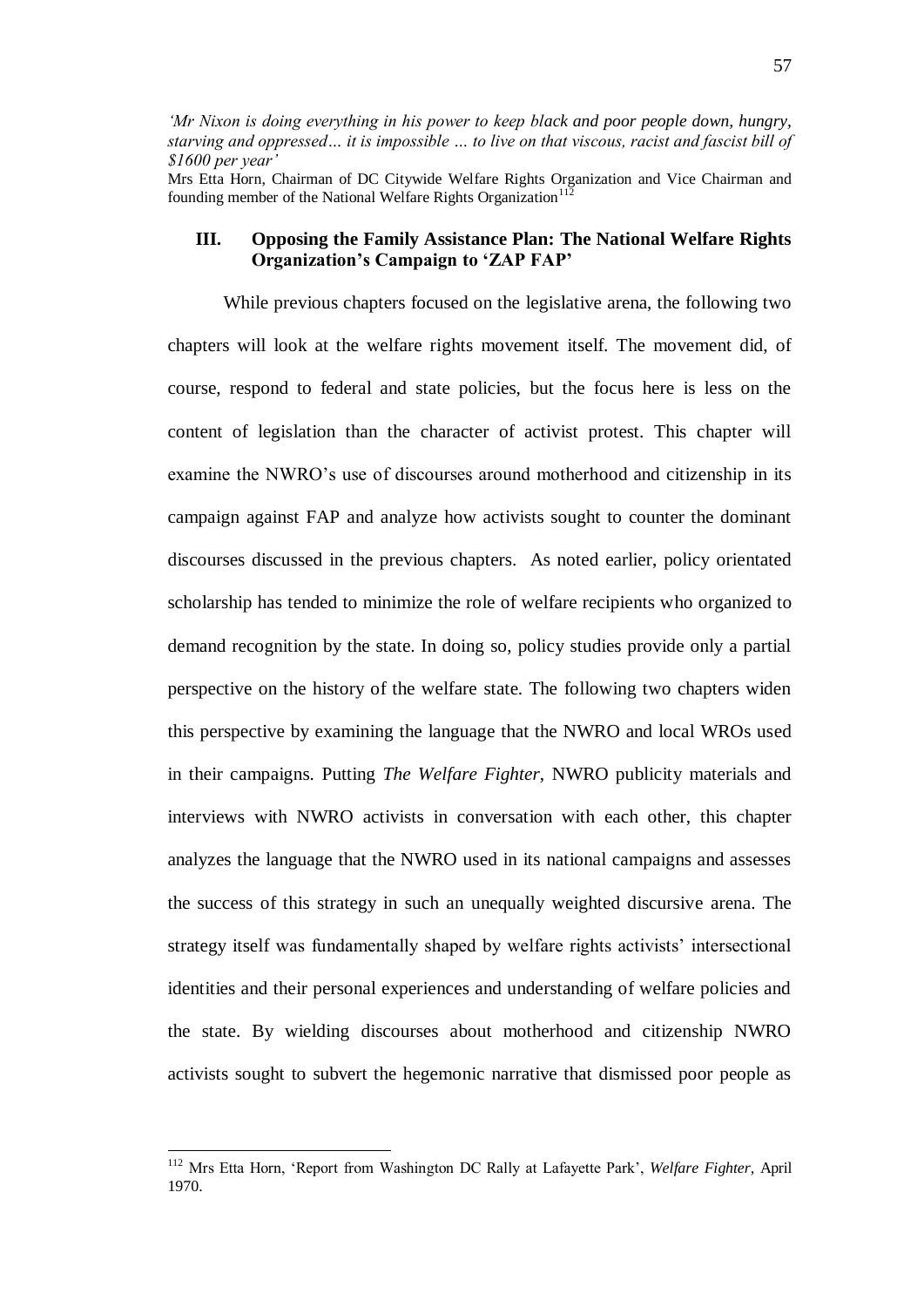*'Mr Nixon is doing everything in his power to keep black and poor people down, hungry, starving and oppressed… it is impossible … to live on that viscous, racist and fascist bill of $1600 per year'*

Mrs Etta Horn, Chairman of DC Citywide Welfare Rights Organization and Vice Chairman and founding member of the National Welfare Rights Organization[112]

## III. Opposing the Family Assistance Plan: The National Welfare Rights Organization's Campaign to 'ZAP FAP'

While previous chapters focused on the legislative arena, the following two chapters will look at the welfare rights movement itself. The movement did, of course, respond to federal and state policies, but the focus here is less on the content of legislation than the character of activist protest. This chapter will examine the NWRO's use of discourses around motherhood and citizenship in its campaign against FAP and analyze how activists sought to counter the dominant discourses discussed in the previous chapters. As noted earlier, policy orientated scholarship has tended to minimize the role of welfare recipients who organized to demand recognition by the state. In doing so, policy studies provide only a partial perspective on the history of the welfare state. The following two chapters widen this perspective by examining the language that the NWRO and local WROs used in their campaigns. Putting *The Welfare Fighter*, NWRO publicity materials and interviews with NWRO activists in conversation with each other, this chapter analyzes the language that the NWRO used in its national campaigns and assesses the success of this strategy in such an unequally weighted discursive arena. The strategy itself was fundamentally shaped by welfare rights activists' intersectional identities and their personal experiences and understanding of welfare policies and the state. By wielding discourses about motherhood and citizenship NWRO activists sought to subvert the hegemonic narrative that dismissed poor people as

---

[112] Mrs Etta Horn, 'Report from Washington DC Rally at Lafayette Park', *Welfare Fighter*, April 1970.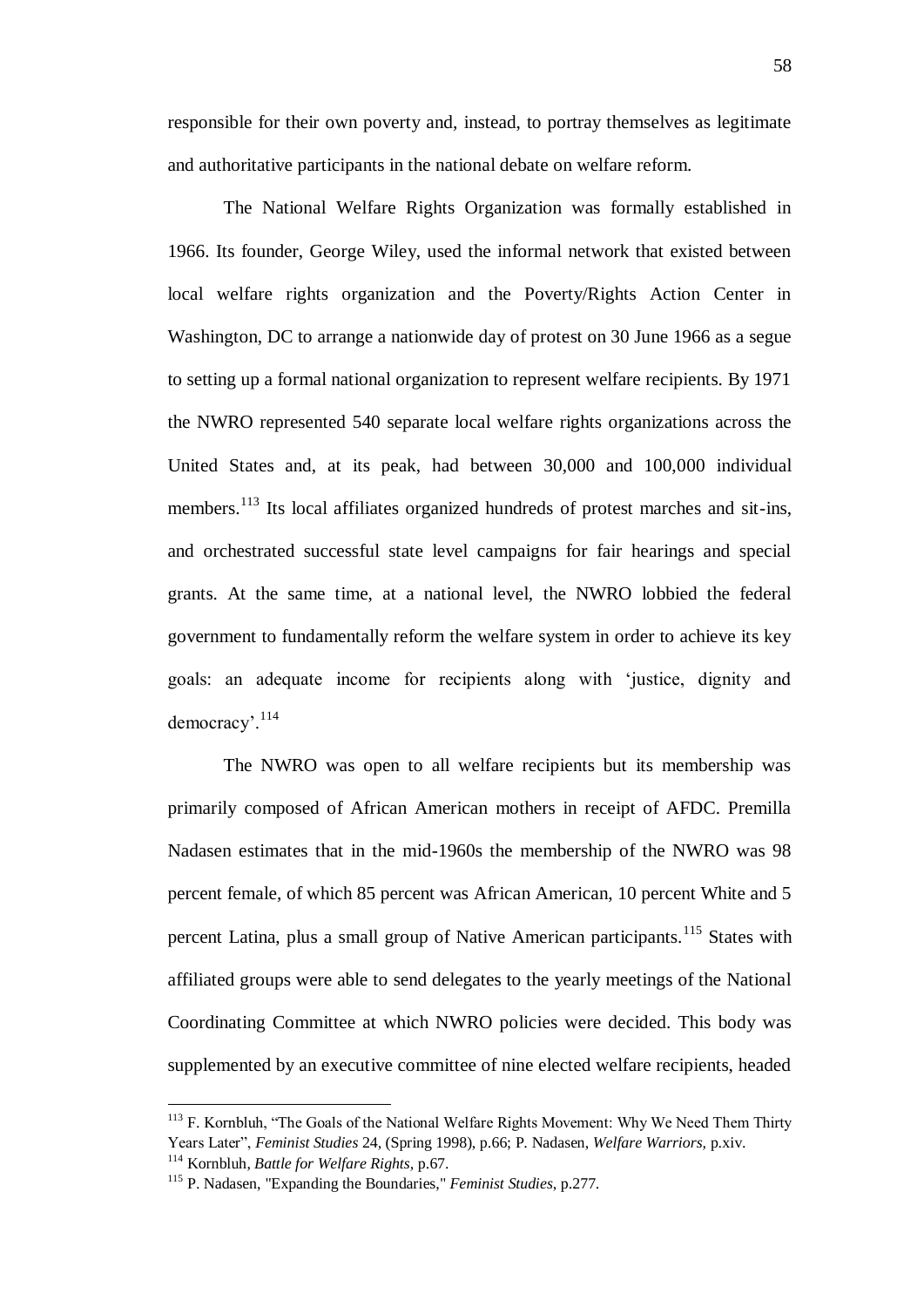responsible for their own poverty and, instead, to portray themselves as legitimate and authoritative participants in the national debate on welfare reform.

The National Welfare Rights Organization was formally established in 1966. Its founder, George Wiley, used the informal network that existed between local welfare rights organization and the Poverty/Rights Action Center in Washington, DC to arrange a nationwide day of protest on 30 June 1966 as a segue to setting up a formal national organization to represent welfare recipients. By 1971 the NWRO represented 540 separate local welfare rights organizations across the United States and, at its peak, had between 30,000 and 100,000 individual members.[113] Its local affiliates organized hundreds of protest marches and sit-ins, and orchestrated successful state level campaigns for fair hearings and special grants. At the same time, at a national level, the NWRO lobbied the federal government to fundamentally reform the welfare system in order to achieve its key goals: an adequate income for recipients along with 'justice, dignity and democracy'.[114]

The NWRO was open to all welfare recipients but its membership was primarily composed of African American mothers in receipt of AFDC. Premilla Nadasen estimates that in the mid-1960s the membership of the NWRO was 98 percent female, of which 85 percent was African American, 10 percent White and 5 percent Latina, plus a small group of Native American participants.[115] States with affiliated groups were able to send delegates to the yearly meetings of the National Coordinating Committee at which NWRO policies were decided. This body was supplemented by an executive committee of nine elected welfare recipients, headed

---

[113] F. Kornbluh, "The Goals of the National Welfare Rights Movement: Why We Need Them Thirty Years Later", *Feminist Studies* 24, (Spring 1998), p.66; P. Nadasen, *Welfare Warriors,* p.xiv.

[114] Kornbluh, *Battle for Welfare Rights,* p.67.

[115] P. Nadasen, "Expanding the Boundaries," *Feminist Studies,* p.277.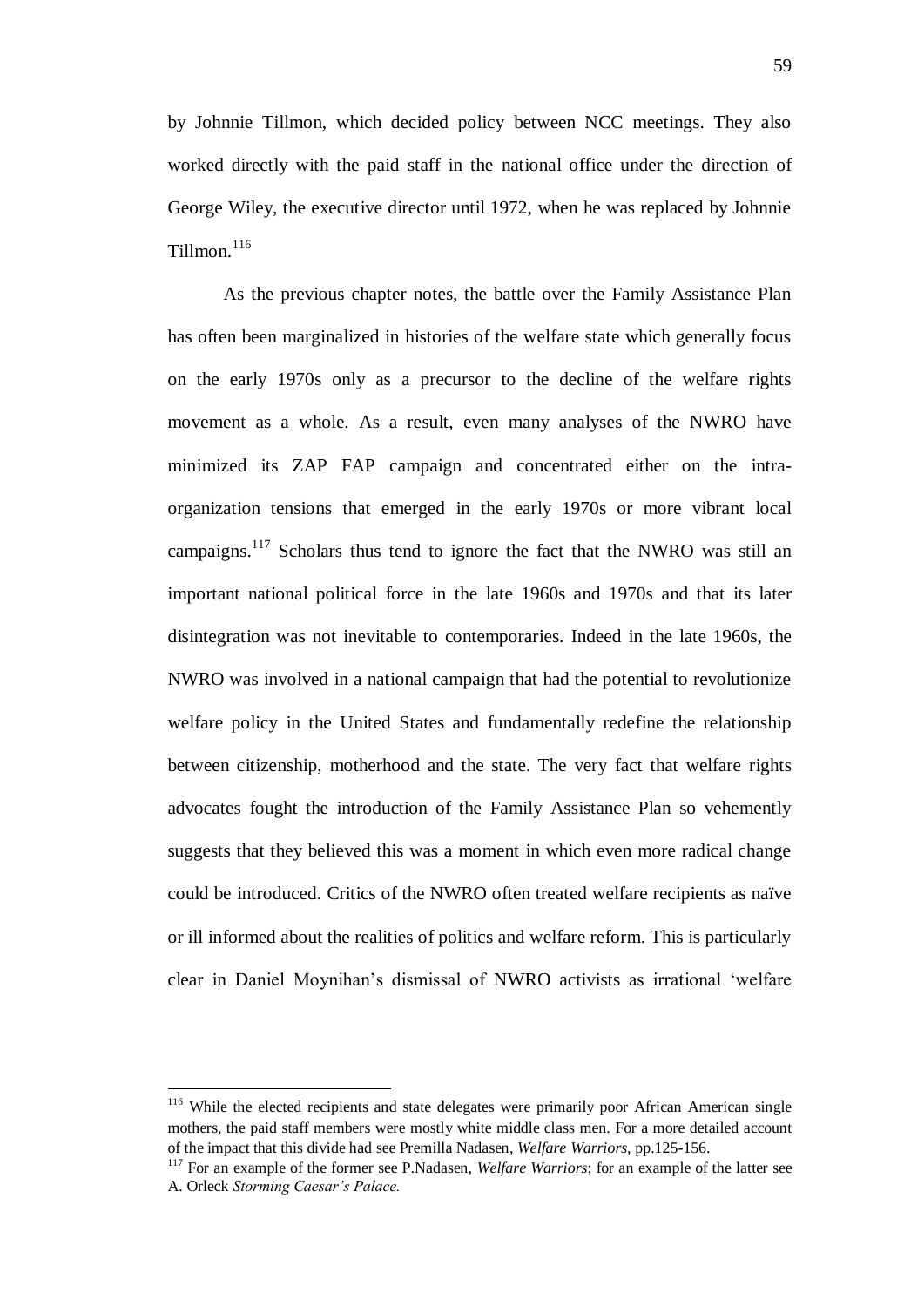by Johnnie Tillmon, which decided policy between NCC meetings. They also worked directly with the paid staff in the national office under the direction of George Wiley, the executive director until 1972, when he was replaced by Johnnie Tillmon.[116]

As the previous chapter notes, the battle over the Family Assistance Plan has often been marginalized in histories of the welfare state which generally focus on the early 1970s only as a precursor to the decline of the welfare rights movement as a whole. As a result, even many analyses of the NWRO have minimized its ZAP FAP campaign and concentrated either on the intra-organization tensions that emerged in the early 1970s or more vibrant local campaigns.[117] Scholars thus tend to ignore the fact that the NWRO was still an important national political force in the late 1960s and 1970s and that its later disintegration was not inevitable to contemporaries. Indeed in the late 1960s, the NWRO was involved in a national campaign that had the potential to revolutionize welfare policy in the United States and fundamentally redefine the relationship between citizenship, motherhood and the state. The very fact that welfare rights advocates fought the introduction of the Family Assistance Plan so vehemently suggests that they believed this was a moment in which even more radical change could be introduced. Critics of the NWRO often treated welfare recipients as naïve or ill informed about the realities of politics and welfare reform. This is particularly clear in Daniel Moynihan's dismissal of NWRO activists as irrational 'welfare

[116] While the elected recipients and state delegates were primarily poor African American single mothers, the paid staff members were mostly white middle class men. For a more detailed account of the impact that this divide had see Premilla Nadasen, *Welfare Warriors*, pp.125-156.

[117] For an example of the former see P.Nadasen, *Welfare Warriors*; for an example of the latter see A. Orleck *Storming Caesar's Palace.*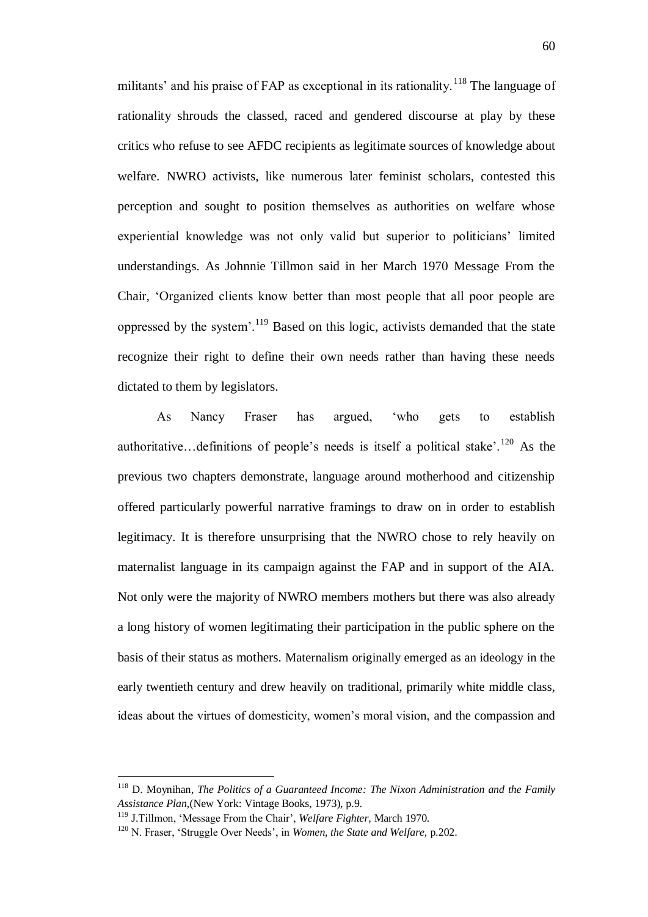militants' and his praise of FAP as exceptional in its rationality.[118] The language of rationality shrouds the classed, raced and gendered discourse at play by these critics who refuse to see AFDC recipients as legitimate sources of knowledge about welfare. NWRO activists, like numerous later feminist scholars, contested this perception and sought to position themselves as authorities on welfare whose experiential knowledge was not only valid but superior to politicians' limited understandings. As Johnnie Tillmon said in her March 1970 Message From the Chair, 'Organized clients know better than most people that all poor people are oppressed by the system'.[119] Based on this logic, activists demanded that the state recognize their right to define their own needs rather than having these needs dictated to them by legislators.

As Nancy Fraser has argued, 'who gets to establish authoritative…definitions of people's needs is itself a political stake'.[120] As the previous two chapters demonstrate, language around motherhood and citizenship offered particularly powerful narrative framings to draw on in order to establish legitimacy. It is therefore unsurprising that the NWRO chose to rely heavily on maternalist language in its campaign against the FAP and in support of the AIA. Not only were the majority of NWRO members mothers but there was also already a long history of women legitimating their participation in the public sphere on the basis of their status as mothers. Maternalism originally emerged as an ideology in the early twentieth century and drew heavily on traditional, primarily white middle class, ideas about the virtues of domesticity, women's moral vision, and the compassion and

---

[118] D. Moynihan, *The Politics of a Guaranteed Income: The Nixon Administration and the Family Assistance Plan,*(New York: Vintage Books, 1973), p.9.

[119] J.Tillmon, 'Message From the Chair', *Welfare Fighter,* March 1970.

[120] N. Fraser, 'Struggle Over Needs', in *Women, the State and Welfare,* p.202.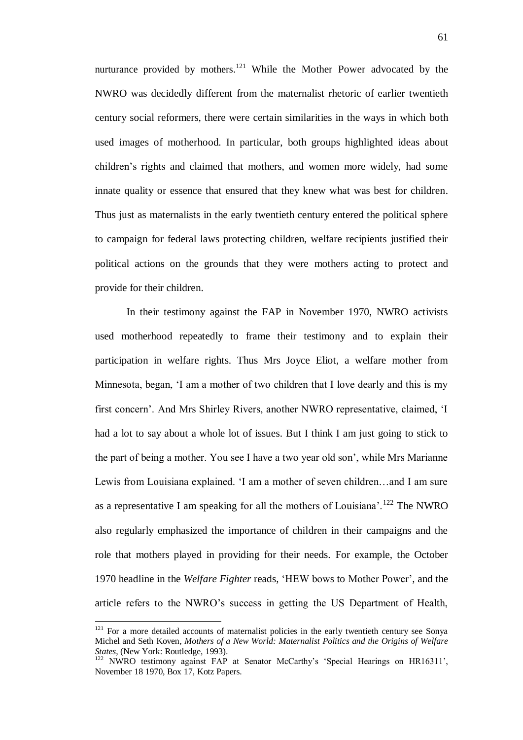nurturance provided by mothers.[121] While the Mother Power advocated by the NWRO was decidedly different from the maternalist rhetoric of earlier twentieth century social reformers, there were certain similarities in the ways in which both used images of motherhood. In particular, both groups highlighted ideas about children's rights and claimed that mothers, and women more widely, had some innate quality or essence that ensured that they knew what was best for children. Thus just as maternalists in the early twentieth century entered the political sphere to campaign for federal laws protecting children, welfare recipients justified their political actions on the grounds that they were mothers acting to protect and provide for their children.

In their testimony against the FAP in November 1970, NWRO activists used motherhood repeatedly to frame their testimony and to explain their participation in welfare rights. Thus Mrs Joyce Eliot, a welfare mother from Minnesota, began, 'I am a mother of two children that I love dearly and this is my first concern'. And Mrs Shirley Rivers, another NWRO representative, claimed, 'I had a lot to say about a whole lot of issues. But I think I am just going to stick to the part of being a mother. You see I have a two year old son', while Mrs Marianne Lewis from Louisiana explained. 'I am a mother of seven children…and I am sure as a representative I am speaking for all the mothers of Louisiana'.[122] The NWRO also regularly emphasized the importance of children in their campaigns and the role that mothers played in providing for their needs. For example, the October 1970 headline in the *Welfare Fighter* reads, 'HEW bows to Mother Power', and the article refers to the NWRO's success in getting the US Department of Health,

---

[121] For a more detailed accounts of maternalist policies in the early twentieth century see Sonya Michel and Seth Koven, *Mothers of a New World: Maternalist Politics and the Origins of Welfare States*, (New York: Routledge, 1993).

[122] NWRO testimony against FAP at Senator McCarthy's 'Special Hearings on HR16311', November 18 1970, Box 17, Kotz Papers.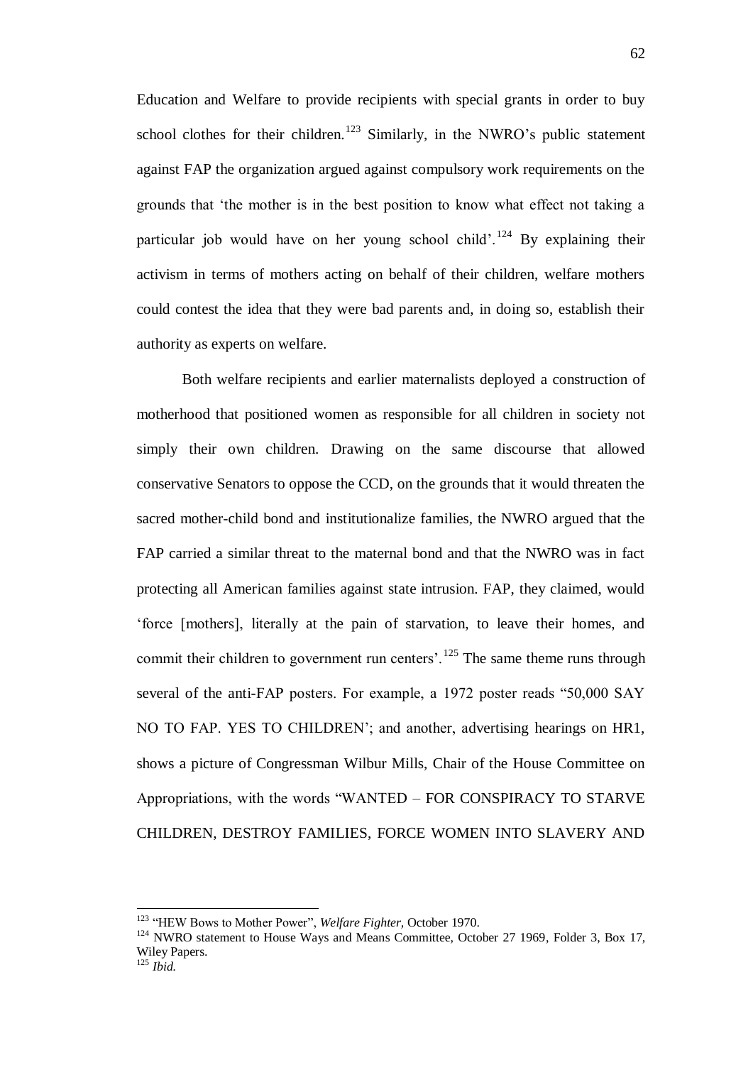Education and Welfare to provide recipients with special grants in order to buy school clothes for their children.[123] Similarly, in the NWRO's public statement against FAP the organization argued against compulsory work requirements on the grounds that 'the mother is in the best position to know what effect not taking a particular job would have on her young school child'.[124] By explaining their activism in terms of mothers acting on behalf of their children, welfare mothers could contest the idea that they were bad parents and, in doing so, establish their authority as experts on welfare.

Both welfare recipients and earlier maternalists deployed a construction of motherhood that positioned women as responsible for all children in society not simply their own children. Drawing on the same discourse that allowed conservative Senators to oppose the CCD, on the grounds that it would threaten the sacred mother-child bond and institutionalize families, the NWRO argued that the FAP carried a similar threat to the maternal bond and that the NWRO was in fact protecting all American families against state intrusion. FAP, they claimed, would 'force [mothers], literally at the pain of starvation, to leave their homes, and commit their children to government run centers'.[125] The same theme runs through several of the anti-FAP posters. For example, a 1972 poster reads "50,000 SAY NO TO FAP. YES TO CHILDREN'; and another, advertising hearings on HR1, shows a picture of Congressman Wilbur Mills, Chair of the House Committee on Appropriations, with the words "WANTED – FOR CONSPIRACY TO STARVE CHILDREN, DESTROY FAMILIES, FORCE WOMEN INTO SLAVERY AND

---

[123] "HEW Bows to Mother Power", *Welfare Fighter,* October 1970.

[124] NWRO statement to House Ways and Means Committee, October 27 1969, Folder 3, Box 17, Wiley Papers.

[125] *Ibid.*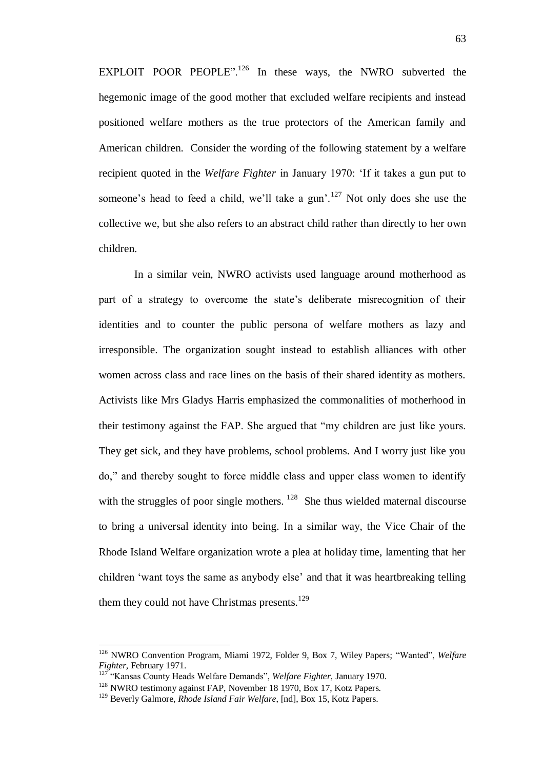EXPLOIT POOR PEOPLE".[126] In these ways, the NWRO subverted the hegemonic image of the good mother that excluded welfare recipients and instead positioned welfare mothers as the true protectors of the American family and American children. Consider the wording of the following statement by a welfare recipient quoted in the *Welfare Fighter* in January 1970: 'If it takes a gun put to someone's head to feed a child, we'll take a gun'.[127] Not only does she use the collective we, but she also refers to an abstract child rather than directly to her own children.

In a similar vein, NWRO activists used language around motherhood as part of a strategy to overcome the state's deliberate misrecognition of their identities and to counter the public persona of welfare mothers as lazy and irresponsible. The organization sought instead to establish alliances with other women across class and race lines on the basis of their shared identity as mothers. Activists like Mrs Gladys Harris emphasized the commonalities of motherhood in their testimony against the FAP. She argued that "my children are just like yours. They get sick, and they have problems, school problems. And I worry just like you do," and thereby sought to force middle class and upper class women to identify with the struggles of poor single mothers. [128] She thus wielded maternal discourse to bring a universal identity into being. In a similar way, the Vice Chair of the Rhode Island Welfare organization wrote a plea at holiday time, lamenting that her children 'want toys the same as anybody else' and that it was heartbreaking telling them they could not have Christmas presents.[129]

---

[126] NWRO Convention Program, Miami 1972, Folder 9, Box 7, Wiley Papers; "Wanted", *Welfare Fighter,* February 1971.

[127] "Kansas County Heads Welfare Demands", *Welfare Fighter,* January 1970.

[128] NWRO testimony against FAP, November 18 1970, Box 17, Kotz Papers.

[129] Beverly Galmore, *Rhode Island Fair Welfare*, [nd], Box 15, Kotz Papers.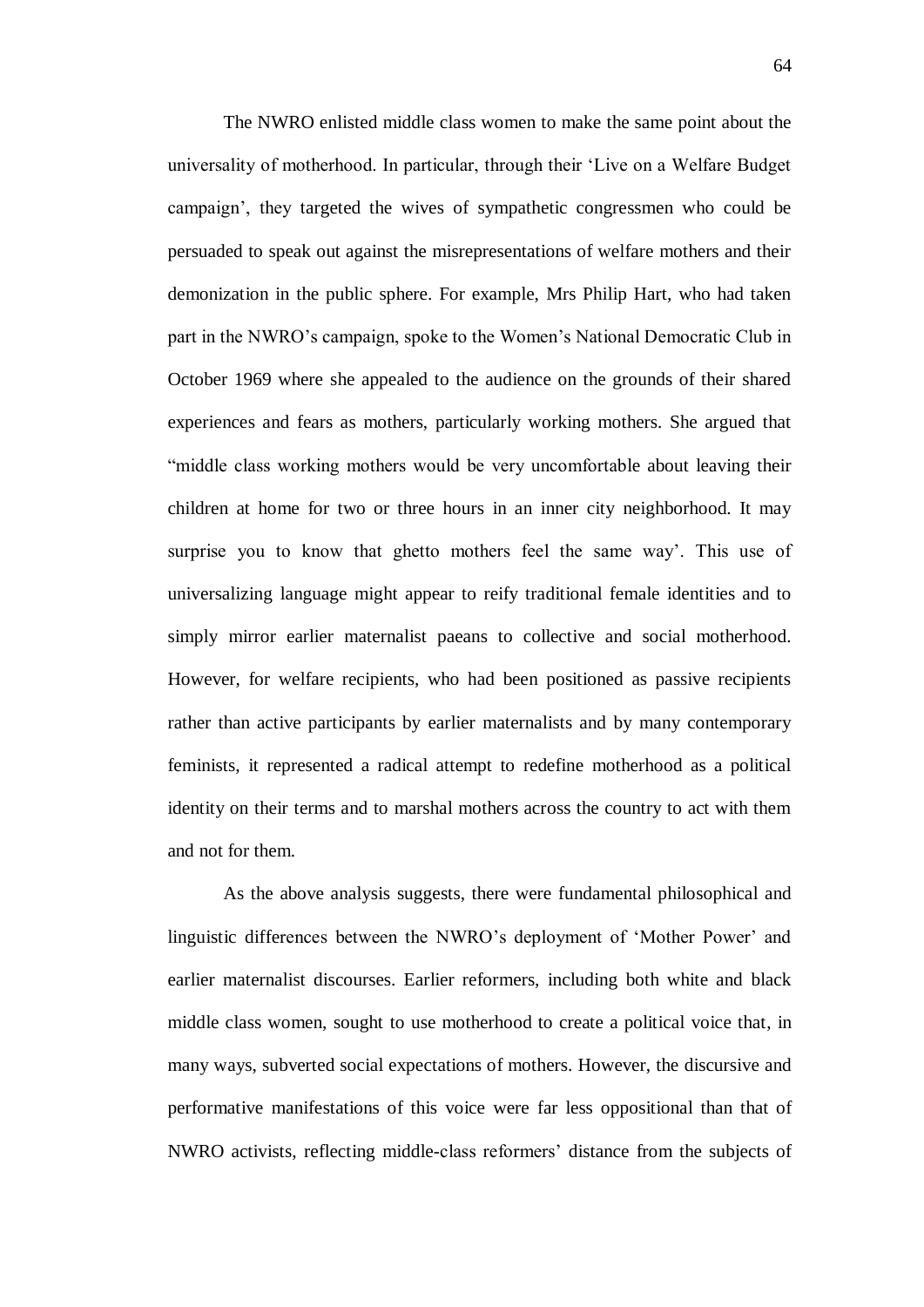The NWRO enlisted middle class women to make the same point about the universality of motherhood. In particular, through their 'Live on a Welfare Budget campaign', they targeted the wives of sympathetic congressmen who could be persuaded to speak out against the misrepresentations of welfare mothers and their demonization in the public sphere. For example, Mrs Philip Hart, who had taken part in the NWRO's campaign, spoke to the Women's National Democratic Club in October 1969 where she appealed to the audience on the grounds of their shared experiences and fears as mothers, particularly working mothers. She argued that "middle class working mothers would be very uncomfortable about leaving their children at home for two or three hours in an inner city neighborhood. It may surprise you to know that ghetto mothers feel the same way'. This use of universalizing language might appear to reify traditional female identities and to simply mirror earlier maternalist paeans to collective and social motherhood. However, for welfare recipients, who had been positioned as passive recipients rather than active participants by earlier maternalists and by many contemporary feminists, it represented a radical attempt to redefine motherhood as a political identity on their terms and to marshal mothers across the country to act with them and not for them.

As the above analysis suggests, there were fundamental philosophical and linguistic differences between the NWRO's deployment of 'Mother Power' and earlier maternalist discourses. Earlier reformers, including both white and black middle class women, sought to use motherhood to create a political voice that, in many ways, subverted social expectations of mothers. However, the discursive and performative manifestations of this voice were far less oppositional than that of NWRO activists, reflecting middle-class reformers' distance from the subjects of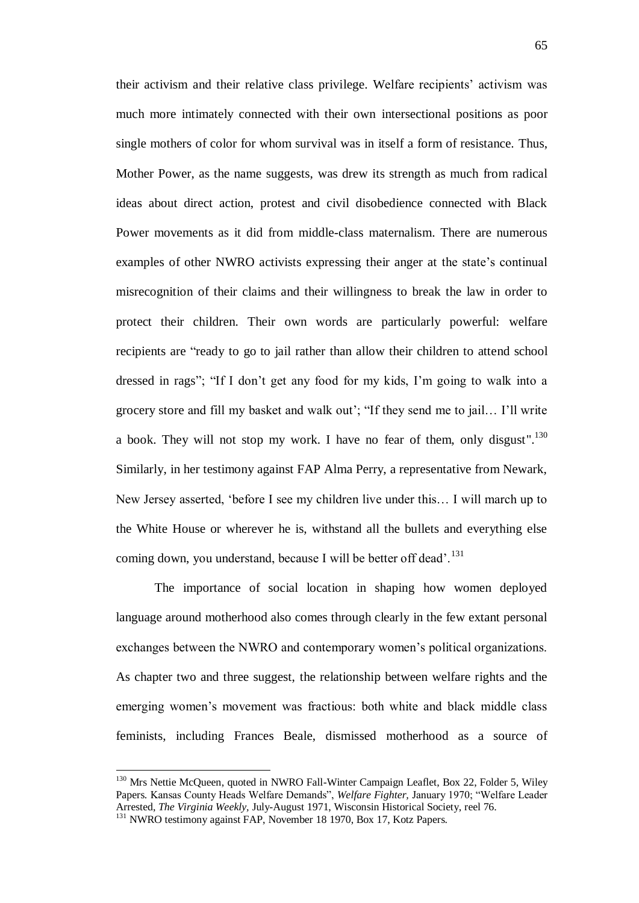their activism and their relative class privilege. Welfare recipients' activism was much more intimately connected with their own intersectional positions as poor single mothers of color for whom survival was in itself a form of resistance. Thus, Mother Power, as the name suggests, was drew its strength as much from radical ideas about direct action, protest and civil disobedience connected with Black Power movements as it did from middle-class maternalism. There are numerous examples of other NWRO activists expressing their anger at the state's continual misrecognition of their claims and their willingness to break the law in order to protect their children. Their own words are particularly powerful: welfare recipients are "ready to go to jail rather than allow their children to attend school dressed in rags"; "If I don't get any food for my kids, I'm going to walk into a grocery store and fill my basket and walk out'; "If they send me to jail… I'll write a book. They will not stop my work. I have no fear of them, only disgust".[130] Similarly, in her testimony against FAP Alma Perry, a representative from Newark, New Jersey asserted, 'before I see my children live under this… I will march up to the White House or wherever he is, withstand all the bullets and everything else coming down, you understand, because I will be better off dead'.[131]

The importance of social location in shaping how women deployed language around motherhood also comes through clearly in the few extant personal exchanges between the NWRO and contemporary women's political organizations. As chapter two and three suggest, the relationship between welfare rights and the emerging women's movement was fractious: both white and black middle class feminists, including Frances Beale, dismissed motherhood as a source of

---

[130] Mrs Nettie McQueen, quoted in NWRO Fall-Winter Campaign Leaflet, Box 22, Folder 5, Wiley Papers. Kansas County Heads Welfare Demands", *Welfare Fighter*, January 1970; "Welfare Leader Arrested, *The Virginia Weekly*, July-August 1971, Wisconsin Historical Society, reel 76.

[131] NWRO testimony against FAP, November 18 1970, Box 17, Kotz Papers.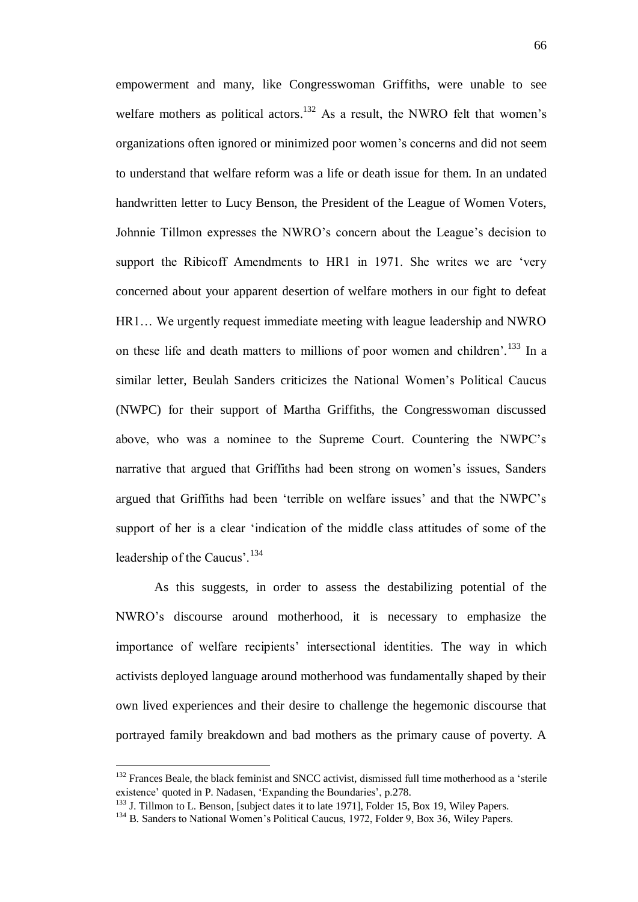empowerment and many, like Congresswoman Griffiths, were unable to see welfare mothers as political actors.[132] As a result, the NWRO felt that women's organizations often ignored or minimized poor women's concerns and did not seem to understand that welfare reform was a life or death issue for them. In an undated handwritten letter to Lucy Benson, the President of the League of Women Voters, Johnnie Tillmon expresses the NWRO's concern about the League's decision to support the Ribicoff Amendments to HR1 in 1971. She writes we are 'very concerned about your apparent desertion of welfare mothers in our fight to defeat HR1… We urgently request immediate meeting with league leadership and NWRO on these life and death matters to millions of poor women and children'.[133] In a similar letter, Beulah Sanders criticizes the National Women's Political Caucus (NWPC) for their support of Martha Griffiths, the Congresswoman discussed above, who was a nominee to the Supreme Court. Countering the NWPC's narrative that argued that Griffiths had been strong on women's issues, Sanders argued that Griffiths had been 'terrible on welfare issues' and that the NWPC's support of her is a clear 'indication of the middle class attitudes of some of the leadership of the Caucus'.[134]

As this suggests, in order to assess the destabilizing potential of the NWRO's discourse around motherhood, it is necessary to emphasize the importance of welfare recipients' intersectional identities. The way in which activists deployed language around motherhood was fundamentally shaped by their own lived experiences and their desire to challenge the hegemonic discourse that portrayed family breakdown and bad mothers as the primary cause of poverty. A

---

[132] Frances Beale, the black feminist and SNCC activist, dismissed full time motherhood as a 'sterile existence' quoted in P. Nadasen, 'Expanding the Boundaries', p.278.

[133] J. Tillmon to L. Benson, [subject dates it to late 1971], Folder 15, Box 19, Wiley Papers.

[134] B. Sanders to National Women's Political Caucus, 1972, Folder 9, Box 36, Wiley Papers.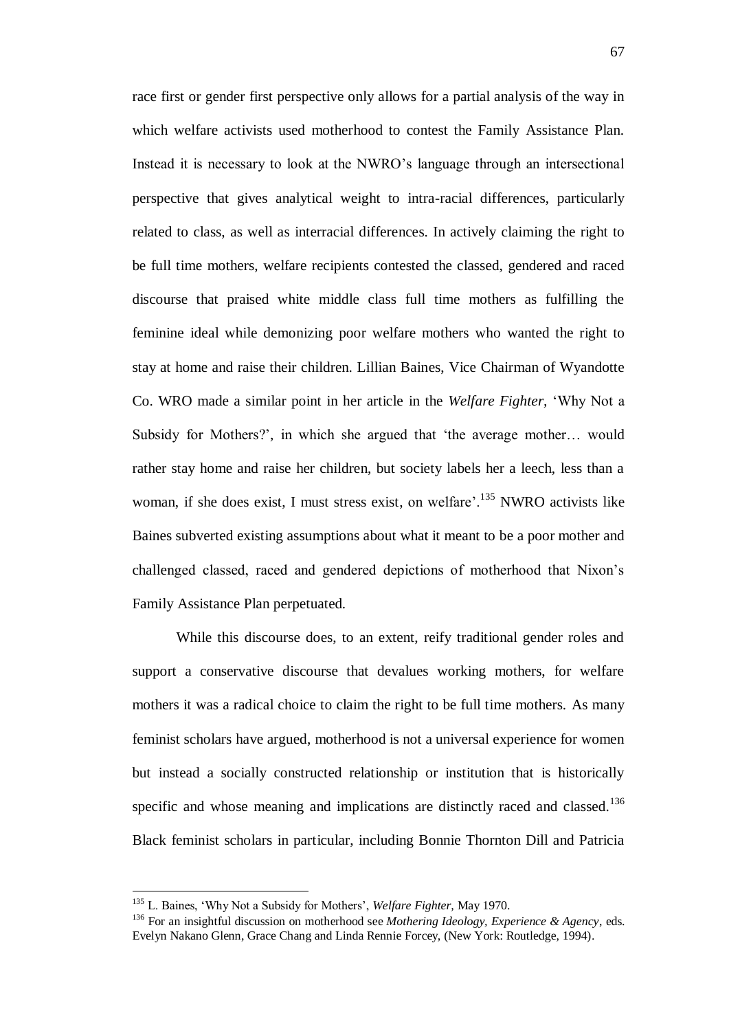race first or gender first perspective only allows for a partial analysis of the way in which welfare activists used motherhood to contest the Family Assistance Plan. Instead it is necessary to look at the NWRO's language through an intersectional perspective that gives analytical weight to intra-racial differences, particularly related to class, as well as interracial differences. In actively claiming the right to be full time mothers, welfare recipients contested the classed, gendered and raced discourse that praised white middle class full time mothers as fulfilling the feminine ideal while demonizing poor welfare mothers who wanted the right to stay at home and raise their children. Lillian Baines, Vice Chairman of Wyandotte Co. WRO made a similar point in her article in the *Welfare Fighter,* 'Why Not a Subsidy for Mothers?', in which she argued that 'the average mother… would rather stay home and raise her children, but society labels her a leech, less than a woman, if she does exist, I must stress exist, on welfare'.[135] NWRO activists like Baines subverted existing assumptions about what it meant to be a poor mother and challenged classed, raced and gendered depictions of motherhood that Nixon's Family Assistance Plan perpetuated.

While this discourse does, to an extent, reify traditional gender roles and support a conservative discourse that devalues working mothers, for welfare mothers it was a radical choice to claim the right to be full time mothers. As many feminist scholars have argued, motherhood is not a universal experience for women but instead a socially constructed relationship or institution that is historically specific and whose meaning and implications are distinctly raced and classed.[136] Black feminist scholars in particular, including Bonnie Thornton Dill and Patricia

---

[135] L. Baines, 'Why Not a Subsidy for Mothers', *Welfare Fighter,* May 1970.

[136] For an insightful discussion on motherhood see *Mothering Ideology, Experience & Agency*, eds. Evelyn Nakano Glenn, Grace Chang and Linda Rennie Forcey, (New York: Routledge, 1994).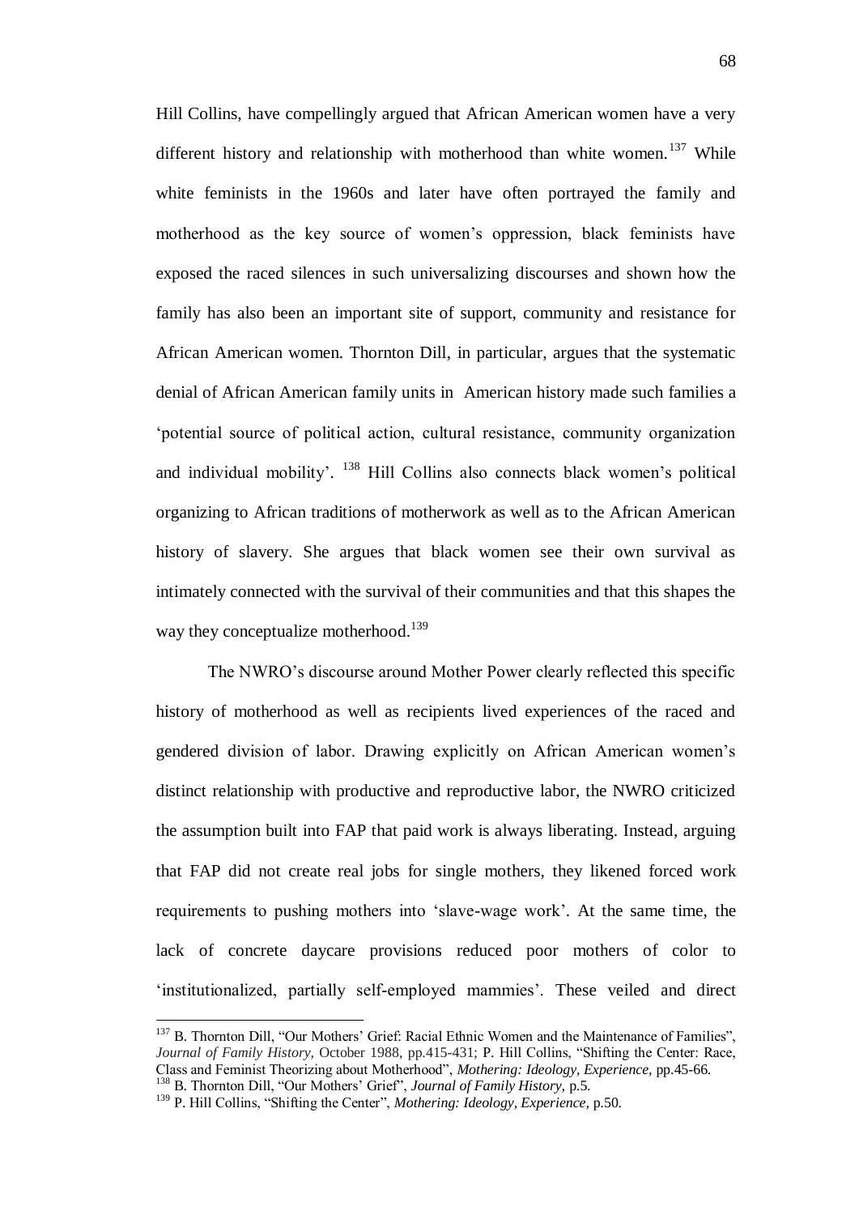Hill Collins, have compellingly argued that African American women have a very different history and relationship with motherhood than white women.[137] While white feminists in the 1960s and later have often portrayed the family and motherhood as the key source of women's oppression, black feminists have exposed the raced silences in such universalizing discourses and shown how the family has also been an important site of support, community and resistance for African American women. Thornton Dill, in particular, argues that the systematic denial of African American family units in American history made such families a 'potential source of political action, cultural resistance, community organization and individual mobility'. [138] Hill Collins also connects black women's political organizing to African traditions of motherwork as well as to the African American history of slavery. She argues that black women see their own survival as intimately connected with the survival of their communities and that this shapes the way they conceptualize motherhood.[139]

The NWRO's discourse around Mother Power clearly reflected this specific history of motherhood as well as recipients lived experiences of the raced and gendered division of labor. Drawing explicitly on African American women's distinct relationship with productive and reproductive labor, the NWRO criticized the assumption built into FAP that paid work is always liberating. Instead, arguing that FAP did not create real jobs for single mothers, they likened forced work requirements to pushing mothers into 'slave-wage work'. At the same time, the lack of concrete daycare provisions reduced poor mothers of color to 'institutionalized, partially self-employed mammies'. These veiled and direct

---

[137] B. Thornton Dill, "Our Mothers' Grief: Racial Ethnic Women and the Maintenance of Families", *Journal of Family History,* October 1988, pp.415-431; P. Hill Collins, "Shifting the Center: Race, Class and Feminist Theorizing about Motherhood", *Mothering: Ideology, Experience,* pp.45-66.

[138] B. Thornton Dill, "Our Mothers' Grief", *Journal of Family History,* p.5.

[139] P. Hill Collins, "Shifting the Center", *Mothering: Ideology, Experience,* p.50.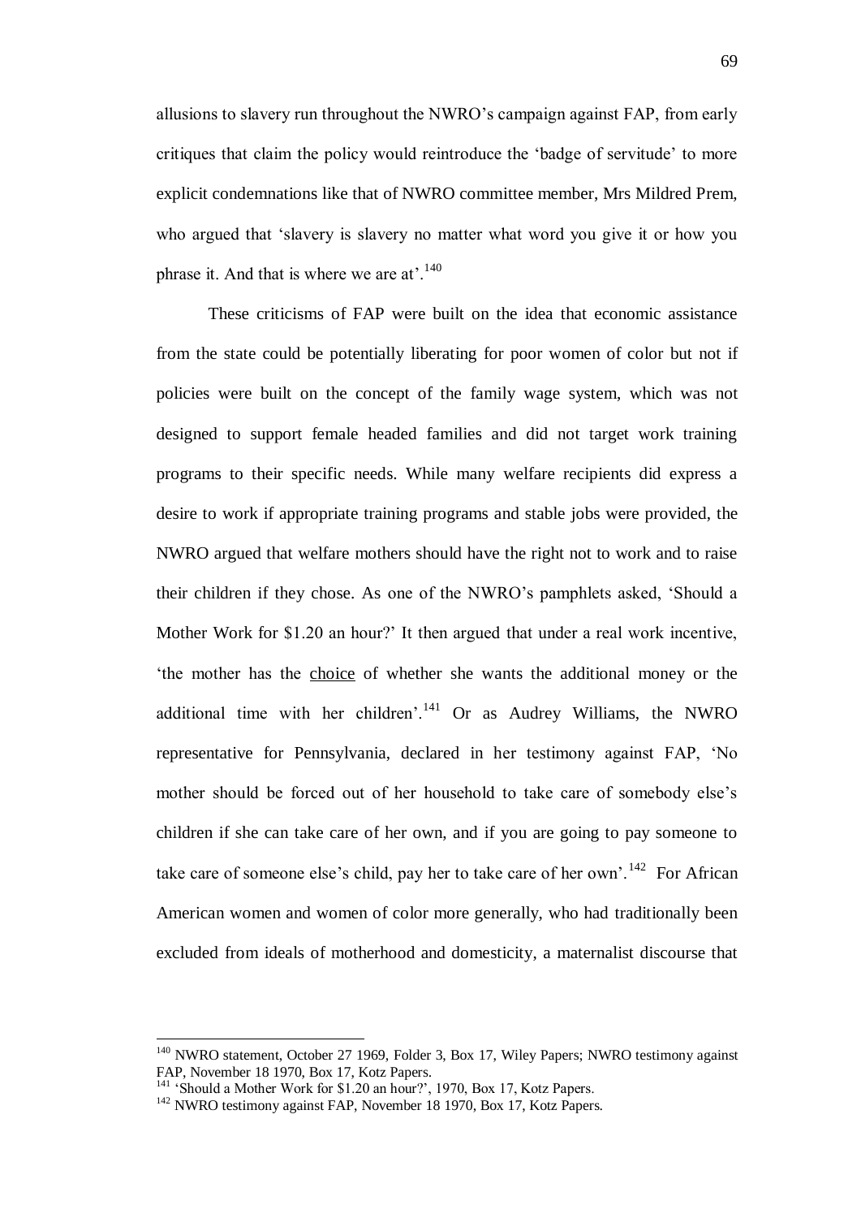allusions to slavery run throughout the NWRO's campaign against FAP, from early critiques that claim the policy would reintroduce the 'badge of servitude' to more explicit condemnations like that of NWRO committee member, Mrs Mildred Prem, who argued that 'slavery is slavery no matter what word you give it or how you phrase it. And that is where we are at'.[140]

These criticisms of FAP were built on the idea that economic assistance from the state could be potentially liberating for poor women of color but not if policies were built on the concept of the family wage system, which was not designed to support female headed families and did not target work training programs to their specific needs. While many welfare recipients did express a desire to work if appropriate training programs and stable jobs were provided, the NWRO argued that welfare mothers should have the right not to work and to raise their children if they chose. As one of the NWRO's pamphlets asked, 'Should a Mother Work for $1.20 an hour?' It then argued that under a real work incentive, 'the mother has the <u>choice</u> of whether she wants the additional money or the additional time with her children'.[141] Or as Audrey Williams, the NWRO representative for Pennsylvania, declared in her testimony against FAP, 'No mother should be forced out of her household to take care of somebody else's children if she can take care of her own, and if you are going to pay someone to take care of someone else's child, pay her to take care of her own'.[142] For African American women and women of color more generally, who had traditionally been excluded from ideals of motherhood and domesticity, a maternalist discourse that

---

[140] NWRO statement, October 27 1969, Folder 3, Box 17, Wiley Papers; NWRO testimony against FAP, November 18 1970, Box 17, Kotz Papers.

[141] 'Should a Mother Work for $1.20 an hour?', 1970, Box 17, Kotz Papers.

[142] NWRO testimony against FAP, November 18 1970, Box 17, Kotz Papers.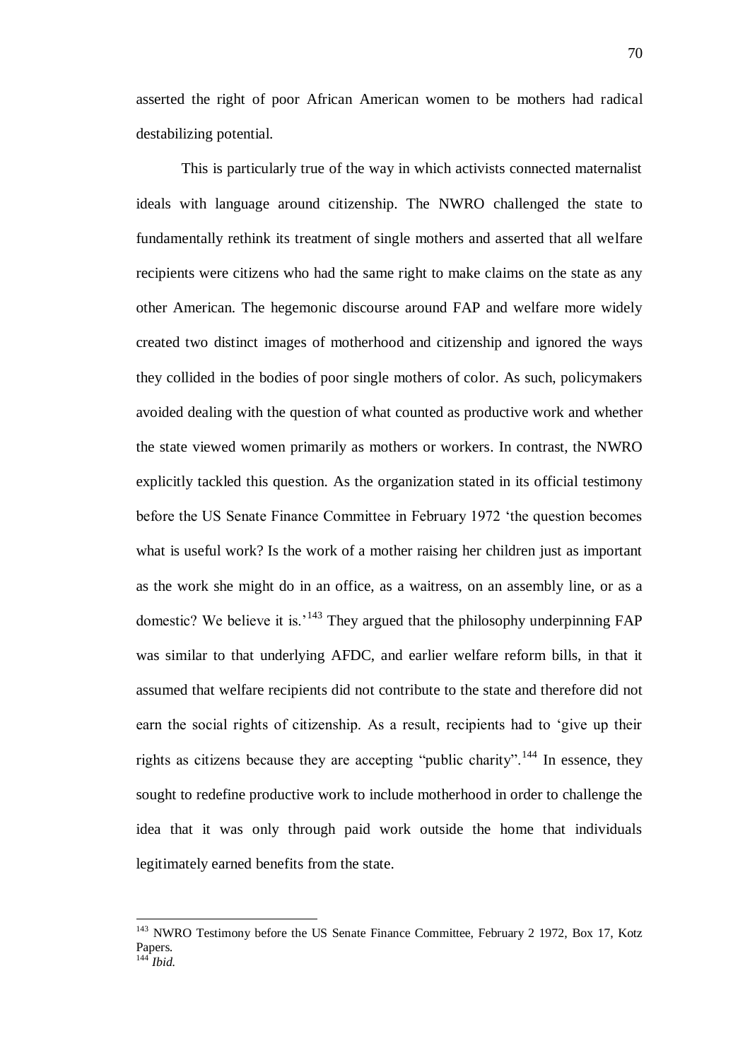asserted the right of poor African American women to be mothers had radical destabilizing potential.

This is particularly true of the way in which activists connected maternalist ideals with language around citizenship. The NWRO challenged the state to fundamentally rethink its treatment of single mothers and asserted that all welfare recipients were citizens who had the same right to make claims on the state as any other American. The hegemonic discourse around FAP and welfare more widely created two distinct images of motherhood and citizenship and ignored the ways they collided in the bodies of poor single mothers of color. As such, policymakers avoided dealing with the question of what counted as productive work and whether the state viewed women primarily as mothers or workers. In contrast, the NWRO explicitly tackled this question. As the organization stated in its official testimony before the US Senate Finance Committee in February 1972 'the question becomes what is useful work? Is the work of a mother raising her children just as important as the work she might do in an office, as a waitress, on an assembly line, or as a domestic? We believe it is.'[143] They argued that the philosophy underpinning FAP was similar to that underlying AFDC, and earlier welfare reform bills, in that it assumed that welfare recipients did not contribute to the state and therefore did not earn the social rights of citizenship. As a result, recipients had to 'give up their rights as citizens because they are accepting "public charity".[144] In essence, they sought to redefine productive work to include motherhood in order to challenge the idea that it was only through paid work outside the home that individuals legitimately earned benefits from the state.

---

[143] NWRO Testimony before the US Senate Finance Committee, February 2 1972, Box 17, Kotz Papers.

[144] *Ibid.*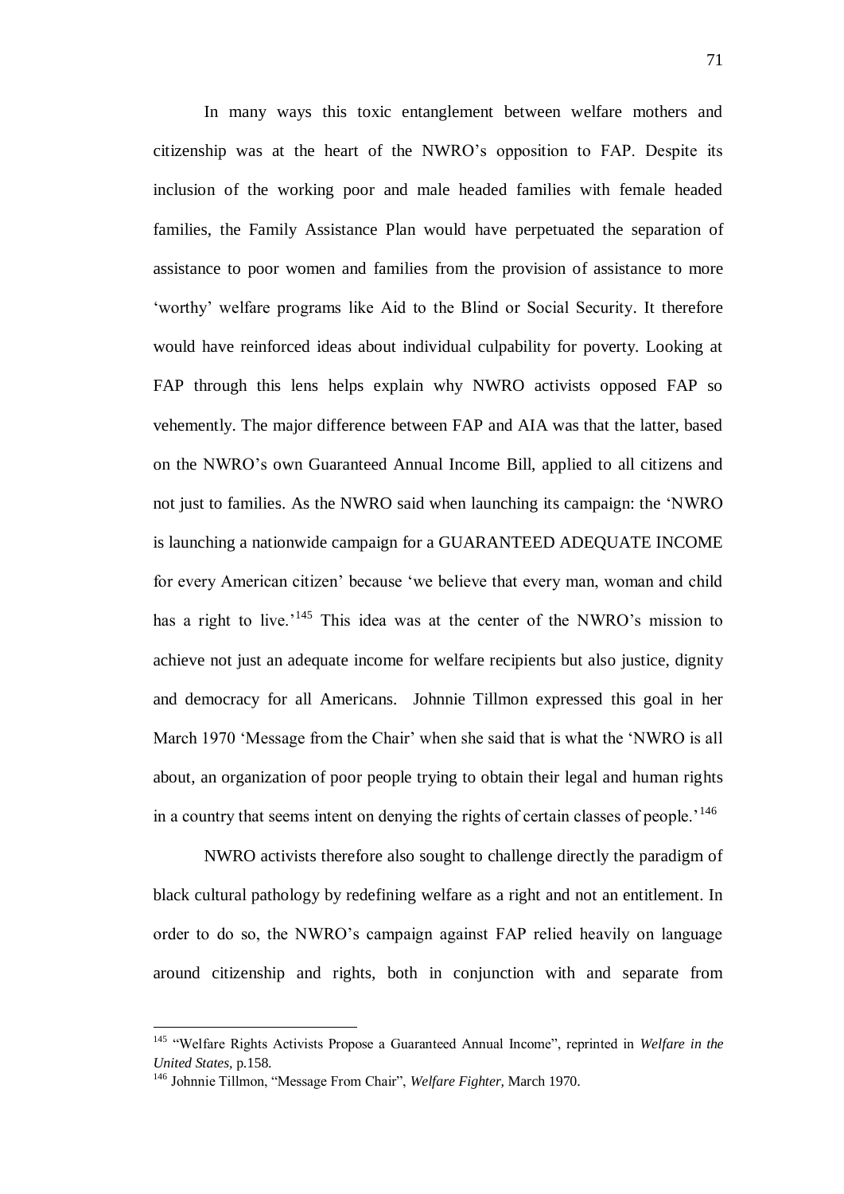In many ways this toxic entanglement between welfare mothers and citizenship was at the heart of the NWRO's opposition to FAP. Despite its inclusion of the working poor and male headed families with female headed families, the Family Assistance Plan would have perpetuated the separation of assistance to poor women and families from the provision of assistance to more 'worthy' welfare programs like Aid to the Blind or Social Security. It therefore would have reinforced ideas about individual culpability for poverty. Looking at FAP through this lens helps explain why NWRO activists opposed FAP so vehemently. The major difference between FAP and AIA was that the latter, based on the NWRO's own Guaranteed Annual Income Bill, applied to all citizens and not just to families. As the NWRO said when launching its campaign: the 'NWRO is launching a nationwide campaign for a GUARANTEED ADEQUATE INCOME for every American citizen' because 'we believe that every man, woman and child has a right to live.'[145] This idea was at the center of the NWRO's mission to achieve not just an adequate income for welfare recipients but also justice, dignity and democracy for all Americans. Johnnie Tillmon expressed this goal in her March 1970 'Message from the Chair' when she said that is what the 'NWRO is all about, an organization of poor people trying to obtain their legal and human rights in a country that seems intent on denying the rights of certain classes of people.'[146]

NWRO activists therefore also sought to challenge directly the paradigm of black cultural pathology by redefining welfare as a right and not an entitlement. In order to do so, the NWRO's campaign against FAP relied heavily on language around citizenship and rights, both in conjunction with and separate from

---

[145] "Welfare Rights Activists Propose a Guaranteed Annual Income", reprinted in *Welfare in the United States,* p.158.

[146] Johnnie Tillmon, "Message From Chair", *Welfare Fighter,* March 1970.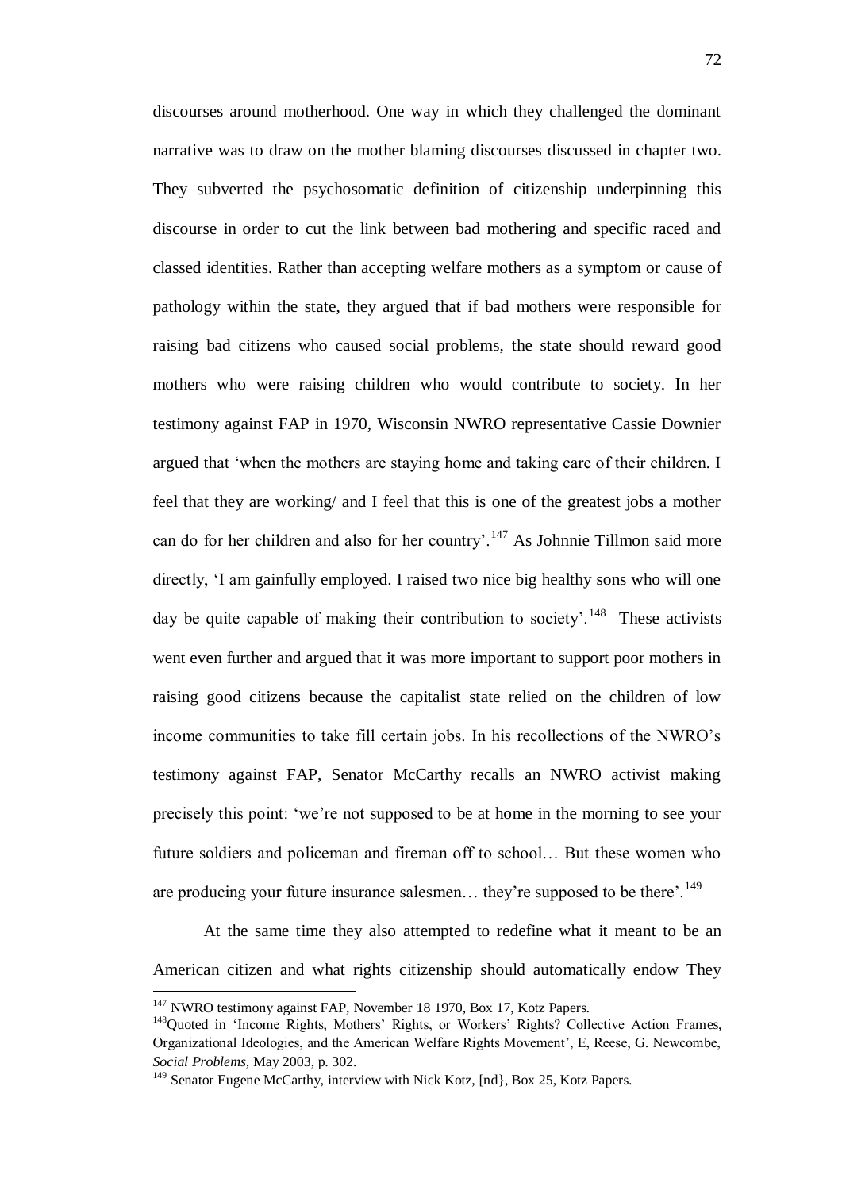discourses around motherhood. One way in which they challenged the dominant narrative was to draw on the mother blaming discourses discussed in chapter two. They subverted the psychosomatic definition of citizenship underpinning this discourse in order to cut the link between bad mothering and specific raced and classed identities. Rather than accepting welfare mothers as a symptom or cause of pathology within the state, they argued that if bad mothers were responsible for raising bad citizens who caused social problems, the state should reward good mothers who were raising children who would contribute to society. In her testimony against FAP in 1970, Wisconsin NWRO representative Cassie Downier argued that 'when the mothers are staying home and taking care of their children. I feel that they are working/ and I feel that this is one of the greatest jobs a mother can do for her children and also for her country'.[147] As Johnnie Tillmon said more directly, 'I am gainfully employed. I raised two nice big healthy sons who will one day be quite capable of making their contribution to society'.[148] These activists went even further and argued that it was more important to support poor mothers in raising good citizens because the capitalist state relied on the children of low income communities to take fill certain jobs. In his recollections of the NWRO's testimony against FAP, Senator McCarthy recalls an NWRO activist making precisely this point: 'we're not supposed to be at home in the morning to see your future soldiers and policeman and fireman off to school… But these women who are producing your future insurance salesmen… they're supposed to be there'.[149]

At the same time they also attempted to redefine what it meant to be an American citizen and what rights citizenship should automatically endow They

---

[147] NWRO testimony against FAP, November 18 1970, Box 17, Kotz Papers.

[148] Quoted in 'Income Rights, Mothers' Rights, or Workers' Rights? Collective Action Frames, Organizational Ideologies, and the American Welfare Rights Movement', E, Reese, G. Newcombe, *Social Problems*, May 2003, p. 302.

[149] Senator Eugene McCarthy, interview with Nick Kotz, [nd}, Box 25, Kotz Papers.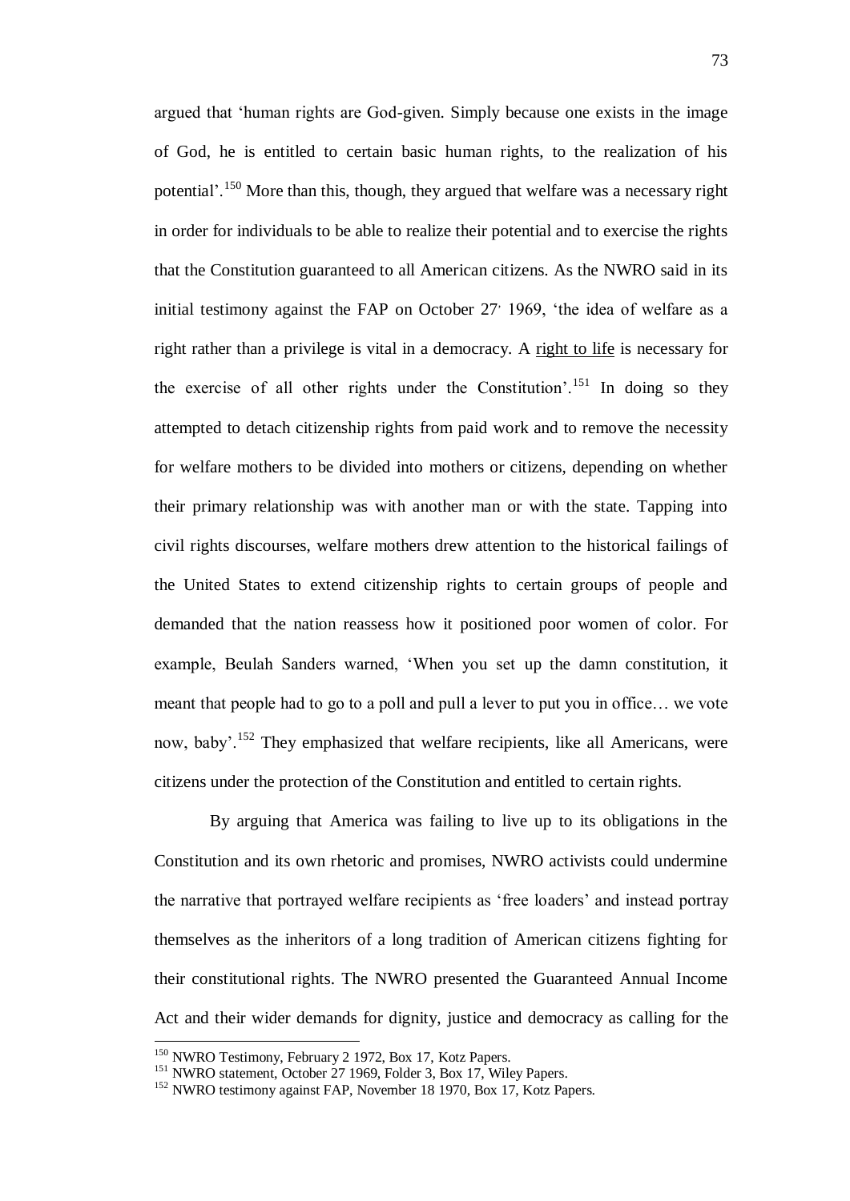argued that 'human rights are God-given. Simply because one exists in the image of God, he is entitled to certain basic human rights, to the realization of his potential'.[150] More than this, though, they argued that welfare was a necessary right in order for individuals to be able to realize their potential and to exercise the rights that the Constitution guaranteed to all American citizens. As the NWRO said in its initial testimony against the FAP on October 27, 1969, 'the idea of welfare as a right rather than a privilege is vital in a democracy. A <u>right to life</u> is necessary for the exercise of all other rights under the Constitution'.[151] In doing so they attempted to detach citizenship rights from paid work and to remove the necessity for welfare mothers to be divided into mothers or citizens, depending on whether their primary relationship was with another man or with the state. Tapping into civil rights discourses, welfare mothers drew attention to the historical failings of the United States to extend citizenship rights to certain groups of people and demanded that the nation reassess how it positioned poor women of color. For example, Beulah Sanders warned, 'When you set up the damn constitution, it meant that people had to go to a poll and pull a lever to put you in office… we vote now, baby'.[152] They emphasized that welfare recipients, like all Americans, were citizens under the protection of the Constitution and entitled to certain rights.

By arguing that America was failing to live up to its obligations in the Constitution and its own rhetoric and promises, NWRO activists could undermine the narrative that portrayed welfare recipients as 'free loaders' and instead portray themselves as the inheritors of a long tradition of American citizens fighting for their constitutional rights. The NWRO presented the Guaranteed Annual Income Act and their wider demands for dignity, justice and democracy as calling for the

---

[150] NWRO Testimony, February 2 1972, Box 17, Kotz Papers.

[151] NWRO statement, October 27 1969, Folder 3, Box 17, Wiley Papers.

[152] NWRO testimony against FAP, November 18 1970, Box 17, Kotz Papers.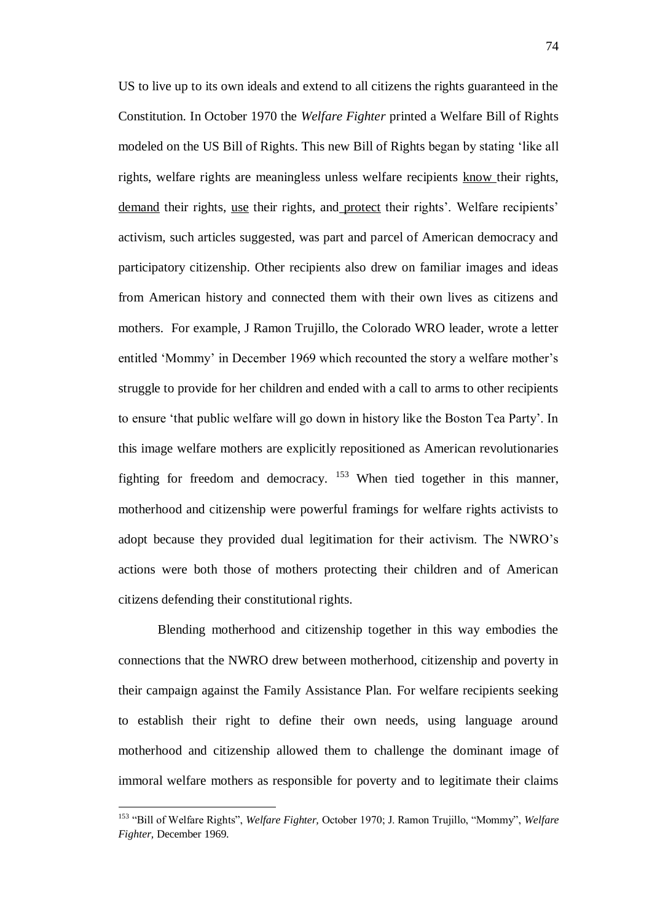US to live up to its own ideals and extend to all citizens the rights guaranteed in the Constitution. In October 1970 the *Welfare Fighter* printed a Welfare Bill of Rights modeled on the US Bill of Rights. This new Bill of Rights began by stating 'like all rights, welfare rights are meaningless unless welfare recipients <u>know</u> their rights, <u>demand</u> their rights, <u>use</u> their rights, and <u>protect</u> their rights'. Welfare recipients' activism, such articles suggested, was part and parcel of American democracy and participatory citizenship. Other recipients also drew on familiar images and ideas from American history and connected them with their own lives as citizens and mothers. For example, J Ramon Trujillo, the Colorado WRO leader, wrote a letter entitled 'Mommy' in December 1969 which recounted the story a welfare mother's struggle to provide for her children and ended with a call to arms to other recipients to ensure 'that public welfare will go down in history like the Boston Tea Party'. In this image welfare mothers are explicitly repositioned as American revolutionaries fighting for freedom and democracy. [153] When tied together in this manner, motherhood and citizenship were powerful framings for welfare rights activists to adopt because they provided dual legitimation for their activism. The NWRO's actions were both those of mothers protecting their children and of American citizens defending their constitutional rights.

Blending motherhood and citizenship together in this way embodies the connections that the NWRO drew between motherhood, citizenship and poverty in their campaign against the Family Assistance Plan. For welfare recipients seeking to establish their right to define their own needs, using language around motherhood and citizenship allowed them to challenge the dominant image of immoral welfare mothers as responsible for poverty and to legitimate their claims

---

[153] "Bill of Welfare Rights", *Welfare Fighter,* October 1970; J. Ramon Trujillo, "Mommy", *Welfare Fighter,* December 1969.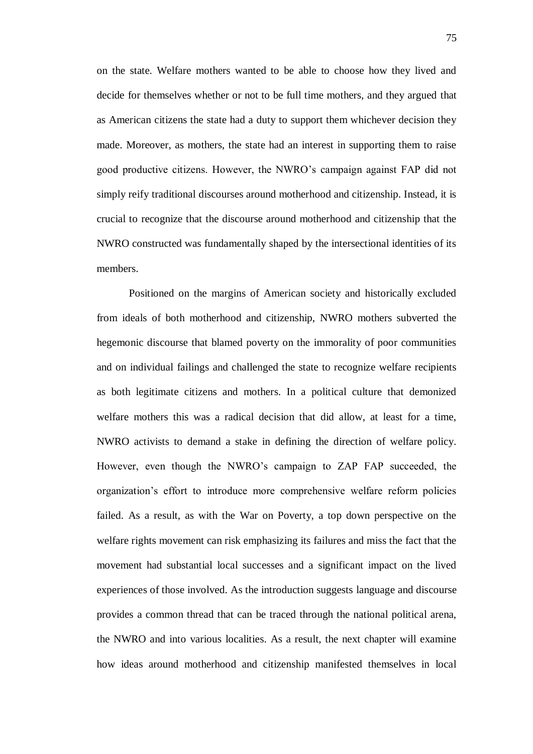on the state. Welfare mothers wanted to be able to choose how they lived and decide for themselves whether or not to be full time mothers, and they argued that as American citizens the state had a duty to support them whichever decision they made. Moreover, as mothers, the state had an interest in supporting them to raise good productive citizens. However, the NWRO's campaign against FAP did not simply reify traditional discourses around motherhood and citizenship. Instead, it is crucial to recognize that the discourse around motherhood and citizenship that the NWRO constructed was fundamentally shaped by the intersectional identities of its members.

Positioned on the margins of American society and historically excluded from ideals of both motherhood and citizenship, NWRO mothers subverted the hegemonic discourse that blamed poverty on the immorality of poor communities and on individual failings and challenged the state to recognize welfare recipients as both legitimate citizens and mothers. In a political culture that demonized welfare mothers this was a radical decision that did allow, at least for a time, NWRO activists to demand a stake in defining the direction of welfare policy. However, even though the NWRO's campaign to ZAP FAP succeeded, the organization's effort to introduce more comprehensive welfare reform policies failed. As a result, as with the War on Poverty, a top down perspective on the welfare rights movement can risk emphasizing its failures and miss the fact that the movement had substantial local successes and a significant impact on the lived experiences of those involved. As the introduction suggests language and discourse provides a common thread that can be traced through the national political arena, the NWRO and into various localities. As a result, the next chapter will examine how ideas around motherhood and citizenship manifested themselves in local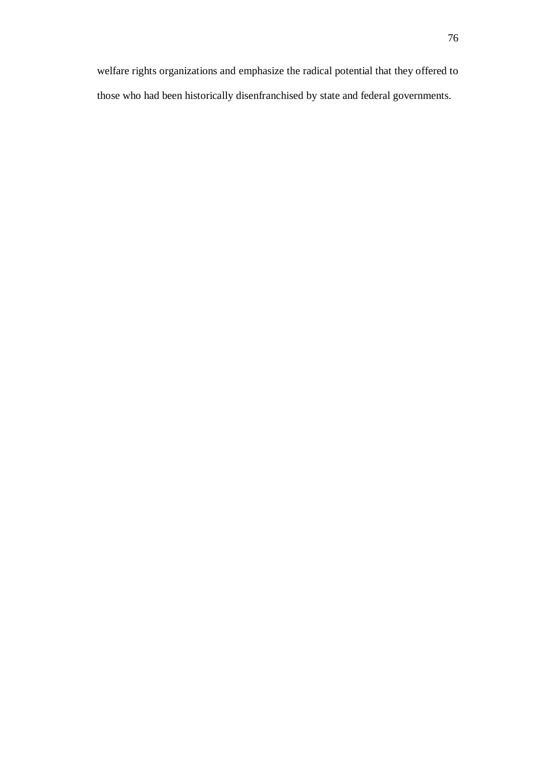welfare rights organizations and emphasize the radical potential that they offered to those who had been historically disenfranchised by state and federal governments.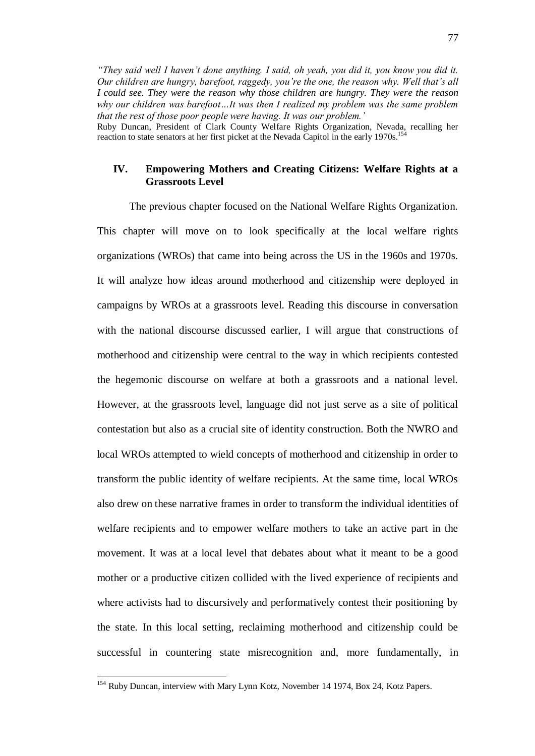*"They said well I haven't done anything. I said, oh yeah, you did it, you know you did it. Our children are hungry, barefoot, raggedy, you're the one, the reason why. Well that's all I could see. They were the reason why those children are hungry. They were the reason why our children was barefoot…It was then I realized my problem was the same problem that the rest of those poor people were having. It was our problem.'*

Ruby Duncan, President of Clark County Welfare Rights Organization, Nevada, recalling her reaction to state senators at her first picket at the Nevada Capitol in the early 1970s.[154]

## IV. Empowering Mothers and Creating Citizens: Welfare Rights at a Grassroots Level

The previous chapter focused on the National Welfare Rights Organization. This chapter will move on to look specifically at the local welfare rights organizations (WROs) that came into being across the US in the 1960s and 1970s. It will analyze how ideas around motherhood and citizenship were deployed in campaigns by WROs at a grassroots level. Reading this discourse in conversation with the national discourse discussed earlier, I will argue that constructions of motherhood and citizenship were central to the way in which recipients contested the hegemonic discourse on welfare at both a grassroots and a national level. However, at the grassroots level, language did not just serve as a site of political contestation but also as a crucial site of identity construction. Both the NWRO and local WROs attempted to wield concepts of motherhood and citizenship in order to transform the public identity of welfare recipients. At the same time, local WROs also drew on these narrative frames in order to transform the individual identities of welfare recipients and to empower welfare mothers to take an active part in the movement. It was at a local level that debates about what it meant to be a good mother or a productive citizen collided with the lived experience of recipients and where activists had to discursively and performatively contest their positioning by the state. In this local setting, reclaiming motherhood and citizenship could be successful in countering state misrecognition and, more fundamentally, in

[154] Ruby Duncan, interview with Mary Lynn Kotz, November 14 1974, Box 24, Kotz Papers.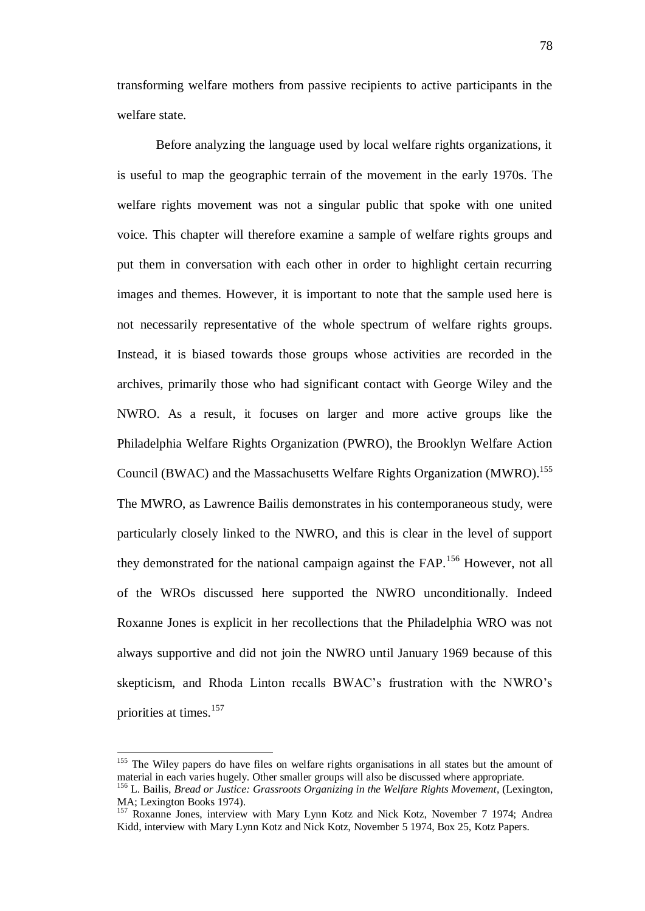transforming welfare mothers from passive recipients to active participants in the welfare state.

Before analyzing the language used by local welfare rights organizations, it is useful to map the geographic terrain of the movement in the early 1970s. The welfare rights movement was not a singular public that spoke with one united voice. This chapter will therefore examine a sample of welfare rights groups and put them in conversation with each other in order to highlight certain recurring images and themes. However, it is important to note that the sample used here is not necessarily representative of the whole spectrum of welfare rights groups. Instead, it is biased towards those groups whose activities are recorded in the archives, primarily those who had significant contact with George Wiley and the NWRO. As a result, it focuses on larger and more active groups like the Philadelphia Welfare Rights Organization (PWRO), the Brooklyn Welfare Action Council (BWAC) and the Massachusetts Welfare Rights Organization (MWRO).[155] The MWRO, as Lawrence Bailis demonstrates in his contemporaneous study, were particularly closely linked to the NWRO, and this is clear in the level of support they demonstrated for the national campaign against the FAP.[156] However, not all of the WROs discussed here supported the NWRO unconditionally. Indeed Roxanne Jones is explicit in her recollections that the Philadelphia WRO was not always supportive and did not join the NWRO until January 1969 because of this skepticism, and Rhoda Linton recalls BWAC's frustration with the NWRO's priorities at times.[157]

---

[155] The Wiley papers do have files on welfare rights organisations in all states but the amount of material in each varies hugely. Other smaller groups will also be discussed where appropriate.

[156] L. Bailis, *Bread or Justice: Grassroots Organizing in the Welfare Rights Movement*, (Lexington, MA; Lexington Books 1974).

[157] Roxanne Jones, interview with Mary Lynn Kotz and Nick Kotz, November 7 1974; Andrea Kidd, interview with Mary Lynn Kotz and Nick Kotz, November 5 1974, Box 25, Kotz Papers.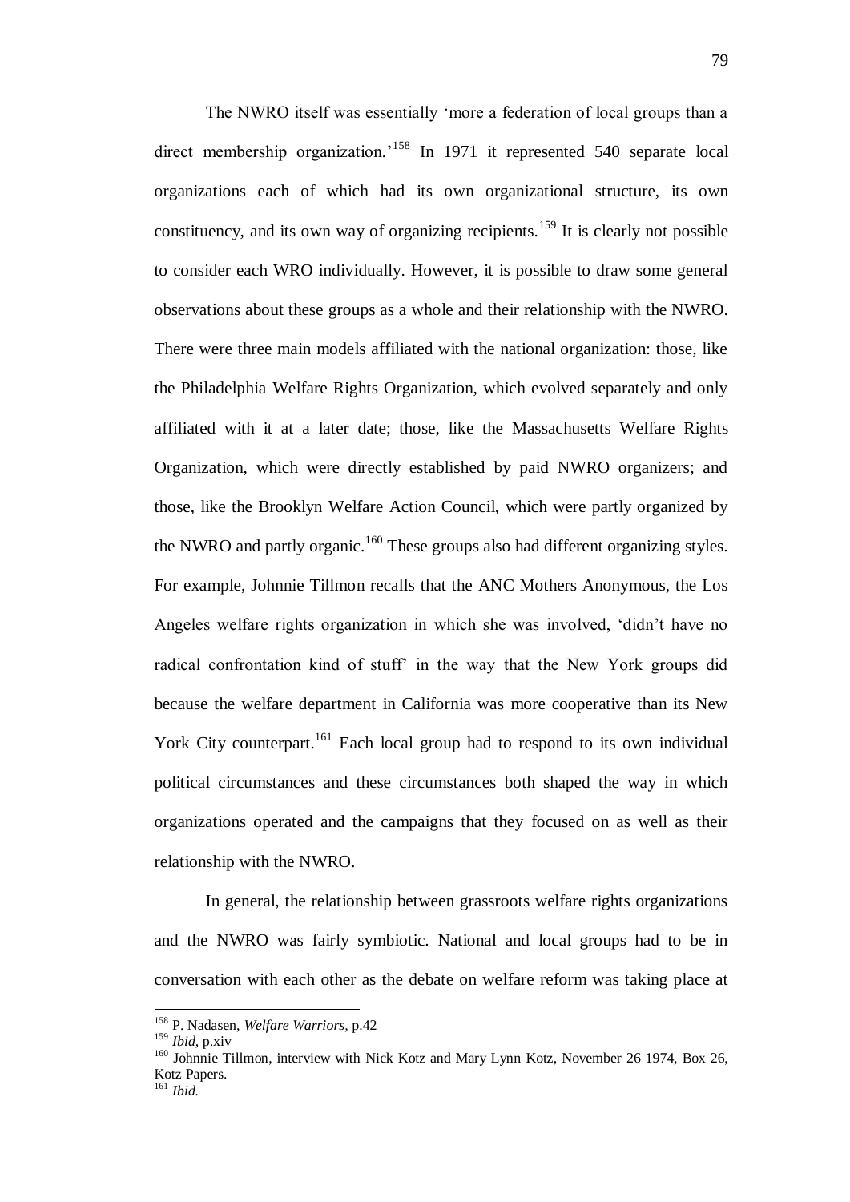The NWRO itself was essentially 'more a federation of local groups than a direct membership organization.'[158] In 1971 it represented 540 separate local organizations each of which had its own organizational structure, its own constituency, and its own way of organizing recipients.[159] It is clearly not possible to consider each WRO individually. However, it is possible to draw some general observations about these groups as a whole and their relationship with the NWRO. There were three main models affiliated with the national organization: those, like the Philadelphia Welfare Rights Organization, which evolved separately and only affiliated with it at a later date; those, like the Massachusetts Welfare Rights Organization, which were directly established by paid NWRO organizers; and those, like the Brooklyn Welfare Action Council, which were partly organized by the NWRO and partly organic.[160] These groups also had different organizing styles. For example, Johnnie Tillmon recalls that the ANC Mothers Anonymous, the Los Angeles welfare rights organization in which she was involved, 'didn't have no radical confrontation kind of stuff' in the way that the New York groups did because the welfare department in California was more cooperative than its New York City counterpart.[161] Each local group had to respond to its own individual political circumstances and these circumstances both shaped the way in which organizations operated and the campaigns that they focused on as well as their relationship with the NWRO.

In general, the relationship between grassroots welfare rights organizations and the NWRO was fairly symbiotic. National and local groups had to be in conversation with each other as the debate on welfare reform was taking place at

---

[158] P. Nadasen, *Welfare Warriors*, p.42

[159] *Ibid*, p.xiv

[160] Johnnie Tillmon, interview with Nick Kotz and Mary Lynn Kotz, November 26 1974, Box 26, Kotz Papers.

[161] *Ibid.*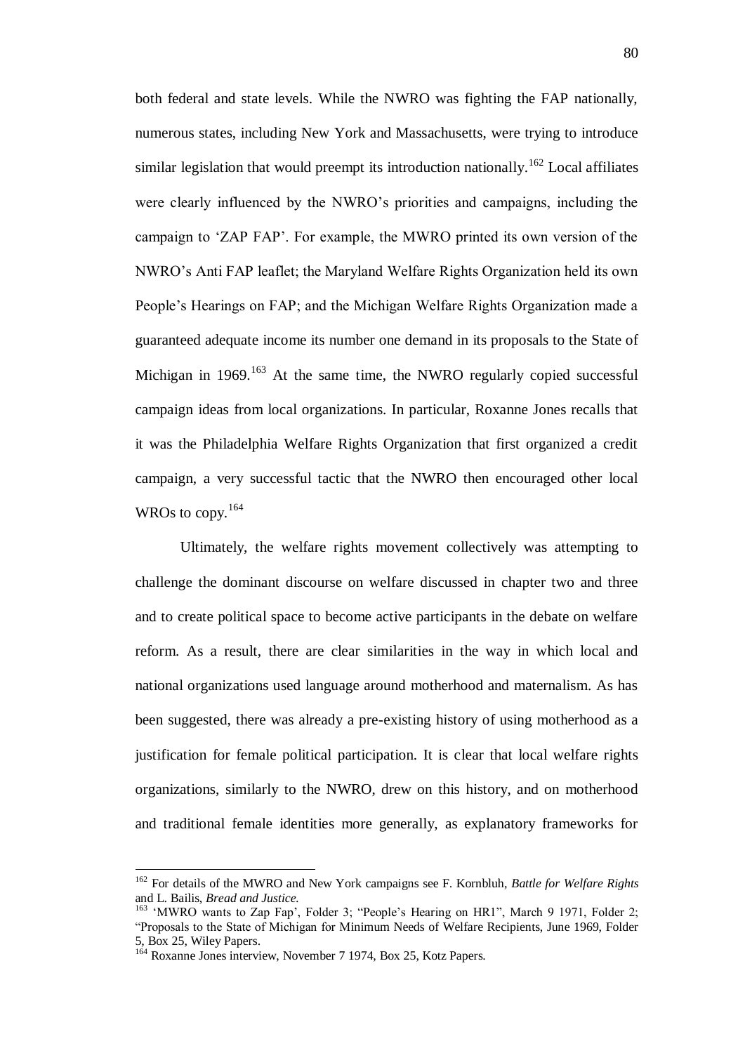both federal and state levels. While the NWRO was fighting the FAP nationally, numerous states, including New York and Massachusetts, were trying to introduce similar legislation that would preempt its introduction nationally.[162] Local affiliates were clearly influenced by the NWRO's priorities and campaigns, including the campaign to 'ZAP FAP'. For example, the MWRO printed its own version of the NWRO's Anti FAP leaflet; the Maryland Welfare Rights Organization held its own People's Hearings on FAP; and the Michigan Welfare Rights Organization made a guaranteed adequate income its number one demand in its proposals to the State of Michigan in 1969.[163] At the same time, the NWRO regularly copied successful campaign ideas from local organizations. In particular, Roxanne Jones recalls that it was the Philadelphia Welfare Rights Organization that first organized a credit campaign, a very successful tactic that the NWRO then encouraged other local WROs to copy.[164]

Ultimately, the welfare rights movement collectively was attempting to challenge the dominant discourse on welfare discussed in chapter two and three and to create political space to become active participants in the debate on welfare reform. As a result, there are clear similarities in the way in which local and national organizations used language around motherhood and maternalism. As has been suggested, there was already a pre-existing history of using motherhood as a justification for female political participation. It is clear that local welfare rights organizations, similarly to the NWRO, drew on this history, and on motherhood and traditional female identities more generally, as explanatory frameworks for

---

[162] For details of the MWRO and New York campaigns see F. Kornbluh, *Battle for Welfare Rights* and L. Bailis, *Bread and Justice.*

[163] 'MWRO wants to Zap Fap', Folder 3; "People's Hearing on HR1", March 9 1971, Folder 2; "Proposals to the State of Michigan for Minimum Needs of Welfare Recipients, June 1969, Folder 5, Box 25, Wiley Papers.

[164] Roxanne Jones interview, November 7 1974, Box 25, Kotz Papers.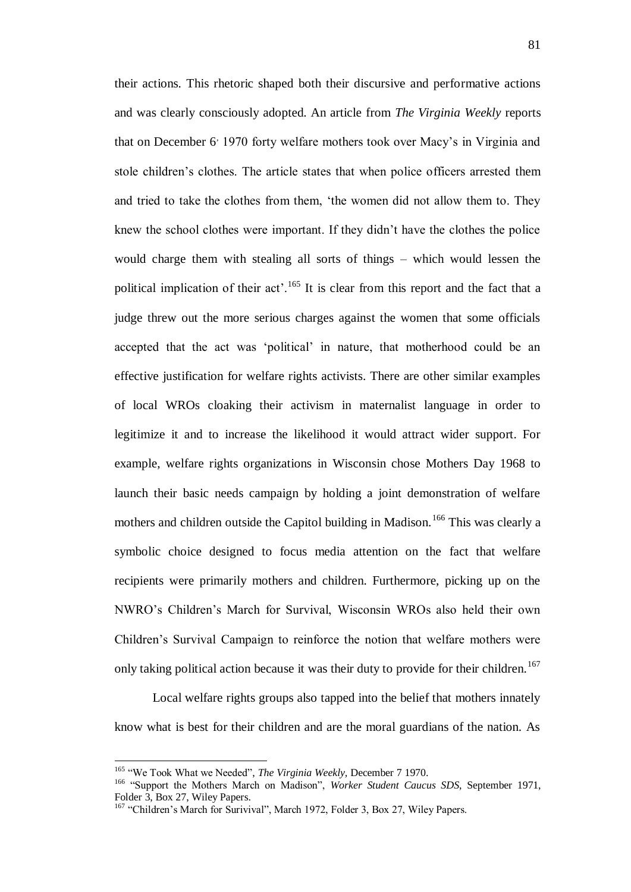their actions. This rhetoric shaped both their discursive and performative actions and was clearly consciously adopted. An article from *The Virginia Weekly* reports that on December 6, 1970 forty welfare mothers took over Macy's in Virginia and stole children's clothes. The article states that when police officers arrested them and tried to take the clothes from them, 'the women did not allow them to. They knew the school clothes were important. If they didn't have the clothes the police would charge them with stealing all sorts of things – which would lessen the political implication of their act'.[165] It is clear from this report and the fact that a judge threw out the more serious charges against the women that some officials accepted that the act was 'political' in nature, that motherhood could be an effective justification for welfare rights activists. There are other similar examples of local WROs cloaking their activism in maternalist language in order to legitimize it and to increase the likelihood it would attract wider support. For example, welfare rights organizations in Wisconsin chose Mothers Day 1968 to launch their basic needs campaign by holding a joint demonstration of welfare mothers and children outside the Capitol building in Madison.[166] This was clearly a symbolic choice designed to focus media attention on the fact that welfare recipients were primarily mothers and children. Furthermore, picking up on the NWRO's Children's March for Survival, Wisconsin WROs also held their own Children's Survival Campaign to reinforce the notion that welfare mothers were only taking political action because it was their duty to provide for their children.[167]

Local welfare rights groups also tapped into the belief that mothers innately know what is best for their children and are the moral guardians of the nation. As

---

[165] "We Took What we Needed", *The Virginia Weekly,* December 7 1970.

[166] "Support the Mothers March on Madison", *Worker Student Caucus SDS*, September 1971, Folder 3, Box 27, Wiley Papers.

[167] "Children's March for Surivival", March 1972, Folder 3, Box 27, Wiley Papers.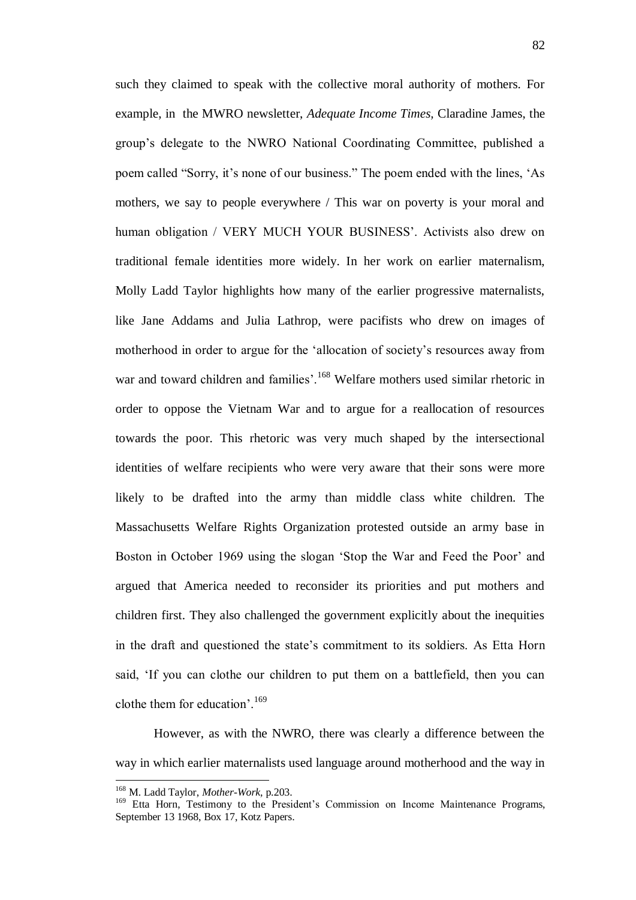such they claimed to speak with the collective moral authority of mothers. For example, in the MWRO newsletter, *Adequate Income Times,* Claradine James, the group's delegate to the NWRO National Coordinating Committee, published a poem called "Sorry, it's none of our business." The poem ended with the lines, 'As mothers, we say to people everywhere / This war on poverty is your moral and human obligation / VERY MUCH YOUR BUSINESS'. Activists also drew on traditional female identities more widely. In her work on earlier maternalism, Molly Ladd Taylor highlights how many of the earlier progressive maternalists, like Jane Addams and Julia Lathrop, were pacifists who drew on images of motherhood in order to argue for the 'allocation of society's resources away from war and toward children and families'.[168] Welfare mothers used similar rhetoric in order to oppose the Vietnam War and to argue for a reallocation of resources towards the poor. This rhetoric was very much shaped by the intersectional identities of welfare recipients who were very aware that their sons were more likely to be drafted into the army than middle class white children. The Massachusetts Welfare Rights Organization protested outside an army base in Boston in October 1969 using the slogan 'Stop the War and Feed the Poor' and argued that America needed to reconsider its priorities and put mothers and children first. They also challenged the government explicitly about the inequities in the draft and questioned the state's commitment to its soldiers. As Etta Horn said, 'If you can clothe our children to put them on a battlefield, then you can clothe them for education'.[169]

However, as with the NWRO, there was clearly a difference between the way in which earlier maternalists used language around motherhood and the way in

[168] M. Ladd Taylor, *Mother-Work*, p.203.

[169] Etta Horn, Testimony to the President's Commission on Income Maintenance Programs, September 13 1968, Box 17, Kotz Papers.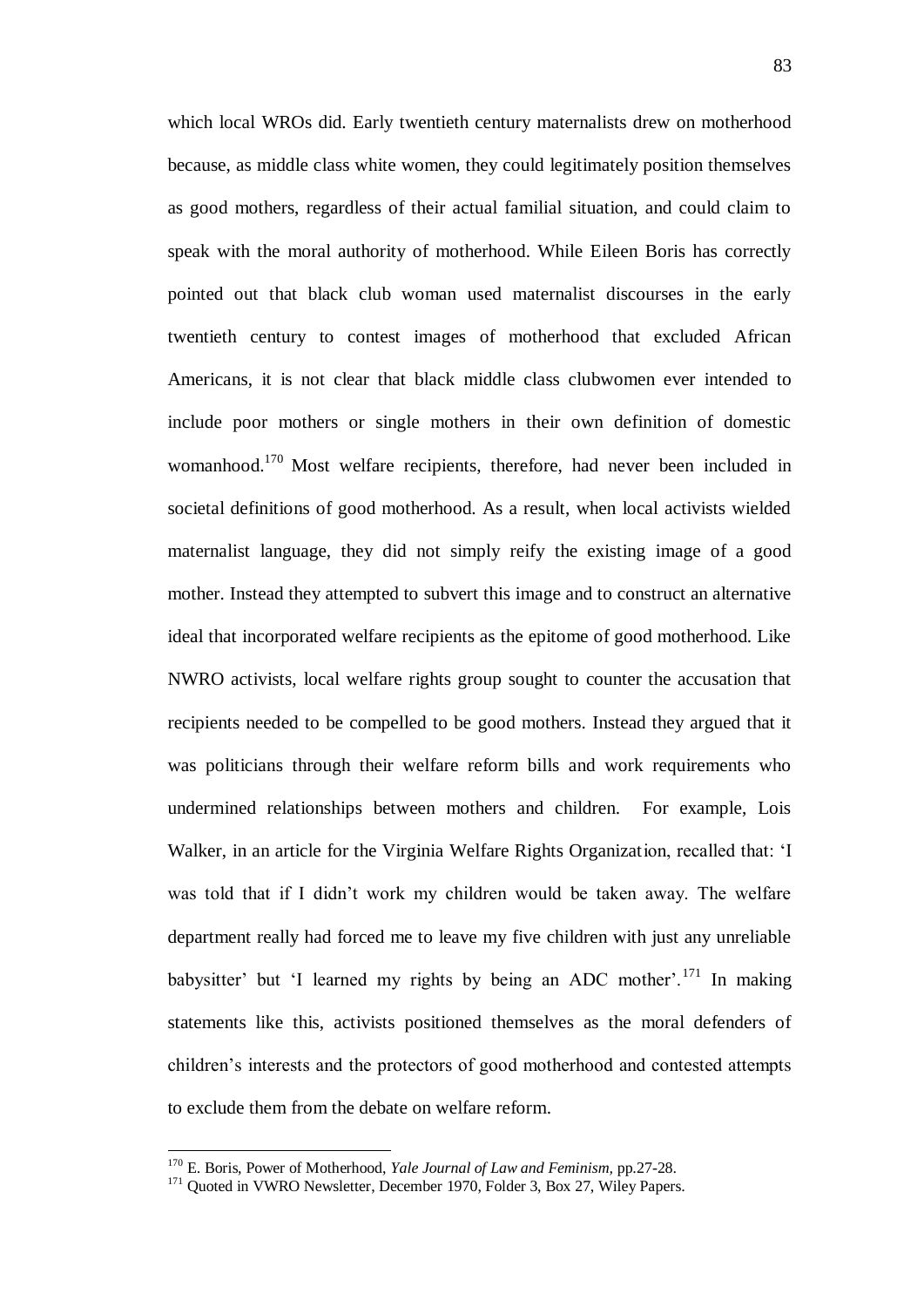which local WROs did. Early twentieth century maternalists drew on motherhood because, as middle class white women, they could legitimately position themselves as good mothers, regardless of their actual familial situation, and could claim to speak with the moral authority of motherhood. While Eileen Boris has correctly pointed out that black club woman used maternalist discourses in the early twentieth century to contest images of motherhood that excluded African Americans, it is not clear that black middle class clubwomen ever intended to include poor mothers or single mothers in their own definition of domestic womanhood.[170] Most welfare recipients, therefore, had never been included in societal definitions of good motherhood. As a result, when local activists wielded maternalist language, they did not simply reify the existing image of a good mother. Instead they attempted to subvert this image and to construct an alternative ideal that incorporated welfare recipients as the epitome of good motherhood. Like NWRO activists, local welfare rights group sought to counter the accusation that recipients needed to be compelled to be good mothers. Instead they argued that it was politicians through their welfare reform bills and work requirements who undermined relationships between mothers and children. For example, Lois Walker, in an article for the Virginia Welfare Rights Organization, recalled that: 'I was told that if I didn't work my children would be taken away. The welfare department really had forced me to leave my five children with just any unreliable babysitter' but 'I learned my rights by being an ADC mother'.[171] In making statements like this, activists positioned themselves as the moral defenders of children's interests and the protectors of good motherhood and contested attempts to exclude them from the debate on welfare reform.

---

[170] E. Boris, Power of Motherhood, *Yale Journal of Law and Feminism*, pp.27-28.

[171] Quoted in VWRO Newsletter, December 1970, Folder 3, Box 27, Wiley Papers.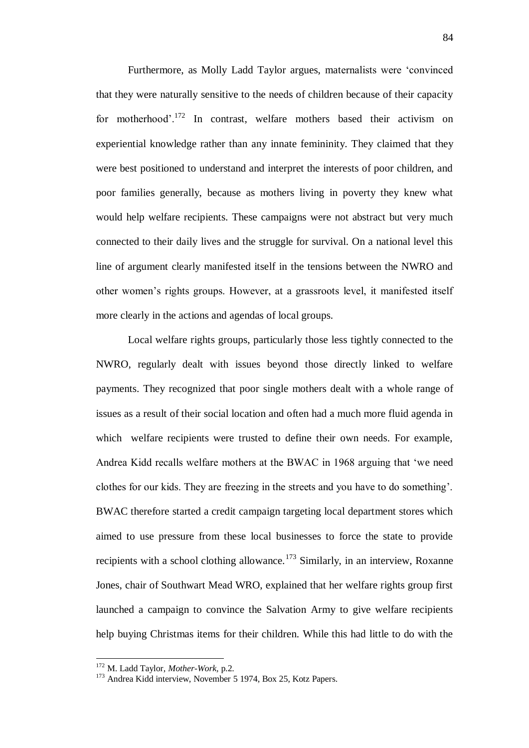Furthermore, as Molly Ladd Taylor argues, maternalists were 'convinced that they were naturally sensitive to the needs of children because of their capacity for motherhood'.[172] In contrast, welfare mothers based their activism on experiential knowledge rather than any innate femininity. They claimed that they were best positioned to understand and interpret the interests of poor children, and poor families generally, because as mothers living in poverty they knew what would help welfare recipients. These campaigns were not abstract but very much connected to their daily lives and the struggle for survival. On a national level this line of argument clearly manifested itself in the tensions between the NWRO and other women's rights groups. However, at a grassroots level, it manifested itself more clearly in the actions and agendas of local groups.

Local welfare rights groups, particularly those less tightly connected to the NWRO, regularly dealt with issues beyond those directly linked to welfare payments. They recognized that poor single mothers dealt with a whole range of issues as a result of their social location and often had a much more fluid agenda in which welfare recipients were trusted to define their own needs. For example, Andrea Kidd recalls welfare mothers at the BWAC in 1968 arguing that 'we need clothes for our kids. They are freezing in the streets and you have to do something'. BWAC therefore started a credit campaign targeting local department stores which aimed to use pressure from these local businesses to force the state to provide recipients with a school clothing allowance.[173] Similarly, in an interview, Roxanne Jones, chair of Southwart Mead WRO, explained that her welfare rights group first launched a campaign to convince the Salvation Army to give welfare recipients help buying Christmas items for their children. While this had little to do with the

---

[172] M. Ladd Taylor, *Mother-Work*, p.2.

[173] Andrea Kidd interview, November 5 1974, Box 25, Kotz Papers.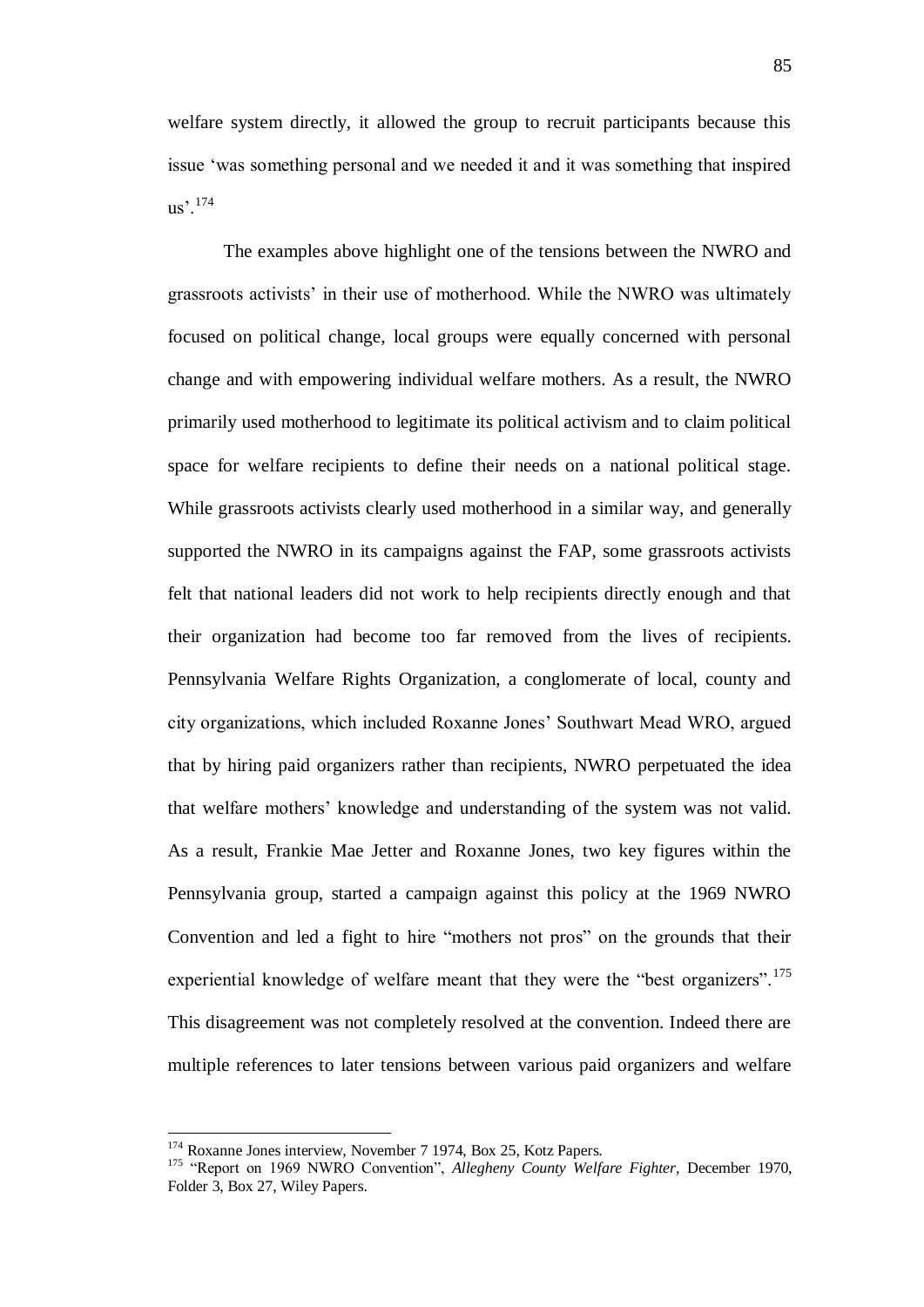welfare system directly, it allowed the group to recruit participants because this issue 'was something personal and we needed it and it was something that inspired us'.[174]

The examples above highlight one of the tensions between the NWRO and grassroots activists' in their use of motherhood. While the NWRO was ultimately focused on political change, local groups were equally concerned with personal change and with empowering individual welfare mothers. As a result, the NWRO primarily used motherhood to legitimate its political activism and to claim political space for welfare recipients to define their needs on a national political stage. While grassroots activists clearly used motherhood in a similar way, and generally supported the NWRO in its campaigns against the FAP, some grassroots activists felt that national leaders did not work to help recipients directly enough and that their organization had become too far removed from the lives of recipients. Pennsylvania Welfare Rights Organization, a conglomerate of local, county and city organizations, which included Roxanne Jones' Southwart Mead WRO, argued that by hiring paid organizers rather than recipients, NWRO perpetuated the idea that welfare mothers' knowledge and understanding of the system was not valid. As a result, Frankie Mae Jetter and Roxanne Jones, two key figures within the Pennsylvania group, started a campaign against this policy at the 1969 NWRO Convention and led a fight to hire "mothers not pros" on the grounds that their experiential knowledge of welfare meant that they were the "best organizers".[175] This disagreement was not completely resolved at the convention. Indeed there are multiple references to later tensions between various paid organizers and welfare

---

[174] Roxanne Jones interview, November 7 1974, Box 25, Kotz Papers.

[175] "Report on 1969 NWRO Convention", *Allegheny County Welfare Fighter*, December 1970, Folder 3, Box 27, Wiley Papers.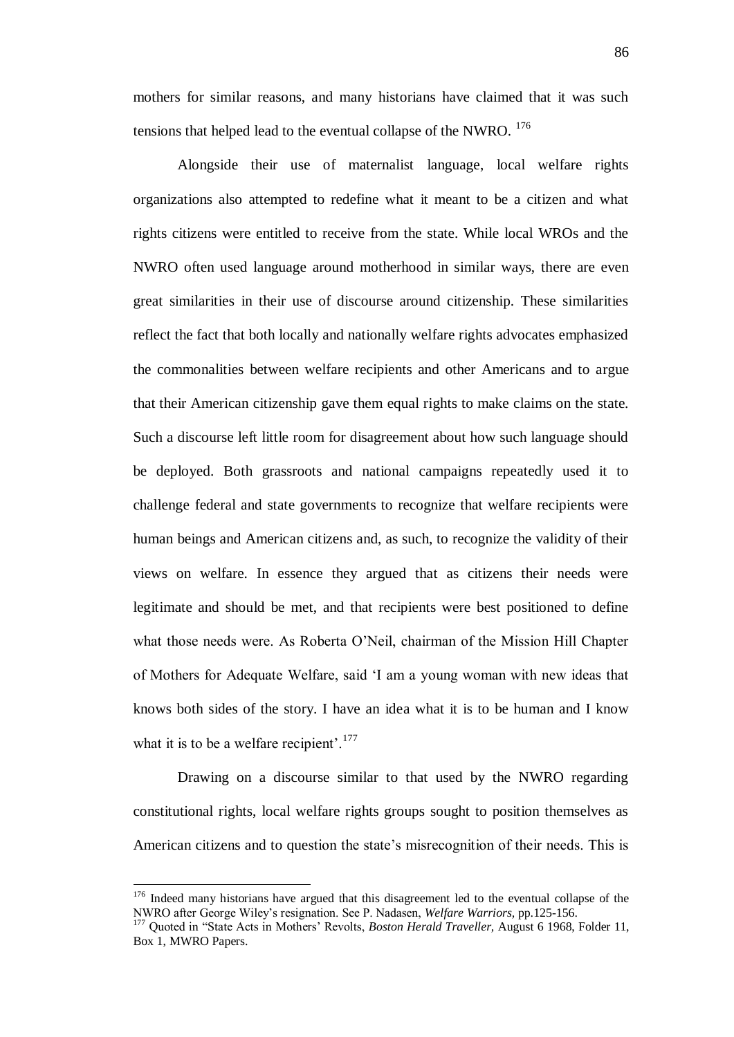mothers for similar reasons, and many historians have claimed that it was such tensions that helped lead to the eventual collapse of the NWRO. [176]

Alongside their use of maternalist language, local welfare rights organizations also attempted to redefine what it meant to be a citizen and what rights citizens were entitled to receive from the state. While local WROs and the NWRO often used language around motherhood in similar ways, there are even great similarities in their use of discourse around citizenship. These similarities reflect the fact that both locally and nationally welfare rights advocates emphasized the commonalities between welfare recipients and other Americans and to argue that their American citizenship gave them equal rights to make claims on the state. Such a discourse left little room for disagreement about how such language should be deployed. Both grassroots and national campaigns repeatedly used it to challenge federal and state governments to recognize that welfare recipients were human beings and American citizens and, as such, to recognize the validity of their views on welfare. In essence they argued that as citizens their needs were legitimate and should be met, and that recipients were best positioned to define what those needs were. As Roberta O'Neil, chairman of the Mission Hill Chapter of Mothers for Adequate Welfare, said 'I am a young woman with new ideas that knows both sides of the story. I have an idea what it is to be human and I know what it is to be a welfare recipient'.[177]

Drawing on a discourse similar to that used by the NWRO regarding constitutional rights, local welfare rights groups sought to position themselves as American citizens and to question the state's misrecognition of their needs. This is

---

[176] Indeed many historians have argued that this disagreement led to the eventual collapse of the NWRO after George Wiley's resignation. See P. Nadasen, *Welfare Warriors*, pp.125-156.

[177] Quoted in "State Acts in Mothers' Revolts, *Boston Herald Traveller,* August 6 1968, Folder 11, Box 1, MWRO Papers.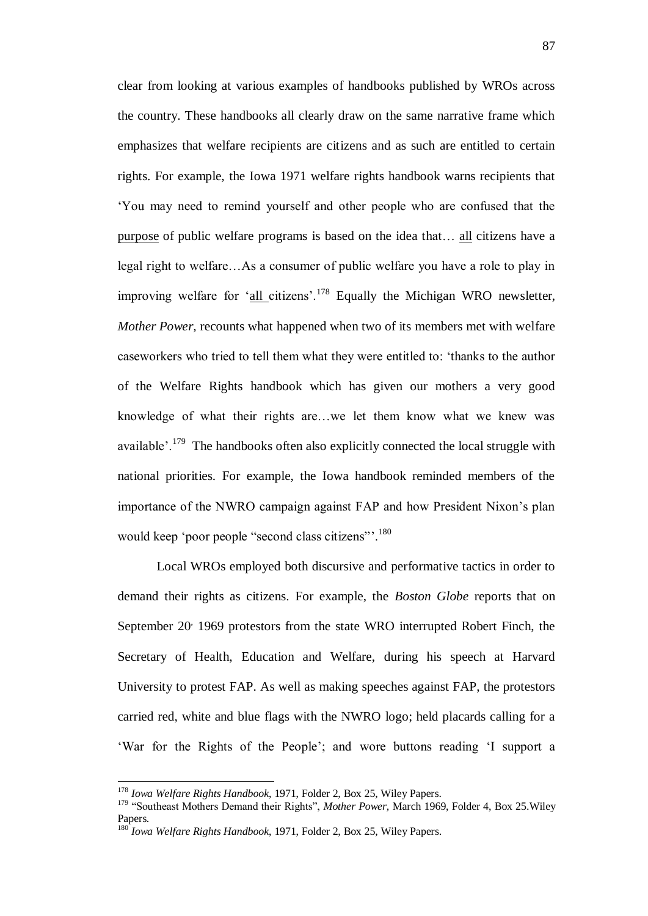clear from looking at various examples of handbooks published by WROs across the country. These handbooks all clearly draw on the same narrative frame which emphasizes that welfare recipients are citizens and as such are entitled to certain rights. For example, the Iowa 1971 welfare rights handbook warns recipients that 'You may need to remind yourself and other people who are confused that the <u>purpose</u> of public welfare programs is based on the idea that… <u>all</u> citizens have a legal right to welfare…As a consumer of public welfare you have a role to play in improving welfare for '<u>all</u> citizens'.[178] Equally the Michigan WRO newsletter, *Mother Power,* recounts what happened when two of its members met with welfare caseworkers who tried to tell them what they were entitled to: 'thanks to the author of the Welfare Rights handbook which has given our mothers a very good knowledge of what their rights are…we let them know what we knew was available'.[179] The handbooks often also explicitly connected the local struggle with national priorities. For example, the Iowa handbook reminded members of the importance of the NWRO campaign against FAP and how President Nixon's plan would keep 'poor people "second class citizens"'.[180]

Local WROs employed both discursive and performative tactics in order to demand their rights as citizens. For example, the *Boston Globe* reports that on September 20, 1969 protestors from the state WRO interrupted Robert Finch, the Secretary of Health, Education and Welfare, during his speech at Harvard University to protest FAP. As well as making speeches against FAP, the protestors carried red, white and blue flags with the NWRO logo; held placards calling for a 'War for the Rights of the People'; and wore buttons reading 'I support a

---

[178] *Iowa Welfare Rights Handbook*, 1971, Folder 2, Box 25, Wiley Papers.

[179] "Southeast Mothers Demand their Rights", *Mother Power,* March 1969, Folder 4, Box 25.Wiley Papers.

[180] *Iowa Welfare Rights Handbook*, 1971, Folder 2, Box 25, Wiley Papers.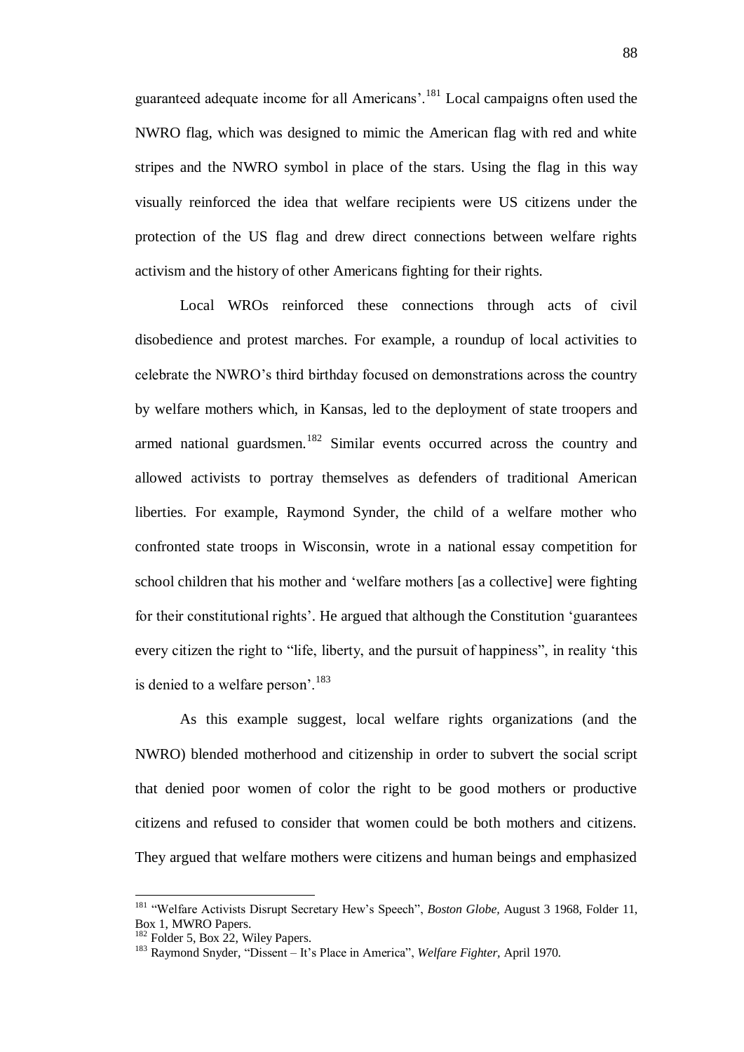guaranteed adequate income for all Americans'.[181] Local campaigns often used the NWRO flag, which was designed to mimic the American flag with red and white stripes and the NWRO symbol in place of the stars. Using the flag in this way visually reinforced the idea that welfare recipients were US citizens under the protection of the US flag and drew direct connections between welfare rights activism and the history of other Americans fighting for their rights.

Local WROs reinforced these connections through acts of civil disobedience and protest marches. For example, a roundup of local activities to celebrate the NWRO's third birthday focused on demonstrations across the country by welfare mothers which, in Kansas, led to the deployment of state troopers and armed national guardsmen.[182] Similar events occurred across the country and allowed activists to portray themselves as defenders of traditional American liberties. For example, Raymond Synder, the child of a welfare mother who confronted state troops in Wisconsin, wrote in a national essay competition for school children that his mother and 'welfare mothers [as a collective] were fighting for their constitutional rights'. He argued that although the Constitution 'guarantees every citizen the right to "life, liberty, and the pursuit of happiness", in reality 'this is denied to a welfare person'.[183]

As this example suggest, local welfare rights organizations (and the NWRO) blended motherhood and citizenship in order to subvert the social script that denied poor women of color the right to be good mothers or productive citizens and refused to consider that women could be both mothers and citizens. They argued that welfare mothers were citizens and human beings and emphasized

---

[181] "Welfare Activists Disrupt Secretary Hew's Speech", *Boston Globe,* August 3 1968, Folder 11, Box 1, MWRO Papers.

[182] Folder 5, Box 22, Wiley Papers.

[183] Raymond Snyder, "Dissent – It's Place in America", *Welfare Fighter,* April 1970.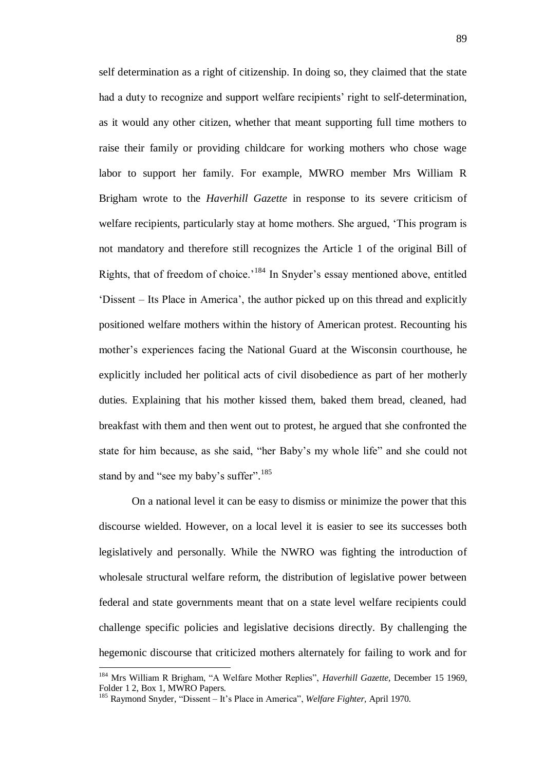self determination as a right of citizenship. In doing so, they claimed that the state had a duty to recognize and support welfare recipients' right to self-determination, as it would any other citizen, whether that meant supporting full time mothers to raise their family or providing childcare for working mothers who chose wage labor to support her family. For example, MWRO member Mrs William R Brigham wrote to the *Haverhill Gazette* in response to its severe criticism of welfare recipients, particularly stay at home mothers. She argued, 'This program is not mandatory and therefore still recognizes the Article 1 of the original Bill of Rights, that of freedom of choice.'[184] In Snyder's essay mentioned above, entitled 'Dissent – Its Place in America', the author picked up on this thread and explicitly positioned welfare mothers within the history of American protest. Recounting his mother's experiences facing the National Guard at the Wisconsin courthouse, he explicitly included her political acts of civil disobedience as part of her motherly duties. Explaining that his mother kissed them, baked them bread, cleaned, had breakfast with them and then went out to protest, he argued that she confronted the state for him because, as she said, "her Baby's my whole life" and she could not stand by and "see my baby's suffer".[185]

On a national level it can be easy to dismiss or minimize the power that this discourse wielded. However, on a local level it is easier to see its successes both legislatively and personally. While the NWRO was fighting the introduction of wholesale structural welfare reform, the distribution of legislative power between federal and state governments meant that on a state level welfare recipients could challenge specific policies and legislative decisions directly. By challenging the hegemonic discourse that criticized mothers alternately for failing to work and for

---

[184] Mrs William R Brigham, "A Welfare Mother Replies", *Haverhill Gazette*, December 15 1969, Folder 1 2, Box 1, MWRO Papers.

[185] Raymond Snyder, "Dissent – It's Place in America", *Welfare Fighter*, April 1970.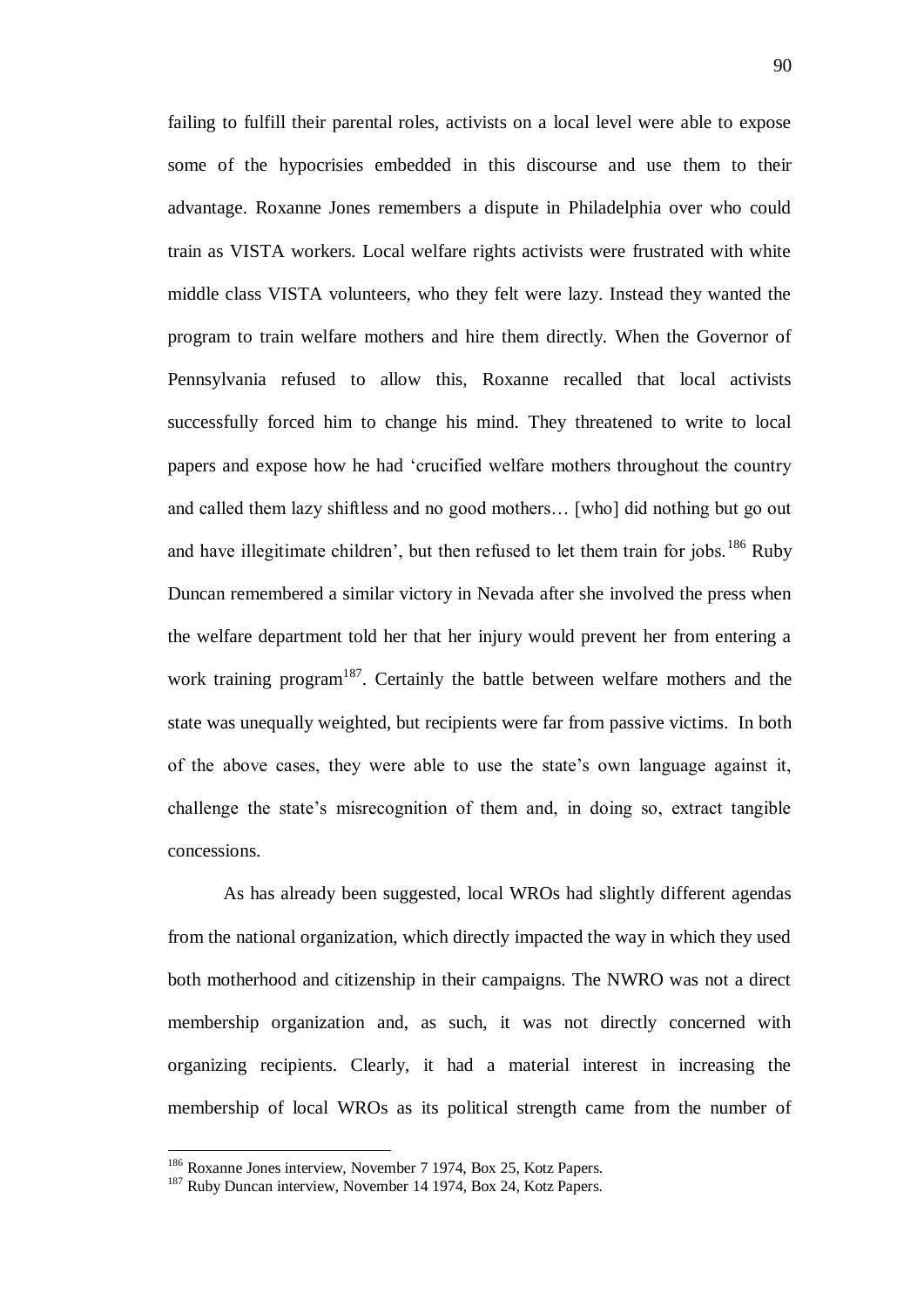failing to fulfill their parental roles, activists on a local level were able to expose some of the hypocrisies embedded in this discourse and use them to their advantage. Roxanne Jones remembers a dispute in Philadelphia over who could train as VISTA workers. Local welfare rights activists were frustrated with white middle class VISTA volunteers, who they felt were lazy. Instead they wanted the program to train welfare mothers and hire them directly. When the Governor of Pennsylvania refused to allow this, Roxanne recalled that local activists successfully forced him to change his mind. They threatened to write to local papers and expose how he had 'crucified welfare mothers throughout the country and called them lazy shiftless and no good mothers… [who] did nothing but go out and have illegitimate children', but then refused to let them train for jobs.[186] Ruby Duncan remembered a similar victory in Nevada after she involved the press when the welfare department told her that her injury would prevent her from entering a work training program[187]. Certainly the battle between welfare mothers and the state was unequally weighted, but recipients were far from passive victims. In both of the above cases, they were able to use the state's own language against it, challenge the state's misrecognition of them and, in doing so, extract tangible concessions.

As has already been suggested, local WROs had slightly different agendas from the national organization, which directly impacted the way in which they used both motherhood and citizenship in their campaigns. The NWRO was not a direct membership organization and, as such, it was not directly concerned with organizing recipients. Clearly, it had a material interest in increasing the membership of local WROs as its political strength came from the number of

---

[186] Roxanne Jones interview, November 7 1974, Box 25, Kotz Papers.

[187] Ruby Duncan interview, November 14 1974, Box 24, Kotz Papers.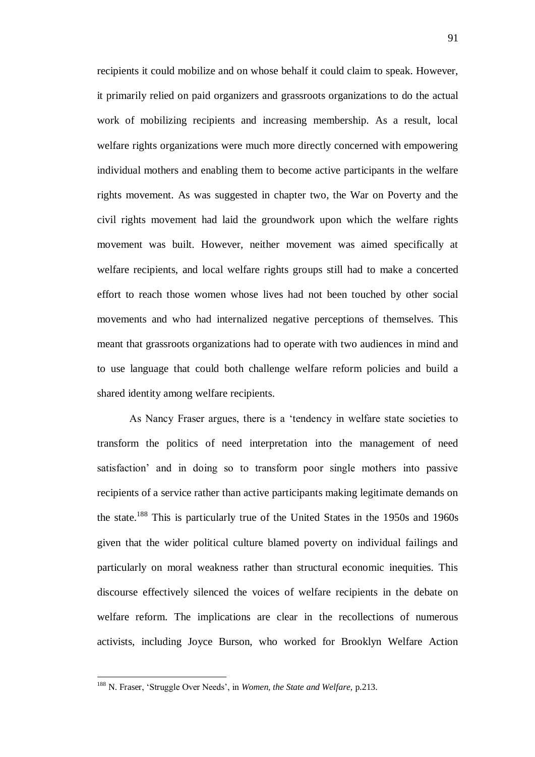recipients it could mobilize and on whose behalf it could claim to speak. However, it primarily relied on paid organizers and grassroots organizations to do the actual work of mobilizing recipients and increasing membership. As a result, local welfare rights organizations were much more directly concerned with empowering individual mothers and enabling them to become active participants in the welfare rights movement. As was suggested in chapter two, the War on Poverty and the civil rights movement had laid the groundwork upon which the welfare rights movement was built. However, neither movement was aimed specifically at welfare recipients, and local welfare rights groups still had to make a concerted effort to reach those women whose lives had not been touched by other social movements and who had internalized negative perceptions of themselves. This meant that grassroots organizations had to operate with two audiences in mind and to use language that could both challenge welfare reform policies and build a shared identity among welfare recipients.

As Nancy Fraser argues, there is a 'tendency in welfare state societies to transform the politics of need interpretation into the management of need satisfaction' and in doing so to transform poor single mothers into passive recipients of a service rather than active participants making legitimate demands on the state.[188] This is particularly true of the United States in the 1950s and 1960s given that the wider political culture blamed poverty on individual failings and particularly on moral weakness rather than structural economic inequities. This discourse effectively silenced the voices of welfare recipients in the debate on welfare reform. The implications are clear in the recollections of numerous activists, including Joyce Burson, who worked for Brooklyn Welfare Action

---

[188] N. Fraser, 'Struggle Over Needs', in *Women, the State and Welfare,* p.213.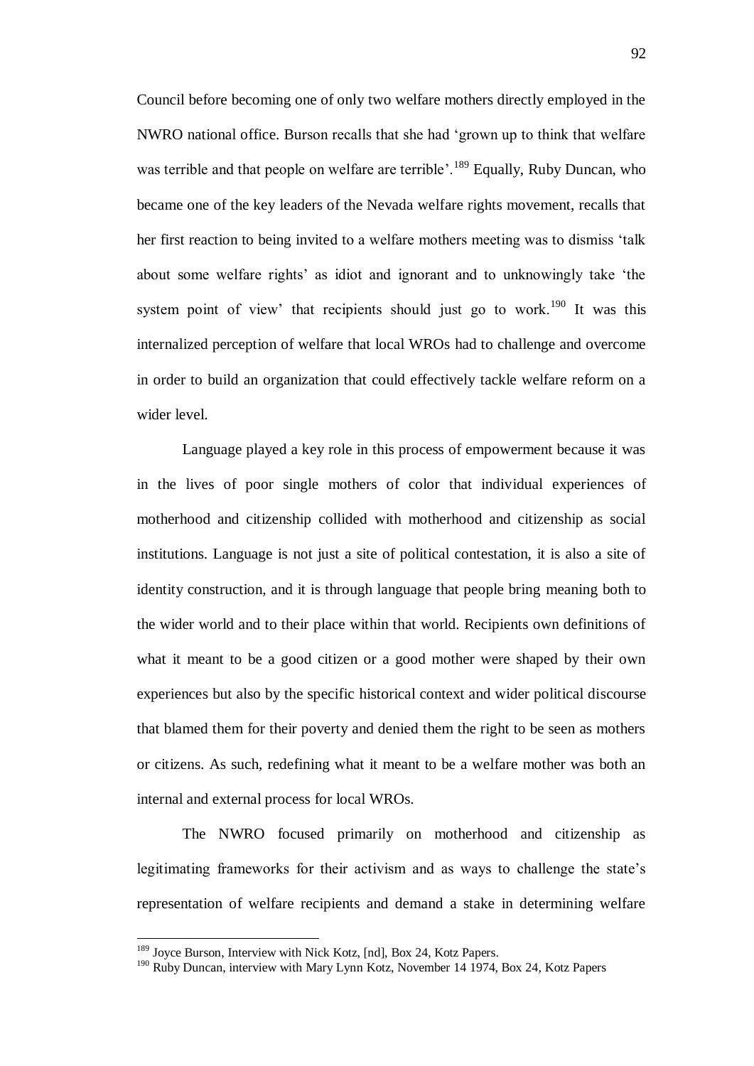Council before becoming one of only two welfare mothers directly employed in the NWRO national office. Burson recalls that she had 'grown up to think that welfare was terrible and that people on welfare are terrible'.[189] Equally, Ruby Duncan, who became one of the key leaders of the Nevada welfare rights movement, recalls that her first reaction to being invited to a welfare mothers meeting was to dismiss 'talk about some welfare rights' as idiot and ignorant and to unknowingly take 'the system point of view' that recipients should just go to work.[190] It was this internalized perception of welfare that local WROs had to challenge and overcome in order to build an organization that could effectively tackle welfare reform on a wider level.

Language played a key role in this process of empowerment because it was in the lives of poor single mothers of color that individual experiences of motherhood and citizenship collided with motherhood and citizenship as social institutions. Language is not just a site of political contestation, it is also a site of identity construction, and it is through language that people bring meaning both to the wider world and to their place within that world. Recipients own definitions of what it meant to be a good citizen or a good mother were shaped by their own experiences but also by the specific historical context and wider political discourse that blamed them for their poverty and denied them the right to be seen as mothers or citizens. As such, redefining what it meant to be a welfare mother was both an internal and external process for local WROs.

The NWRO focused primarily on motherhood and citizenship as legitimating frameworks for their activism and as ways to challenge the state's representation of welfare recipients and demand a stake in determining welfare

---

[189] Joyce Burson, Interview with Nick Kotz, [nd], Box 24, Kotz Papers.

[190] Ruby Duncan, interview with Mary Lynn Kotz, November 14 1974, Box 24, Kotz Papers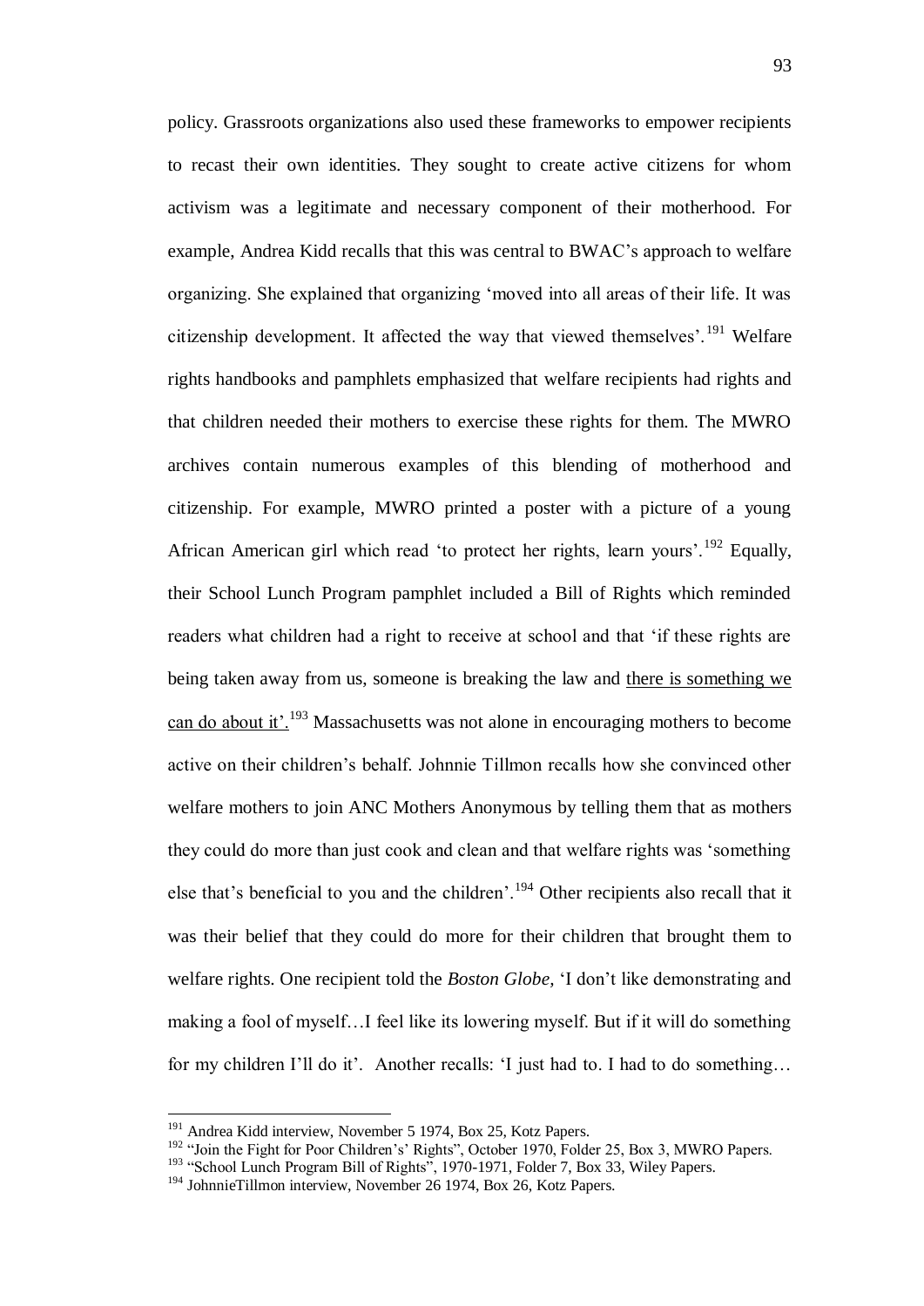policy. Grassroots organizations also used these frameworks to empower recipients to recast their own identities. They sought to create active citizens for whom activism was a legitimate and necessary component of their motherhood. For example, Andrea Kidd recalls that this was central to BWAC's approach to welfare organizing. She explained that organizing 'moved into all areas of their life. It was citizenship development. It affected the way that viewed themselves'.[191] Welfare rights handbooks and pamphlets emphasized that welfare recipients had rights and that children needed their mothers to exercise these rights for them. The MWRO archives contain numerous examples of this blending of motherhood and citizenship. For example, MWRO printed a poster with a picture of a young African American girl which read 'to protect her rights, learn yours'.[192] Equally, their School Lunch Program pamphlet included a Bill of Rights which reminded readers what children had a right to receive at school and that 'if these rights are being taken away from us, someone is breaking the law and <u>there is something we can do about it'.</u>[193] Massachusetts was not alone in encouraging mothers to become active on their children's behalf. Johnnie Tillmon recalls how she convinced other welfare mothers to join ANC Mothers Anonymous by telling them that as mothers they could do more than just cook and clean and that welfare rights was 'something else that's beneficial to you and the children'.[194] Other recipients also recall that it was their belief that they could do more for their children that brought them to welfare rights. One recipient told the *Boston Globe*, 'I don't like demonstrating and making a fool of myself…I feel like its lowering myself. But if it will do something for my children I'll do it'. Another recalls: 'I just had to. I had to do something…

---

[191] Andrea Kidd interview, November 5 1974, Box 25, Kotz Papers.

[192] "Join the Fight for Poor Children's' Rights", October 1970, Folder 25, Box 3, MWRO Papers.

[193] "School Lunch Program Bill of Rights", 1970-1971, Folder 7, Box 33, Wiley Papers.

[194] JohnnieTillmon interview, November 26 1974, Box 26, Kotz Papers.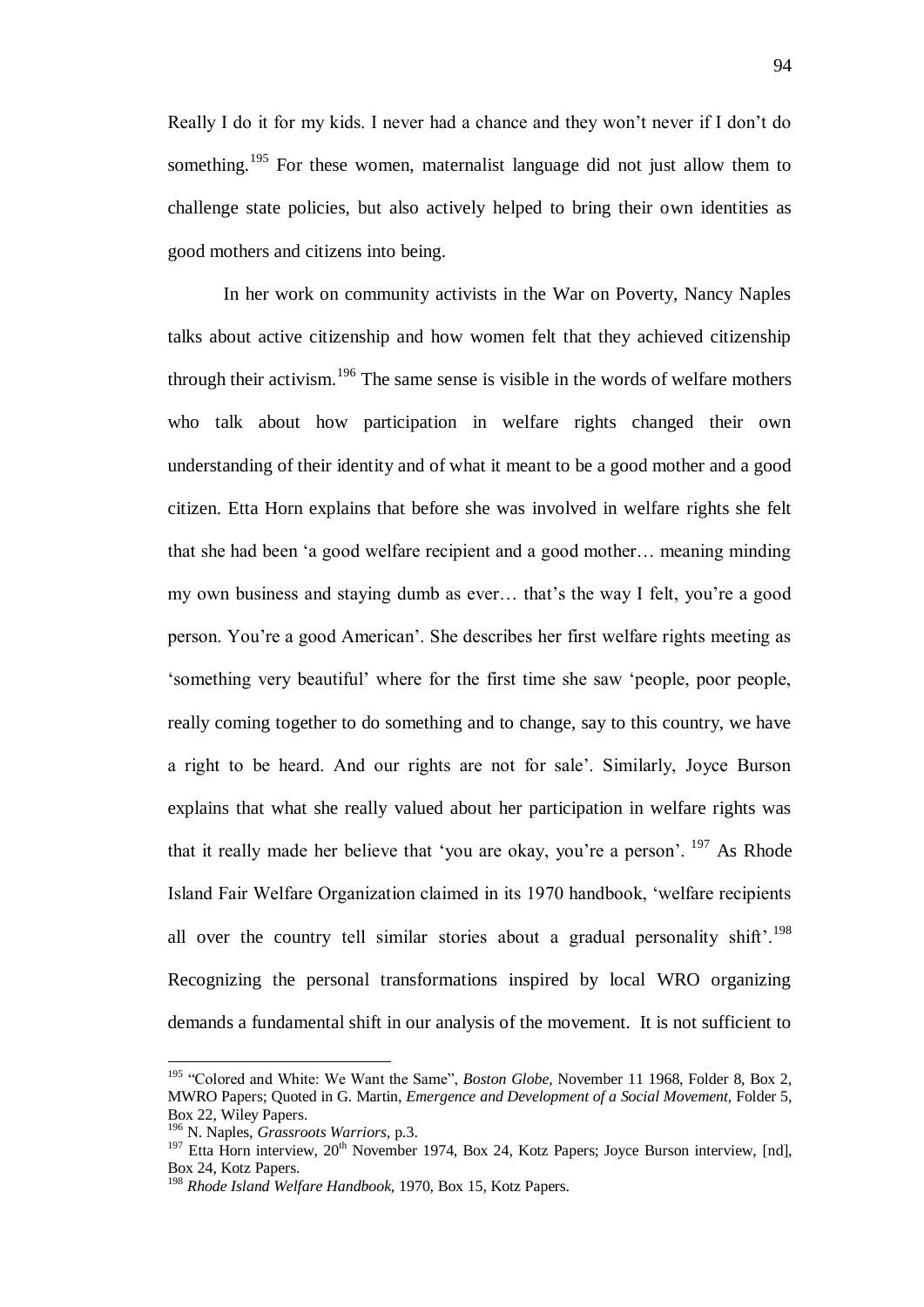Really I do it for my kids. I never had a chance and they won't never if I don't do something.[195] For these women, maternalist language did not just allow them to challenge state policies, but also actively helped to bring their own identities as good mothers and citizens into being.

In her work on community activists in the War on Poverty, Nancy Naples talks about active citizenship and how women felt that they achieved citizenship through their activism.[196] The same sense is visible in the words of welfare mothers who talk about how participation in welfare rights changed their own understanding of their identity and of what it meant to be a good mother and a good citizen. Etta Horn explains that before she was involved in welfare rights she felt that she had been 'a good welfare recipient and a good mother… meaning minding my own business and staying dumb as ever… that's the way I felt, you're a good person. You're a good American'. She describes her first welfare rights meeting as 'something very beautiful' where for the first time she saw 'people, poor people, really coming together to do something and to change, say to this country, we have a right to be heard. And our rights are not for sale'. Similarly, Joyce Burson explains that what she really valued about her participation in welfare rights was that it really made her believe that 'you are okay, you're a person'.[197] As Rhode Island Fair Welfare Organization claimed in its 1970 handbook, 'welfare recipients all over the country tell similar stories about a gradual personality shift'.[198] Recognizing the personal transformations inspired by local WRO organizing demands a fundamental shift in our analysis of the movement. It is not sufficient to

---

[195] "Colored and White: We Want the Same", *Boston Globe,* November 11 1968, Folder 8, Box 2, MWRO Papers; Quoted in G. Martin, *Emergence and Development of a Social Movement,* Folder 5, Box 22, Wiley Papers.

[196] N. Naples, *Grassroots Warriors,* p.3.

[197] Etta Horn interview, 20th November 1974, Box 24, Kotz Papers; Joyce Burson interview, [nd], Box 24, Kotz Papers.

[198] *Rhode Island Welfare Handbook,* 1970, Box 15, Kotz Papers.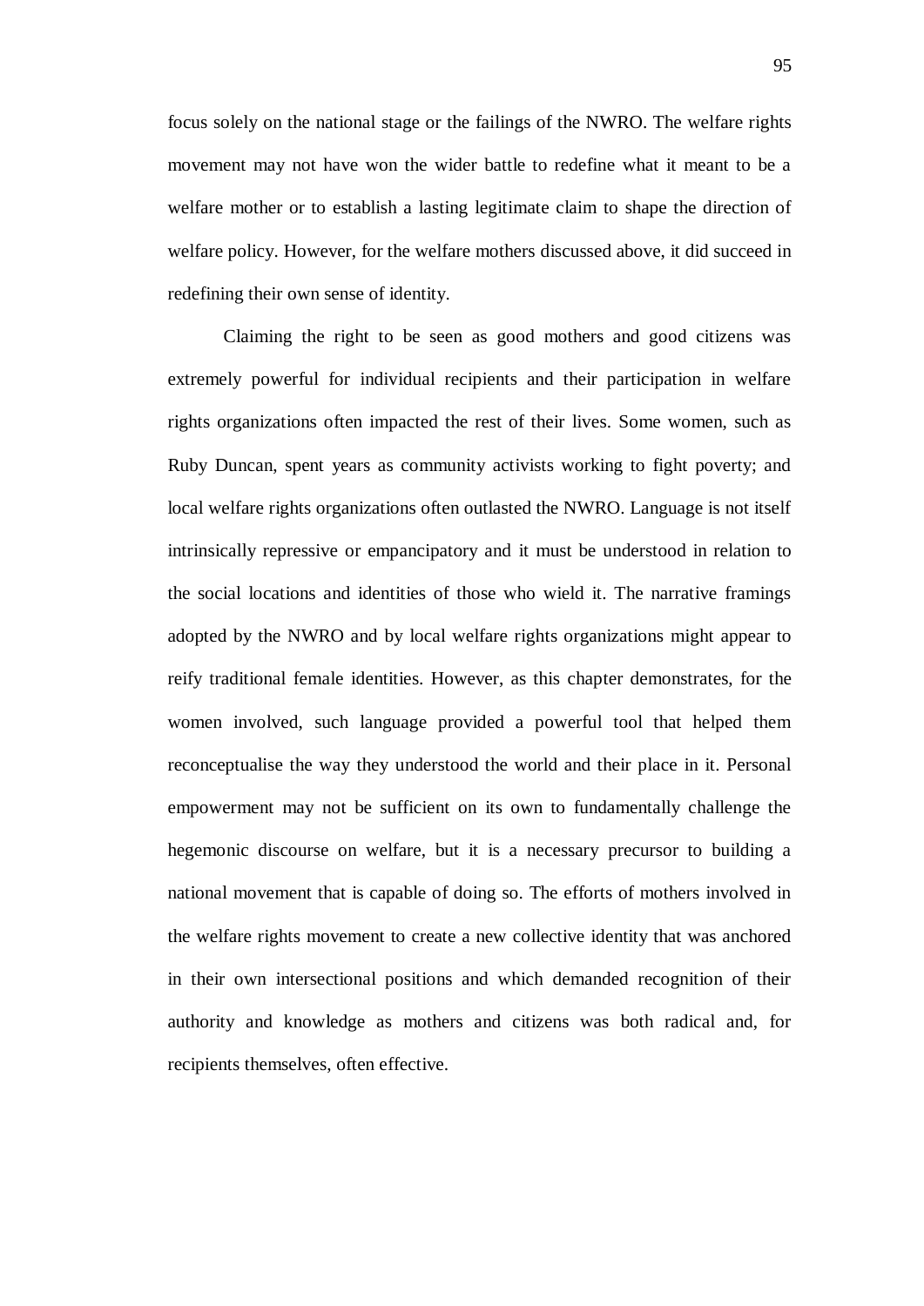focus solely on the national stage or the failings of the NWRO. The welfare rights movement may not have won the wider battle to redefine what it meant to be a welfare mother or to establish a lasting legitimate claim to shape the direction of welfare policy. However, for the welfare mothers discussed above, it did succeed in redefining their own sense of identity.

Claiming the right to be seen as good mothers and good citizens was extremely powerful for individual recipients and their participation in welfare rights organizations often impacted the rest of their lives. Some women, such as Ruby Duncan, spent years as community activists working to fight poverty; and local welfare rights organizations often outlasted the NWRO. Language is not itself intrinsically repressive or empancipatory and it must be understood in relation to the social locations and identities of those who wield it. The narrative framings adopted by the NWRO and by local welfare rights organizations might appear to reify traditional female identities. However, as this chapter demonstrates, for the women involved, such language provided a powerful tool that helped them reconceptualise the way they understood the world and their place in it. Personal empowerment may not be sufficient on its own to fundamentally challenge the hegemonic discourse on welfare, but it is a necessary precursor to building a national movement that is capable of doing so. The efforts of mothers involved in the welfare rights movement to create a new collective identity that was anchored in their own intersectional positions and which demanded recognition of their authority and knowledge as mothers and citizens was both radical and, for recipients themselves, often effective.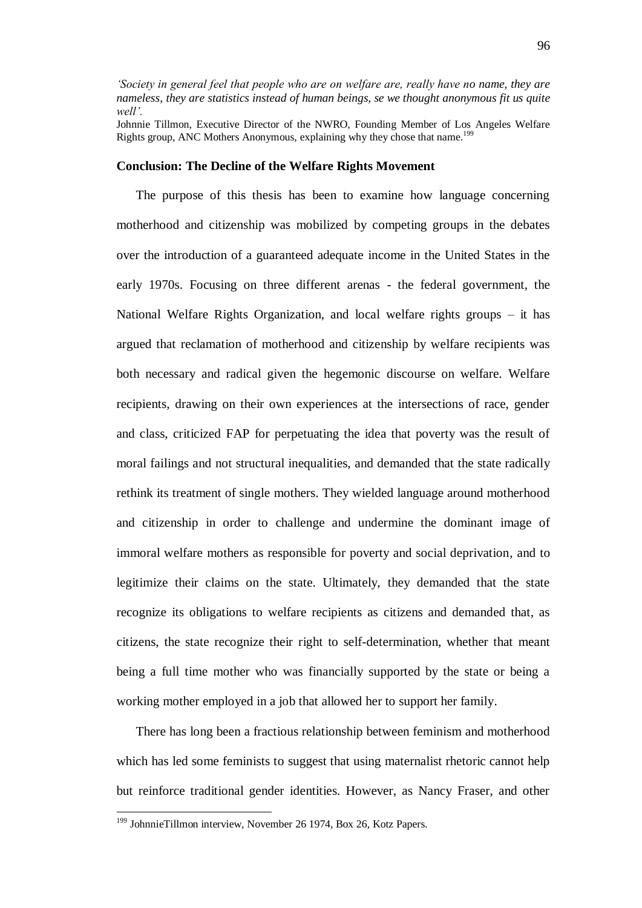*'Society in general feel that people who are on welfare are, really have no name, they are nameless, they are statistics instead of human beings, se we thought anonymous fit us quite well'.*

Johnnie Tillmon, Executive Director of the NWRO, Founding Member of Los Angeles Welfare Rights group, ANC Mothers Anonymous, explaining why they chose that name.[199]

## Conclusion: The Decline of the Welfare Rights Movement

The purpose of this thesis has been to examine how language concerning motherhood and citizenship was mobilized by competing groups in the debates over the introduction of a guaranteed adequate income in the United States in the early 1970s. Focusing on three different arenas - the federal government, the National Welfare Rights Organization, and local welfare rights groups – it has argued that reclamation of motherhood and citizenship by welfare recipients was both necessary and radical given the hegemonic discourse on welfare. Welfare recipients, drawing on their own experiences at the intersections of race, gender and class, criticized FAP for perpetuating the idea that poverty was the result of moral failings and not structural inequalities, and demanded that the state radically rethink its treatment of single mothers. They wielded language around motherhood and citizenship in order to challenge and undermine the dominant image of immoral welfare mothers as responsible for poverty and social deprivation, and to legitimize their claims on the state. Ultimately, they demanded that the state recognize its obligations to welfare recipients as citizens and demanded that, as citizens, the state recognize their right to self-determination, whether that meant being a full time mother who was financially supported by the state or being a working mother employed in a job that allowed her to support her family.

There has long been a fractious relationship between feminism and motherhood which has led some feminists to suggest that using maternalist rhetoric cannot help but reinforce traditional gender identities. However, as Nancy Fraser, and other

[199] JohnnieTillmon interview, November 26 1974, Box 26, Kotz Papers.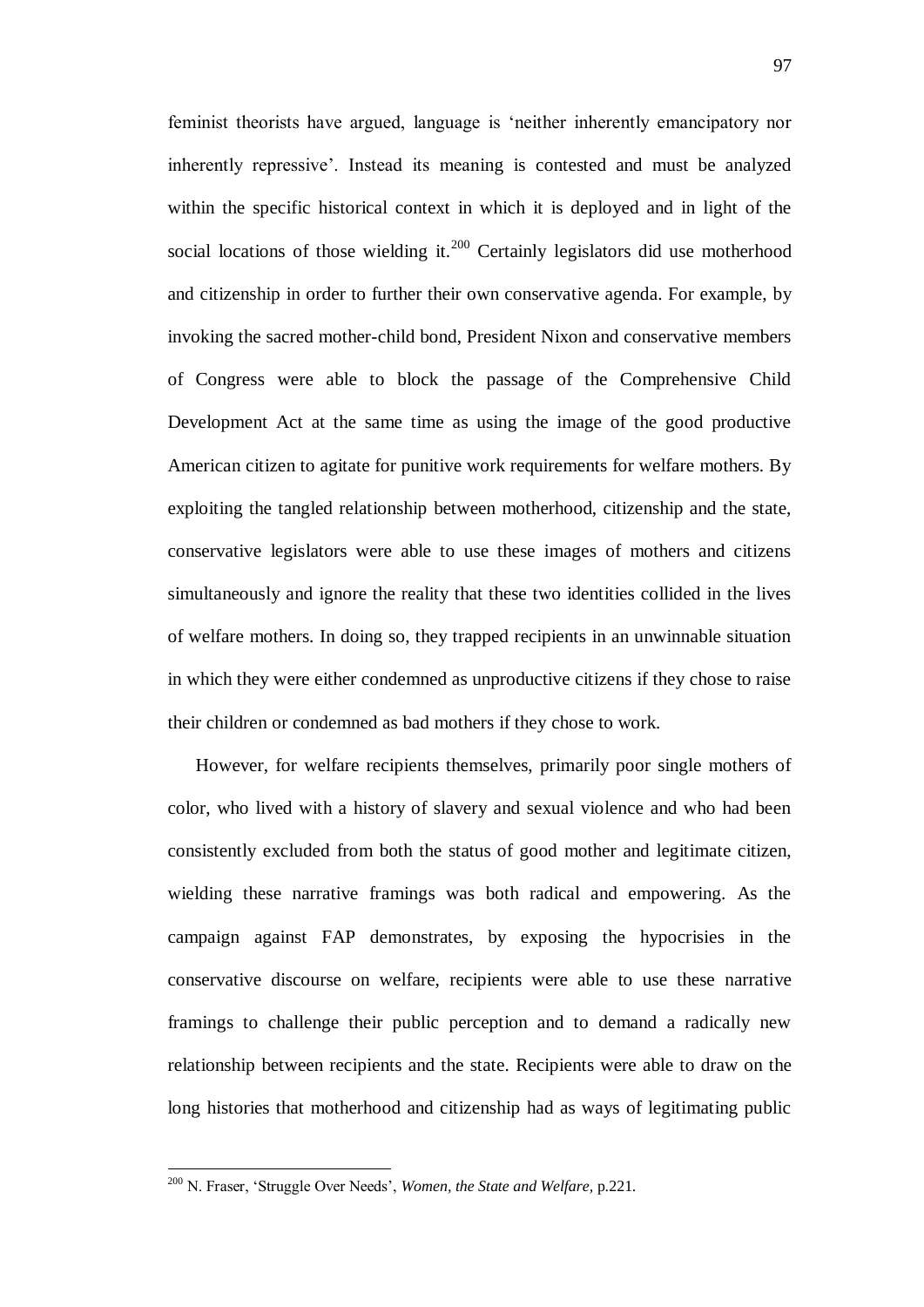feminist theorists have argued, language is 'neither inherently emancipatory nor inherently repressive'. Instead its meaning is contested and must be analyzed within the specific historical context in which it is deployed and in light of the social locations of those wielding it.[200] Certainly legislators did use motherhood and citizenship in order to further their own conservative agenda. For example, by invoking the sacred mother-child bond, President Nixon and conservative members of Congress were able to block the passage of the Comprehensive Child Development Act at the same time as using the image of the good productive American citizen to agitate for punitive work requirements for welfare mothers. By exploiting the tangled relationship between motherhood, citizenship and the state, conservative legislators were able to use these images of mothers and citizens simultaneously and ignore the reality that these two identities collided in the lives of welfare mothers. In doing so, they trapped recipients in an unwinnable situation in which they were either condemned as unproductive citizens if they chose to raise their children or condemned as bad mothers if they chose to work.

However, for welfare recipients themselves, primarily poor single mothers of color, who lived with a history of slavery and sexual violence and who had been consistently excluded from both the status of good mother and legitimate citizen, wielding these narrative framings was both radical and empowering. As the campaign against FAP demonstrates, by exposing the hypocrisies in the conservative discourse on welfare, recipients were able to use these narrative framings to challenge their public perception and to demand a radically new relationship between recipients and the state. Recipients were able to draw on the long histories that motherhood and citizenship had as ways of legitimating public

---

[200] N. Fraser, 'Struggle Over Needs', *Women, the State and Welfare*, p.221.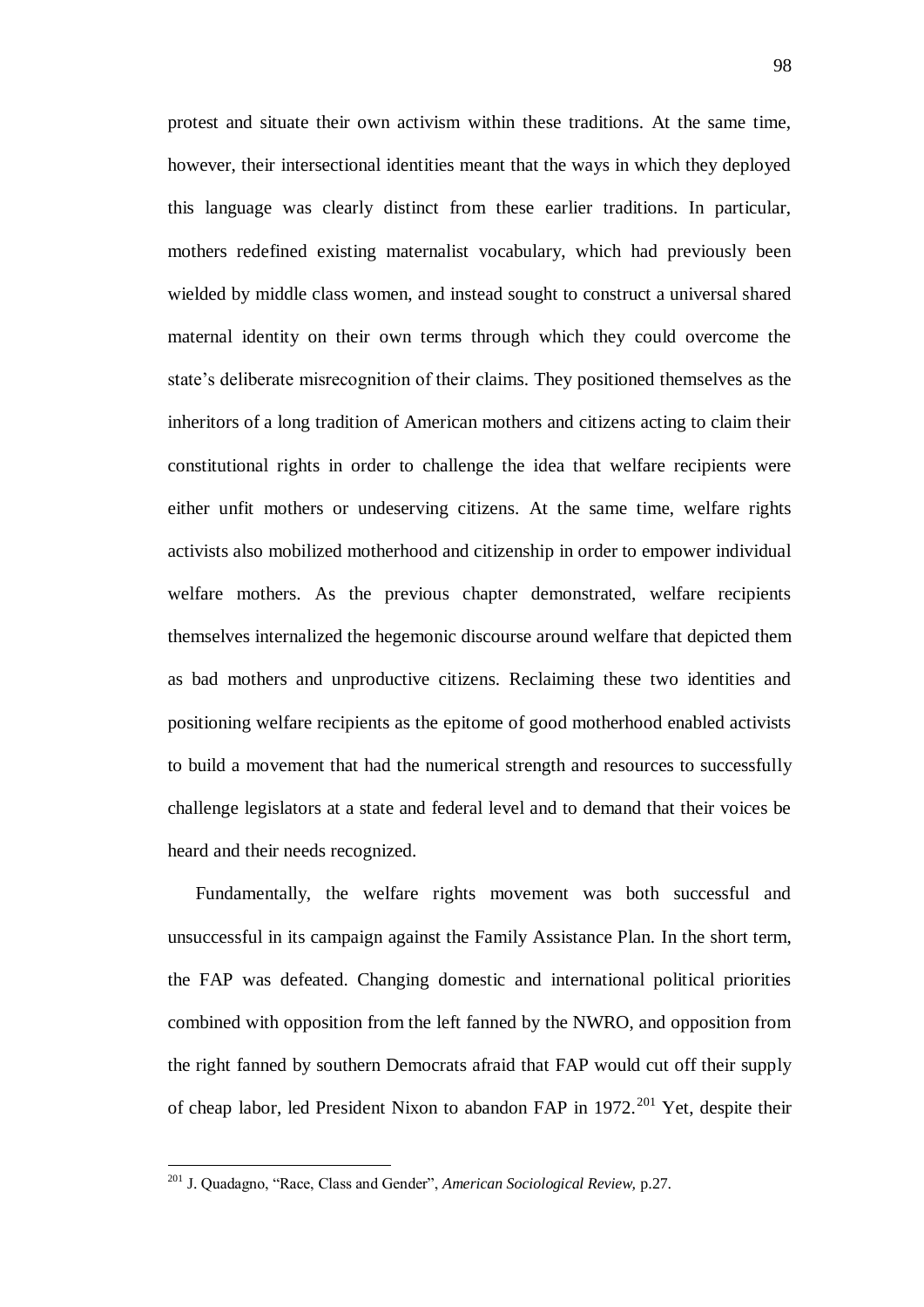protest and situate their own activism within these traditions. At the same time, however, their intersectional identities meant that the ways in which they deployed this language was clearly distinct from these earlier traditions. In particular, mothers redefined existing maternalist vocabulary, which had previously been wielded by middle class women, and instead sought to construct a universal shared maternal identity on their own terms through which they could overcome the state's deliberate misrecognition of their claims. They positioned themselves as the inheritors of a long tradition of American mothers and citizens acting to claim their constitutional rights in order to challenge the idea that welfare recipients were either unfit mothers or undeserving citizens. At the same time, welfare rights activists also mobilized motherhood and citizenship in order to empower individual welfare mothers. As the previous chapter demonstrated, welfare recipients themselves internalized the hegemonic discourse around welfare that depicted them as bad mothers and unproductive citizens. Reclaiming these two identities and positioning welfare recipients as the epitome of good motherhood enabled activists to build a movement that had the numerical strength and resources to successfully challenge legislators at a state and federal level and to demand that their voices be heard and their needs recognized.

Fundamentally, the welfare rights movement was both successful and unsuccessful in its campaign against the Family Assistance Plan. In the short term, the FAP was defeated. Changing domestic and international political priorities combined with opposition from the left fanned by the NWRO, and opposition from the right fanned by southern Democrats afraid that FAP would cut off their supply of cheap labor, led President Nixon to abandon FAP in 1972.[201] Yet, despite their

[201] J. Quadagno, "Race, Class and Gender", *American Sociological Review,* p.27.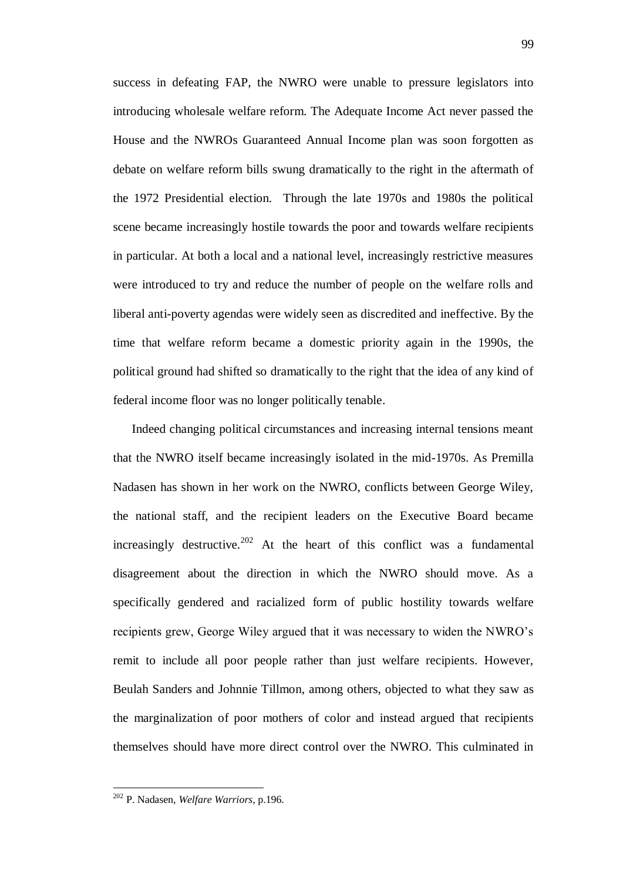success in defeating FAP, the NWRO were unable to pressure legislators into introducing wholesale welfare reform. The Adequate Income Act never passed the House and the NWROs Guaranteed Annual Income plan was soon forgotten as debate on welfare reform bills swung dramatically to the right in the aftermath of the 1972 Presidential election. Through the late 1970s and 1980s the political scene became increasingly hostile towards the poor and towards welfare recipients in particular. At both a local and a national level, increasingly restrictive measures were introduced to try and reduce the number of people on the welfare rolls and liberal anti-poverty agendas were widely seen as discredited and ineffective. By the time that welfare reform became a domestic priority again in the 1990s, the political ground had shifted so dramatically to the right that the idea of any kind of federal income floor was no longer politically tenable.

Indeed changing political circumstances and increasing internal tensions meant that the NWRO itself became increasingly isolated in the mid-1970s. As Premilla Nadasen has shown in her work on the NWRO, conflicts between George Wiley, the national staff, and the recipient leaders on the Executive Board became increasingly destructive.[202] At the heart of this conflict was a fundamental disagreement about the direction in which the NWRO should move. As a specifically gendered and racialized form of public hostility towards welfare recipients grew, George Wiley argued that it was necessary to widen the NWRO's remit to include all poor people rather than just welfare recipients. However, Beulah Sanders and Johnnie Tillmon, among others, objected to what they saw as the marginalization of poor mothers of color and instead argued that recipients themselves should have more direct control over the NWRO. This culminated in

[202] P. Nadasen, *Welfare Warriors*, p.196.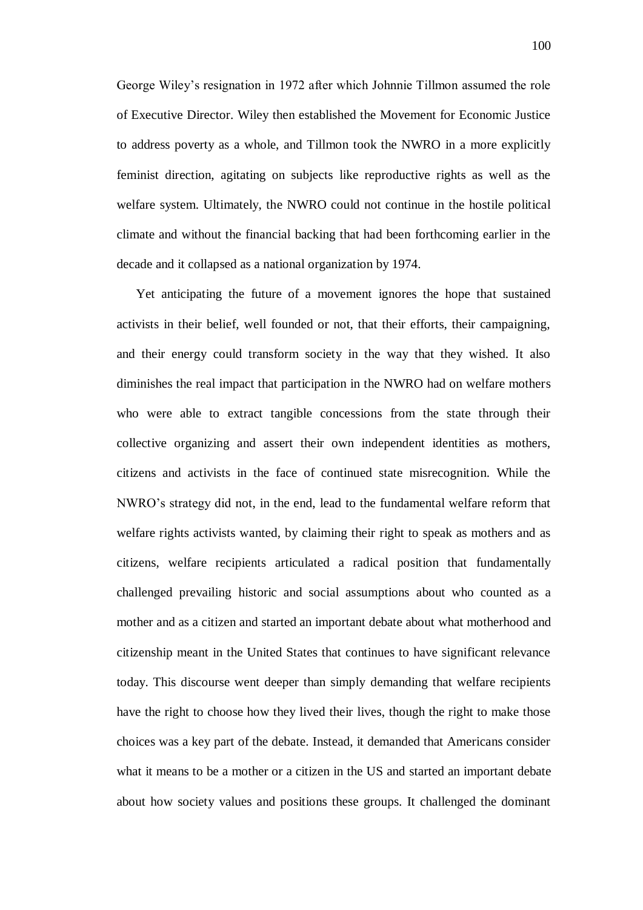George Wiley's resignation in 1972 after which Johnnie Tillmon assumed the role of Executive Director. Wiley then established the Movement for Economic Justice to address poverty as a whole, and Tillmon took the NWRO in a more explicitly feminist direction, agitating on subjects like reproductive rights as well as the welfare system. Ultimately, the NWRO could not continue in the hostile political climate and without the financial backing that had been forthcoming earlier in the decade and it collapsed as a national organization by 1974.

Yet anticipating the future of a movement ignores the hope that sustained activists in their belief, well founded or not, that their efforts, their campaigning, and their energy could transform society in the way that they wished. It also diminishes the real impact that participation in the NWRO had on welfare mothers who were able to extract tangible concessions from the state through their collective organizing and assert their own independent identities as mothers, citizens and activists in the face of continued state misrecognition. While the NWRO's strategy did not, in the end, lead to the fundamental welfare reform that welfare rights activists wanted, by claiming their right to speak as mothers and as citizens, welfare recipients articulated a radical position that fundamentally challenged prevailing historic and social assumptions about who counted as a mother and as a citizen and started an important debate about what motherhood and citizenship meant in the United States that continues to have significant relevance today. This discourse went deeper than simply demanding that welfare recipients have the right to choose how they lived their lives, though the right to make those choices was a key part of the debate. Instead, it demanded that Americans consider what it means to be a mother or a citizen in the US and started an important debate about how society values and positions these groups. It challenged the dominant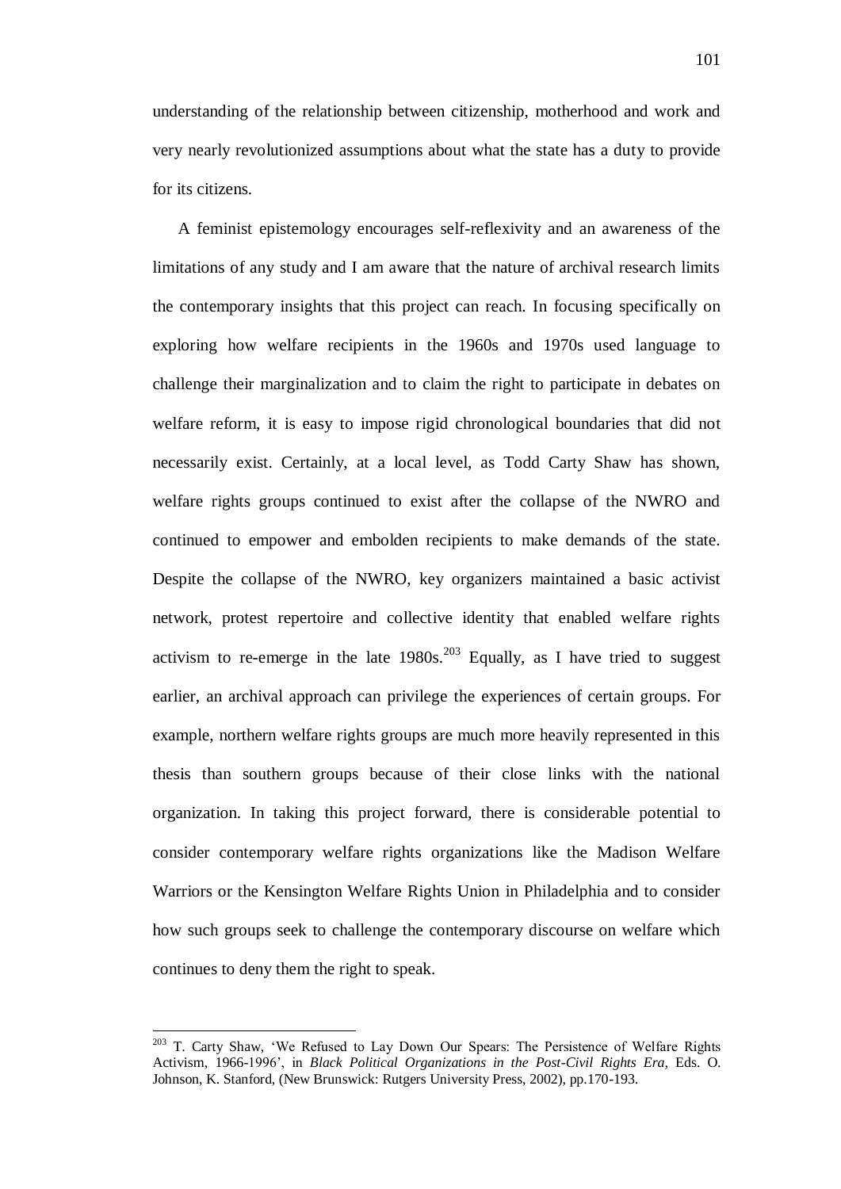understanding of the relationship between citizenship, motherhood and work and very nearly revolutionized assumptions about what the state has a duty to provide for its citizens.

A feminist epistemology encourages self-reflexivity and an awareness of the limitations of any study and I am aware that the nature of archival research limits the contemporary insights that this project can reach. In focusing specifically on exploring how welfare recipients in the 1960s and 1970s used language to challenge their marginalization and to claim the right to participate in debates on welfare reform, it is easy to impose rigid chronological boundaries that did not necessarily exist. Certainly, at a local level, as Todd Carty Shaw has shown, welfare rights groups continued to exist after the collapse of the NWRO and continued to empower and embolden recipients to make demands of the state. Despite the collapse of the NWRO, key organizers maintained a basic activist network, protest repertoire and collective identity that enabled welfare rights activism to re-emerge in the late 1980s.[203] Equally, as I have tried to suggest earlier, an archival approach can privilege the experiences of certain groups. For example, northern welfare rights groups are much more heavily represented in this thesis than southern groups because of their close links with the national organization. In taking this project forward, there is considerable potential to consider contemporary welfare rights organizations like the Madison Welfare Warriors or the Kensington Welfare Rights Union in Philadelphia and to consider how such groups seek to challenge the contemporary discourse on welfare which continues to deny them the right to speak.

---

[203] T. Carty Shaw, 'We Refused to Lay Down Our Spears: The Persistence of Welfare Rights Activism, 1966-1996', in *Black Political Organizations in the Post-Civil Rights Era*, Eds. O. Johnson, K. Stanford, (New Brunswick: Rutgers University Press, 2002), pp.170-193.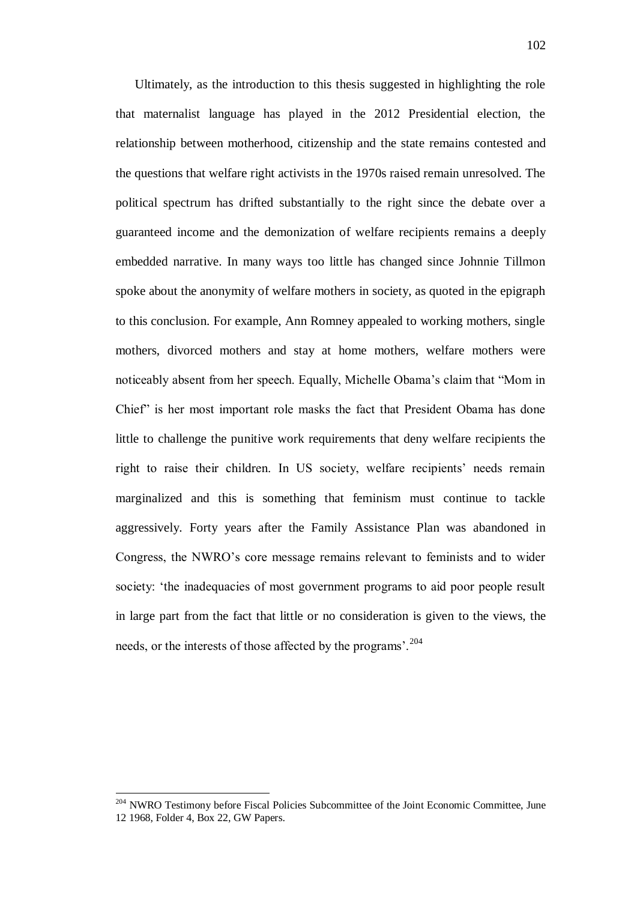Ultimately, as the introduction to this thesis suggested in highlighting the role that maternalist language has played in the 2012 Presidential election, the relationship between motherhood, citizenship and the state remains contested and the questions that welfare right activists in the 1970s raised remain unresolved. The political spectrum has drifted substantially to the right since the debate over a guaranteed income and the demonization of welfare recipients remains a deeply embedded narrative. In many ways too little has changed since Johnnie Tillmon spoke about the anonymity of welfare mothers in society, as quoted in the epigraph to this conclusion. For example, Ann Romney appealed to working mothers, single mothers, divorced mothers and stay at home mothers, welfare mothers were noticeably absent from her speech. Equally, Michelle Obama's claim that "Mom in Chief" is her most important role masks the fact that President Obama has done little to challenge the punitive work requirements that deny welfare recipients the right to raise their children. In US society, welfare recipients' needs remain marginalized and this is something that feminism must continue to tackle aggressively. Forty years after the Family Assistance Plan was abandoned in Congress, the NWRO's core message remains relevant to feminists and to wider society: 'the inadequacies of most government programs to aid poor people result in large part from the fact that little or no consideration is given to the views, the needs, or the interests of those affected by the programs'.[204]

---

[204] NWRO Testimony before Fiscal Policies Subcommittee of the Joint Economic Committee, June 12 1968, Folder 4, Box 22, GW Papers.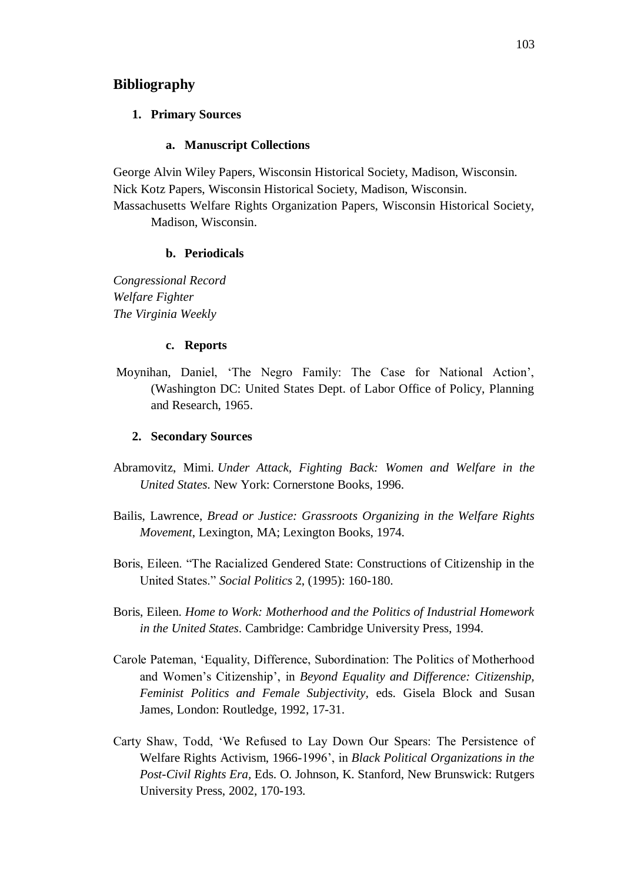## Bibliography

### 1. Primary Sources

#### a. Manuscript Collections

George Alvin Wiley Papers, Wisconsin Historical Society, Madison, Wisconsin.
Nick Kotz Papers, Wisconsin Historical Society, Madison, Wisconsin.
Massachusetts Welfare Rights Organization Papers, Wisconsin Historical Society, Madison, Wisconsin.

#### b. Periodicals

*Congressional Record*
*Welfare Fighter*
*The Virginia Weekly*

#### c. Reports

Moynihan, Daniel, 'The Negro Family: The Case for National Action', (Washington DC: United States Dept. of Labor Office of Policy, Planning and Research, 1965.

### 2. Secondary Sources

Abramovitz, Mimi. *Under Attack, Fighting Back: Women and Welfare in the United States*. New York: Cornerstone Books, 1996.

Bailis, Lawrence, *Bread or Justice: Grassroots Organizing in the Welfare Rights Movement*, Lexington, MA; Lexington Books, 1974.

Boris, Eileen. "The Racialized Gendered State: Constructions of Citizenship in the United States." *Social Politics* 2, (1995): 160-180.

Boris, Eileen. *Home to Work: Motherhood and the Politics of Industrial Homework in the United States*. Cambridge: Cambridge University Press, 1994.

Carole Pateman, 'Equality, Difference, Subordination: The Politics of Motherhood and Women's Citizenship', in *Beyond Equality and Difference: Citizenship, Feminist Politics and Female Subjectivity,* eds. Gisela Block and Susan James, London: Routledge, 1992, 17-31.

Carty Shaw, Todd, 'We Refused to Lay Down Our Spears: The Persistence of Welfare Rights Activism, 1966-1996', in *Black Political Organizations in the Post-Civil Rights Era,* Eds. O. Johnson, K. Stanford, New Brunswick: Rutgers University Press, 2002, 170-193.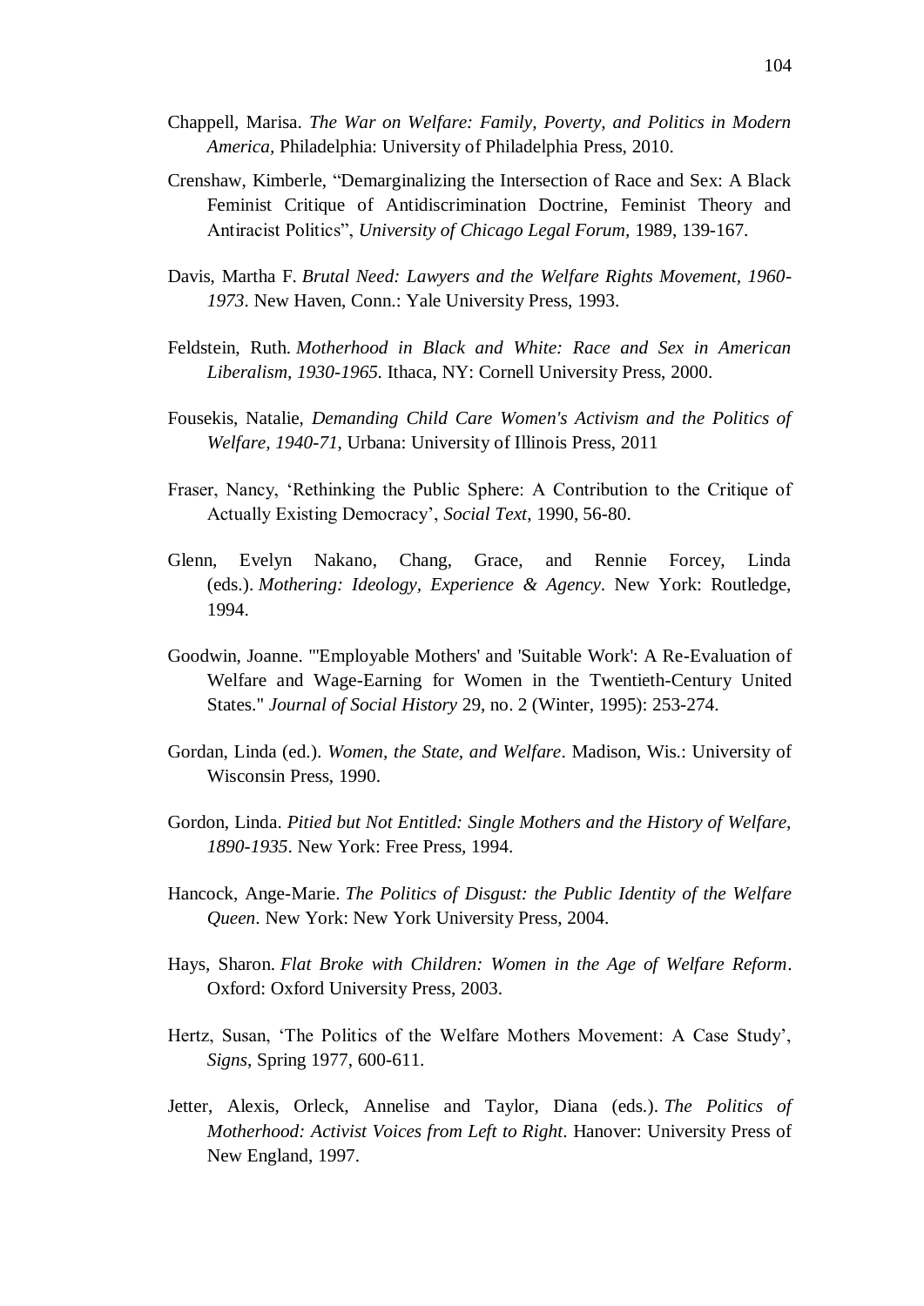Chappell, Marisa. *The War on Welfare: Family, Poverty, and Politics in Modern America,* Philadelphia: University of Philadelphia Press, 2010.

Crenshaw, Kimberle, "Demarginalizing the Intersection of Race and Sex: A Black Feminist Critique of Antidiscrimination Doctrine, Feminist Theory and Antiracist Politics", *University of Chicago Legal Forum,* 1989, 139-167.

Davis, Martha F. *Brutal Need: Lawyers and the Welfare Rights Movement, 1960-1973*. New Haven, Conn.: Yale University Press, 1993.

Feldstein, Ruth. *Motherhood in Black and White: Race and Sex in American Liberalism, 1930-1965.* Ithaca, NY: Cornell University Press, 2000.

Fousekis, Natalie, *Demanding Child Care Women's Activism and the Politics of Welfare, 1940-71*, Urbana: University of Illinois Press, 2011

Fraser, Nancy, 'Rethinking the Public Sphere: A Contribution to the Critique of Actually Existing Democracy', *Social Text*, 1990, 56-80.

Glenn, Evelyn Nakano, Chang, Grace, and Rennie Forcey, Linda (eds.). *Mothering: Ideology, Experience & Agency*. New York: Routledge, 1994.

Goodwin, Joanne. "'Employable Mothers' and 'Suitable Work': A Re-Evaluation of Welfare and Wage-Earning for Women in the Twentieth-Century United States." *Journal of Social History* 29, no. 2 (Winter, 1995): 253-274.

Gordan, Linda (ed.). *Women, the State, and Welfare*. Madison, Wis.: University of Wisconsin Press, 1990.

Gordon, Linda. *Pitied but Not Entitled: Single Mothers and the History of Welfare, 1890-1935*. New York: Free Press, 1994.

Hancock, Ange-Marie. *The Politics of Disgust: the Public Identity of the Welfare Queen*. New York: New York University Press, 2004.

Hays, Sharon. *Flat Broke with Children: Women in the Age of Welfare Reform*. Oxford: Oxford University Press, 2003.

Hertz, Susan, 'The Politics of the Welfare Mothers Movement: A Case Study', *Signs*, Spring 1977, 600-611.

Jetter, Alexis, Orleck, Annelise and Taylor, Diana (eds.). *The Politics of Motherhood: Activist Voices from Left to Right*. Hanover: University Press of New England, 1997.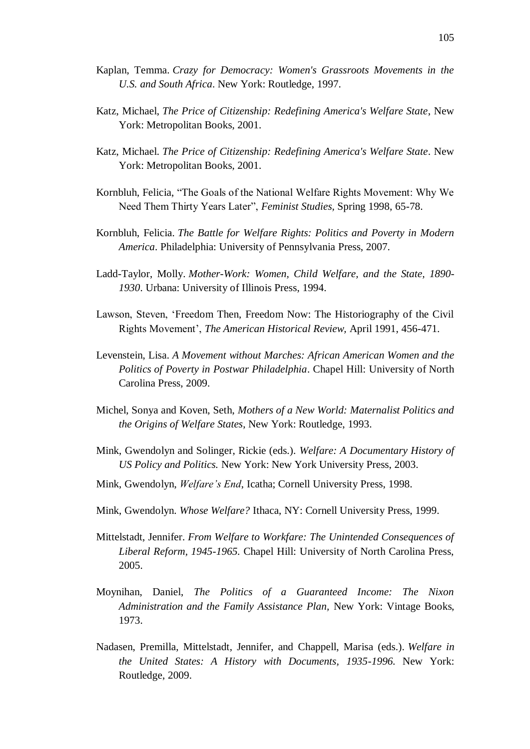Kaplan, Temma. *Crazy for Democracy: Women's Grassroots Movements in the U.S. and South Africa*. New York: Routledge, 1997.

Katz, Michael, *The Price of Citizenship: Redefining America's Welfare State*, New York: Metropolitan Books, 2001.

Katz, Michael. *The Price of Citizenship: Redefining America's Welfare State*. New York: Metropolitan Books, 2001.

Kornbluh, Felicia, "The Goals of the National Welfare Rights Movement: Why We Need Them Thirty Years Later", *Feminist Studies,* Spring 1998, 65-78.

Kornbluh, Felicia. *The Battle for Welfare Rights: Politics and Poverty in Modern America*. Philadelphia: University of Pennsylvania Press, 2007.

Ladd-Taylor, Molly. *Mother-Work: Women, Child Welfare, and the State, 1890-1930*. Urbana: University of Illinois Press, 1994.

Lawson, Steven, 'Freedom Then, Freedom Now: The Historiography of the Civil Rights Movement', *The American Historical Review,* April 1991, 456-471.

Levenstein, Lisa. *A Movement without Marches: African American Women and the Politics of Poverty in Postwar Philadelphia*. Chapel Hill: University of North Carolina Press, 2009.

Michel, Sonya and Koven, Seth, *Mothers of a New World: Maternalist Politics and the Origins of Welfare States,* New York: Routledge, 1993.

Mink, Gwendolyn and Solinger, Rickie (eds.). *Welfare: A Documentary History of US Policy and Politics.* New York: New York University Press, 2003.

Mink, Gwendolyn, *Welfare's End*, Icatha; Cornell University Press, 1998.

Mink, Gwendolyn. *Whose Welfare?* Ithaca, NY: Cornell University Press, 1999.

Mittelstadt, Jennifer. *From Welfare to Workfare: The Unintended Consequences of Liberal Reform, 1945-1965.* Chapel Hill: University of North Carolina Press, 2005.

Moynihan, Daniel, *The Politics of a Guaranteed Income: The Nixon Administration and the Family Assistance Plan,* New York: Vintage Books, 1973.

Nadasen, Premilla, Mittelstadt, Jennifer, and Chappell, Marisa (eds.). *Welfare in the United States: A History with Documents, 1935-1996.* New York: Routledge, 2009.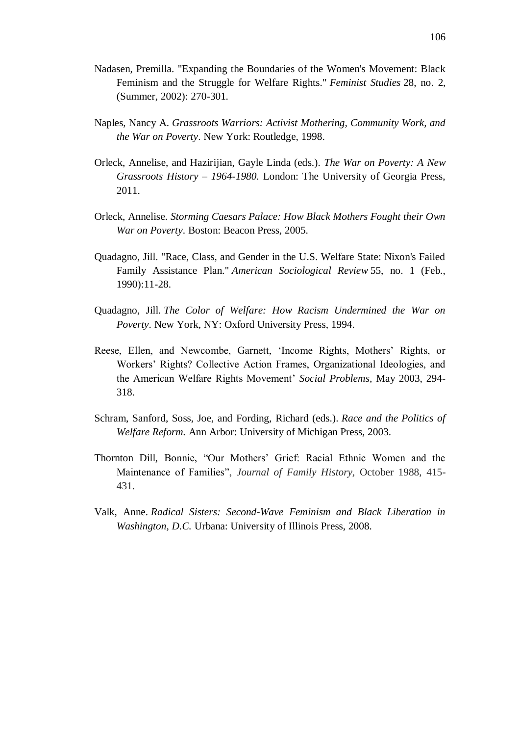Nadasen, Premilla. "Expanding the Boundaries of the Women's Movement: Black Feminism and the Struggle for Welfare Rights." *Feminist Studies* 28, no. 2, (Summer, 2002): 270-301.

Naples, Nancy A. *Grassroots Warriors: Activist Mothering, Community Work, and the War on Poverty*. New York: Routledge, 1998.

Orleck, Annelise, and Hazirijian, Gayle Linda (eds.). *The War on Poverty: A New Grassroots History – 1964-1980.* London: The University of Georgia Press, 2011.

Orleck, Annelise. *Storming Caesars Palace: How Black Mothers Fought their Own War on Poverty*. Boston: Beacon Press, 2005.

Quadagno, Jill. "Race, Class, and Gender in the U.S. Welfare State: Nixon's Failed Family Assistance Plan." *American Sociological Review* 55, no. 1 (Feb., 1990):11-28.

Quadagno, Jill. *The Color of Welfare: How Racism Undermined the War on Poverty*. New York, NY: Oxford University Press, 1994.

Reese, Ellen, and Newcombe, Garnett, 'Income Rights, Mothers' Rights, or Workers' Rights? Collective Action Frames, Organizational Ideologies, and the American Welfare Rights Movement' *Social Problems,* May 2003, 294-318.

Schram, Sanford, Soss, Joe, and Fording, Richard (eds.). *Race and the Politics of Welfare Reform.* Ann Arbor: University of Michigan Press, 2003.

Thornton Dill, Bonnie, "Our Mothers' Grief: Racial Ethnic Women and the Maintenance of Families", *Journal of Family History,* October 1988, 415-431.

Valk, Anne. *Radical Sisters: Second-Wave Feminism and Black Liberation in Washington, D.C.* Urbana: University of Illinois Press, 2008.